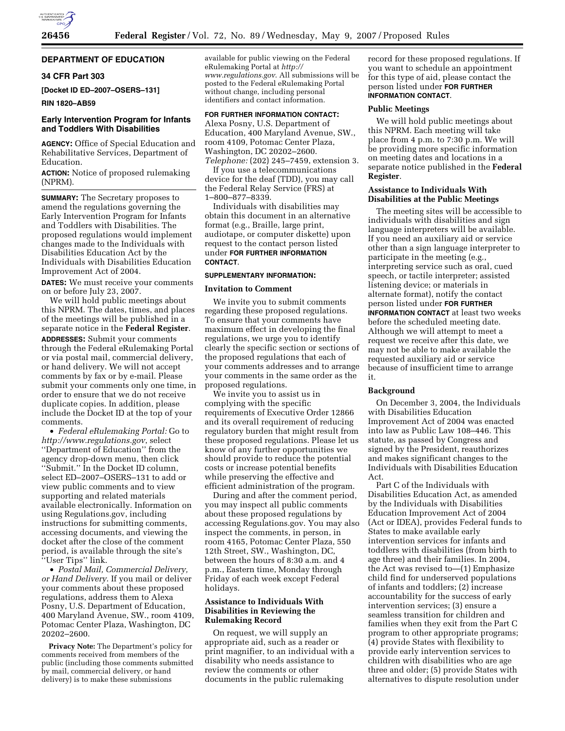**DEPARTMENT OF EDUCATION**

**34 CFR Part 303**

**[Docket ID ED–2007–OSERS–131]**

**RIN 1820–AB59**

## Early Intervention Program for Infants and Toddlers With Disabilities

**AGENCY:** Office of Special Education and Rehabilitative Services, Department of Education.

**ACTION:** Notice of proposed rulemaking (NPRM).

**SUMMARY:** The Secretary proposes to amend the regulations governing the Early Intervention Program for Infants and Toddlers with Disabilities. The proposed regulations would implement changes made to the Individuals with Disabilities Education Act by the Individuals with Disabilities Education Improvement Act of 2004.

**DATES:** We must receive your comments on or before July 23, 2007.

We will hold public meetings about this NPRM. The dates, times, and places of the meetings will be published in a separate notice in the **Federal Register**.

**ADDRESSES:** Submit your comments through the Federal eRulemaking Portal or via postal mail, commercial delivery, or hand delivery. We will not accept comments by fax or by e-mail. Please submit your comments only one time, in order to ensure that we do not receive duplicate copies. In addition, please include the Docket ID at the top of your comments.

- *Federal eRulemaking Portal:* Go to *http://www.regulations.gov*, select ''Department of Education'' from the agency drop-down menu, then click ''Submit.'' In the Docket ID column, select ED–2007–OSERS–131 to add or view public comments and to view supporting and related materials available electronically. Information on using Regulations.gov, including instructions for submitting comments, accessing documents, and viewing the docket after the close of the comment period, is available through the site's ''User Tips'' link.
- *Postal Mail, Commercial Delivery, or Hand Delivery.* If you mail or deliver your comments about these proposed regulations, address them to Alexa Posny, U.S. Department of Education, 400 Maryland Avenue, SW., room 4109, Potomac Center Plaza, Washington, DC 20202–2600.

**Privacy Note:** The Department's policy for comments received from members of the public (including those comments submitted by mail, commercial delivery, or hand delivery) is to make these submissions available for public viewing on the Federal eRulemaking Portal at *http://www.regulations.gov*. All submissions will be posted to the Federal eRulemaking Portal without change, including personal identifiers and contact information.

**FOR FURTHER INFORMATION CONTACT:** Alexa Posny, U.S. Department of Education, 400 Maryland Avenue, SW., room 4109, Potomac Center Plaza, Washington, DC 20202–2600. *Telephone:* (202) 245–7459, extension 3.

If you use a telecommunications device for the deaf (TDD), you may call the Federal Relay Service (FRS) at 1–800–877–8339.

Individuals with disabilities may obtain this document in an alternative format (e.g., Braille, large print, audiotape, or computer diskette) upon request to the contact person listed under **FOR FURTHER INFORMATION CONTACT**.

**SUPPLEMENTARY INFORMATION:**

### Invitation to Comment

We invite you to submit comments regarding these proposed regulations. To ensure that your comments have maximum effect in developing the final regulations, we urge you to identify clearly the specific section or sections of the proposed regulations that each of your comments addresses and to arrange your comments in the same order as the proposed regulations.

We invite you to assist us in complying with the specific requirements of Executive Order 12866 and its overall requirement of reducing regulatory burden that might result from these proposed regulations. Please let us know of any further opportunities we should provide to reduce the potential costs or increase potential benefits while preserving the effective and efficient administration of the program.

During and after the comment period, you may inspect all public comments about these proposed regulations by accessing Regulations.gov. You may also inspect the comments, in person, in room 4165, Potomac Center Plaza, 550 12th Street, SW., Washington, DC, between the hours of 8:30 a.m. and 4 p.m., Eastern time, Monday through Friday of each week except Federal holidays.

### Assistance to Individuals With Disabilities in Reviewing the Rulemaking Record

On request, we will supply an appropriate aid, such as a reader or print magnifier, to an individual with a disability who needs assistance to review the comments or other documents in the public rulemaking record for these proposed regulations. If you want to schedule an appointment for this type of aid, please contact the person listed under **FOR FURTHER INFORMATION CONTACT**.

### Public Meetings

We will hold public meetings about this NPRM. Each meeting will take place from 4 p.m. to 7:30 p.m. We will be providing more specific information on meeting dates and locations in a separate notice published in the **Federal Register**.

### Assistance to Individuals With Disabilities at the Public Meetings

The meeting sites will be accessible to individuals with disabilities and sign language interpreters will be available. If you need an auxiliary aid or service other than a sign language interpreter to participate in the meeting (e.g., interpreting service such as oral, cued speech, or tactile interpreter; assisted listening device; or materials in alternate format), notify the contact person listed under **FOR FURTHER INFORMATION CONTACT** at least two weeks before the scheduled meeting date. Although we will attempt to meet a request we receive after this date, we may not be able to make available the requested auxiliary aid or service because of insufficient time to arrange it.

### Background

On December 3, 2004, the Individuals with Disabilities Education Improvement Act of 2004 was enacted into law as Public Law 108–446. This statute, as passed by Congress and signed by the President, reauthorizes and makes significant changes to the Individuals with Disabilities Education Act.

Part C of the Individuals with Disabilities Education Act, as amended by the Individuals with Disabilities Education Improvement Act of 2004 (Act or IDEA), provides Federal funds to States to make available early intervention services for infants and toddlers with disabilities (from birth to age three) and their families. In 2004, the Act was revised to—(1) Emphasize child find for underserved populations of infants and toddlers; (2) increase accountability for the success of early intervention services; (3) ensure a seamless transition for children and families when they exit from the Part C program to other appropriate programs; (4) provide States with flexibility to provide early intervention services to children with disabilities who are age three and older; (5) provide States with alternatives to dispute resolution under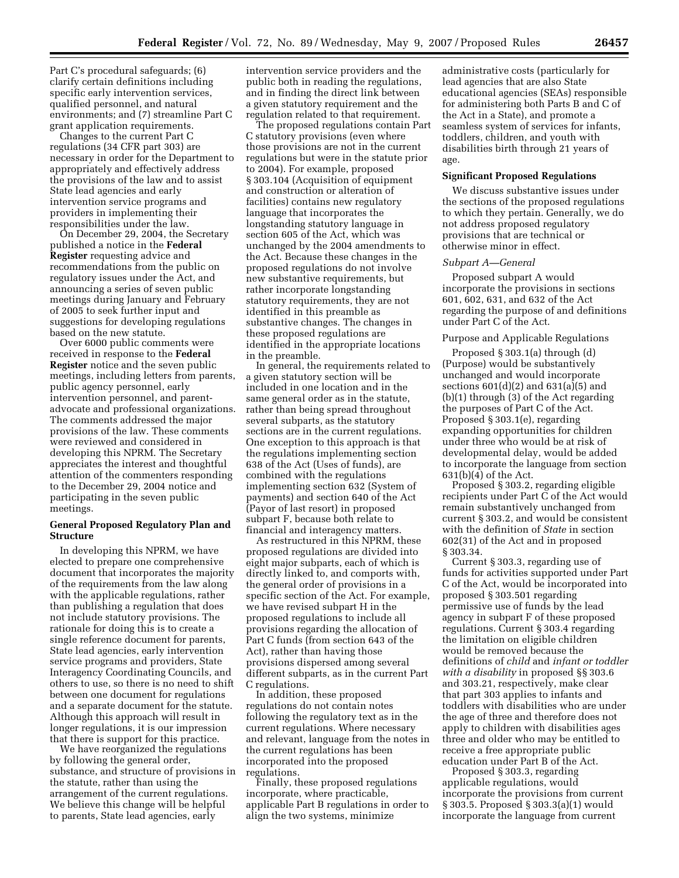Part C's procedural safeguards; (6) clarify certain definitions including specific early intervention services, qualified personnel, and natural environments; and (7) streamline Part C grant application requirements.

Changes to the current Part C regulations (34 CFR part 303) are necessary in order for the Department to appropriately and effectively address the provisions of the law and to assist State lead agencies and early intervention service programs and providers in implementing their responsibilities under the law.

On December 29, 2004, the Secretary published a notice in the **Federal Register** requesting advice and recommendations from the public on regulatory issues under the Act, and announcing a series of seven public meetings during January and February of 2005 to seek further input and suggestions for developing regulations based on the new statute.

Over 6000 public comments were received in response to the **Federal Register** notice and the seven public meetings, including letters from parents, public agency personnel, early intervention personnel, and parent-advocate and professional organizations. The comments addressed the major provisions of the law. These comments were reviewed and considered in developing this NPRM. The Secretary appreciates the interest and thoughtful attention of the commenters responding to the December 29, 2004 notice and participating in the seven public meetings.

## General Proposed Regulatory Plan and Structure

In developing this NPRM, we have elected to prepare one comprehensive document that incorporates the majority of the requirements from the law along with the applicable regulations, rather than publishing a regulation that does not include statutory provisions. The rationale for doing this is to create a single reference document for parents, State lead agencies, early intervention service programs and providers, State Interagency Coordinating Councils, and others to use, so there is no need to shift between one document for regulations and a separate document for the statute. Although this approach will result in longer regulations, it is our impression that there is support for this practice.

We have reorganized the regulations by following the general order, substance, and structure of provisions in the statute, rather than using the arrangement of the current regulations. We believe this change will be helpful to parents, State lead agencies, early intervention service providers and the public both in reading the regulations, and in finding the direct link between a given statutory requirement and the regulation related to that requirement.

The proposed regulations contain Part C statutory provisions (even where those provisions are not in the current regulations but were in the statute prior to 2004). For example, proposed § 303.104 (Acquisition of equipment and construction or alteration of facilities) contains new regulatory language that incorporates the longstanding statutory language in section 605 of the Act, which was unchanged by the 2004 amendments to the Act. Because these changes in the proposed regulations do not involve new substantive requirements, but rather incorporate longstanding statutory requirements, they are not identified in this preamble as substantive changes. The changes in these proposed regulations are identified in the appropriate locations in the preamble.

In general, the requirements related to a given statutory section will be included in one location and in the same general order as in the statute, rather than being spread throughout several subparts, as the statutory sections are in the current regulations. One exception to this approach is that the regulations implementing section 638 of the Act (Uses of funds), are combined with the regulations implementing section 632 (System of payments) and section 640 of the Act (Payor of last resort) in proposed subpart F, because both relate to financial and interagency matters.

As restructured in this NPRM, these proposed regulations are divided into eight major subparts, each of which is directly linked to, and comports with, the general order of provisions in a specific section of the Act. For example, we have revised subpart H in the proposed regulations to include all provisions regarding the allocation of Part C funds (from section 643 of the Act), rather than having those provisions dispersed among several different subparts, as in the current Part C regulations.

In addition, these proposed regulations do not contain notes following the regulatory text as in the current regulations. Where necessary and relevant, language from the notes in the current regulations has been incorporated into the proposed regulations.

Finally, these proposed regulations incorporate, where practicable, applicable Part B regulations in order to align the two systems, minimize administrative costs (particularly for lead agencies that are also State educational agencies (SEAs) responsible for administering both Parts B and C of the Act in a State), and promote a seamless system of services for infants, toddlers, children, and youth with disabilities birth through 21 years of age.

## Significant Proposed Regulations

We discuss substantive issues under the sections of the proposed regulations to which they pertain. Generally, we do not address proposed regulatory provisions that are technical or otherwise minor in effect.

### *Subpart A—General*

Proposed subpart A would incorporate the provisions in sections 601, 602, 631, and 632 of the Act regarding the purpose of and definitions under Part C of the Act.

#### Purpose and Applicable Regulations

Proposed § 303.1(a) through (d) (Purpose) would be substantively unchanged and would incorporate sections 601(d)(2) and 631(a)(5) and (b)(1) through (3) of the Act regarding the purposes of Part C of the Act. Proposed § 303.1(e), regarding expanding opportunities for children under three who would be at risk of developmental delay, would be added to incorporate the language from section 631(b)(4) of the Act.

Proposed § 303.2, regarding eligible recipients under Part C of the Act would remain substantively unchanged from current § 303.2, and would be consistent with the definition of *State* in section 602(31) of the Act and in proposed § 303.34.

Current § 303.3, regarding use of funds for activities supported under Part C of the Act, would be incorporated into proposed § 303.501 regarding permissive use of funds by the lead agency in subpart F of these proposed regulations. Current § 303.4 regarding the limitation on eligible children would be removed because the definitions of *child* and *infant or toddler with a disability* in proposed §§ 303.6 and 303.21, respectively, make clear that part 303 applies to infants and toddlers with disabilities who are under the age of three and therefore does not apply to children with disabilities ages three and older who may be entitled to receive a free appropriate public education under Part B of the Act.

Proposed § 303.3, regarding applicable regulations, would incorporate the provisions from current § 303.5. Proposed § 303.3(a)(1) would incorporate the language from current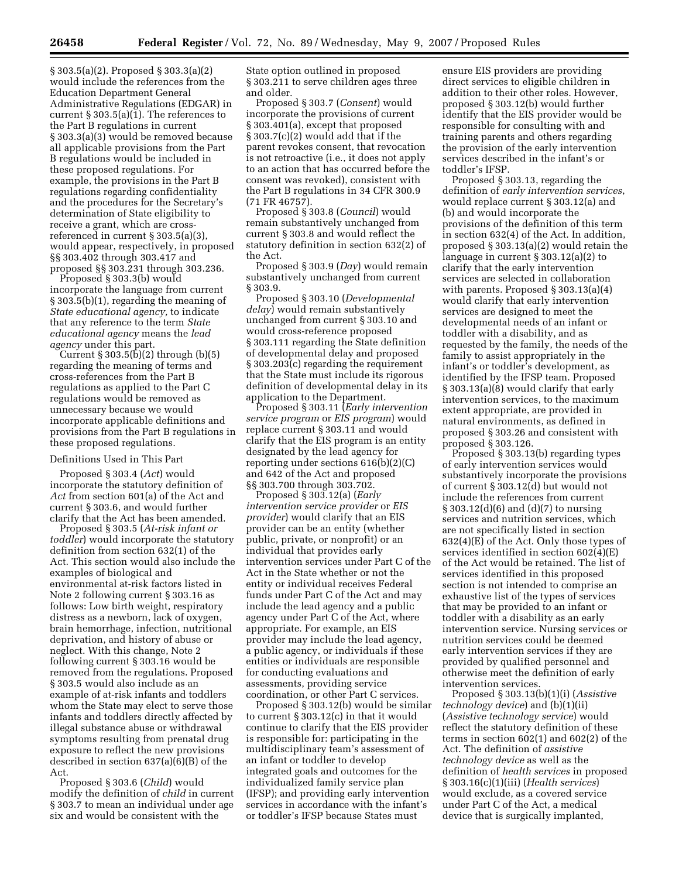§ 303.5(a)(2). Proposed § 303.3(a)(2) would include the references from the Education Department General Administrative Regulations (EDGAR) in current § 303.5(a)(1). The references to the Part B regulations in current § 303.3(a)(3) would be removed because all applicable provisions from the Part B regulations would be included in these proposed regulations. For example, the provisions in the Part B regulations regarding confidentiality and the procedures for the Secretary's determination of State eligibility to receive a grant, which are cross-referenced in current § 303.5(a)(3), would appear, respectively, in proposed §§ 303.402 through 303.417 and proposed §§ 303.231 through 303.236.

Proposed § 303.3(b) would incorporate the language from current § 303.5(b)(1), regarding the meaning of *State educational agency,* to indicate that any reference to the term *State educational agency* means the *lead agency* under this part.

Current § 303.5(b)(2) through (b)(5) regarding the meaning of terms and cross-references from the Part B regulations as applied to the Part C regulations would be removed as unnecessary because we would incorporate applicable definitions and provisions from the Part B regulations in these proposed regulations.

Definitions Used in This Part

Proposed § 303.4 (*Act*) would incorporate the statutory definition of *Act* from section 601(a) of the Act and current § 303.6, and would further clarify that the Act has been amended.

Proposed § 303.5 (*At-risk infant or toddler*) would incorporate the statutory definition from section 632(1) of the Act. This section would also include the examples of biological and environmental at-risk factors listed in Note 2 following current § 303.16 as follows: Low birth weight, respiratory distress as a newborn, lack of oxygen, brain hemorrhage, infection, nutritional deprivation, and history of abuse or neglect. With this change, Note 2 following current § 303.16 would be removed from the regulations. Proposed § 303.5 would also include as an example of at-risk infants and toddlers whom the State may elect to serve those infants and toddlers directly affected by illegal substance abuse or withdrawal symptoms resulting from prenatal drug exposure to reflect the new provisions described in section 637(a)(6)(B) of the Act.

Proposed § 303.6 (*Child*) would modify the definition of *child* in current § 303.7 to mean an individual under age six and would be consistent with the State option outlined in proposed § 303.211 to serve children ages three and older.

Proposed § 303.7 (*Consent*) would incorporate the provisions of current § 303.401(a), except that proposed § 303.7(c)(2) would add that if the parent revokes consent, that revocation is not retroactive (i.e., it does not apply to an action that has occurred before the consent was revoked), consistent with the Part B regulations in 34 CFR 300.9 (71 FR 46757).

Proposed § 303.8 (*Council*) would remain substantively unchanged from current § 303.8 and would reflect the statutory definition in section 632(2) of the Act.

Proposed § 303.9 (*Day*) would remain substantively unchanged from current § 303.9.

Proposed § 303.10 (*Developmental delay*) would remain substantively unchanged from current § 303.10 and would cross-reference proposed § 303.111 regarding the State definition of developmental delay and proposed § 303.203(c) regarding the requirement that the State must include its rigorous definition of developmental delay in its application to the Department.

Proposed § 303.11 (*Early intervention service program* or *EIS program*) would replace current § 303.11 and would clarify that the EIS program is an entity designated by the lead agency for reporting under sections 616(b)(2)(C) and 642 of the Act and proposed §§ 303.700 through 303.702.

Proposed § 303.12(a) (*Early intervention service provider* or *EIS provider*) would clarify that an EIS provider can be an entity (whether public, private, or nonprofit) or an individual that provides early intervention services under Part C of the Act in the State whether or not the entity or individual receives Federal funds under Part C of the Act and may include the lead agency and a public agency under Part C of the Act, where appropriate. For example, an EIS provider may include the lead agency, a public agency, or individuals if these entities or individuals are responsible for conducting evaluations and assessments, providing service coordination, or other Part C services.

Proposed § 303.12(b) would be similar to current § 303.12(c) in that it would continue to clarify that the EIS provider is responsible for: participating in the multidisciplinary team's assessment of an infant or toddler to develop integrated goals and outcomes for the individualized family service plan (IFSP); and providing early intervention services in accordance with the infant's or toddler's IFSP because States must ensure EIS providers are providing direct services to eligible children in addition to their other roles. However, proposed § 303.12(b) would further identify that the EIS provider would be responsible for consulting with and training parents and others regarding the provision of the early intervention services described in the infant's or toddler's IFSP.

Proposed § 303.13, regarding the definition of *early intervention services*, would replace current § 303.12(a) and (b) and would incorporate the provisions of the definition of this term in section 632(4) of the Act. In addition, proposed § 303.13(a)(2) would retain the language in current § 303.12(a)(2) to clarify that the early intervention services are selected in collaboration with parents. Proposed § 303.13(a)(4) would clarify that early intervention services are designed to meet the developmental needs of an infant or toddler with a disability, and as requested by the family, the needs of the family to assist appropriately in the infant's or toddler's development, as identified by the IFSP team. Proposed § 303.13(a)(8) would clarify that early intervention services, to the maximum extent appropriate, are provided in natural environments, as defined in proposed § 303.26 and consistent with proposed § 303.126.

Proposed § 303.13(b) regarding types of early intervention services would substantively incorporate the provisions of current § 303.12(d) but would not include the references from current § 303.12(d)(6) and (d)(7) to nursing services and nutrition services, which are not specifically listed in section 632(4)(E) of the Act. Only those types of services identified in section 602(4)(E) of the Act would be retained. The list of services identified in this proposed section is not intended to comprise an exhaustive list of the types of services that may be provided to an infant or toddler with a disability as an early intervention service. Nursing services or nutrition services could be deemed early intervention services if they are provided by qualified personnel and otherwise meet the definition of early intervention services.

Proposed § 303.13(b)(1)(i) (*Assistive technology device*) and (b)(1)(ii) (*Assistive technology service*) would reflect the statutory definition of these terms in section 602(1) and 602(2) of the Act. The definition of *assistive technology device* as well as the definition of *health services* in proposed § 303.16(c)(1)(iii) (*Health services*) would exclude, as a covered service under Part C of the Act, a medical device that is surgically implanted,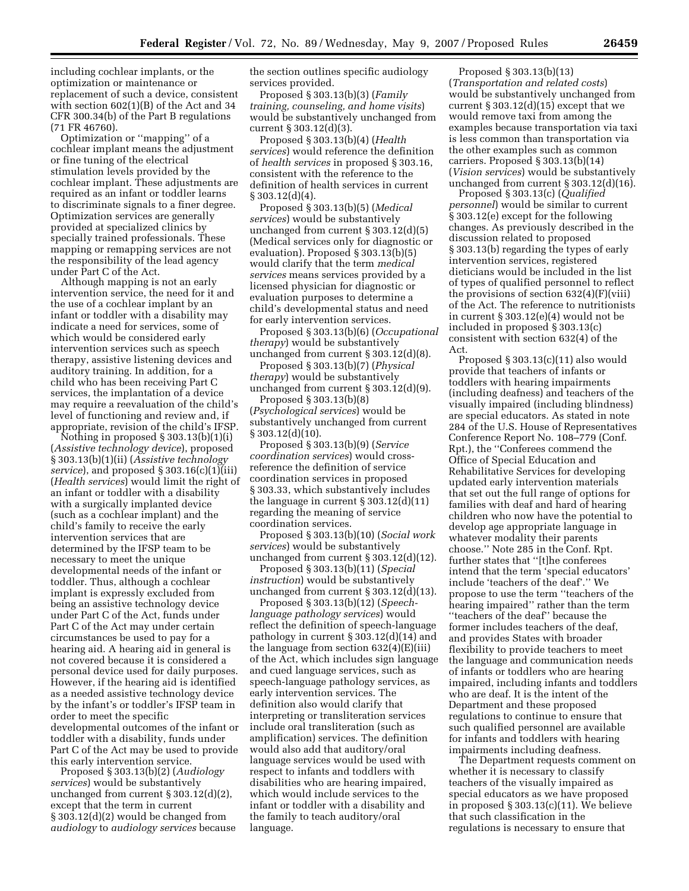including cochlear implants, or the optimization or maintenance or replacement of such a device, consistent with section 602(1)(B) of the Act and 34 CFR 300.34(b) of the Part B regulations (71 FR 46760).

Optimization or ''mapping'' of a cochlear implant means the adjustment or fine tuning of the electrical stimulation levels provided by the cochlear implant. These adjustments are required as an infant or toddler learns to discriminate signals to a finer degree. Optimization services are generally provided at specialized clinics by specially trained professionals. These mapping or remapping services are not the responsibility of the lead agency under Part C of the Act.

Although mapping is not an early intervention service, the need for it and the use of a cochlear implant by an infant or toddler with a disability may indicate a need for services, some of which would be considered early intervention services such as speech therapy, assistive listening devices and auditory training. In addition, for a child who has been receiving Part C services, the implantation of a device may require a reevaluation of the child's level of functioning and review and, if appropriate, revision of the child's IFSP.

Nothing in proposed § 303.13(b)(1)(i) (*Assistive technology device*), proposed § 303.13(b)(1)(ii) (*Assistive technology service*), and proposed § 303.16(c)(1)(iii) (*Health services*) would limit the right of an infant or toddler with a disability with a surgically implanted device (such as a cochlear implant) and the child's family to receive the early intervention services that are determined by the IFSP team to be necessary to meet the unique developmental needs of the infant or toddler. Thus, although a cochlear implant is expressly excluded from being an assistive technology device under Part C of the Act, funds under Part C of the Act may under certain circumstances be used to pay for a hearing aid. A hearing aid in general is not covered because it is considered a personal device used for daily purposes. However, if the hearing aid is identified as a needed assistive technology device by the infant's or toddler's IFSP team in order to meet the specific developmental outcomes of the infant or toddler with a disability, funds under Part C of the Act may be used to provide this early intervention service.

Proposed § 303.13(b)(2) (*Audiology services*) would be substantively unchanged from current § 303.12(d)(2), except that the term in current § 303.12(d)(2) would be changed from *audiology* to *audiology services* because the section outlines specific audiology services provided.

Proposed § 303.13(b)(3) (*Family training, counseling, and home visits*) would be substantively unchanged from current § 303.12(d)(3).

Proposed § 303.13(b)(4) (*Health services*) would reference the definition of *health services* in proposed § 303.16, consistent with the reference to the definition of health services in current § 303.12(d)(4).

Proposed § 303.13(b)(5) (*Medical services*) would be substantively unchanged from current § 303.12(d)(5) (Medical services only for diagnostic or evaluation). Proposed § 303.13(b)(5) would clarify that the term *medical services* means services provided by a licensed physician for diagnostic or evaluation purposes to determine a child's developmental status and need for early intervention services.

Proposed § 303.13(b)(6) (*Occupational therapy*) would be substantively unchanged from current § 303.12(d)(8).

Proposed § 303.13(b)(7) (*Physical therapy*) would be substantively unchanged from current § 303.12(d)(9).

Proposed § 303.13(b)(8) (*Psychological services*) would be substantively unchanged from current § 303.12(d)(10).

Proposed § 303.13(b)(9) (*Service coordination services*) would cross-reference the definition of service coordination services in proposed § 303.33, which substantively includes the language in current § 303.12(d)(11) regarding the meaning of service coordination services.

Proposed § 303.13(b)(10) (*Social work services*) would be substantively unchanged from current § 303.12(d)(12).

Proposed § 303.13(b)(11) (*Special instruction*) would be substantively unchanged from current § 303.12(d)(13).

Proposed § 303.13(b)(12) (*Speech-language pathology services*) would reflect the definition of speech-language pathology in current § 303.12(d)(14) and the language from section 632(4)(E)(iii) of the Act, which includes sign language and cued language services, such as speech-language pathology services, as early intervention services. The definition also would clarify that interpreting or transliteration services include oral transliteration (such as amplification) services. The definition would also add that auditory/oral language services would be used with respect to infants and toddlers with disabilities who are hearing impaired, which would include services to the infant or toddler with a disability and the family to teach auditory/oral language.

Proposed § 303.13(b)(13) (*Transportation and related costs*) would be substantively unchanged from current § 303.12(d)(15) except that we would remove taxi from among the examples because transportation via taxi is less common than transportation via the other examples such as common carriers. Proposed § 303.13(b)(14) (*Vision services*) would be substantively unchanged from current § 303.12(d)(16).

Proposed § 303.13(c) (*Qualified personnel*) would be similar to current § 303.12(e) except for the following changes. As previously described in the discussion related to proposed § 303.13(b) regarding the types of early intervention services, registered dieticians would be included in the list of types of qualified personnel to reflect the provisions of section 632(4)(F)(viii) of the Act. The reference to nutritionists in current § 303.12(e)(4) would not be included in proposed § 303.13(c) consistent with section 632(4) of the Act.

Proposed § 303.13(c)(11) also would provide that teachers of infants or toddlers with hearing impairments (including deafness) and teachers of the visually impaired (including blindness) are special educators. As stated in note 284 of the U.S. House of Representatives Conference Report No. 108–779 (Conf. Rpt.), the ''Conferees commend the Office of Special Education and Rehabilitative Services for developing updated early intervention materials that set out the full range of options for families with deaf and hard of hearing children who now have the potential to develop age appropriate language in whatever modality their parents choose.'' Note 285 in the Conf. Rpt. further states that ''[t]he conferees intend that the term 'special educators' include 'teachers of the deaf'.'' We propose to use the term ''teachers of the hearing impaired'' rather than the term ''teachers of the deaf'' because the former includes teachers of the deaf, and provides States with broader flexibility to provide teachers to meet the language and communication needs of infants or toddlers who are hearing impaired, including infants and toddlers who are deaf. It is the intent of the Department and these proposed regulations to continue to ensure that such qualified personnel are available for infants and toddlers with hearing impairments including deafness.

The Department requests comment on whether it is necessary to classify teachers of the visually impaired as special educators as we have proposed in proposed § 303.13(c)(11). We believe that such classification in the regulations is necessary to ensure that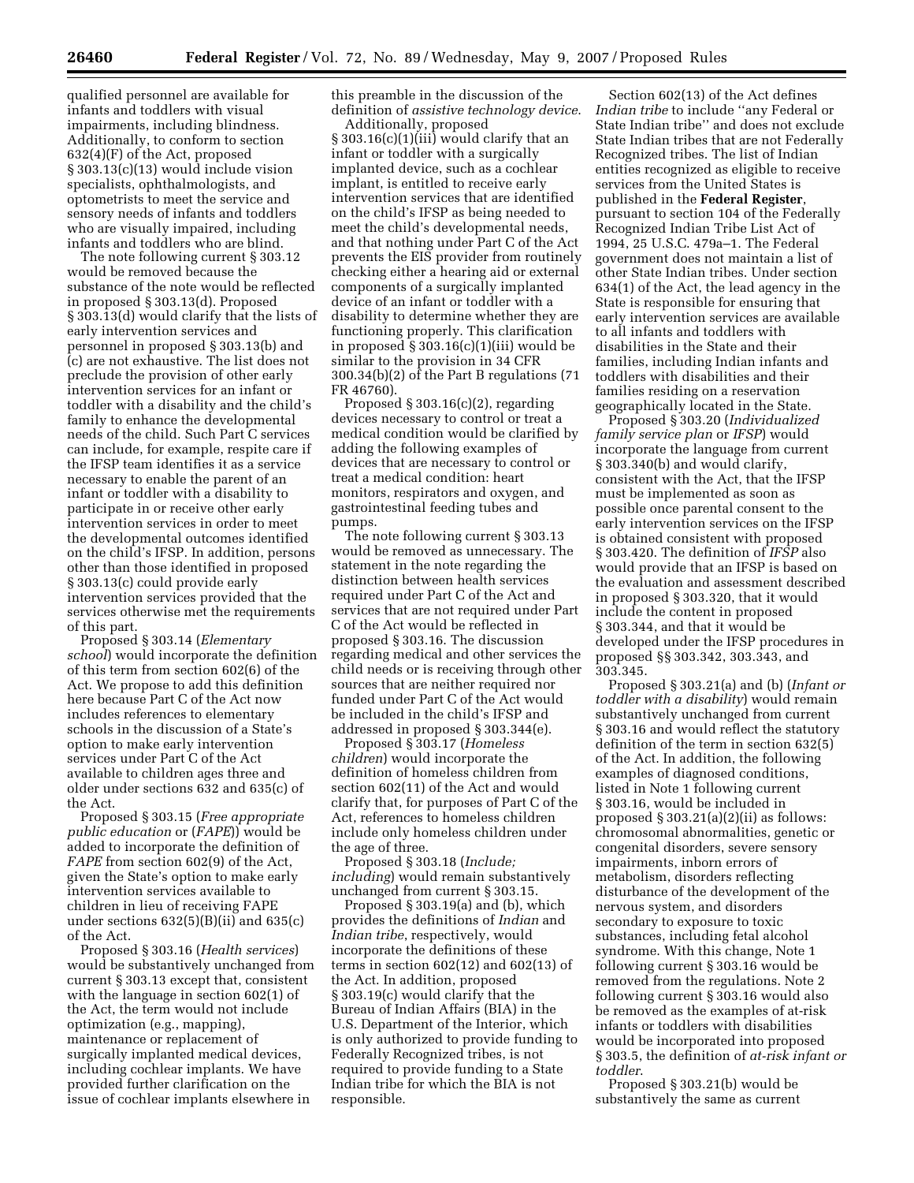qualified personnel are available for infants and toddlers with visual impairments, including blindness. Additionally, to conform to section 632(4)(F) of the Act, proposed § 303.13(c)(13) would include vision specialists, ophthalmologists, and optometrists to meet the service and sensory needs of infants and toddlers who are visually impaired, including infants and toddlers who are blind.

The note following current § 303.12 would be removed because the substance of the note would be reflected in proposed § 303.13(d). Proposed § 303.13(d) would clarify that the lists of early intervention services and personnel in proposed § 303.13(b) and (c) are not exhaustive. The list does not preclude the provision of other early intervention services for an infant or toddler with a disability and the child's family to enhance the developmental needs of the child. Such Part C services can include, for example, respite care if the IFSP team identifies it as a service necessary to enable the parent of an infant or toddler with a disability to participate in or receive other early intervention services in order to meet the developmental outcomes identified on the child's IFSP. In addition, persons other than those identified in proposed § 303.13(c) could provide early intervention services provided that the services otherwise met the requirements of this part.

Proposed § 303.14 (*Elementary school*) would incorporate the definition of this term from section 602(6) of the Act. We propose to add this definition here because Part C of the Act now includes references to elementary schools in the discussion of a State's option to make early intervention services under Part C of the Act available to children ages three and older under sections 632 and 635(c) of the Act.

Proposed § 303.15 (*Free appropriate public education* or (*FAPE*)) would be added to incorporate the definition of *FAPE* from section 602(9) of the Act, given the State's option to make early intervention services available to children in lieu of receiving FAPE under sections 632(5)(B)(ii) and 635(c) of the Act.

Proposed § 303.16 (*Health services*) would be substantively unchanged from current § 303.13 except that, consistent with the language in section 602(1) of the Act, the term would not include optimization (e.g., mapping), maintenance or replacement of surgically implanted medical devices, including cochlear implants. We have provided further clarification on the issue of cochlear implants elsewhere in this preamble in the discussion of the definition of *assistive technology device*.

Additionally, proposed § 303.16(c)(1)(iii) would clarify that an infant or toddler with a surgically implanted device, such as a cochlear implant, is entitled to receive early intervention services that are identified on the child's IFSP as being needed to meet the child's developmental needs, and that nothing under Part C of the Act prevents the EIS provider from routinely checking either a hearing aid or external components of a surgically implanted device of an infant or toddler with a disability to determine whether they are functioning properly. This clarification in proposed § 303.16(c)(1)(iii) would be similar to the provision in 34 CFR 300.34(b)(2) of the Part B regulations (71 FR 46760).

Proposed § 303.16(c)(2), regarding devices necessary to control or treat a medical condition would be clarified by adding the following examples of devices that are necessary to control or treat a medical condition: heart monitors, respirators and oxygen, and gastrointestinal feeding tubes and pumps.

The note following current § 303.13 would be removed as unnecessary. The statement in the note regarding the distinction between health services required under Part C of the Act and services that are not required under Part C of the Act would be reflected in proposed § 303.16. The discussion regarding medical and other services the child needs or is receiving through other sources that are neither required nor funded under Part C of the Act would be included in the child's IFSP and addressed in proposed § 303.344(e).

Proposed § 303.17 (*Homeless children*) would incorporate the definition of homeless children from section 602(11) of the Act and would clarify that, for purposes of Part C of the Act, references to homeless children include only homeless children under the age of three.

Proposed § 303.18 (*Include; including*) would remain substantively unchanged from current § 303.15.

Proposed § 303.19(a) and (b), which provides the definitions of *Indian* and *Indian tribe*, respectively, would incorporate the definitions of these terms in section 602(12) and 602(13) of the Act. In addition, proposed § 303.19(c) would clarify that the Bureau of Indian Affairs (BIA) in the U.S. Department of the Interior, which is only authorized to provide funding to Federally Recognized tribes, is not required to provide funding to a State Indian tribe for which the BIA is not responsible.

Section 602(13) of the Act defines *Indian tribe* to include "any Federal or State Indian tribe" and does not exclude State Indian tribes that are not Federally Recognized tribes. The list of Indian entities recognized as eligible to receive services from the United States is published in the **Federal Register**, pursuant to section 104 of the Federally Recognized Indian Tribe List Act of 1994, 25 U.S.C. 479a–1. The Federal government does not maintain a list of other State Indian tribes. Under section 634(1) of the Act, the lead agency in the State is responsible for ensuring that early intervention services are available to all infants and toddlers with disabilities in the State and their families, including Indian infants and toddlers with disabilities and their families residing on a reservation geographically located in the State.

Proposed § 303.20 (*Individualized family service plan* or *IFSP*) would incorporate the language from current § 303.340(b) and would clarify, consistent with the Act, that the IFSP must be implemented as soon as possible once parental consent to the early intervention services on the IFSP is obtained consistent with proposed § 303.420. The definition of *IFSP* also would provide that an IFSP is based on the evaluation and assessment described in proposed § 303.320, that it would include the content in proposed § 303.344, and that it would be developed under the IFSP procedures in proposed §§ 303.342, 303.343, and 303.345.

Proposed § 303.21(a) and (b) (*Infant or toddler with a disability*) would remain substantively unchanged from current § 303.16 and would reflect the statutory definition of the term in section 632(5) of the Act. In addition, the following examples of diagnosed conditions, listed in Note 1 following current § 303.16, would be included in proposed § 303.21(a)(2)(ii) as follows: chromosomal abnormalities, genetic or congenital disorders, severe sensory impairments, inborn errors of metabolism, disorders reflecting disturbance of the development of the nervous system, and disorders secondary to exposure to toxic substances, including fetal alcohol syndrome. With this change, Note 1 following current § 303.16 would be removed from the regulations. Note 2 following current § 303.16 would also be removed as the examples of at-risk infants or toddlers with disabilities would be incorporated into proposed § 303.5, the definition of *at-risk infant or toddler*.

Proposed § 303.21(b) would be substantively the same as current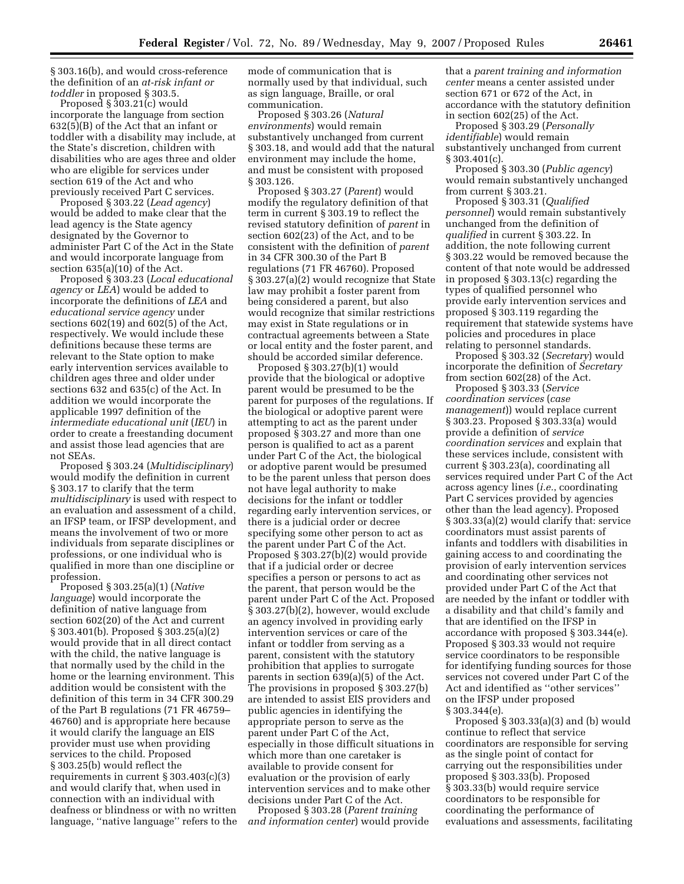§ 303.16(b), and would cross-reference the definition of an *at-risk infant or toddler* in proposed § 303.5.

Proposed § 303.21(c) would incorporate the language from section 632(5)(B) of the Act that an infant or toddler with a disability may include, at the State's discretion, children with disabilities who are ages three and older who are eligible for services under section 619 of the Act and who previously received Part C services.

Proposed § 303.22 (*Lead agency*) would be added to make clear that the lead agency is the State agency designated by the Governor to administer Part C of the Act in the State and would incorporate language from section 635(a)(10) of the Act.

Proposed § 303.23 (*Local educational agency* or *LEA*) would be added to incorporate the definitions of *LEA* and *educational service agency* under sections 602(19) and 602(5) of the Act, respectively. We would include these definitions because these terms are relevant to the State option to make early intervention services available to children ages three and older under sections 632 and 635(c) of the Act. In addition we would incorporate the applicable 1997 definition of the *intermediate educational unit* (*IEU*) in order to create a freestanding document and assist those lead agencies that are not SEAs.

Proposed § 303.24 (*Multidisciplinary*) would modify the definition in current § 303.17 to clarify that the term *multidisciplinary* is used with respect to an evaluation and assessment of a child, an IFSP team, or IFSP development, and means the involvement of two or more individuals from separate disciplines or professions, or one individual who is qualified in more than one discipline or profession.

Proposed § 303.25(a)(1) (*Native language*) would incorporate the definition of native language from section 602(20) of the Act and current § 303.401(b). Proposed § 303.25(a)(2) would provide that in all direct contact with the child, the native language is that normally used by the child in the home or the learning environment. This addition would be consistent with the definition of this term in 34 CFR 300.29 of the Part B regulations (71 FR 46759–46760) and is appropriate here because it would clarify the language an EIS provider must use when providing services to the child. Proposed § 303.25(b) would reflect the requirements in current § 303.403(c)(3) and would clarify that, when used in connection with an individual with deafness or blindness or with no written language, ''native language'' refers to the mode of communication that is normally used by that individual, such as sign language, Braille, or oral communication.

Proposed § 303.26 (*Natural environments*) would remain substantively unchanged from current § 303.18, and would add that the natural environment may include the home, and must be consistent with proposed § 303.126.

Proposed § 303.27 (*Parent*) would modify the regulatory definition of that term in current § 303.19 to reflect the revised statutory definition of *parent* in section 602(23) of the Act, and to be consistent with the definition of *parent* in 34 CFR 300.30 of the Part B regulations (71 FR 46760). Proposed § 303.27(a)(2) would recognize that State law may prohibit a foster parent from being considered a parent, but also would recognize that similar restrictions may exist in State regulations or in contractual agreements between a State or local entity and the foster parent, and should be accorded similar deference.

Proposed § 303.27(b)(1) would provide that the biological or adoptive parent would be presumed to be the parent for purposes of the regulations. If the biological or adoptive parent were attempting to act as the parent under proposed § 303.27 and more than one person is qualified to act as a parent under Part C of the Act, the biological or adoptive parent would be presumed to be the parent unless that person does not have legal authority to make decisions for the infant or toddler regarding early intervention services, or there is a judicial order or decree specifying some other person to act as the parent under Part C of the Act. Proposed § 303.27(b)(2) would provide that if a judicial order or decree specifies a person or persons to act as the parent, that person would be the parent under Part C of the Act. Proposed § 303.27(b)(2), however, would exclude an agency involved in providing early intervention services or care of the infant or toddler from serving as a parent, consistent with the statutory prohibition that applies to surrogate parents in section 639(a)(5) of the Act. The provisions in proposed § 303.27(b) are intended to assist EIS providers and public agencies in identifying the appropriate person to serve as the parent under Part C of the Act, especially in those difficult situations in which more than one caretaker is available to provide consent for evaluation or the provision of early intervention services and to make other decisions under Part C of the Act.

Proposed § 303.28 (*Parent training and information center*) would provide that a *parent training and information center* means a center assisted under section 671 or 672 of the Act, in accordance with the statutory definition in section 602(25) of the Act.

Proposed § 303.29 (*Personally identifiable*) would remain substantively unchanged from current § 303.401(c).

Proposed § 303.30 (*Public agency*) would remain substantively unchanged from current § 303.21.

Proposed § 303.31 (*Qualified personnel*) would remain substantively unchanged from the definition of *qualified* in current § 303.22. In addition, the note following current § 303.22 would be removed because the content of that note would be addressed in proposed § 303.13(c) regarding the types of qualified personnel who provide early intervention services and proposed § 303.119 regarding the requirement that statewide systems have policies and procedures in place relating to personnel standards.

Proposed § 303.32 (*Secretary*) would incorporate the definition of *Secretary* from section 602(28) of the Act.

Proposed § 303.33 (*Service coordination services* (*case management*)) would replace current § 303.23. Proposed § 303.33(a) would provide a definition of *service coordination services* and explain that these services include, consistent with current § 303.23(a), coordinating all services required under Part C of the Act across agency lines (*i.e.*, coordinating Part C services provided by agencies other than the lead agency). Proposed § 303.33(a)(2) would clarify that: service coordinators must assist parents of infants and toddlers with disabilities in gaining access to and coordinating the provision of early intervention services and coordinating other services not provided under Part C of the Act that are needed by the infant or toddler with a disability and that child's family and that are identified on the IFSP in accordance with proposed § 303.344(e). Proposed § 303.33 would not require service coordinators to be responsible for identifying funding sources for those services not covered under Part C of the Act and identified as ''other services'' on the IFSP under proposed § 303.344(e).

Proposed § 303.33(a)(3) and (b) would continue to reflect that service coordinators are responsible for serving as the single point of contact for carrying out the responsibilities under proposed § 303.33(b). Proposed § 303.33(b) would require service coordinators to be responsible for coordinating the performance of evaluations and assessments, facilitating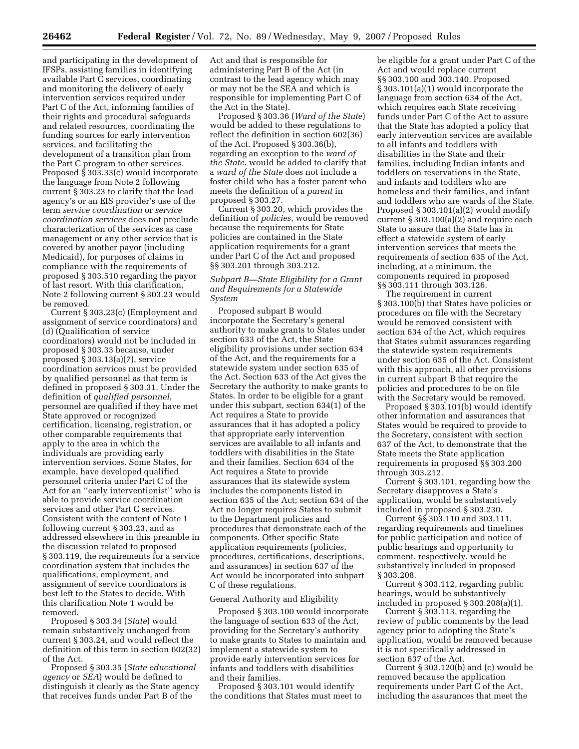and participating in the development of IFSPs, assisting families in identifying available Part C services, coordinating and monitoring the delivery of early intervention services required under Part C of the Act, informing families of their rights and procedural safeguards and related resources, coordinating the funding sources for early intervention services, and facilitating the development of a transition plan from the Part C program to other services. Proposed § 303.33(c) would incorporate the language from Note 2 following current § 303.23 to clarify that the lead agency's or an EIS provider's use of the term *service coordination* or *service coordination services* does not preclude characterization of the services as case management or any other service that is covered by another payor (including Medicaid), for purposes of claims in compliance with the requirements of proposed § 303.510 regarding the payor of last resort. With this clarification, Note 2 following current § 303.23 would be removed.

Current § 303.23(c) (Employment and assignment of service coordinators) and (d) (Qualification of service coordinators) would not be included in proposed § 303.33 because, under proposed § 303.13(a)(7), service coordination services must be provided by qualified personnel as that term is defined in proposed § 303.31. Under the definition of *qualified personnel*, personnel are qualified if they have met State approved or recognized certification, licensing, registration, or other comparable requirements that apply to the area in which the individuals are providing early intervention services. Some States, for example, have developed qualified personnel criteria under Part C of the Act for an ''early interventionist'' who is able to provide service coordination services and other Part C services. Consistent with the content of Note 1 following current § 303.23, and as addressed elsewhere in this preamble in the discussion related to proposed § 303.119, the requirements for a service coordination system that includes the qualifications, employment, and assignment of service coordinators is best left to the States to decide. With this clarification Note 1 would be removed.

Proposed § 303.34 (*State*) would remain substantively unchanged from current § 303.24, and would reflect the definition of this term in section 602(32) of the Act.

Proposed § 303.35 (*State educational agency* or *SEA*) would be defined to distinguish it clearly as the State agency that receives funds under Part B of the Act and that is responsible for administering Part B of the Act (in contrast to the lead agency which may or may not be the SEA and which is responsible for implementing Part C of the Act in the State).

Proposed § 303.36 (*Ward of the State*) would be added to these regulations to reflect the definition in section 602(36) of the Act. Proposed § 303.36(b), regarding an exception to the *ward of the State*, would be added to clarify that a *ward of the State* does not include a foster child who has a foster parent who meets the definition of a *parent* in proposed § 303.27.

Current § 303.20, which provides the definition of *policies*, would be removed because the requirements for State policies are contained in the State application requirements for a grant under Part C of the Act and proposed §§ 303.201 through 303.212.

### *Subpart B—State Eligibility for a Grant and Requirements for a Statewide System*

Proposed subpart B would incorporate the Secretary's general authority to make grants to States under section 633 of the Act, the State eligibility provisions under section 634 of the Act, and the requirements for a statewide system under section 635 of the Act. Section 633 of the Act gives the Secretary the authority to make grants to States. In order to be eligible for a grant under this subpart, section 634(1) of the Act requires a State to provide assurances that it has adopted a policy that appropriate early intervention services are available to all infants and toddlers with disabilities in the State and their families. Section 634 of the Act requires a State to provide assurances that its statewide system includes the components listed in section 635 of the Act; section 634 of the Act no longer requires States to submit to the Department policies and procedures that demonstrate each of the components. Other specific State application requirements (policies, procedures, certifications, descriptions, and assurances) in section 637 of the Act would be incorporated into subpart C of these regulations.

#### General Authority and Eligibility

Proposed § 303.100 would incorporate the language of section 633 of the Act, providing for the Secretary's authority to make grants to States to maintain and implement a statewide system to provide early intervention services for infants and toddlers with disabilities and their families.

Proposed § 303.101 would identify the conditions that States must meet to be eligible for a grant under Part C of the Act and would replace current §§ 303.100 and 303.140. Proposed § 303.101(a)(1) would incorporate the language from section 634 of the Act, which requires each State receiving funds under Part C of the Act to assure that the State has adopted a policy that early intervention services are available to all infants and toddlers with disabilities in the State and their families, including Indian infants and toddlers on reservations in the State, and infants and toddlers who are homeless and their families, and infant and toddlers who are wards of the State. Proposed § 303.101(a)(2) would modify current § 303.100(a)(2) and require each State to assure that the State has in effect a statewide system of early intervention services that meets the requirements of section 635 of the Act, including, at a minimum, the components required in proposed §§ 303.111 through 303.126.

The requirement in current § 303.100(b) that States have policies or procedures on file with the Secretary would be removed consistent with section 634 of the Act, which requires that States submit assurances regarding the statewide system requirements under section 635 of the Act. Consistent with this approach, all other provisions in current subpart B that require the policies and procedures to be on file with the Secretary would be removed.

Proposed § 303.101(b) would identify other information and assurances that States would be required to provide to the Secretary, consistent with section 637 of the Act, to demonstrate that the State meets the State application requirements in proposed §§ 303.200 through 303.212.

Current § 303.101, regarding how the Secretary disapproves a State's application, would be substantively included in proposed § 303.230.

Current §§ 303.110 and 303.111, regarding requirements and timelines for public participation and notice of public hearings and opportunity to comment, respectively, would be substantively included in proposed § 303.208.

Current § 303.112, regarding public hearings, would be substantively included in proposed § 303.208(a)(1).

Current § 303.113, regarding the review of public comments by the lead agency prior to adopting the State's application, would be removed because it is not specifically addressed in section 637 of the Act.

Current § 303.120(b) and (c) would be removed because the application requirements under Part C of the Act, including the assurances that meet the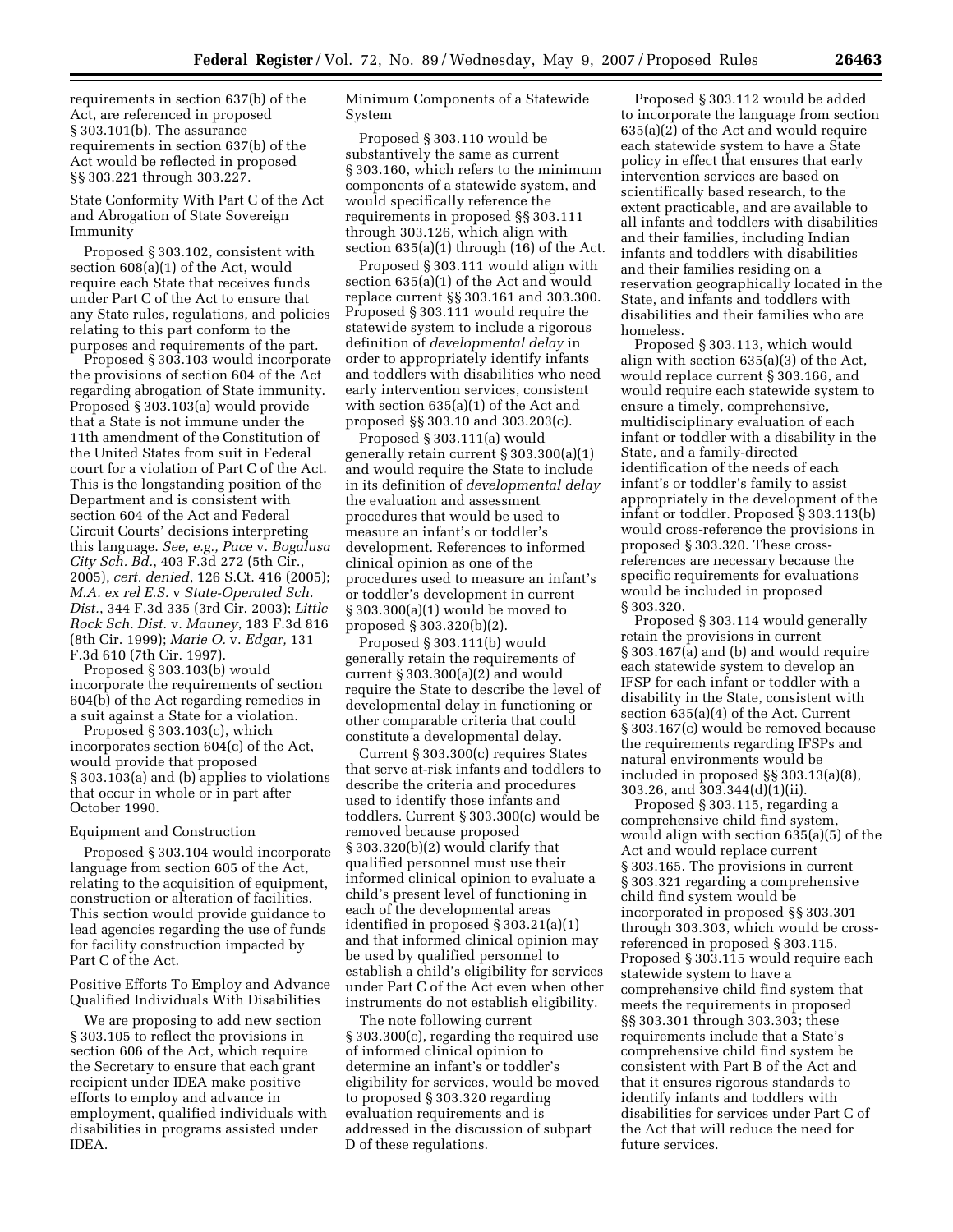requirements in section 637(b) of the Act, are referenced in proposed § 303.101(b). The assurance requirements in section 637(b) of the Act would be reflected in proposed §§ 303.221 through 303.227.

State Conformity With Part C of the Act and Abrogation of State Sovereign Immunity

Proposed § 303.102, consistent with section 608(a)(1) of the Act, would require each State that receives funds under Part C of the Act to ensure that any State rules, regulations, and policies relating to this part conform to the purposes and requirements of the part.

Proposed § 303.103 would incorporate the provisions of section 604 of the Act regarding abrogation of State immunity. Proposed § 303.103(a) would provide that a State is not immune under the 11th amendment of the Constitution of the United States from suit in Federal court for a violation of Part C of the Act. This is the longstanding position of the Department and is consistent with section 604 of the Act and Federal Circuit Courts' decisions interpreting this language. *See, e.g., Pace* v. *Bogalusa City Sch. Bd.*, 403 F.3d 272 (5th Cir., 2005), *cert. denied*, 126 S.Ct. 416 (2005); *M.A. ex rel E.S.* v *State-Operated Sch. Dist.*, 344 F.3d 335 (3rd Cir. 2003); *Little Rock Sch. Dist.* v. *Mauney*, 183 F.3d 816 (8th Cir. 1999); *Marie O.* v. *Edgar,* 131 F.3d 610 (7th Cir. 1997).

Proposed § 303.103(b) would incorporate the requirements of section 604(b) of the Act regarding remedies in a suit against a State for a violation.

Proposed § 303.103(c), which incorporates section 604(c) of the Act, would provide that proposed § 303.103(a) and (b) applies to violations that occur in whole or in part after October 1990.

Equipment and Construction

Proposed § 303.104 would incorporate language from section 605 of the Act, relating to the acquisition of equipment, construction or alteration of facilities. This section would provide guidance to lead agencies regarding the use of funds for facility construction impacted by Part C of the Act.

Positive Efforts To Employ and Advance Qualified Individuals With Disabilities

We are proposing to add new section § 303.105 to reflect the provisions in section 606 of the Act, which require the Secretary to ensure that each grant recipient under IDEA make positive efforts to employ and advance in employment, qualified individuals with disabilities in programs assisted under IDEA.

Minimum Components of a Statewide System

Proposed § 303.110 would be substantively the same as current § 303.160, which refers to the minimum components of a statewide system, and would specifically reference the requirements in proposed §§ 303.111 through 303.126, which align with section 635(a)(1) through (16) of the Act.

Proposed § 303.111 would align with section 635(a)(1) of the Act and would replace current §§ 303.161 and 303.300. Proposed § 303.111 would require the statewide system to include a rigorous definition of *developmental delay* in order to appropriately identify infants and toddlers with disabilities who need early intervention services, consistent with section 635(a)(1) of the Act and proposed §§ 303.10 and 303.203(c).

Proposed § 303.111(a) would generally retain current § 303.300(a)(1) and would require the State to include in its definition of *developmental delay* the evaluation and assessment procedures that would be used to measure an infant's or toddler's development. References to informed clinical opinion as one of the procedures used to measure an infant's or toddler's development in current § 303.300(a)(1) would be moved to proposed § 303.320(b)(2).

Proposed § 303.111(b) would generally retain the requirements of current § 303.300(a)(2) and would require the State to describe the level of developmental delay in functioning or other comparable criteria that could constitute a developmental delay.

Current § 303.300(c) requires States that serve at-risk infants and toddlers to describe the criteria and procedures used to identify those infants and toddlers. Current § 303.300(c) would be removed because proposed § 303.320(b)(2) would clarify that qualified personnel must use their informed clinical opinion to evaluate a child's present level of functioning in each of the developmental areas identified in proposed § 303.21(a)(1) and that informed clinical opinion may be used by qualified personnel to establish a child's eligibility for services under Part C of the Act even when other instruments do not establish eligibility.

The note following current § 303.300(c), regarding the required use of informed clinical opinion to determine an infant's or toddler's eligibility for services, would be moved to proposed § 303.320 regarding evaluation requirements and is addressed in the discussion of subpart D of these regulations.

Proposed § 303.112 would be added to incorporate the language from section 635(a)(2) of the Act and would require each statewide system to have a State policy in effect that ensures that early intervention services are based on scientifically based research, to the extent practicable, and are available to all infants and toddlers with disabilities and their families, including Indian infants and toddlers with disabilities and their families residing on a reservation geographically located in the State, and infants and toddlers with disabilities and their families who are homeless.

Proposed § 303.113, which would align with section 635(a)(3) of the Act, would replace current § 303.166, and would require each statewide system to ensure a timely, comprehensive, multidisciplinary evaluation of each infant or toddler with a disability in the State, and a family-directed identification of the needs of each infant's or toddler's family to assist appropriately in the development of the infant or toddler. Proposed § 303.113(b) would cross-reference the provisions in proposed § 303.320. These cross-references are necessary because the specific requirements for evaluations would be included in proposed § 303.320.

Proposed § 303.114 would generally retain the provisions in current § 303.167(a) and (b) and would require each statewide system to develop an IFSP for each infant or toddler with a disability in the State, consistent with section 635(a)(4) of the Act. Current § 303.167(c) would be removed because the requirements regarding IFSPs and natural environments would be included in proposed §§ 303.13(a)(8), 303.26, and 303.344(d)(1)(ii).

Proposed § 303.115, regarding a comprehensive child find system, would align with section 635(a)(5) of the Act and would replace current § 303.165. The provisions in current § 303.321 regarding a comprehensive child find system would be incorporated in proposed §§ 303.301 through 303.303, which would be cross-referenced in proposed § 303.115. Proposed § 303.115 would require each statewide system to have a comprehensive child find system that meets the requirements in proposed §§ 303.301 through 303.303; these requirements include that a State's comprehensive child find system be consistent with Part B of the Act and that it ensures rigorous standards to identify infants and toddlers with disabilities for services under Part C of the Act that will reduce the need for future services.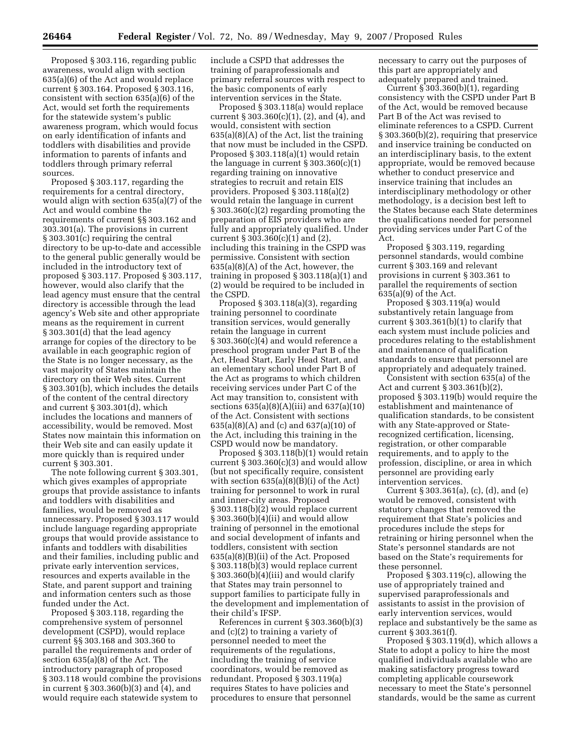Proposed § 303.116, regarding public awareness, would align with section 635(a)(6) of the Act and would replace current § 303.164. Proposed § 303.116, consistent with section 635(a)(6) of the Act, would set forth the requirements for the statewide system's public awareness program, which would focus on early identification of infants and toddlers with disabilities and provide information to parents of infants and toddlers through primary referral sources.

Proposed § 303.117, regarding the requirements for a central directory, would align with section 635(a)(7) of the Act and would combine the requirements of current §§ 303.162 and 303.301(a). The provisions in current § 303.301(c) requiring the central directory to be up-to-date and accessible to the general public generally would be included in the introductory text of proposed § 303.117. Proposed § 303.117, however, would also clarify that the lead agency must ensure that the central directory is accessible through the lead agency's Web site and other appropriate means as the requirement in current § 303.301(d) that the lead agency arrange for copies of the directory to be available in each geographic region of the State is no longer necessary, as the vast majority of States maintain the directory on their Web sites. Current § 303.301(b), which includes the details of the content of the central directory and current § 303.301(d), which includes the locations and manners of accessibility, would be removed. Most States now maintain this information on their Web site and can easily update it more quickly than is required under current § 303.301.

The note following current § 303.301, which gives examples of appropriate groups that provide assistance to infants and toddlers with disabilities and families, would be removed as unnecessary. Proposed § 303.117 would include language regarding appropriate groups that would provide assistance to infants and toddlers with disabilities and their families, including public and private early intervention services, resources and experts available in the State, and parent support and training and information centers such as those funded under the Act.

Proposed § 303.118, regarding the comprehensive system of personnel development (CSPD), would replace current §§ 303.168 and 303.360 to parallel the requirements and order of section 635(a)(8) of the Act. The introductory paragraph of proposed § 303.118 would combine the provisions in current § 303.360(b)(3) and (4), and would require each statewide system to include a CSPD that addresses the training of paraprofessionals and primary referral sources with respect to the basic components of early intervention services in the State.

Proposed § 303.118(a) would replace current § 303.360(c)(1), (2), and (4), and would, consistent with section 635(a)(8)(A) of the Act, list the training that now must be included in the CSPD. Proposed § 303.118(a)(1) would retain the language in current § 303.360(c)(1) regarding training on innovative strategies to recruit and retain EIS providers. Proposed § 303.118(a)(2) would retain the language in current § 303.360(c)(2) regarding promoting the preparation of EIS providers who are fully and appropriately qualified. Under current § 303.360(c)(1) and (2), including this training in the CSPD was permissive. Consistent with section 635(a)(8)(A) of the Act, however, the training in proposed § 303.118(a)(1) and (2) would be required to be included in the CSPD.

Proposed § 303.118(a)(3), regarding training personnel to coordinate transition services, would generally retain the language in current § 303.360(c)(4) and would reference a preschool program under Part B of the Act, Head Start, Early Head Start, and an elementary school under Part B of the Act as programs to which children receiving services under Part C of the Act may transition to, consistent with sections 635(a)(8)(A)(iii) and 637(a)(10) of the Act. Consistent with sections 635(a)(8)(A) and (c) and 637(a)(10) of the Act, including this training in the CSPD would now be mandatory.

Proposed § 303.118(b)(1) would retain current § 303.360(c)(3) and would allow (but not specifically require, consistent with section 635(a)(8)(B)(i) of the Act) training for personnel to work in rural and inner-city areas. Proposed § 303.118(b)(2) would replace current § 303.360(b)(4)(ii) and would allow training of personnel in the emotional and social development of infants and toddlers, consistent with section 635(a)(8)(B)(ii) of the Act. Proposed § 303.118(b)(3) would replace current § 303.360(b)(4)(iii) and would clarify that States may train personnel to support families to participate fully in the development and implementation of their child's IFSP.

References in current § 303.360(b)(3) and (c)(2) to training a variety of personnel needed to meet the requirements of the regulations, including the training of service coordinators, would be removed as redundant. Proposed § 303.119(a) requires States to have policies and procedures to ensure that personnel necessary to carry out the purposes of this part are appropriately and adequately prepared and trained.

Current § 303.360(b)(1), regarding consistency with the CSPD under Part B of the Act, would be removed because Part B of the Act was revised to eliminate references to a CSPD. Current § 303.360(b)(2), requiring that preservice and inservice training be conducted on an interdisciplinary basis, to the extent appropriate, would be removed because whether to conduct preservice and inservice training that includes an interdisciplinary methodology or other methodology, is a decision best left to the States because each State determines the qualifications needed for personnel providing services under Part C of the Act.

Proposed § 303.119, regarding personnel standards, would combine current § 303.169 and relevant provisions in current § 303.361 to parallel the requirements of section 635(a)(9) of the Act.

Proposed § 303.119(a) would substantively retain language from current § 303.361(b)(1) to clarify that each system must include policies and procedures relating to the establishment and maintenance of qualification standards to ensure that personnel are appropriately and adequately trained.

Consistent with section 635(a) of the Act and current § 303.361(b)(2), proposed § 303.119(b) would require the establishment and maintenance of qualification standards, to be consistent with any State-approved or State-recognized certification, licensing, registration, or other comparable requirements, and to apply to the profession, discipline, or area in which personnel are providing early intervention services.

Current § 303.361(a), (c), (d), and (e) would be removed, consistent with statutory changes that removed the requirement that State's policies and procedures include the steps for retraining or hiring personnel when the State's personnel standards are not based on the State's requirements for these personnel.

Proposed § 303.119(c), allowing the use of appropriately trained and supervised paraprofessionals and assistants to assist in the provision of early intervention services, would replace and substantively be the same as current § 303.361(f).

Proposed § 303.119(d), which allows a State to adopt a policy to hire the most qualified individuals available who are making satisfactory progress toward completing applicable coursework necessary to meet the State's personnel standards, would be the same as current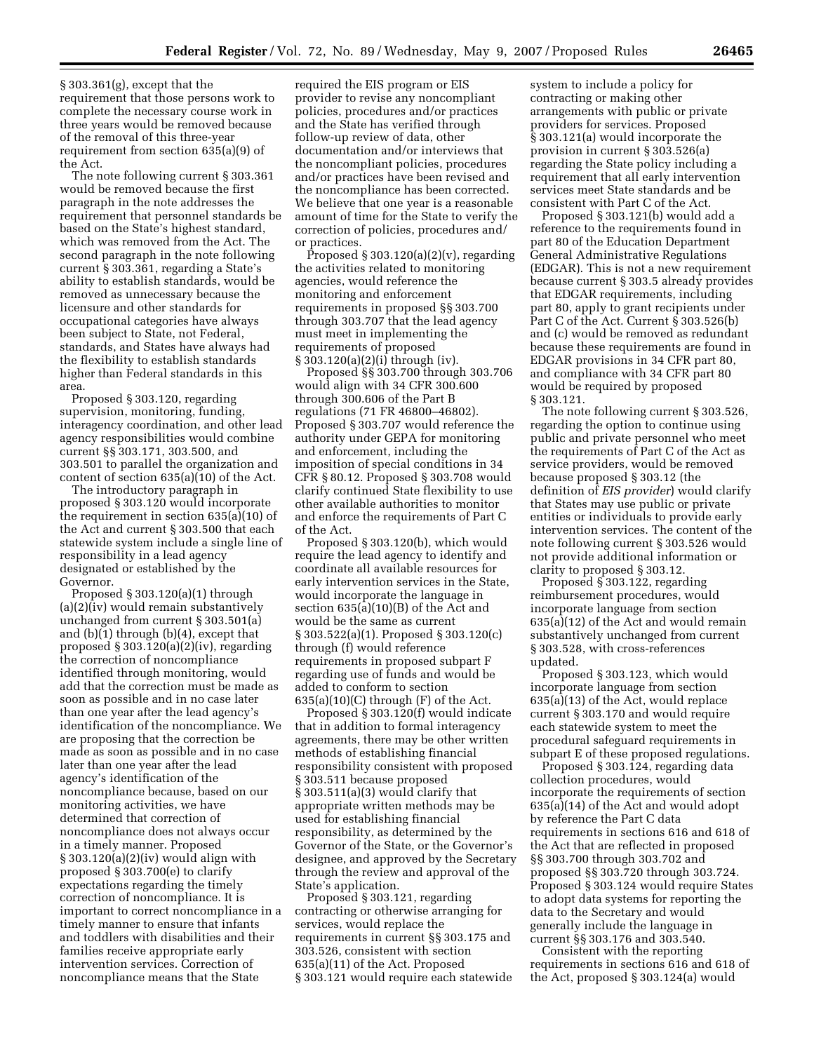§ 303.361(g), except that the requirement that those persons work to complete the necessary course work in three years would be removed because of the removal of this three-year requirement from section 635(a)(9) of the Act.

The note following current § 303.361 would be removed because the first paragraph in the note addresses the requirement that personnel standards be based on the State's highest standard, which was removed from the Act. The second paragraph in the note following current § 303.361, regarding a State's ability to establish standards, would be removed as unnecessary because the licensure and other standards for occupational categories have always been subject to State, not Federal, standards, and States have always had the flexibility to establish standards higher than Federal standards in this area.

Proposed § 303.120, regarding supervision, monitoring, funding, interagency coordination, and other lead agency responsibilities would combine current §§ 303.171, 303.500, and 303.501 to parallel the organization and content of section 635(a)(10) of the Act.

The introductory paragraph in proposed § 303.120 would incorporate the requirement in section 635(a)(10) of the Act and current § 303.500 that each statewide system include a single line of responsibility in a lead agency designated or established by the Governor.

Proposed § 303.120(a)(1) through (a)(2)(iv) would remain substantively unchanged from current § 303.501(a) and (b)(1) through (b)(4), except that proposed § 303.120(a)(2)(iv), regarding the correction of noncompliance identified through monitoring, would add that the correction must be made as soon as possible and in no case later than one year after the lead agency's identification of the noncompliance. We are proposing that the correction be made as soon as possible and in no case later than one year after the lead agency's identification of the noncompliance because, based on our monitoring activities, we have determined that correction of noncompliance does not always occur in a timely manner. Proposed § 303.120(a)(2)(iv) would align with proposed § 303.700(e) to clarify expectations regarding the timely correction of noncompliance. It is important to correct noncompliance in a timely manner to ensure that infants and toddlers with disabilities and their families receive appropriate early intervention services. Correction of noncompliance means that the State required the EIS program or EIS provider to revise any noncompliant policies, procedures and/or practices and the State has verified through follow-up review of data, other documentation and/or interviews that the noncompliant policies, procedures and/or practices have been revised and the noncompliance has been corrected. We believe that one year is a reasonable amount of time for the State to verify the correction of policies, procedures and/or practices.

Proposed § 303.120(a)(2)(v), regarding the activities related to monitoring agencies, would reference the monitoring and enforcement requirements in proposed §§ 303.700 through 303.707 that the lead agency must meet in implementing the requirements of proposed § 303.120(a)(2)(i) through (iv).

Proposed §§ 303.700 through 303.706 would align with 34 CFR 300.600 through 300.606 of the Part B regulations (71 FR 46800–46802). Proposed § 303.707 would reference the authority under GEPA for monitoring and enforcement, including the imposition of special conditions in 34 CFR § 80.12. Proposed § 303.708 would clarify continued State flexibility to use other available authorities to monitor and enforce the requirements of Part C of the Act.

Proposed § 303.120(b), which would require the lead agency to identify and coordinate all available resources for early intervention services in the State, would incorporate the language in section 635(a)(10)(B) of the Act and would be the same as current § 303.522(a)(1). Proposed § 303.120(c) through (f) would reference requirements in proposed subpart F regarding use of funds and would be added to conform to section 635(a)(10)(C) through (F) of the Act.

Proposed § 303.120(f) would indicate that in addition to formal interagency agreements, there may be other written methods of establishing financial responsibility consistent with proposed § 303.511 because proposed § 303.511(a)(3) would clarify that appropriate written methods may be used for establishing financial responsibility, as determined by the Governor of the State, or the Governor's designee, and approved by the Secretary through the review and approval of the State's application.

Proposed § 303.121, regarding contracting or otherwise arranging for services, would replace the requirements in current §§ 303.175 and 303.526, consistent with section 635(a)(11) of the Act. Proposed § 303.121 would require each statewide system to include a policy for contracting or making other arrangements with public or private providers for services. Proposed § 303.121(a) would incorporate the provision in current § 303.526(a) regarding the State policy including a requirement that all early intervention services meet State standards and be consistent with Part C of the Act.

Proposed § 303.121(b) would add a reference to the requirements found in part 80 of the Education Department General Administrative Regulations (EDGAR). This is not a new requirement because current § 303.5 already provides that EDGAR requirements, including part 80, apply to grant recipients under Part C of the Act. Current § 303.526(b) and (c) would be removed as redundant because these requirements are found in EDGAR provisions in 34 CFR part 80, and compliance with 34 CFR part 80 would be required by proposed § 303.121.

The note following current § 303.526, regarding the option to continue using public and private personnel who meet the requirements of Part C of the Act as service providers, would be removed because proposed § 303.12 (the definition of *EIS provider*) would clarify that States may use public or private entities or individuals to provide early intervention services. The content of the note following current § 303.526 would not provide additional information or clarity to proposed § 303.12.

Proposed § 303.122, regarding reimbursement procedures, would incorporate language from section 635(a)(12) of the Act and would remain substantively unchanged from current § 303.528, with cross-references updated.

Proposed § 303.123, which would incorporate language from section 635(a)(13) of the Act, would replace current § 303.170 and would require each statewide system to meet the procedural safeguard requirements in subpart E of these proposed regulations.

Proposed § 303.124, regarding data collection procedures, would incorporate the requirements of section 635(a)(14) of the Act and would adopt by reference the Part C data requirements in sections 616 and 618 of the Act that are reflected in proposed §§ 303.700 through 303.702 and proposed §§ 303.720 through 303.724. Proposed § 303.124 would require States to adopt data systems for reporting the data to the Secretary and would generally include the language in current §§ 303.176 and 303.540.

Consistent with the reporting requirements in sections 616 and 618 of the Act, proposed § 303.124(a) would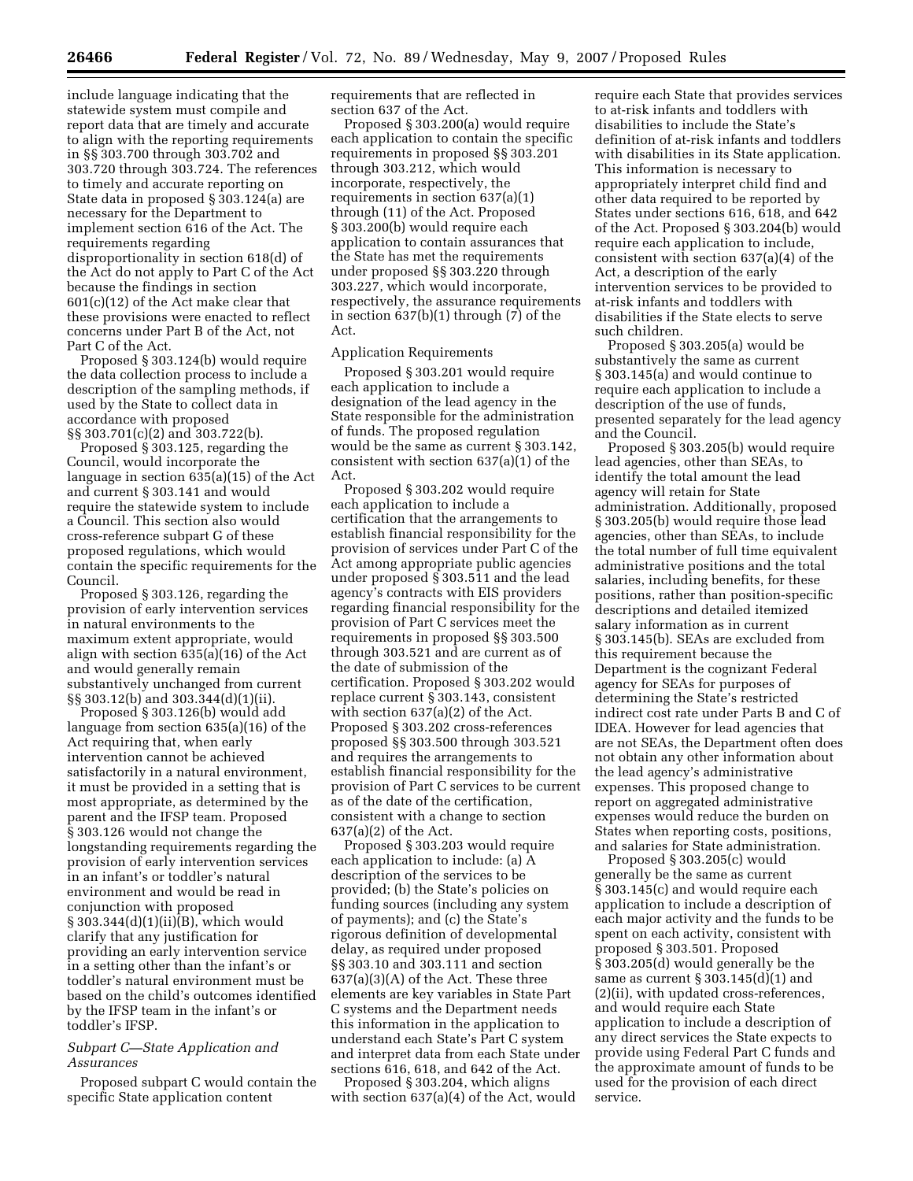include language indicating that the statewide system must compile and report data that are timely and accurate to align with the reporting requirements in §§ 303.700 through 303.702 and 303.720 through 303.724. The references to timely and accurate reporting on State data in proposed § 303.124(a) are necessary for the Department to implement section 616 of the Act. The requirements regarding disproportionality in section 618(d) of the Act do not apply to Part C of the Act because the findings in section 601(c)(12) of the Act make clear that these provisions were enacted to reflect concerns under Part B of the Act, not Part C of the Act.

Proposed § 303.124(b) would require the data collection process to include a description of the sampling methods, if used by the State to collect data in accordance with proposed §§ 303.701(c)(2) and 303.722(b).

Proposed § 303.125, regarding the Council, would incorporate the language in section 635(a)(15) of the Act and current § 303.141 and would require the statewide system to include a Council. This section also would cross-reference subpart G of these proposed regulations, which would contain the specific requirements for the Council.

Proposed § 303.126, regarding the provision of early intervention services in natural environments to the maximum extent appropriate, would align with section 635(a)(16) of the Act and would generally remain substantively unchanged from current §§ 303.12(b) and 303.344(d)(1)(ii).

Proposed § 303.126(b) would add language from section 635(a)(16) of the Act requiring that, when early intervention cannot be achieved satisfactorily in a natural environment, it must be provided in a setting that is most appropriate, as determined by the parent and the IFSP team. Proposed § 303.126 would not change the longstanding requirements regarding the provision of early intervention services in an infant's or toddler's natural environment and would be read in conjunction with proposed § 303.344(d)(1)(ii)(B), which would clarify that any justification for providing an early intervention service in a setting other than the infant's or toddler's natural environment must be based on the child's outcomes identified by the IFSP team in the infant's or toddler's IFSP.

*Subpart C—State Application and Assurances*

Proposed subpart C would contain the specific State application content requirements that are reflected in section 637 of the Act.

Proposed § 303.200(a) would require each application to contain the specific requirements in proposed §§ 303.201 through 303.212, which would incorporate, respectively, the requirements in section 637(a)(1) through (11) of the Act. Proposed § 303.200(b) would require each application to contain assurances that the State has met the requirements under proposed §§ 303.220 through 303.227, which would incorporate, respectively, the assurance requirements in section 637(b)(1) through (7) of the Act.

Application Requirements

Proposed § 303.201 would require each application to include a designation of the lead agency in the State responsible for the administration of funds. The proposed regulation would be the same as current § 303.142, consistent with section 637(a)(1) of the Act.

Proposed § 303.202 would require each application to include a certification that the arrangements to establish financial responsibility for the provision of services under Part C of the Act among appropriate public agencies under proposed § 303.511 and the lead agency's contracts with EIS providers regarding financial responsibility for the provision of Part C services meet the requirements in proposed §§ 303.500 through 303.521 and are current as of the date of submission of the certification. Proposed § 303.202 would replace current § 303.143, consistent with section 637(a)(2) of the Act. Proposed § 303.202 cross-references proposed §§ 303.500 through 303.521 and requires the arrangements to establish financial responsibility for the provision of Part C services to be current as of the date of the certification, consistent with a change to section 637(a)(2) of the Act.

Proposed § 303.203 would require each application to include: (a) A description of the services to be provided; (b) the State's policies on funding sources (including any system of payments); and (c) the State's rigorous definition of developmental delay, as required under proposed §§ 303.10 and 303.111 and section 637(a)(3)(A) of the Act. These three elements are key variables in State Part C systems and the Department needs this information in the application to understand each State's Part C system and interpret data from each State under sections 616, 618, and 642 of the Act.

Proposed § 303.204, which aligns with section 637(a)(4) of the Act, would require each State that provides services to at-risk infants and toddlers with disabilities to include the State's definition of at-risk infants and toddlers with disabilities in its State application. This information is necessary to appropriately interpret child find and other data required to be reported by States under sections 616, 618, and 642 of the Act. Proposed § 303.204(b) would require each application to include, consistent with section 637(a)(4) of the Act, a description of the early intervention services to be provided to at-risk infants and toddlers with disabilities if the State elects to serve such children.

Proposed § 303.205(a) would be substantively the same as current § 303.145(a) and would continue to require each application to include a description of the use of funds, presented separately for the lead agency and the Council.

Proposed § 303.205(b) would require lead agencies, other than SEAs, to identify the total amount the lead agency will retain for State administration. Additionally, proposed § 303.205(b) would require those lead agencies, other than SEAs, to include the total number of full time equivalent administrative positions and the total salaries, including benefits, for these positions, rather than position-specific descriptions and detailed itemized salary information as in current § 303.145(b). SEAs are excluded from this requirement because the Department is the cognizant Federal agency for SEAs for purposes of determining the State's restricted indirect cost rate under Parts B and C of IDEA. However for lead agencies that are not SEAs, the Department often does not obtain any other information about the lead agency's administrative expenses. This proposed change to report on aggregated administrative expenses would reduce the burden on States when reporting costs, positions, and salaries for State administration.

Proposed § 303.205(c) would generally be the same as current § 303.145(c) and would require each application to include a description of each major activity and the funds to be spent on each activity, consistent with proposed § 303.501. Proposed § 303.205(d) would generally be the same as current § 303.145(d)(1) and (2)(ii), with updated cross-references, and would require each State application to include a description of any direct services the State expects to provide using Federal Part C funds and the approximate amount of funds to be used for the provision of each direct service.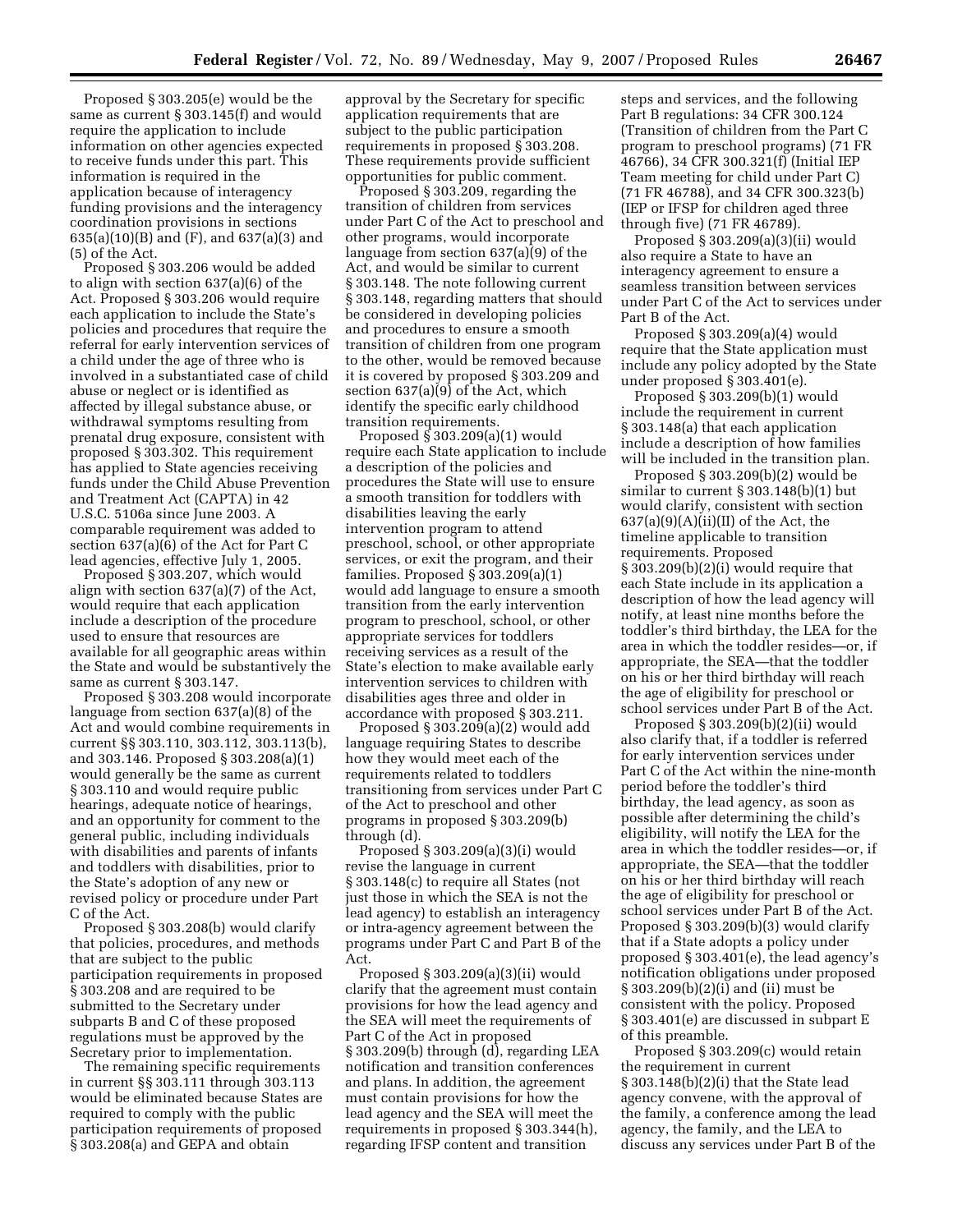Proposed § 303.205(e) would be the same as current § 303.145(f) and would require the application to include information on other agencies expected to receive funds under this part. This information is required in the application because of interagency funding provisions and the interagency coordination provisions in sections 635(a)(10)(B) and (F), and 637(a)(3) and (5) of the Act.

Proposed § 303.206 would be added to align with section 637(a)(6) of the Act. Proposed § 303.206 would require each application to include the State's policies and procedures that require the referral for early intervention services of a child under the age of three who is involved in a substantiated case of child abuse or neglect or is identified as affected by illegal substance abuse, or withdrawal symptoms resulting from prenatal drug exposure, consistent with proposed § 303.302. This requirement has applied to State agencies receiving funds under the Child Abuse Prevention and Treatment Act (CAPTA) in 42 U.S.C. 5106a since June 2003. A comparable requirement was added to section 637(a)(6) of the Act for Part C lead agencies, effective July 1, 2005.

Proposed § 303.207, which would align with section 637(a)(7) of the Act, would require that each application include a description of the procedure used to ensure that resources are available for all geographic areas within the State and would be substantively the same as current § 303.147.

Proposed § 303.208 would incorporate language from section 637(a)(8) of the Act and would combine requirements in current §§ 303.110, 303.112, 303.113(b), and 303.146. Proposed § 303.208(a)(1) would generally be the same as current § 303.110 and would require public hearings, adequate notice of hearings, and an opportunity for comment to the general public, including individuals with disabilities and parents of infants and toddlers with disabilities, prior to the State's adoption of any new or revised policy or procedure under Part C of the Act.

Proposed § 303.208(b) would clarify that policies, procedures, and methods that are subject to the public participation requirements in proposed § 303.208 and are required to be submitted to the Secretary under subparts B and C of these proposed regulations must be approved by the Secretary prior to implementation.

The remaining specific requirements in current §§ 303.111 through 303.113 would be eliminated because States are required to comply with the public participation requirements of proposed § 303.208(a) and GEPA and obtain approval by the Secretary for specific application requirements that are subject to the public participation requirements in proposed § 303.208. These requirements provide sufficient opportunities for public comment.

Proposed § 303.209, regarding the transition of children from services under Part C of the Act to preschool and other programs, would incorporate language from section 637(a)(9) of the Act, and would be similar to current § 303.148. The note following current § 303.148, regarding matters that should be considered in developing policies and procedures to ensure a smooth transition of children from one program to the other, would be removed because it is covered by proposed § 303.209 and section 637(a)(9) of the Act, which identify the specific early childhood transition requirements.

Proposed § 303.209(a)(1) would require each State application to include a description of the policies and procedures the State will use to ensure a smooth transition for toddlers with disabilities leaving the early intervention program to attend preschool, school, or other appropriate services, or exit the program, and their families. Proposed § 303.209(a)(1) would add language to ensure a smooth transition from the early intervention program to preschool, school, or other appropriate services for toddlers receiving services as a result of the State's election to make available early intervention services to children with disabilities ages three and older in accordance with proposed § 303.211.

Proposed § 303.209(a)(2) would add language requiring States to describe how they would meet each of the requirements related to toddlers transitioning from services under Part C of the Act to preschool and other programs in proposed § 303.209(b) through (d).

Proposed § 303.209(a)(3)(i) would revise the language in current § 303.148(c) to require all States (not just those in which the SEA is not the lead agency) to establish an interagency or intra-agency agreement between the programs under Part C and Part B of the Act.

Proposed § 303.209(a)(3)(ii) would clarify that the agreement must contain provisions for how the lead agency and the SEA will meet the requirements of Part C of the Act in proposed § 303.209(b) through (d), regarding LEA notification and transition conferences and plans. In addition, the agreement must contain provisions for how the lead agency and the SEA will meet the requirements in proposed § 303.344(h), regarding IFSP content and transition steps and services, and the following Part B regulations: 34 CFR 300.124 (Transition of children from the Part C program to preschool programs) (71 FR 46766), 34 CFR 300.321(f) (Initial IEP Team meeting for child under Part C) (71 FR 46788), and 34 CFR 300.323(b) (IEP or IFSP for children aged three through five) (71 FR 46789).

Proposed § 303.209(a)(3)(ii) would also require a State to have an interagency agreement to ensure a seamless transition between services under Part C of the Act to services under Part B of the Act.

Proposed § 303.209(a)(4) would require that the State application must include any policy adopted by the State under proposed § 303.401(e).

Proposed § 303.209(b)(1) would include the requirement in current § 303.148(a) that each application include a description of how families will be included in the transition plan.

Proposed § 303.209(b)(2) would be similar to current § 303.148(b)(1) but would clarify, consistent with section 637(a)(9)(A)(ii)(II) of the Act, the timeline applicable to transition requirements. Proposed § 303.209(b)(2)(i) would require that each State include in its application a description of how the lead agency will notify, at least nine months before the toddler's third birthday, the LEA for the area in which the toddler resides—or, if appropriate, the SEA—that the toddler on his or her third birthday will reach the age of eligibility for preschool or school services under Part B of the Act.

Proposed § 303.209(b)(2)(ii) would also clarify that, if a toddler is referred for early intervention services under Part C of the Act within the nine-month period before the toddler's third birthday, the lead agency, as soon as possible after determining the child's eligibility, will notify the LEA for the area in which the toddler resides—or, if appropriate, the SEA—that the toddler on his or her third birthday will reach the age of eligibility for preschool or school services under Part B of the Act. Proposed § 303.209(b)(3) would clarify that if a State adopts a policy under proposed § 303.401(e), the lead agency's notification obligations under proposed § 303.209(b)(2)(i) and (ii) must be consistent with the policy. Proposed § 303.401(e) are discussed in subpart E of this preamble.

Proposed § 303.209(c) would retain the requirement in current § 303.148(b)(2)(i) that the State lead agency convene, with the approval of the family, a conference among the lead agency, the family, and the LEA to discuss any services under Part B of the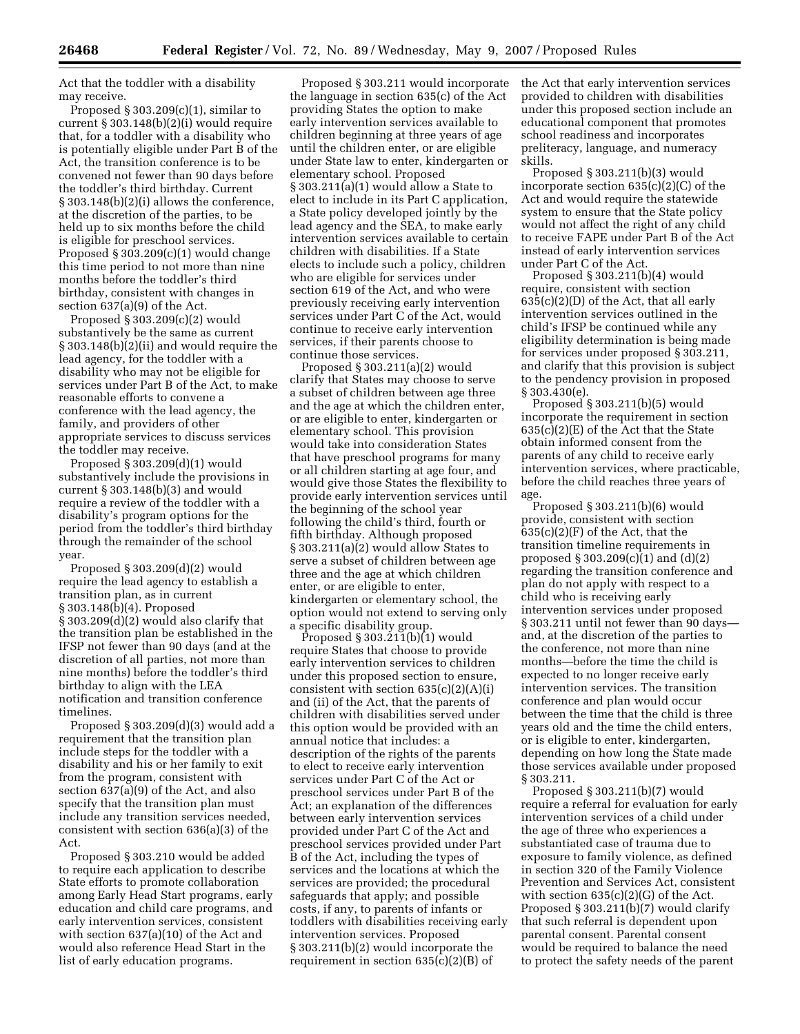Act that the toddler with a disability may receive.

Proposed § 303.209(c)(1), similar to current § 303.148(b)(2)(i) would require that, for a toddler with a disability who is potentially eligible under Part B of the Act, the transition conference is to be convened not fewer than 90 days before the toddler's third birthday. Current § 303.148(b)(2)(i) allows the conference, at the discretion of the parties, to be held up to six months before the child is eligible for preschool services. Proposed § 303.209(c)(1) would change this time period to not more than nine months before the toddler's third birthday, consistent with changes in section 637(a)(9) of the Act.

Proposed § 303.209(c)(2) would substantively be the same as current § 303.148(b)(2)(ii) and would require the lead agency, for the toddler with a disability who may not be eligible for services under Part B of the Act, to make reasonable efforts to convene a conference with the lead agency, the family, and providers of other appropriate services to discuss services the toddler may receive.

Proposed § 303.209(d)(1) would substantively include the provisions in current § 303.148(b)(3) and would require a review of the toddler with a disability's program options for the period from the toddler's third birthday through the remainder of the school year.

Proposed § 303.209(d)(2) would require the lead agency to establish a transition plan, as in current § 303.148(b)(4). Proposed § 303.209(d)(2) would also clarify that the transition plan be established in the IFSP not fewer than 90 days (and at the discretion of all parties, not more than nine months) before the toddler's third birthday to align with the LEA notification and transition conference timelines.

Proposed § 303.209(d)(3) would add a requirement that the transition plan include steps for the toddler with a disability and his or her family to exit from the program, consistent with section 637(a)(9) of the Act, and also specify that the transition plan must include any transition services needed, consistent with section 636(a)(3) of the Act.

Proposed § 303.210 would be added to require each application to describe State efforts to promote collaboration among Early Head Start programs, early education and child care programs, and early intervention services, consistent with section 637(a)(10) of the Act and would also reference Head Start in the list of early education programs.

Proposed § 303.211 would incorporate the language in section 635(c) of the Act providing States the option to make early intervention services available to children beginning at three years of age until the children enter, or are eligible under State law to enter, kindergarten or elementary school. Proposed § 303.211(a)(1) would allow a State to elect to include in its Part C application, a State policy developed jointly by the lead agency and the SEA, to make early intervention services available to certain children with disabilities. If a State elects to include such a policy, children who are eligible for services under section 619 of the Act, and who were previously receiving early intervention services under Part C of the Act, would continue to receive early intervention services, if their parents choose to continue those services.

Proposed § 303.211(a)(2) would clarify that States may choose to serve a subset of children between age three and the age at which the children enter, or are eligible to enter, kindergarten or elementary school. This provision would take into consideration States that have preschool programs for many or all children starting at age four, and would give those States the flexibility to provide early intervention services until the beginning of the school year following the child's third, fourth or fifth birthday. Although proposed § 303.211(a)(2) would allow States to serve a subset of children between age three and the age at which children enter, or are eligible to enter, kindergarten or elementary school, the option would not extend to serving only a specific disability group.

Proposed § 303.211(b)(1) would require States that choose to provide early intervention services to children under this proposed section to ensure, consistent with section 635(c)(2)(A)(i) and (ii) of the Act, that the parents of children with disabilities served under this option would be provided with an annual notice that includes: a description of the rights of the parents to elect to receive early intervention services under Part C of the Act or preschool services under Part B of the Act; an explanation of the differences between early intervention services provided under Part C of the Act and preschool services provided under Part B of the Act, including the types of services and the locations at which the services are provided; the procedural safeguards that apply; and possible costs, if any, to parents of infants or toddlers with disabilities receiving early intervention services. Proposed § 303.211(b)(2) would incorporate the requirement in section 635(c)(2)(B) of the Act that early intervention services provided to children with disabilities under this proposed section include an educational component that promotes school readiness and incorporates preliteracy, language, and numeracy skills.

Proposed § 303.211(b)(3) would incorporate section 635(c)(2)(C) of the Act and would require the statewide system to ensure that the State policy would not affect the right of any child to receive FAPE under Part B of the Act instead of early intervention services under Part C of the Act.

Proposed § 303.211(b)(4) would require, consistent with section 635(c)(2)(D) of the Act, that all early intervention services outlined in the child's IFSP be continued while any eligibility determination is being made for services under proposed § 303.211, and clarify that this provision is subject to the pendency provision in proposed § 303.430(e).

Proposed § 303.211(b)(5) would incorporate the requirement in section 635(c)(2)(E) of the Act that the State obtain informed consent from the parents of any child to receive early intervention services, where practicable, before the child reaches three years of age.

Proposed § 303.211(b)(6) would provide, consistent with section 635(c)(2)(F) of the Act, that the transition timeline requirements in proposed § 303.209(c)(1) and (d)(2) regarding the transition conference and plan do not apply with respect to a child who is receiving early intervention services under proposed § 303.211 until not fewer than 90 days— and, at the discretion of the parties to the conference, not more than nine months—before the time the child is expected to no longer receive early intervention services. The transition conference and plan would occur between the time that the child is three years old and the time the child enters, or is eligible to enter, kindergarten, depending on how long the State made those services available under proposed § 303.211.

Proposed § 303.211(b)(7) would require a referral for evaluation for early intervention services of a child under the age of three who experiences a substantiated case of trauma due to exposure to family violence, as defined in section 320 of the Family Violence Prevention and Services Act, consistent with section 635(c)(2)(G) of the Act. Proposed § 303.211(b)(7) would clarify that such referral is dependent upon parental consent. Parental consent would be required to balance the need to protect the safety needs of the parent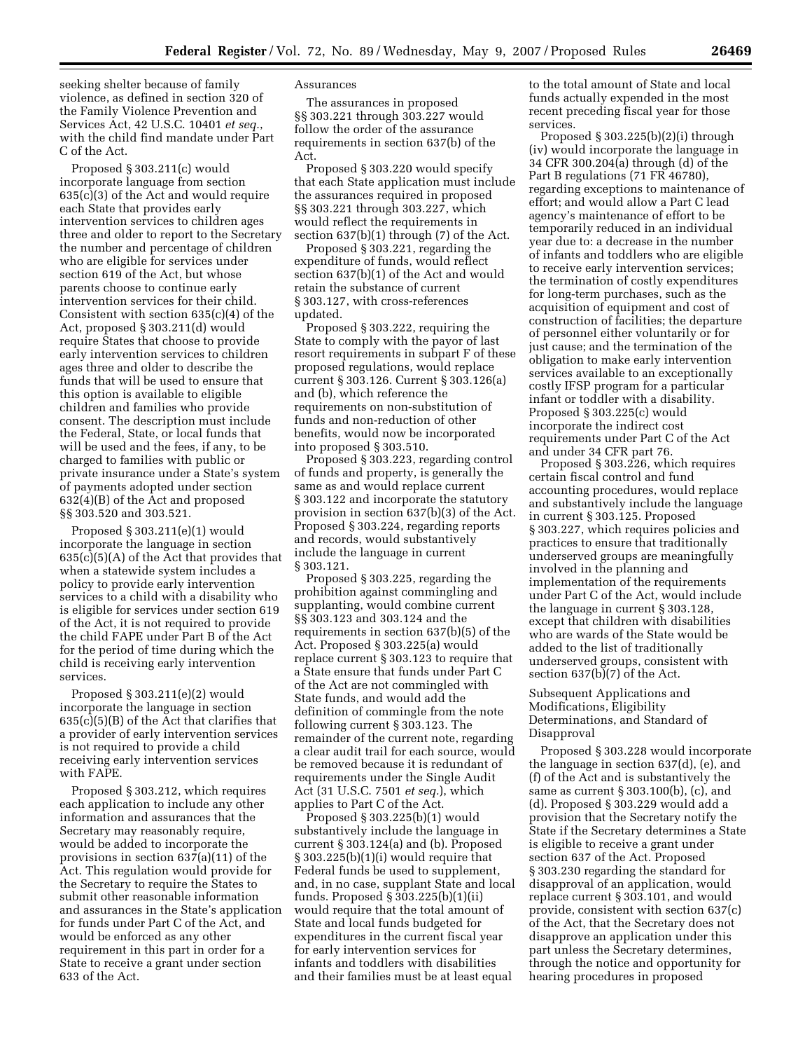seeking shelter because of family violence, as defined in section 320 of the Family Violence Prevention and Services Act, 42 U.S.C. 10401 *et seq.*, with the child find mandate under Part C of the Act.

Proposed § 303.211(c) would incorporate language from section 635(c)(3) of the Act and would require each State that provides early intervention services to children ages three and older to report to the Secretary the number and percentage of children who are eligible for services under section 619 of the Act, but whose parents choose to continue early intervention services for their child. Consistent with section 635(c)(4) of the Act, proposed § 303.211(d) would require States that choose to provide early intervention services to children ages three and older to describe the funds that will be used to ensure that this option is available to eligible children and families who provide consent. The description must include the Federal, State, or local funds that will be used and the fees, if any, to be charged to families with public or private insurance under a State's system of payments adopted under section 632(4)(B) of the Act and proposed §§ 303.520 and 303.521.

Proposed § 303.211(e)(1) would incorporate the language in section 635(c)(5)(A) of the Act that provides that when a statewide system includes a policy to provide early intervention services to a child with a disability who is eligible for services under section 619 of the Act, it is not required to provide the child FAPE under Part B of the Act for the period of time during which the child is receiving early intervention services.

Proposed § 303.211(e)(2) would incorporate the language in section 635(c)(5)(B) of the Act that clarifies that a provider of early intervention services is not required to provide a child receiving early intervention services with FAPE.

Proposed § 303.212, which requires each application to include any other information and assurances that the Secretary may reasonably require, would be added to incorporate the provisions in section 637(a)(11) of the Act. This regulation would provide for the Secretary to require the States to submit other reasonable information and assurances in the State's application for funds under Part C of the Act, and would be enforced as any other requirement in this part in order for a State to receive a grant under section 633 of the Act.

Assurances

The assurances in proposed §§ 303.221 through 303.227 would follow the order of the assurance requirements in section 637(b) of the Act.

Proposed § 303.220 would specify that each State application must include the assurances required in proposed §§ 303.221 through 303.227, which would reflect the requirements in section 637(b)(1) through (7) of the Act.

Proposed § 303.221, regarding the expenditure of funds, would reflect section 637(b)(1) of the Act and would retain the substance of current § 303.127, with cross-references updated.

Proposed § 303.222, requiring the State to comply with the payor of last resort requirements in subpart F of these proposed regulations, would replace current § 303.126. Current § 303.126(a) and (b), which reference the requirements on non-substitution of funds and non-reduction of other benefits, would now be incorporated into proposed § 303.510.

Proposed § 303.223, regarding control of funds and property, is generally the same as and would replace current § 303.122 and incorporate the statutory provision in section 637(b)(3) of the Act. Proposed § 303.224, regarding reports and records, would substantively include the language in current § 303.121.

Proposed § 303.225, regarding the prohibition against commingling and supplanting, would combine current §§ 303.123 and 303.124 and the requirements in section 637(b)(5) of the Act. Proposed § 303.225(a) would replace current § 303.123 to require that a State ensure that funds under Part C of the Act are not commingled with State funds, and would add the definition of commingle from the note following current § 303.123. The remainder of the current note, regarding a clear audit trail for each source, would be removed because it is redundant of requirements under the Single Audit Act (31 U.S.C. 7501 *et seq.*), which applies to Part C of the Act.

Proposed § 303.225(b)(1) would substantively include the language in current § 303.124(a) and (b). Proposed § 303.225(b)(1)(i) would require that Federal funds be used to supplement, and, in no case, supplant State and local funds. Proposed § 303.225(b)(1)(ii) would require that the total amount of State and local funds budgeted for expenditures in the current fiscal year for early intervention services for infants and toddlers with disabilities and their families must be at least equal to the total amount of State and local funds actually expended in the most recent preceding fiscal year for those services.

Proposed § 303.225(b)(2)(i) through (iv) would incorporate the language in 34 CFR 300.204(a) through (d) of the Part B regulations (71 FR 46780), regarding exceptions to maintenance of effort; and would allow a Part C lead agency's maintenance of effort to be temporarily reduced in an individual year due to: a decrease in the number of infants and toddlers who are eligible to receive early intervention services; the termination of costly expenditures for long-term purchases, such as the acquisition of equipment and cost of construction of facilities; the departure of personnel either voluntarily or for just cause; and the termination of the obligation to make early intervention services available to an exceptionally costly IFSP program for a particular infant or toddler with a disability. Proposed § 303.225(c) would incorporate the indirect cost requirements under Part C of the Act and under 34 CFR part 76.

Proposed § 303.226, which requires certain fiscal control and fund accounting procedures, would replace and substantively include the language in current § 303.125. Proposed § 303.227, which requires policies and practices to ensure that traditionally underserved groups are meaningfully involved in the planning and implementation of the requirements under Part C of the Act, would include the language in current § 303.128, except that children with disabilities who are wards of the State would be added to the list of traditionally underserved groups, consistent with section 637(b)(7) of the Act.

Subsequent Applications and Modifications, Eligibility Determinations, and Standard of Disapproval

Proposed § 303.228 would incorporate the language in section 637(d), (e), and (f) of the Act and is substantively the same as current § 303.100(b), (c), and (d). Proposed § 303.229 would add a provision that the Secretary notify the State if the Secretary determines a State is eligible to receive a grant under section 637 of the Act. Proposed § 303.230 regarding the standard for disapproval of an application, would replace current § 303.101, and would provide, consistent with section 637(c) of the Act, that the Secretary does not disapprove an application under this part unless the Secretary determines, through the notice and opportunity for hearing procedures in proposed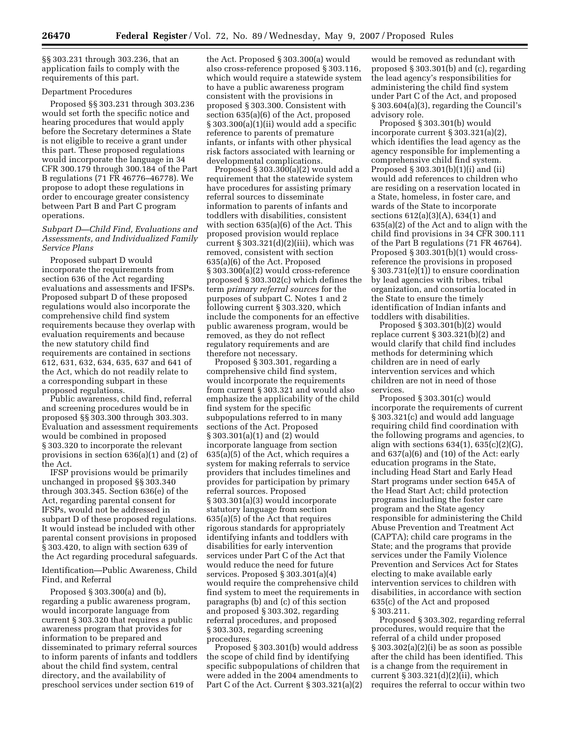§§ 303.231 through 303.236, that an application fails to comply with the requirements of this part.

Department Procedures

Proposed §§ 303.231 through 303.236 would set forth the specific notice and hearing procedures that would apply before the Secretary determines a State is not eligible to receive a grant under this part. These proposed regulations would incorporate the language in 34 CFR 300.179 through 300.184 of the Part B regulations (71 FR 46776–46778). We propose to adopt these regulations in order to encourage greater consistency between Part B and Part C program operations.

### *Subpart D—Child Find, Evaluations and Assessments, and Individualized Family Service Plans*

Proposed subpart D would incorporate the requirements from section 636 of the Act regarding evaluations and assessments and IFSPs. Proposed subpart D of these proposed regulations would also incorporate the comprehensive child find system requirements because they overlap with evaluation requirements and because the new statutory child find requirements are contained in sections 612, 631, 632, 634, 635, 637 and 641 of the Act, which do not readily relate to a corresponding subpart in these proposed regulations.

Public awareness, child find, referral and screening procedures would be in proposed §§ 303.300 through 303.303. Evaluation and assessment requirements would be combined in proposed § 303.320 to incorporate the relevant provisions in section 636(a)(1) and (2) of the Act.

IFSP provisions would be primarily unchanged in proposed §§ 303.340 through 303.345. Section 636(e) of the Act, regarding parental consent for IFSPs, would not be addressed in subpart D of these proposed regulations. It would instead be included with other parental consent provisions in proposed § 303.420, to align with section 639 of the Act regarding procedural safeguards.

Identification—Public Awareness, Child Find, and Referral

Proposed § 303.300(a) and (b), regarding a public awareness program, would incorporate language from current § 303.320 that requires a public awareness program that provides for information to be prepared and disseminated to primary referral sources to inform parents of infants and toddlers about the child find system, central directory, and the availability of preschool services under section 619 of the Act. Proposed § 303.300(a) would also cross-reference proposed § 303.116, which would require a statewide system to have a public awareness program consistent with the provisions in proposed § 303.300. Consistent with section 635(a)(6) of the Act, proposed § 303.300(a)(1)(ii) would add a specific reference to parents of premature infants, or infants with other physical risk factors associated with learning or developmental complications.

Proposed § 303.300(a)(2) would add a requirement that the statewide system have procedures for assisting primary referral sources to disseminate information to parents of infants and toddlers with disabilities, consistent with section 635(a)(6) of the Act. This proposed provision would replace current § 303.321(d)(2)(iii), which was removed, consistent with section 635(a)(6) of the Act. Proposed § 303.300(a)(2) would cross-reference proposed § 303.302(c) which defines the term *primary referral sources* for the purposes of subpart C. Notes 1 and 2 following current § 303.320, which include the components for an effective public awareness program, would be removed, as they do not reflect regulatory requirements and are therefore not necessary.

Proposed § 303.301, regarding a comprehensive child find system, would incorporate the requirements from current § 303.321 and would also emphasize the applicability of the child find system for the specific subpopulations referred to in many sections of the Act. Proposed § 303.301(a)(1) and (2) would incorporate language from section 635(a)(5) of the Act, which requires a system for making referrals to service providers that includes timelines and provides for participation by primary referral sources. Proposed § 303.301(a)(3) would incorporate statutory language from section 635(a)(5) of the Act that requires rigorous standards for appropriately identifying infants and toddlers with disabilities for early intervention services under Part C of the Act that would reduce the need for future services. Proposed § 303.301(a)(4) would require the comprehensive child find system to meet the requirements in paragraphs (b) and (c) of this section and proposed § 303.302, regarding referral procedures, and proposed § 303.303, regarding screening procedures.

Proposed § 303.301(b) would address the scope of child find by identifying specific subpopulations of children that were added in the 2004 amendments to Part C of the Act. Current § 303.321(a)(2) would be removed as redundant with proposed § 303.301(b) and (c), regarding the lead agency's responsibilities for administering the child find system under Part C of the Act, and proposed § 303.604(a)(3), regarding the Council's advisory role.

Proposed § 303.301(b) would incorporate current § 303.321(a)(2), which identifies the lead agency as the agency responsible for implementing a comprehensive child find system. Proposed § 303.301(b)(1)(i) and (ii) would add references to children who are residing on a reservation located in a State, homeless, in foster care, and wards of the State to incorporate sections 612(a)(3)(A), 634(1) and 635(a)(2) of the Act and to align with the child find provisions in 34 CFR 300.111 of the Part B regulations (71 FR 46764). Proposed § 303.301(b)(1) would cross-reference the provisions in proposed § 303.731(e)(1)) to ensure coordination by lead agencies with tribes, tribal organization, and consortia located in the State to ensure the timely identification of Indian infants and toddlers with disabilities.

Proposed § 303.301(b)(2) would replace current § 303.321(b)(2) and would clarify that child find includes methods for determining which children are in need of early intervention services and which children are not in need of those services.

Proposed § 303.301(c) would incorporate the requirements of current § 303.321(c) and would add language requiring child find coordination with the following programs and agencies, to align with sections 634(1), 635(c)(2)(G), and 637(a)(6) and (10) of the Act: early education programs in the State, including Head Start and Early Head Start programs under section 645A of the Head Start Act; child protection programs including the foster care program and the State agency responsible for administering the Child Abuse Prevention and Treatment Act (CAPTA); child care programs in the State; and the programs that provide services under the Family Violence Prevention and Services Act for States electing to make available early intervention services to children with disabilities, in accordance with section 635(c) of the Act and proposed § 303.211.

Proposed § 303.302, regarding referral procedures, would require that the referral of a child under proposed § 303.302(a)(2)(i) be as soon as possible after the child has been identified. This is a change from the requirement in current § 303.321(d)(2)(ii), which requires the referral to occur within two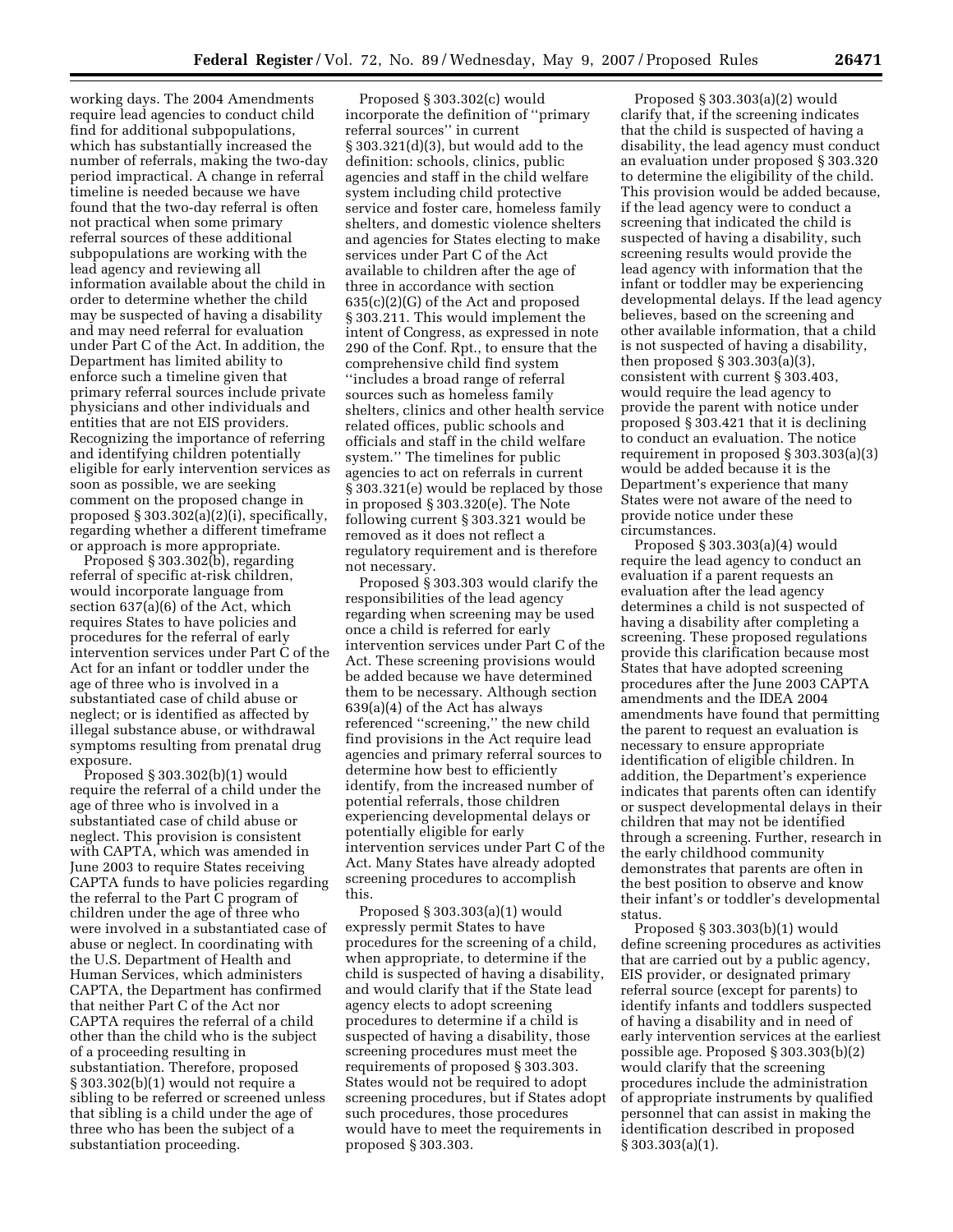working days. The 2004 Amendments require lead agencies to conduct child find for additional subpopulations, which has substantially increased the number of referrals, making the two-day period impractical. A change in referral timeline is needed because we have found that the two-day referral is often not practical when some primary referral sources of these additional subpopulations are working with the lead agency and reviewing all information available about the child in order to determine whether the child may be suspected of having a disability and may need referral for evaluation under Part C of the Act. In addition, the Department has limited ability to enforce such a timeline given that primary referral sources include private physicians and other individuals and entities that are not EIS providers. Recognizing the importance of referring and identifying children potentially eligible for early intervention services as soon as possible, we are seeking comment on the proposed change in proposed § 303.302(a)(2)(i), specifically, regarding whether a different timeframe or approach is more appropriate.

Proposed § 303.302(b), regarding referral of specific at-risk children, would incorporate language from section 637(a)(6) of the Act, which requires States to have policies and procedures for the referral of early intervention services under Part C of the Act for an infant or toddler under the age of three who is involved in a substantiated case of child abuse or neglect; or is identified as affected by illegal substance abuse, or withdrawal symptoms resulting from prenatal drug exposure.

Proposed § 303.302(b)(1) would require the referral of a child under the age of three who is involved in a substantiated case of child abuse or neglect. This provision is consistent with CAPTA, which was amended in June 2003 to require States receiving CAPTA funds to have policies regarding the referral to the Part C program of children under the age of three who were involved in a substantiated case of abuse or neglect. In coordinating with the U.S. Department of Health and Human Services, which administers CAPTA, the Department has confirmed that neither Part C of the Act nor CAPTA requires the referral of a child other than the child who is the subject of a proceeding resulting in substantiation. Therefore, proposed § 303.302(b)(1) would not require a sibling to be referred or screened unless that sibling is a child under the age of three who has been the subject of a substantiation proceeding.

Proposed § 303.302(c) would incorporate the definition of ''primary referral sources'' in current § 303.321(d)(3), but would add to the definition: schools, clinics, public agencies and staff in the child welfare system including child protective service and foster care, homeless family shelters, and domestic violence shelters and agencies for States electing to make services under Part C of the Act available to children after the age of three in accordance with section 635(c)(2)(G) of the Act and proposed § 303.211. This would implement the intent of Congress, as expressed in note 290 of the Conf. Rpt., to ensure that the comprehensive child find system ''includes a broad range of referral sources such as homeless family shelters, clinics and other health service related offices, public schools and officials and staff in the child welfare system.'' The timelines for public agencies to act on referrals in current § 303.321(e) would be replaced by those in proposed § 303.320(e). The Note following current § 303.321 would be removed as it does not reflect a regulatory requirement and is therefore not necessary.

Proposed § 303.303 would clarify the responsibilities of the lead agency regarding when screening may be used once a child is referred for early intervention services under Part C of the Act. These screening provisions would be added because we have determined them to be necessary. Although section 639(a)(4) of the Act has always referenced ''screening,'' the new child find provisions in the Act require lead agencies and primary referral sources to determine how best to efficiently identify, from the increased number of potential referrals, those children experiencing developmental delays or potentially eligible for early intervention services under Part C of the Act. Many States have already adopted screening procedures to accomplish this.

Proposed § 303.303(a)(1) would expressly permit States to have procedures for the screening of a child, when appropriate, to determine if the child is suspected of having a disability, and would clarify that if the State lead agency elects to adopt screening procedures to determine if a child is suspected of having a disability, those screening procedures must meet the requirements of proposed § 303.303. States would not be required to adopt screening procedures, but if States adopt such procedures, those procedures would have to meet the requirements in proposed § 303.303.

Proposed § 303.303(a)(2) would clarify that, if the screening indicates that the child is suspected of having a disability, the lead agency must conduct an evaluation under proposed § 303.320 to determine the eligibility of the child. This provision would be added because, if the lead agency were to conduct a screening that indicated the child is suspected of having a disability, such screening results would provide the lead agency with information that the infant or toddler may be experiencing developmental delays. If the lead agency believes, based on the screening and other available information, that a child is not suspected of having a disability, then proposed § 303.303(a)(3), consistent with current § 303.403, would require the lead agency to provide the parent with notice under proposed § 303.421 that it is declining to conduct an evaluation. The notice requirement in proposed § 303.303(a)(3) would be added because it is the Department's experience that many States were not aware of the need to provide notice under these circumstances.

Proposed § 303.303(a)(4) would require the lead agency to conduct an evaluation if a parent requests an evaluation after the lead agency determines a child is not suspected of having a disability after completing a screening. These proposed regulations provide this clarification because most States that have adopted screening procedures after the June 2003 CAPTA amendments and the IDEA 2004 amendments have found that permitting the parent to request an evaluation is necessary to ensure appropriate identification of eligible children. In addition, the Department's experience indicates that parents often can identify or suspect developmental delays in their children that may not be identified through a screening. Further, research in the early childhood community demonstrates that parents are often in the best position to observe and know their infant's or toddler's developmental status.

Proposed § 303.303(b)(1) would define screening procedures as activities that are carried out by a public agency, EIS provider, or designated primary referral source (except for parents) to identify infants and toddlers suspected of having a disability and in need of early intervention services at the earliest possible age. Proposed § 303.303(b)(2) would clarify that the screening procedures include the administration of appropriate instruments by qualified personnel that can assist in making the identification described in proposed § 303.303(a)(1).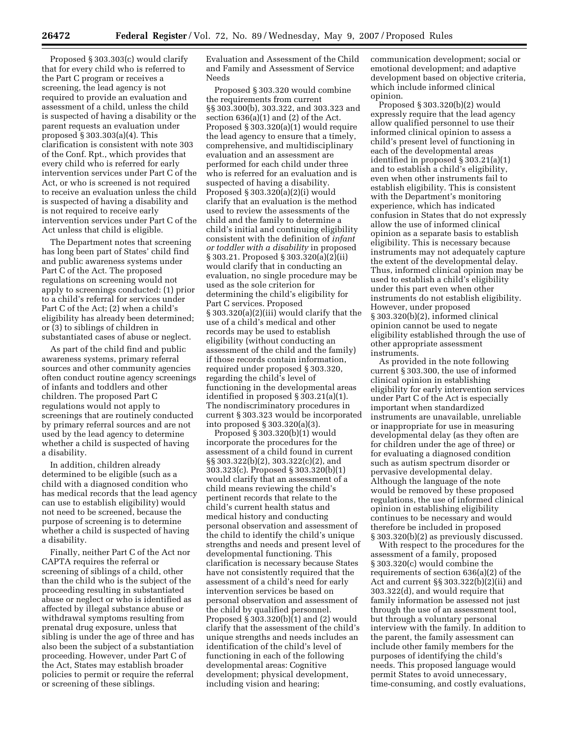Proposed § 303.303(c) would clarify that for every child who is referred to the Part C program or receives a screening, the lead agency is not required to provide an evaluation and assessment of a child, unless the child is suspected of having a disability or the parent requests an evaluation under proposed § 303.303(a)(4). This clarification is consistent with note 303 of the Conf. Rpt., which provides that every child who is referred for early intervention services under Part C of the Act, or who is screened is not required to receive an evaluation unless the child is suspected of having a disability and is not required to receive early intervention services under Part C of the Act unless that child is eligible.

The Department notes that screening has long been part of States' child find and public awareness systems under Part C of the Act. The proposed regulations on screening would not apply to screenings conducted: (1) prior to a child's referral for services under Part C of the Act; (2) when a child's eligibility has already been determined; or (3) to siblings of children in substantiated cases of abuse or neglect.

As part of the child find and public awareness systems, primary referral sources and other community agencies often conduct routine agency screenings of infants and toddlers and other children. The proposed Part C regulations would not apply to screenings that are routinely conducted by primary referral sources and are not used by the lead agency to determine whether a child is suspected of having a disability.

In addition, children already determined to be eligible (such as a child with a diagnosed condition who has medical records that the lead agency can use to establish eligibility) would not need to be screened, because the purpose of screening is to determine whether a child is suspected of having a disability.

Finally, neither Part C of the Act nor CAPTA requires the referral or screening of siblings of a child, other than the child who is the subject of the proceeding resulting in substantiated abuse or neglect or who is identified as affected by illegal substance abuse or withdrawal symptoms resulting from prenatal drug exposure, unless that sibling is under the age of three and has also been the subject of a substantiation proceeding. However, under Part C of the Act, States may establish broader policies to permit or require the referral or screening of these siblings.

Evaluation and Assessment of the Child and Family and Assessment of Service Needs

Proposed § 303.320 would combine the requirements from current §§ 303.300(b), 303.322, and 303.323 and section 636(a)(1) and (2) of the Act. Proposed § 303.320(a)(1) would require the lead agency to ensure that a timely, comprehensive, and multidisciplinary evaluation and an assessment are performed for each child under three who is referred for an evaluation and is suspected of having a disability. Proposed § 303.320(a)(2)(i) would clarify that an evaluation is the method used to review the assessments of the child and the family to determine a child's initial and continuing eligibility consistent with the definition of *infant or toddler with a disability* in proposed § 303.21. Proposed § 303.320(a)(2)(ii) would clarify that in conducting an evaluation, no single procedure may be used as the sole criterion for determining the child's eligibility for Part C services. Proposed § 303.320(a)(2)(iii) would clarify that the use of a child's medical and other records may be used to establish eligibility (without conducting an assessment of the child and the family) if those records contain information, required under proposed § 303.320, regarding the child's level of functioning in the developmental areas identified in proposed § 303.21(a)(1). The nondiscriminatory procedures in current § 303.323 would be incorporated into proposed § 303.320(a)(3).

Proposed § 303.320(b)(1) would incorporate the procedures for the assessment of a child found in current §§ 303.322(b)(2), 303.322(c)(2), and 303.323(c). Proposed § 303.320(b)(1) would clarify that an assessment of a child means reviewing the child's pertinent records that relate to the child's current health status and medical history and conducting personal observation and assessment of the child to identify the child's unique strengths and needs and present level of developmental functioning. This clarification is necessary because States have not consistently required that the assessment of a child's need for early intervention services be based on personal observation and assessment of the child by qualified personnel. Proposed § 303.320(b)(1) and (2) would clarify that the assessment of the child's unique strengths and needs includes an identification of the child's level of functioning in each of the following developmental areas: Cognitive development; physical development, including vision and hearing; communication development; social or emotional development; and adaptive development based on objective criteria, which include informed clinical opinion.

Proposed § 303.320(b)(2) would expressly require that the lead agency allow qualified personnel to use their informed clinical opinion to assess a child's present level of functioning in each of the developmental areas identified in proposed § 303.21(a)(1) and to establish a child's eligibility, even when other instruments fail to establish eligibility. This is consistent with the Department's monitoring experience, which has indicated confusion in States that do not expressly allow the use of informed clinical opinion as a separate basis to establish eligibility. This is necessary because instruments may not adequately capture the extent of the developmental delay. Thus, informed clinical opinion may be used to establish a child's eligibility under this part even when other instruments do not establish eligibility. However, under proposed § 303.320(b)(2), informed clinical opinion cannot be used to negate eligibility established through the use of other appropriate assessment instruments.

As provided in the note following current § 303.300, the use of informed clinical opinion in establishing eligibility for early intervention services under Part C of the Act is especially important when standardized instruments are unavailable, unreliable or inappropriate for use in measuring developmental delay (as they often are for children under the age of three) or for evaluating a diagnosed condition such as autism spectrum disorder or pervasive developmental delay. Although the language of the note would be removed by these proposed regulations, the use of informed clinical opinion in establishing eligibility continues to be necessary and would therefore be included in proposed § 303.320(b)(2) as previously discussed.

With respect to the procedures for the assessment of a family, proposed § 303.320(c) would combine the requirements of section 636(a)(2) of the Act and current §§ 303.322(b)(2)(ii) and 303.322(d), and would require that family information be assessed not just through the use of an assessment tool, but through a voluntary personal interview with the family. In addition to the parent, the family assessment can include other family members for the purposes of identifying the child's needs. This proposed language would permit States to avoid unnecessary, time-consuming, and costly evaluations,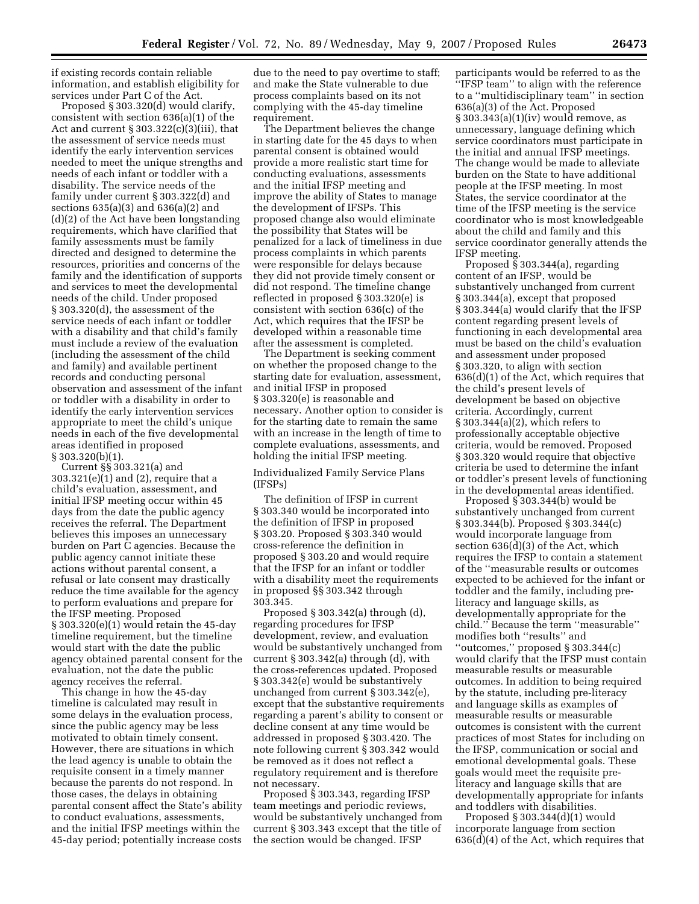if existing records contain reliable information, and establish eligibility for services under Part C of the Act.

Proposed § 303.320(d) would clarify, consistent with section 636(a)(1) of the Act and current § 303.322(c)(3)(iii), that the assessment of service needs must identify the early intervention services needed to meet the unique strengths and needs of each infant or toddler with a disability. The service needs of the family under current § 303.322(d) and sections 635(a)(3) and 636(a)(2) and (d)(2) of the Act have been longstanding requirements, which have clarified that family assessments must be family directed and designed to determine the resources, priorities and concerns of the family and the identification of supports and services to meet the developmental needs of the child. Under proposed § 303.320(d), the assessment of the service needs of each infant or toddler with a disability and that child's family must include a review of the evaluation (including the assessment of the child and family) and available pertinent records and conducting personal observation and assessment of the infant or toddler with a disability in order to identify the early intervention services appropriate to meet the child's unique needs in each of the five developmental areas identified in proposed § 303.320(b)(1).

Current §§ 303.321(a) and 303.321(e)(1) and (2), require that a child's evaluation, assessment, and initial IFSP meeting occur within 45 days from the date the public agency receives the referral. The Department believes this imposes an unnecessary burden on Part C agencies. Because the public agency cannot initiate these actions without parental consent, a refusal or late consent may drastically reduce the time available for the agency to perform evaluations and prepare for the IFSP meeting. Proposed § 303.320(e)(1) would retain the 45-day timeline requirement, but the timeline would start with the date the public agency obtained parental consent for the evaluation, not the date the public agency receives the referral.

This change in how the 45-day timeline is calculated may result in some delays in the evaluation process, since the public agency may be less motivated to obtain timely consent. However, there are situations in which the lead agency is unable to obtain the requisite consent in a timely manner because the parents do not respond. In those cases, the delays in obtaining parental consent affect the State's ability to conduct evaluations, assessments, and the initial IFSP meetings within the 45-day period; potentially increase costs due to the need to pay overtime to staff; and make the State vulnerable to due process complaints based on its not complying with the 45-day timeline requirement.

The Department believes the change in starting date for the 45 days to when parental consent is obtained would provide a more realistic start time for conducting evaluations, assessments and the initial IFSP meeting and improve the ability of States to manage the development of IFSPs. This proposed change also would eliminate the possibility that States will be penalized for a lack of timeliness in due process complaints in which parents were responsible for delays because they did not provide timely consent or did not respond. The timeline change reflected in proposed § 303.320(e) is consistent with section 636(c) of the Act, which requires that the IFSP be developed within a reasonable time after the assessment is completed.

The Department is seeking comment on whether the proposed change to the starting date for evaluation, assessment, and initial IFSP in proposed § 303.320(e) is reasonable and necessary. Another option to consider is for the starting date to remain the same with an increase in the length of time to complete evaluations, assessments, and holding the initial IFSP meeting.

Individualized Family Service Plans (IFSPs)

The definition of IFSP in current § 303.340 would be incorporated into the definition of IFSP in proposed § 303.20. Proposed § 303.340 would cross-reference the definition in proposed § 303.20 and would require that the IFSP for an infant or toddler with a disability meet the requirements in proposed §§ 303.342 through 303.345.

Proposed § 303.342(a) through (d), regarding procedures for IFSP development, review, and evaluation would be substantively unchanged from current § 303.342(a) through (d), with the cross-references updated. Proposed § 303.342(e) would be substantively unchanged from current § 303.342(e), except that the substantive requirements regarding a parent's ability to consent or decline consent at any time would be addressed in proposed § 303.420. The note following current § 303.342 would be removed as it does not reflect a regulatory requirement and is therefore not necessary.

Proposed § 303.343, regarding IFSP team meetings and periodic reviews, would be substantively unchanged from current § 303.343 except that the title of the section would be changed. IFSP participants would be referred to as the "IFSP team" to align with the reference to a "multidisciplinary team" in section 636(a)(3) of the Act. Proposed § 303.343(a)(1)(iv) would remove, as unnecessary, language defining which service coordinators must participate in the initial and annual IFSP meetings. The change would be made to alleviate burden on the State to have additional people at the IFSP meeting. In most States, the service coordinator at the time of the IFSP meeting is the service coordinator who is most knowledgeable about the child and family and this service coordinator generally attends the IFSP meeting.

Proposed § 303.344(a), regarding content of an IFSP, would be substantively unchanged from current § 303.344(a), except that proposed § 303.344(a) would clarify that the IFSP content regarding present levels of functioning in each developmental area must be based on the child's evaluation and assessment under proposed § 303.320, to align with section 636(d)(1) of the Act, which requires that the child's present levels of development be based on objective criteria. Accordingly, current § 303.344(a)(2), which refers to professionally acceptable objective criteria, would be removed. Proposed § 303.320 would require that objective criteria be used to determine the infant or toddler's present levels of functioning in the developmental areas identified.

Proposed § 303.344(b) would be substantively unchanged from current § 303.344(b). Proposed § 303.344(c) would incorporate language from section 636(d)(3) of the Act, which requires the IFSP to contain a statement of the "measurable results or outcomes expected to be achieved for the infant or toddler and the family, including pre-literacy and language skills, as developmentally appropriate for the child." Because the term "measurable" modifies both "results" and "outcomes," proposed § 303.344(c) would clarify that the IFSP must contain measurable results or measurable outcomes. In addition to being required by the statute, including pre-literacy and language skills as examples of measurable results or measurable outcomes is consistent with the current practices of most States for including on the IFSP, communication or social and emotional developmental goals. These goals would meet the requisite pre-literacy and language skills that are developmentally appropriate for infants and toddlers with disabilities.

Proposed § 303.344(d)(1) would incorporate language from section 636(d)(4) of the Act, which requires that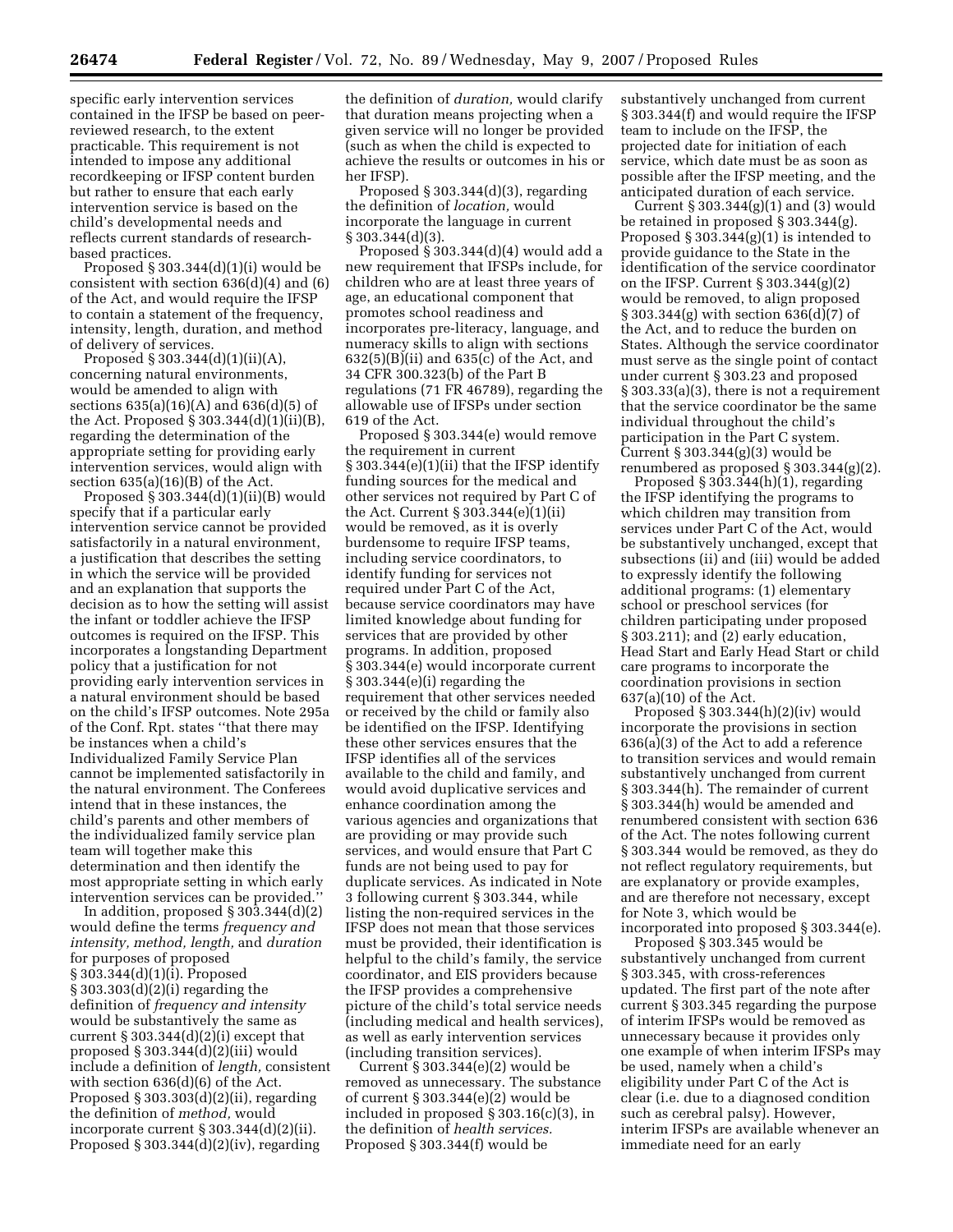specific early intervention services contained in the IFSP be based on peer-reviewed research, to the extent practicable. This requirement is not intended to impose any additional recordkeeping or IFSP content burden but rather to ensure that each early intervention service is based on the child's developmental needs and reflects current standards of research-based practices.

Proposed § 303.344(d)(1)(i) would be consistent with section 636(d)(4) and (6) of the Act, and would require the IFSP to contain a statement of the frequency, intensity, length, duration, and method of delivery of services.

Proposed § 303.344(d)(1)(ii)(A), concerning natural environments, would be amended to align with sections 635(a)(16)(A) and 636(d)(5) of the Act. Proposed § 303.344(d)(1)(ii)(B), regarding the determination of the appropriate setting for providing early intervention services, would align with section 635(a)(16)(B) of the Act.

Proposed § 303.344(d)(1)(ii)(B) would specify that if a particular early intervention service cannot be provided satisfactorily in a natural environment, a justification that describes the setting in which the service will be provided and an explanation that supports the decision as to how the setting will assist the infant or toddler achieve the IFSP outcomes is required on the IFSP. This incorporates a longstanding Department policy that a justification for not providing early intervention services in a natural environment should be based on the child's IFSP outcomes. Note 295a of the Conf. Rpt. states "that there may be instances when a child's Individualized Family Service Plan cannot be implemented satisfactorily in the natural environment. The Conferees intend that in these instances, the child's parents and other members of the individualized family service plan team will together make this determination and then identify the most appropriate setting in which early intervention services can be provided."

In addition, proposed § 303.344(d)(2) would define the terms *frequency and intensity, method, length,* and *duration* for purposes of proposed § 303.344(d)(1)(i). Proposed § 303.303(d)(2)(i) regarding the definition of *frequency and intensity* would be substantively the same as current § 303.344(d)(2)(i) except that proposed § 303.344(d)(2)(iii) would include a definition of *length,* consistent with section 636(d)(6) of the Act. Proposed § 303.303(d)(2)(ii), regarding the definition of *method,* would incorporate current § 303.344(d)(2)(ii). Proposed § 303.344(d)(2)(iv), regarding the definition of *duration,* would clarify that duration means projecting when a given service will no longer be provided (such as when the child is expected to achieve the results or outcomes in his or her IFSP).

Proposed § 303.344(d)(3), regarding the definition of *location,* would incorporate the language in current § 303.344(d)(3).

Proposed § 303.344(d)(4) would add a new requirement that IFSPs include, for children who are at least three years of age, an educational component that promotes school readiness and incorporates pre-literacy, language, and numeracy skills to align with sections 632(5)(B)(ii) and 635(c) of the Act, and 34 CFR 300.323(b) of the Part B regulations (71 FR 46789), regarding the allowable use of IFSPs under section 619 of the Act.

Proposed § 303.344(e) would remove the requirement in current § 303.344(e)(1)(ii) that the IFSP identify funding sources for the medical and other services not required by Part C of the Act. Current § 303.344(e)(1)(ii) would be removed, as it is overly burdensome to require IFSP teams, including service coordinators, to identify funding for services not required under Part C of the Act, because service coordinators may have limited knowledge about funding for services that are provided by other programs. In addition, proposed § 303.344(e) would incorporate current § 303.344(e)(i) regarding the requirement that other services needed or received by the child or family also be identified on the IFSP. Identifying these other services ensures that the IFSP identifies all of the services available to the child and family, and would avoid duplicative services and enhance coordination among the various agencies and organizations that are providing or may provide such services, and would ensure that Part C funds are not being used to pay for duplicate services. As indicated in Note 3 following current § 303.344, while listing the non-required services in the IFSP does not mean that those services must be provided, their identification is helpful to the child's family, the service coordinator, and EIS providers because the IFSP provides a comprehensive picture of the child's total service needs (including medical and health services), as well as early intervention services (including transition services).

Current § 303.344(e)(2) would be removed as unnecessary. The substance of current § 303.344(e)(2) would be included in proposed § 303.16(c)(3), in the definition of *health services.* Proposed § 303.344(f) would be substantively unchanged from current § 303.344(f) and would require the IFSP team to include on the IFSP, the projected date for initiation of each service, which date must be as soon as possible after the IFSP meeting, and the anticipated duration of each service.

Current § 303.344(g)(1) and (3) would be retained in proposed § 303.344(g). Proposed § 303.344(g)(1) is intended to provide guidance to the State in the identification of the service coordinator on the IFSP. Current § 303.344(g)(2) would be removed, to align proposed § 303.344(g) with section 636(d)(7) of the Act, and to reduce the burden on States. Although the service coordinator must serve as the single point of contact under current § 303.23 and proposed § 303.33(a)(3), there is not a requirement that the service coordinator be the same individual throughout the child's participation in the Part C system. Current § 303.344(g)(3) would be renumbered as proposed § 303.344(g)(2).

Proposed § 303.344(h)(1), regarding the IFSP identifying the programs to which children may transition from services under Part C of the Act, would be substantively unchanged, except that subsections (ii) and (iii) would be added to expressly identify the following additional programs: (1) elementary school or preschool services (for children participating under proposed § 303.211); and (2) early education, Head Start and Early Head Start or child care programs to incorporate the coordination provisions in section 637(a)(10) of the Act.

Proposed § 303.344(h)(2)(iv) would incorporate the provisions in section 636(a)(3) of the Act to add a reference to transition services and would remain substantively unchanged from current § 303.344(h). The remainder of current § 303.344(h) would be amended and renumbered consistent with section 636 of the Act. The notes following current § 303.344 would be removed, as they do not reflect regulatory requirements, but are explanatory or provide examples, and are therefore not necessary, except for Note 3, which would be incorporated into proposed § 303.344(e).

Proposed § 303.345 would be substantively unchanged from current § 303.345, with cross-references updated. The first part of the note after current § 303.345 regarding the purpose of interim IFSPs would be removed as unnecessary because it provides only one example of when interim IFSPs may be used, namely when a child's eligibility under Part C of the Act is clear (i.e. due to a diagnosed condition such as cerebral palsy). However, interim IFSPs are available whenever an immediate need for an early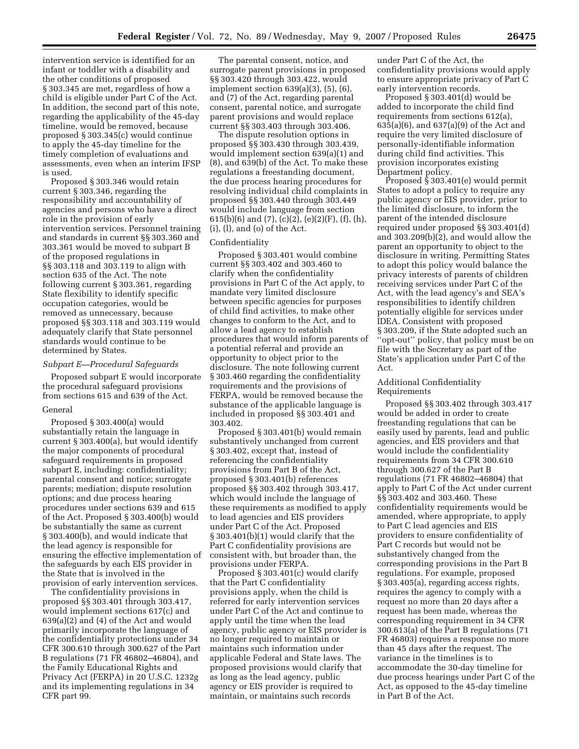intervention service is identified for an infant or toddler with a disability and the other conditions of proposed § 303.345 are met, regardless of how a child is eligible under Part C of the Act. In addition, the second part of this note, regarding the applicability of the 45-day timeline, would be removed, because proposed § 303.345(c) would continue to apply the 45-day timeline for the timely completion of evaluations and assessments, even when an interim IFSP is used.

Proposed § 303.346 would retain current § 303.346, regarding the responsibility and accountability of agencies and persons who have a direct role in the provision of early intervention services. Personnel training and standards in current §§ 303.360 and 303.361 would be moved to subpart B of the proposed regulations in §§ 303.118 and 303.119 to align with section 635 of the Act. The note following current § 303.361, regarding State flexibility to identify specific occupation categories, would be removed as unnecessary, because proposed §§ 303.118 and 303.119 would adequately clarify that State personnel standards would continue to be determined by States.

*Subpart E—Procedural Safeguards*

Proposed subpart E would incorporate the procedural safeguard provisions from sections 615 and 639 of the Act.

General

Proposed § 303.400(a) would substantially retain the language in current § 303.400(a), but would identify the major components of procedural safeguard requirements in proposed subpart E, including: confidentiality; parental consent and notice; surrogate parents; mediation; dispute resolution options; and due process hearing procedures under sections 639 and 615 of the Act. Proposed § 303.400(b) would be substantially the same as current § 303.400(b), and would indicate that the lead agency is responsible for ensuring the effective implementation of the safeguards by each EIS provider in the State that is involved in the provision of early intervention services.

The confidentiality provisions in proposed §§ 303.401 through 303.417, would implement sections 617(c) and 639(a)(2) and (4) of the Act and would primarily incorporate the language of the confidentiality protections under 34 CFR 300.610 through 300.627 of the Part B regulations (71 FR 46802–46804), and the Family Educational Rights and Privacy Act (FERPA) in 20 U.S.C. 1232g and its implementing regulations in 34 CFR part 99.

The parental consent, notice, and surrogate parent provisions in proposed §§ 303.420 through 303.422, would implement section 639(a)(3), (5), (6), and (7) of the Act, regarding parental consent, parental notice, and surrogate parent provisions and would replace current §§ 303.403 through 303.406.

The dispute resolution options in proposed §§ 303.430 through 303.439, would implement section 639(a)(1) and (8), and 639(b) of the Act. To make these regulations a freestanding document, the due process hearing procedures for resolving individual child complaints in proposed §§ 303.440 through 303.449 would include language from section 615(b)(6) and (7), (c)(2), (e)(2)(F), (f), (h), (i), (l), and (o) of the Act.

Confidentiality

Proposed § 303.401 would combine current §§ 303.402 and 303.460 to clarify when the confidentiality provisions in Part C of the Act apply, to mandate very limited disclosure between specific agencies for purposes of child find activities, to make other changes to conform to the Act, and to allow a lead agency to establish procedures that would inform parents of a potential referral and provide an opportunity to object prior to the disclosure. The note following current § 303.460 regarding the confidentiality requirements and the provisions of FERPA, would be removed because the substance of the applicable language is included in proposed §§ 303.401 and 303.402.

Proposed § 303.401(b) would remain substantively unchanged from current § 303.402, except that, instead of referencing the confidentiality provisions from Part B of the Act, proposed § 303.401(b) references proposed §§ 303.402 through 303.417, which would include the language of these requirements as modified to apply to lead agencies and EIS providers under Part C of the Act. Proposed § 303.401(b)(1) would clarify that the Part C confidentiality provisions are consistent with, but broader than, the provisions under FERPA.

Proposed § 303.401(c) would clarify that the Part C confidentiality provisions apply, when the child is referred for early intervention services under Part C of the Act and continue to apply until the time when the lead agency, public agency or EIS provider is no longer required to maintain or maintains such information under applicable Federal and State laws. The proposed provisions would clarify that as long as the lead agency, public agency or EIS provider is required to maintain, or maintains such records under Part C of the Act, the confidentiality provisions would apply to ensure appropriate privacy of Part C early intervention records.

Proposed § 303.401(d) would be added to incorporate the child find requirements from sections 612(a), 635(a)(6), and 637(a)(9) of the Act and require the very limited disclosure of personally-identifiable information during child find activities. This provision incorporates existing Department policy.

Proposed § 303.401(e) would permit States to adopt a policy to require any public agency or EIS provider, prior to the limited disclosure, to inform the parent of the intended disclosure required under proposed §§ 303.401(d) and 303.209(b)(2), and would allow the parent an opportunity to object to the disclosure in writing. Permitting States to adopt this policy would balance the privacy interests of parents of children receiving services under Part C of the Act, with the lead agency's and SEA's responsibilities to identify children potentially eligible for services under IDEA. Consistent with proposed § 303.209, if the State adopted such an ''opt-out'' policy, that policy must be on file with the Secretary as part of the State's application under Part C of the Act.

Additional Confidentiality Requirements

Proposed §§ 303.402 through 303.417 would be added in order to create freestanding regulations that can be easily used by parents, lead and public agencies, and EIS providers and that would include the confidentiality requirements from 34 CFR 300.610 through 300.627 of the Part B regulations (71 FR 46802–46804) that apply to Part C of the Act under current §§ 303.402 and 303.460. These confidentiality requirements would be amended, where appropriate, to apply to Part C lead agencies and EIS providers to ensure confidentiality of Part C records but would not be substantively changed from the corresponding provisions in the Part B regulations. For example, proposed § 303.405(a), regarding access rights, requires the agency to comply with a request no more than 20 days after a request has been made, whereas the corresponding requirement in 34 CFR 300.613(a) of the Part B regulations (71 FR 46803) requires a response no more than 45 days after the request. The variance in the timelines is to accommodate the 30-day timeline for due process hearings under Part C of the Act, as opposed to the 45-day timeline in Part B of the Act.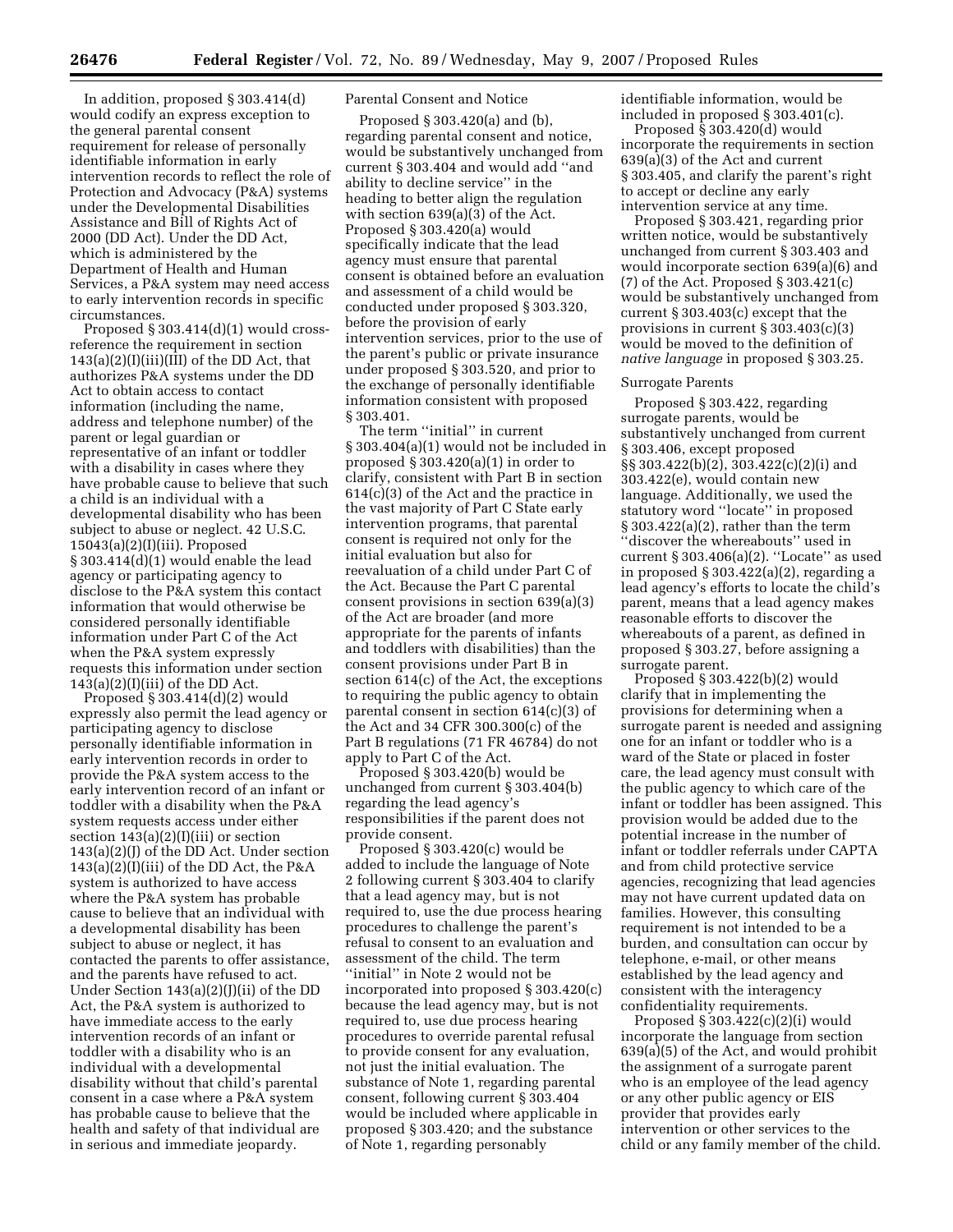In addition, proposed § 303.414(d) would codify an express exception to the general parental consent requirement for release of personally identifiable information in early intervention records to reflect the role of Protection and Advocacy (P&A) systems under the Developmental Disabilities Assistance and Bill of Rights Act of 2000 (DD Act). Under the DD Act, which is administered by the Department of Health and Human Services, a P&A system may need access to early intervention records in specific circumstances.

Proposed § 303.414(d)(1) would cross-reference the requirement in section 143(a)(2)(I)(iii)(III) of the DD Act, that authorizes P&A systems under the DD Act to obtain access to contact information (including the name, address and telephone number) of the parent or legal guardian or representative of an infant or toddler with a disability in cases where they have probable cause to believe that such a child is an individual with a developmental disability who has been subject to abuse or neglect. 42 U.S.C. 15043(a)(2)(I)(iii). Proposed § 303.414(d)(1) would enable the lead agency or participating agency to disclose to the P&A system this contact information that would otherwise be considered personally identifiable information under Part C of the Act when the P&A system expressly requests this information under section 143(a)(2)(I)(iii) of the DD Act.

Proposed § 303.414(d)(2) would expressly also permit the lead agency or participating agency to disclose personally identifiable information in early intervention records in order to provide the P&A system access to the early intervention record of an infant or toddler with a disability when the P&A system requests access under either section 143(a)(2)(I)(iii) or section 143(a)(2)(J) of the DD Act. Under section 143(a)(2)(I)(iii) of the DD Act, the P&A system is authorized to have access where the P&A system has probable cause to believe that an individual with a developmental disability has been subject to abuse or neglect, it has contacted the parents to offer assistance, and the parents have refused to act. Under Section 143(a)(2)(J)(ii) of the DD Act, the P&A system is authorized to have immediate access to the early intervention records of an infant or toddler with a disability who is an individual with a developmental disability without that child's parental consent in a case where a P&A system has probable cause to believe that the health and safety of that individual are in serious and immediate jeopardy.

Parental Consent and Notice

Proposed § 303.420(a) and (b), regarding parental consent and notice, would be substantively unchanged from current § 303.404 and would add ''and ability to decline service'' in the heading to better align the regulation with section 639(a)(3) of the Act. Proposed § 303.420(a) would specifically indicate that the lead agency must ensure that parental consent is obtained before an evaluation and assessment of a child would be conducted under proposed § 303.320, before the provision of early intervention services, prior to the use of the parent's public or private insurance under proposed § 303.520, and prior to the exchange of personally identifiable information consistent with proposed § 303.401.

The term ''initial'' in current § 303.404(a)(1) would not be included in proposed § 303.420(a)(1) in order to clarify, consistent with Part B in section 614(c)(3) of the Act and the practice in the vast majority of Part C State early intervention programs, that parental consent is required not only for the initial evaluation but also for reevaluation of a child under Part C of the Act. Because the Part C parental consent provisions in section 639(a)(3) of the Act are broader (and more appropriate for the parents of infants and toddlers with disabilities) than the consent provisions under Part B in section 614(c) of the Act, the exceptions to requiring the public agency to obtain parental consent in section 614(c)(3) of the Act and 34 CFR 300.300(c) of the Part B regulations (71 FR 46784) do not apply to Part C of the Act.

Proposed § 303.420(b) would be unchanged from current § 303.404(b) regarding the lead agency's responsibilities if the parent does not provide consent.

Proposed § 303.420(c) would be added to include the language of Note 2 following current § 303.404 to clarify that a lead agency may, but is not required to, use the due process hearing procedures to challenge the parent's refusal to consent to an evaluation and assessment of the child. The term ''initial'' in Note 2 would not be incorporated into proposed § 303.420(c) because the lead agency may, but is not required to, use due process hearing procedures to override parental refusal to provide consent for any evaluation, not just the initial evaluation. The substance of Note 1, regarding parental consent, following current § 303.404 would be included where applicable in proposed § 303.420; and the substance of Note 1, regarding personally identifiable information, would be included in proposed § 303.401(c).

Proposed § 303.420(d) would incorporate the requirements in section 639(a)(3) of the Act and current § 303.405, and clarify the parent's right to accept or decline any early intervention service at any time.

Proposed § 303.421, regarding prior written notice, would be substantively unchanged from current § 303.403 and would incorporate section 639(a)(6) and (7) of the Act. Proposed § 303.421(c) would be substantively unchanged from current § 303.403(c) except that the provisions in current § 303.403(c)(3) would be moved to the definition of *native language* in proposed § 303.25.

Surrogate Parents

Proposed § 303.422, regarding surrogate parents, would be substantively unchanged from current § 303.406, except proposed §§ 303.422(b)(2), 303.422(c)(2)(i) and 303.422(e), would contain new language. Additionally, we used the statutory word ''locate'' in proposed § 303.422(a)(2), rather than the term ''discover the whereabouts'' used in current § 303.406(a)(2). ''Locate'' as used in proposed § 303.422(a)(2), regarding a lead agency's efforts to locate the child's parent, means that a lead agency makes reasonable efforts to discover the whereabouts of a parent, as defined in proposed § 303.27, before assigning a surrogate parent.

Proposed § 303.422(b)(2) would clarify that in implementing the provisions for determining when a surrogate parent is needed and assigning one for an infant or toddler who is a ward of the State or placed in foster care, the lead agency must consult with the public agency to which care of the infant or toddler has been assigned. This provision would be added due to the potential increase in the number of infant or toddler referrals under CAPTA and from child protective service agencies, recognizing that lead agencies may not have current updated data on families. However, this consulting requirement is not intended to be a burden, and consultation can occur by telephone, e-mail, or other means established by the lead agency and consistent with the interagency confidentiality requirements.

Proposed § 303.422(c)(2)(i) would incorporate the language from section 639(a)(5) of the Act, and would prohibit the assignment of a surrogate parent who is an employee of the lead agency or any other public agency or EIS provider that provides early intervention or other services to the child or any family member of the child.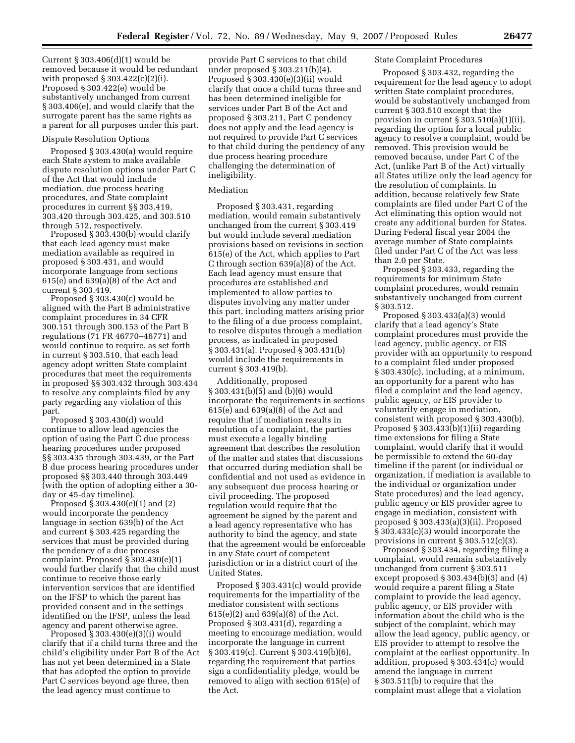Current § 303.406(d)(1) would be removed because it would be redundant with proposed § 303.422(c)(2)(i). Proposed § 303.422(e) would be substantively unchanged from current § 303.406(e), and would clarify that the surrogate parent has the same rights as a parent for all purposes under this part.

Dispute Resolution Options

Proposed § 303.430(a) would require each State system to make available dispute resolution options under Part C of the Act that would include mediation, due process hearing procedures, and State complaint procedures in current §§ 303.419, 303.420 through 303.425, and 303.510 through 512, respectively.

Proposed § 303.430(b) would clarify that each lead agency must make mediation available as required in proposed § 303.431, and would incorporate language from sections 615(e) and 639(a)(8) of the Act and current § 303.419.

Proposed § 303.430(c) would be aligned with the Part B administrative complaint procedures in 34 CFR 300.151 through 300.153 of the Part B regulations (71 FR 46770–46771) and would continue to require, as set forth in current § 303.510, that each lead agency adopt written State complaint procedures that meet the requirements in proposed §§ 303.432 through 303.434 to resolve any complaints filed by any party regarding any violation of this part.

Proposed § 303.430(d) would continue to allow lead agencies the option of using the Part C due process hearing procedures under proposed §§ 303.435 through 303.439, or the Part B due process hearing procedures under proposed §§ 303.440 through 303.449 (with the option of adopting either a 30-day or 45-day timeline).

Proposed § 303.430(e)(1) and (2) would incorporate the pendency language in section 639(b) of the Act and current § 303.425 regarding the services that must be provided during the pendency of a due process complaint. Proposed § 303.430(e)(1) would further clarify that the child must continue to receive those early intervention services that are identified on the IFSP to which the parent has provided consent and in the settings identified on the IFSP, unless the lead agency and parent otherwise agree.

Proposed § 303.430(e)(3)(i) would clarify that if a child turns three and the child's eligibility under Part B of the Act has not yet been determined in a State that has adopted the option to provide Part C services beyond age three, then the lead agency must continue to provide Part C services to that child under proposed § 303.211(b)(4). Proposed § 303.430(e)(3)(ii) would clarify that once a child turns three and has been determined ineligible for services under Part B of the Act and proposed § 303.211, Part C pendency does not apply and the lead agency is not required to provide Part C services to that child during the pendency of any due process hearing procedure challenging the determination of ineligibility.

Mediation

Proposed § 303.431, regarding mediation, would remain substantively unchanged from the current § 303.419 but would include several mediation provisions based on revisions in section 615(e) of the Act, which applies to Part C through section 639(a)(8) of the Act. Each lead agency must ensure that procedures are established and implemented to allow parties to disputes involving any matter under this part, including matters arising prior to the filing of a due process complaint, to resolve disputes through a mediation process, as indicated in proposed § 303.431(a). Proposed § 303.431(b) would include the requirements in current § 303.419(b).

Additionally, proposed § 303.431(b)(5) and (b)(6) would incorporate the requirements in sections 615(e) and 639(a)(8) of the Act and require that if mediation results in resolution of a complaint, the parties must execute a legally binding agreement that describes the resolution of the matter and states that discussions that occurred during mediation shall be confidential and not used as evidence in any subsequent due process hearing or civil proceeding. The proposed regulation would require that the agreement be signed by the parent and a lead agency representative who has authority to bind the agency, and state that the agreement would be enforceable in any State court of competent jurisdiction or in a district court of the United States.

Proposed § 303.431(c) would provide requirements for the impartiality of the mediator consistent with sections 615(e)(2) and 639(a)(8) of the Act. Proposed § 303.431(d), regarding a meeting to encourage mediation, would incorporate the language in current § 303.419(c). Current § 303.419(b)(6), regarding the requirement that parties sign a confidentiality pledge, would be removed to align with section 615(e) of the Act.

State Complaint Procedures

Proposed § 303.432, regarding the requirement for the lead agency to adopt written State complaint procedures, would be substantively unchanged from current § 303.510 except that the provision in current § 303.510(a)(1)(ii), regarding the option for a local public agency to resolve a complaint, would be removed. This provision would be removed because, under Part C of the Act, (unlike Part B of the Act) virtually all States utilize only the lead agency for the resolution of complaints. In addition, because relatively few State complaints are filed under Part C of the Act eliminating this option would not create any additional burden for States. During Federal fiscal year 2004 the average number of State complaints filed under Part C of the Act was less than 2.0 per State.

Proposed § 303.433, regarding the requirements for minimum State complaint procedures, would remain substantively unchanged from current § 303.512.

Proposed § 303.433(a)(3) would clarify that a lead agency's State complaint procedures must provide the lead agency, public agency, or EIS provider with an opportunity to respond to a complaint filed under proposed § 303.430(c), including, at a minimum, an opportunity for a parent who has filed a complaint and the lead agency, public agency, or EIS provider to voluntarily engage in mediation, consistent with proposed § 303.430(b). Proposed § 303.433(b)(1)(ii) regarding time extensions for filing a State complaint, would clarify that it would be permissible to extend the 60-day timeline if the parent (or individual or organization, if mediation is available to the individual or organization under State procedures) and the lead agency, public agency or EIS provider agree to engage in mediation, consistent with proposed § 303.433(a)(3)(ii). Proposed § 303.433(c)(3) would incorporate the provisions in current § 303.512(c)(3).

Proposed § 303.434, regarding filing a complaint, would remain substantively unchanged from current § 303.511 except proposed § 303.434(b)(3) and (4) would require a parent filing a State complaint to provide the lead agency, public agency, or EIS provider with information about the child who is the subject of the complaint, which may allow the lead agency, public agency, or EIS provider to attempt to resolve the complaint at the earliest opportunity. In addition, proposed § 303.434(c) would amend the language in current § 303.511(b) to require that the complaint must allege that a violation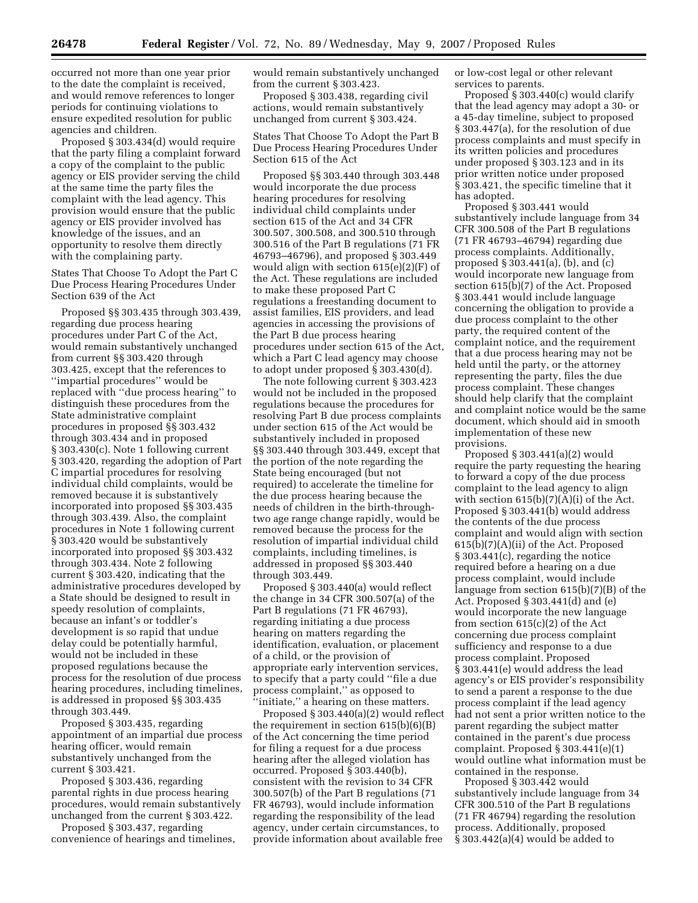occurred not more than one year prior to the date the complaint is received, and would remove references to longer periods for continuing violations to ensure expedited resolution for public agencies and children.

Proposed § 303.434(d) would require that the party filing a complaint forward a copy of the complaint to the public agency or EIS provider serving the child at the same time the party files the complaint with the lead agency. This provision would ensure that the public agency or EIS provider involved has knowledge of the issues, and an opportunity to resolve them directly with the complaining party.

States That Choose To Adopt the Part C Due Process Hearing Procedures Under Section 639 of the Act

Proposed §§ 303.435 through 303.439, regarding due process hearing procedures under Part C of the Act, would remain substantively unchanged from current §§ 303.420 through 303.425, except that the references to ''impartial procedures'' would be replaced with ''due process hearing'' to distinguish these procedures from the State administrative complaint procedures in proposed §§ 303.432 through 303.434 and in proposed § 303.430(c). Note 1 following current § 303.420, regarding the adoption of Part C impartial procedures for resolving individual child complaints, would be removed because it is substantively incorporated into proposed §§ 303.435 through 303.439. Also, the complaint procedures in Note 1 following current § 303.420 would be substantively incorporated into proposed §§ 303.432 through 303.434. Note 2 following current § 303.420, indicating that the administrative procedures developed by a State should be designed to result in speedy resolution of complaints, because an infant's or toddler's development is so rapid that undue delay could be potentially harmful, would not be included in these proposed regulations because the process for the resolution of due process hearing procedures, including timelines, is addressed in proposed §§ 303.435 through 303.449.

Proposed § 303.435, regarding appointment of an impartial due process hearing officer, would remain substantively unchanged from the current § 303.421.

Proposed § 303.436, regarding parental rights in due process hearing procedures, would remain substantively unchanged from the current § 303.422.

Proposed § 303.437, regarding convenience of hearings and timelines, would remain substantively unchanged from the current § 303.423.

Proposed § 303.438, regarding civil actions, would remain substantively unchanged from current § 303.424.

States That Choose To Adopt the Part B Due Process Hearing Procedures Under Section 615 of the Act

Proposed §§ 303.440 through 303.448 would incorporate the due process hearing procedures for resolving individual child complaints under section 615 of the Act and 34 CFR 300.507, 300.508, and 300.510 through 300.516 of the Part B regulations (71 FR 46793–46796), and proposed § 303.449 would align with section 615(e)(2)(F) of the Act. These regulations are included to make these proposed Part C regulations a freestanding document to assist families, EIS providers, and lead agencies in accessing the provisions of the Part B due process hearing procedures under section 615 of the Act, which a Part C lead agency may choose to adopt under proposed § 303.430(d).

The note following current § 303.423 would not be included in the proposed regulations because the procedures for resolving Part B due process complaints under section 615 of the Act would be substantively included in proposed §§ 303.440 through 303.449, except that the portion of the note regarding the State being encouraged (but not required) to accelerate the timeline for the due process hearing because the needs of children in the birth-through-two age range change rapidly, would be removed because the process for the resolution of impartial individual child complaints, including timelines, is addressed in proposed §§ 303.440 through 303.449.

Proposed § 303.440(a) would reflect the change in 34 CFR 300.507(a) of the Part B regulations (71 FR 46793), regarding initiating a due process hearing on matters regarding the identification, evaluation, or placement of a child, or the provision of appropriate early intervention services, to specify that a party could ''file a due process complaint,'' as opposed to ''initiate,'' a hearing on these matters.

Proposed § 303.440(a)(2) would reflect the requirement in section 615(b)(6)(B) of the Act concerning the time period for filing a request for a due process hearing after the alleged violation has occurred. Proposed § 303.440(b), consistent with the revision to 34 CFR 300.507(b) of the Part B regulations (71 FR 46793), would include information regarding the responsibility of the lead agency, under certain circumstances, to provide information about available free or low-cost legal or other relevant services to parents.

Proposed § 303.440(c) would clarify that the lead agency may adopt a 30- or a 45-day timeline, subject to proposed § 303.447(a), for the resolution of due process complaints and must specify in its written policies and procedures under proposed § 303.123 and in its prior written notice under proposed § 303.421, the specific timeline that it has adopted.

Proposed § 303.441 would substantively include language from 34 CFR 300.508 of the Part B regulations (71 FR 46793–46794) regarding due process complaints. Additionally, proposed § 303.441(a), (b), and (c) would incorporate new language from section 615(b)(7) of the Act. Proposed § 303.441 would include language concerning the obligation to provide a due process complaint to the other party, the required content of the complaint notice, and the requirement that a due process hearing may not be held until the party, or the attorney representing the party, files the due process complaint. These changes should help clarify that the complaint and complaint notice would be the same document, which should aid in smooth implementation of these new provisions.

Proposed § 303.441(a)(2) would require the party requesting the hearing to forward a copy of the due process complaint to the lead agency to align with section 615(b)(7)(A)(i) of the Act. Proposed § 303.441(b) would address the contents of the due process complaint and would align with section 615(b)(7)(A)(ii) of the Act. Proposed § 303.441(c), regarding the notice required before a hearing on a due process complaint, would include language from section 615(b)(7)(B) of the Act. Proposed § 303.441(d) and (e) would incorporate the new language from section 615(c)(2) of the Act concerning due process complaint sufficiency and response to a due process complaint. Proposed § 303.441(e) would address the lead agency's or EIS provider's responsibility to send a parent a response to the due process complaint if the lead agency had not sent a prior written notice to the parent regarding the subject matter contained in the parent's due process complaint. Proposed § 303.441(e)(1) would outline what information must be contained in the response.

Proposed § 303.442 would substantively include language from 34 CFR 300.510 of the Part B regulations (71 FR 46794) regarding the resolution process. Additionally, proposed § 303.442(a)(4) would be added to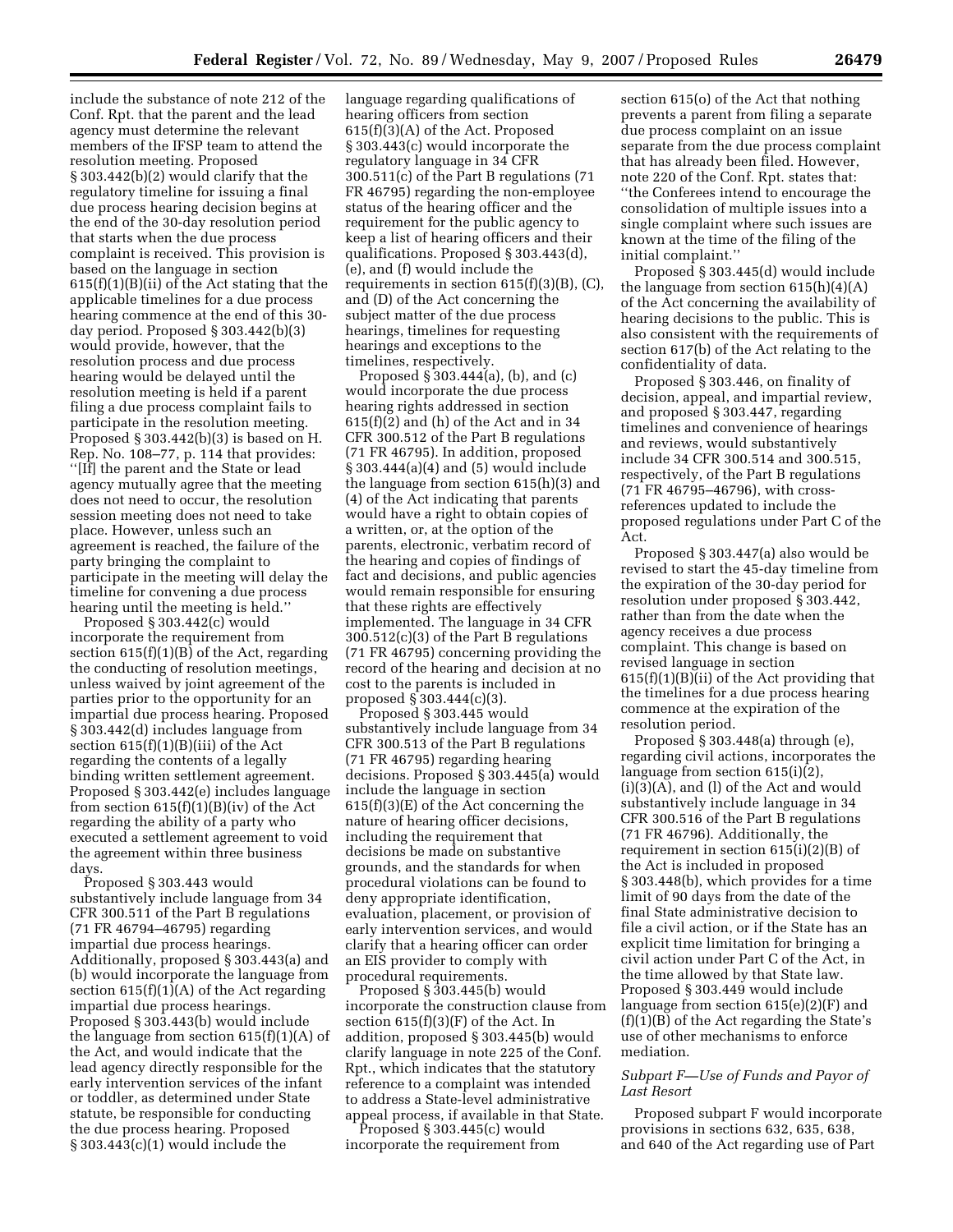include the substance of note 212 of the Conf. Rpt. that the parent and the lead agency must determine the relevant members of the IFSP team to attend the resolution meeting. Proposed § 303.442(b)(2) would clarify that the regulatory timeline for issuing a final due process hearing decision begins at the end of the 30-day resolution period that starts when the due process complaint is received. This provision is based on the language in section 615(f)(1)(B)(ii) of the Act stating that the applicable timelines for a due process hearing commence at the end of this 30-day period. Proposed § 303.442(b)(3) would provide, however, that the resolution process and due process hearing would be delayed until the resolution meeting is held if a parent filing a due process complaint fails to participate in the resolution meeting. Proposed § 303.442(b)(3) is based on H. Rep. No. 108–77, p. 114 that provides: ''[If] the parent and the State or lead agency mutually agree that the meeting does not need to occur, the resolution session meeting does not need to take place. However, unless such an agreement is reached, the failure of the party bringing the complaint to participate in the meeting will delay the timeline for convening a due process hearing until the meeting is held.''

Proposed § 303.442(c) would incorporate the requirement from section 615(f)(1)(B) of the Act, regarding the conducting of resolution meetings, unless waived by joint agreement of the parties prior to the opportunity for an impartial due process hearing. Proposed § 303.442(d) includes language from section 615(f)(1)(B)(iii) of the Act regarding the contents of a legally binding written settlement agreement. Proposed § 303.442(e) includes language from section 615(f)(1)(B)(iv) of the Act regarding the ability of a party who executed a settlement agreement to void the agreement within three business days.

Proposed § 303.443 would substantively include language from 34 CFR 300.511 of the Part B regulations (71 FR 46794–46795) regarding impartial due process hearings. Additionally, proposed § 303.443(a) and (b) would incorporate the language from section 615(f)(1)(A) of the Act regarding impartial due process hearings. Proposed § 303.443(b) would include the language from section 615(f)(1)(A) of the Act, and would indicate that the lead agency directly responsible for the early intervention services of the infant or toddler, as determined under State statute, be responsible for conducting the due process hearing. Proposed § 303.443(c)(1) would include the language regarding qualifications of hearing officers from section 615(f)(3)(A) of the Act. Proposed § 303.443(c) would incorporate the regulatory language in 34 CFR 300.511(c) of the Part B regulations (71 FR 46795) regarding the non-employee status of the hearing officer and the requirement for the public agency to keep a list of hearing officers and their qualifications. Proposed § 303.443(d), (e), and (f) would include the requirements in section 615(f)(3)(B), (C), and (D) of the Act concerning the subject matter of the due process hearings, timelines for requesting hearings and exceptions to the timelines, respectively.

Proposed § 303.444(a), (b), and (c) would incorporate the due process hearing rights addressed in section 615(f)(2) and (h) of the Act and in 34 CFR 300.512 of the Part B regulations (71 FR 46795). In addition, proposed § 303.444(a)(4) and (5) would include the language from section 615(h)(3) and (4) of the Act indicating that parents would have a right to obtain copies of a written, or, at the option of the parents, electronic, verbatim record of the hearing and copies of findings of fact and decisions, and public agencies would remain responsible for ensuring that these rights are effectively implemented. The language in 34 CFR 300.512(c)(3) of the Part B regulations (71 FR 46795) concerning providing the record of the hearing and decision at no cost to the parents is included in proposed § 303.444(c)(3).

Proposed § 303.445 would substantively include language from 34 CFR 300.513 of the Part B regulations (71 FR 46795) regarding hearing decisions. Proposed § 303.445(a) would include the language in section 615(f)(3)(E) of the Act concerning the nature of hearing officer decisions, including the requirement that decisions be made on substantive grounds, and the standards for when procedural violations can be found to deny appropriate identification, evaluation, placement, or provision of early intervention services, and would clarify that a hearing officer can order an EIS provider to comply with procedural requirements.

Proposed § 303.445(b) would incorporate the construction clause from section 615(f)(3)(F) of the Act. In addition, proposed § 303.445(b) would clarify language in note 225 of the Conf. Rpt., which indicates that the statutory reference to a complaint was intended to address a State-level administrative appeal process, if available in that State.

Proposed § 303.445(c) would incorporate the requirement from section 615(o) of the Act that nothing prevents a parent from filing a separate due process complaint on an issue separate from the due process complaint that has already been filed. However, note 220 of the Conf. Rpt. states that: ''the Conferees intend to encourage the consolidation of multiple issues into a single complaint where such issues are known at the time of the filing of the initial complaint.''

Proposed § 303.445(d) would include the language from section 615(h)(4)(A) of the Act concerning the availability of hearing decisions to the public. This is also consistent with the requirements of section 617(b) of the Act relating to the confidentiality of data.

Proposed § 303.446, on finality of decision, appeal, and impartial review, and proposed § 303.447, regarding timelines and convenience of hearings and reviews, would substantively include 34 CFR 300.514 and 300.515, respectively, of the Part B regulations (71 FR 46795–46796), with cross-references updated to include the proposed regulations under Part C of the Act.

Proposed § 303.447(a) also would be revised to start the 45-day timeline from the expiration of the 30-day period for resolution under proposed § 303.442, rather than from the date when the agency receives a due process complaint. This change is based on revised language in section 615(f)(1)(B)(ii) of the Act providing that the timelines for a due process hearing commence at the expiration of the resolution period.

Proposed § 303.448(a) through (e), regarding civil actions, incorporates the language from section 615(i)(2), (i)(3)(A), and (l) of the Act and would substantively include language in 34 CFR 300.516 of the Part B regulations (71 FR 46796). Additionally, the requirement in section 615(i)(2)(B) of the Act is included in proposed § 303.448(b), which provides for a time limit of 90 days from the date of the final State administrative decision to file a civil action, or if the State has an explicit time limitation for bringing a civil action under Part C of the Act, in the time allowed by that State law. Proposed § 303.449 would include language from section 615(e)(2)(F) and (f)(1)(B) of the Act regarding the State's use of other mechanisms to enforce mediation.

*Subpart F—Use of Funds and Payor of Last Resort*

Proposed subpart F would incorporate provisions in sections 632, 635, 638, and 640 of the Act regarding use of Part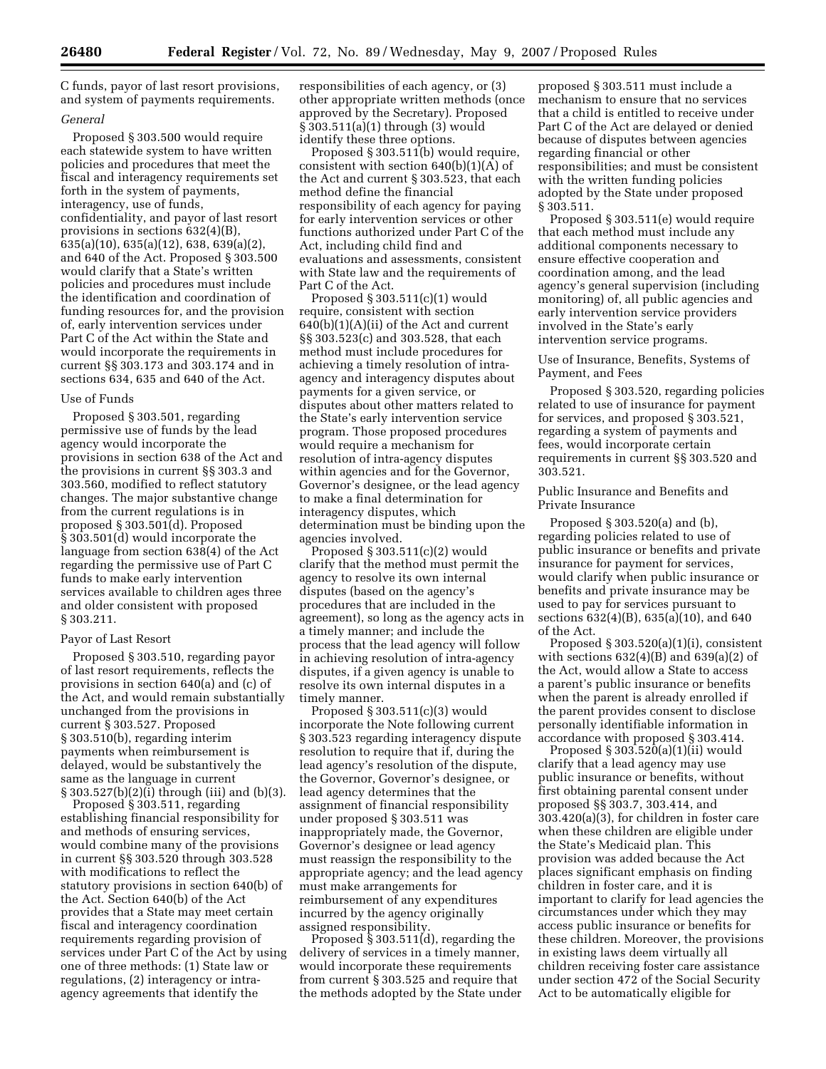C funds, payor of last resort provisions, and system of payments requirements.

*General*

Proposed § 303.500 would require each statewide system to have written policies and procedures that meet the fiscal and interagency requirements set forth in the system of payments, interagency, use of funds, confidentiality, and payor of last resort provisions in sections 632(4)(B), 635(a)(10), 635(a)(12), 638, 639(a)(2), and 640 of the Act. Proposed § 303.500 would clarify that a State's written policies and procedures must include the identification and coordination of funding resources for, and the provision of, early intervention services under Part C of the Act within the State and would incorporate the requirements in current §§ 303.173 and 303.174 and in sections 634, 635 and 640 of the Act.

Use of Funds

Proposed § 303.501, regarding permissive use of funds by the lead agency would incorporate the provisions in section 638 of the Act and the provisions in current §§ 303.3 and 303.560, modified to reflect statutory changes. The major substantive change from the current regulations is in proposed § 303.501(d). Proposed § 303.501(d) would incorporate the language from section 638(4) of the Act regarding the permissive use of Part C funds to make early intervention services available to children ages three and older consistent with proposed § 303.211.

Payor of Last Resort

Proposed § 303.510, regarding payor of last resort requirements, reflects the provisions in section 640(a) and (c) of the Act, and would remain substantially unchanged from the provisions in current § 303.527. Proposed § 303.510(b), regarding interim payments when reimbursement is delayed, would be substantively the same as the language in current § 303.527(b)(2)(i) through (iii) and (b)(3).

Proposed § 303.511, regarding establishing financial responsibility for and methods of ensuring services, would combine many of the provisions in current §§ 303.520 through 303.528 with modifications to reflect the statutory provisions in section 640(b) of the Act. Section 640(b) of the Act provides that a State may meet certain fiscal and interagency coordination requirements regarding provision of services under Part C of the Act by using one of three methods: (1) State law or regulations, (2) interagency or intra-agency agreements that identify the responsibilities of each agency, or (3) other appropriate written methods (once approved by the Secretary). Proposed § 303.511(a)(1) through (3) would identify these three options.

Proposed § 303.511(b) would require, consistent with section 640(b)(1)(A) of the Act and current § 303.523, that each method define the financial responsibility of each agency for paying for early intervention services or other functions authorized under Part C of the Act, including child find and evaluations and assessments, consistent with State law and the requirements of Part C of the Act.

Proposed § 303.511(c)(1) would require, consistent with section 640(b)(1)(A)(ii) of the Act and current §§ 303.523(c) and 303.528, that each method must include procedures for achieving a timely resolution of intra-agency and interagency disputes about payments for a given service, or disputes about other matters related to the State's early intervention service program. Those proposed procedures would require a mechanism for resolution of intra-agency disputes within agencies and for the Governor, Governor's designee, or the lead agency to make a final determination for interagency disputes, which determination must be binding upon the agencies involved.

Proposed § 303.511(c)(2) would clarify that the method must permit the agency to resolve its own internal disputes (based on the agency's procedures that are included in the agreement), so long as the agency acts in a timely manner; and include the process that the lead agency will follow in achieving resolution of intra-agency disputes, if a given agency is unable to resolve its own internal disputes in a timely manner.

Proposed § 303.511(c)(3) would incorporate the Note following current § 303.523 regarding interagency dispute resolution to require that if, during the lead agency's resolution of the dispute, the Governor, Governor's designee, or lead agency determines that the assignment of financial responsibility under proposed § 303.511 was inappropriately made, the Governor, Governor's designee or lead agency must reassign the responsibility to the appropriate agency; and the lead agency must make arrangements for reimbursement of any expenditures incurred by the agency originally assigned responsibility.

Proposed § 303.511(d), regarding the delivery of services in a timely manner, would incorporate these requirements from current § 303.525 and require that the methods adopted by the State under proposed § 303.511 must include a mechanism to ensure that no services that a child is entitled to receive under Part C of the Act are delayed or denied because of disputes between agencies regarding financial or other responsibilities; and must be consistent with the written funding policies adopted by the State under proposed § 303.511.

Proposed § 303.511(e) would require that each method must include any additional components necessary to ensure effective cooperation and coordination among, and the lead agency's general supervision (including monitoring) of, all public agencies and early intervention service providers involved in the State's early intervention service programs.

Use of Insurance, Benefits, Systems of Payment, and Fees

Proposed § 303.520, regarding policies related to use of insurance for payment for services, and proposed § 303.521, regarding a system of payments and fees, would incorporate certain requirements in current §§ 303.520 and 303.521.

Public Insurance and Benefits and Private Insurance

Proposed § 303.520(a) and (b), regarding policies related to use of public insurance or benefits and private insurance for payment for services, would clarify when public insurance or benefits and private insurance may be used to pay for services pursuant to sections 632(4)(B), 635(a)(10), and 640 of the Act.

Proposed § 303.520(a)(1)(i), consistent with sections 632(4)(B) and 639(a)(2) of the Act, would allow a State to access a parent's public insurance or benefits when the parent is already enrolled if the parent provides consent to disclose personally identifiable information in accordance with proposed § 303.414.

Proposed § 303.520(a)(1)(ii) would clarify that a lead agency may use public insurance or benefits, without first obtaining parental consent under proposed §§ 303.7, 303.414, and 303.420(a)(3), for children in foster care when these children are eligible under the State's Medicaid plan. This provision was added because the Act places significant emphasis on finding children in foster care, and it is important to clarify for lead agencies the circumstances under which they may access public insurance or benefits for these children. Moreover, the provisions in existing laws deem virtually all children receiving foster care assistance under section 472 of the Social Security Act to be automatically eligible for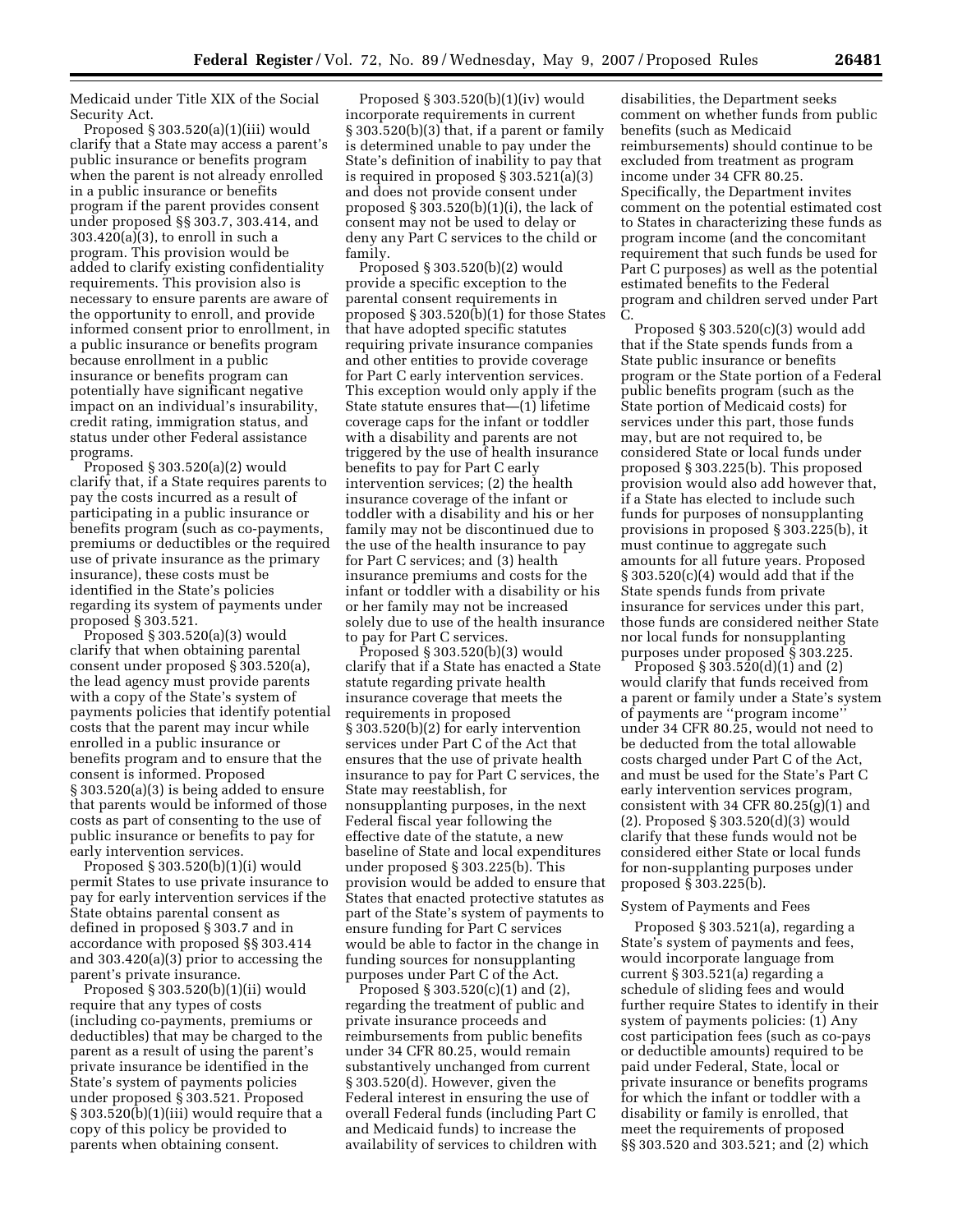Medicaid under Title XIX of the Social Security Act.

Proposed § 303.520(a)(1)(iii) would clarify that a State may access a parent's public insurance or benefits program when the parent is not already enrolled in a public insurance or benefits program if the parent provides consent under proposed §§ 303.7, 303.414, and 303.420(a)(3), to enroll in such a program. This provision would be added to clarify existing confidentiality requirements. This provision also is necessary to ensure parents are aware of the opportunity to enroll, and provide informed consent prior to enrollment, in a public insurance or benefits program because enrollment in a public insurance or benefits program can potentially have significant negative impact on an individual's insurability, credit rating, immigration status, and status under other Federal assistance programs.

Proposed § 303.520(a)(2) would clarify that, if a State requires parents to pay the costs incurred as a result of participating in a public insurance or benefits program (such as co-payments, premiums or deductibles or the required use of private insurance as the primary insurance), these costs must be identified in the State's policies regarding its system of payments under proposed § 303.521.

Proposed § 303.520(a)(3) would clarify that when obtaining parental consent under proposed § 303.520(a), the lead agency must provide parents with a copy of the State's system of payments policies that identify potential costs that the parent may incur while enrolled in a public insurance or benefits program and to ensure that the consent is informed. Proposed § 303.520(a)(3) is being added to ensure that parents would be informed of those costs as part of consenting to the use of public insurance or benefits to pay for early intervention services.

Proposed § 303.520(b)(1)(i) would permit States to use private insurance to pay for early intervention services if the State obtains parental consent as defined in proposed § 303.7 and in accordance with proposed §§ 303.414 and 303.420(a)(3) prior to accessing the parent's private insurance.

Proposed § 303.520(b)(1)(ii) would require that any types of costs (including co-payments, premiums or deductibles) that may be charged to the parent as a result of using the parent's private insurance be identified in the State's system of payments policies under proposed § 303.521. Proposed § 303.520(b)(1)(iii) would require that a copy of this policy be provided to parents when obtaining consent.

Proposed § 303.520(b)(1)(iv) would incorporate requirements in current § 303.520(b)(3) that, if a parent or family is determined unable to pay under the State's definition of inability to pay that is required in proposed § 303.521(a)(3) and does not provide consent under proposed § 303.520(b)(1)(i), the lack of consent may not be used to delay or deny any Part C services to the child or family.

Proposed § 303.520(b)(2) would provide a specific exception to the parental consent requirements in proposed § 303.520(b)(1) for those States that have adopted specific statutes requiring private insurance companies and other entities to provide coverage for Part C early intervention services. This exception would only apply if the State statute ensures that—(1) lifetime coverage caps for the infant or toddler with a disability and parents are not triggered by the use of health insurance benefits to pay for Part C early intervention services; (2) the health insurance coverage of the infant or toddler with a disability and his or her family may not be discontinued due to the use of the health insurance to pay for Part C services; and (3) health insurance premiums and costs for the infant or toddler with a disability or his or her family may not be increased solely due to use of the health insurance to pay for Part C services.

Proposed § 303.520(b)(3) would clarify that if a State has enacted a State statute regarding private health insurance coverage that meets the requirements in proposed § 303.520(b)(2) for early intervention services under Part C of the Act that ensures that the use of private health insurance to pay for Part C services, the State may reestablish, for nonsupplanting purposes, in the next Federal fiscal year following the effective date of the statute, a new baseline of State and local expenditures under proposed § 303.225(b). This provision would be added to ensure that States that enacted protective statutes as part of the State's system of payments to ensure funding for Part C services would be able to factor in the change in funding sources for nonsupplanting purposes under Part C of the Act.

Proposed § 303.520(c)(1) and (2), regarding the treatment of public and private insurance proceeds and reimbursements from public benefits under 34 CFR 80.25, would remain substantively unchanged from current § 303.520(d). However, given the Federal interest in ensuring the use of overall Federal funds (including Part C and Medicaid funds) to increase the availability of services to children with disabilities, the Department seeks comment on whether funds from public benefits (such as Medicaid reimbursements) should continue to be excluded from treatment as program income under 34 CFR 80.25. Specifically, the Department invites comment on the potential estimated cost to States in characterizing these funds as program income (and the concomitant requirement that such funds be used for Part C purposes) as well as the potential estimated benefits to the Federal program and children served under Part C.

Proposed § 303.520(c)(3) would add that if the State spends funds from a State public insurance or benefits program or the State portion of a Federal public benefits program (such as the State portion of Medicaid costs) for services under this part, those funds may, but are not required to, be considered State or local funds under proposed § 303.225(b). This proposed provision would also add however that, if a State has elected to include such funds for purposes of nonsupplanting provisions in proposed § 303.225(b), it must continue to aggregate such amounts for all future years. Proposed § 303.520(c)(4) would add that if the State spends funds from private insurance for services under this part, those funds are considered neither State nor local funds for nonsupplanting purposes under proposed § 303.225.

Proposed § 303.520(d)(1) and (2) would clarify that funds received from a parent or family under a State's system of payments are "program income" under 34 CFR 80.25, would not need to be deducted from the total allowable costs charged under Part C of the Act, and must be used for the State's Part C early intervention services program, consistent with 34 CFR 80.25(g)(1) and (2). Proposed § 303.520(d)(3) would clarify that these funds would not be considered either State or local funds for non-supplanting purposes under proposed § 303.225(b).

System of Payments and Fees

Proposed § 303.521(a), regarding a State's system of payments and fees, would incorporate language from current § 303.521(a) regarding a schedule of sliding fees and would further require States to identify in their system of payments policies: (1) Any cost participation fees (such as co-pays or deductible amounts) required to be paid under Federal, State, local or private insurance or benefits programs for which the infant or toddler with a disability or family is enrolled, that meet the requirements of proposed §§ 303.520 and 303.521; and (2) which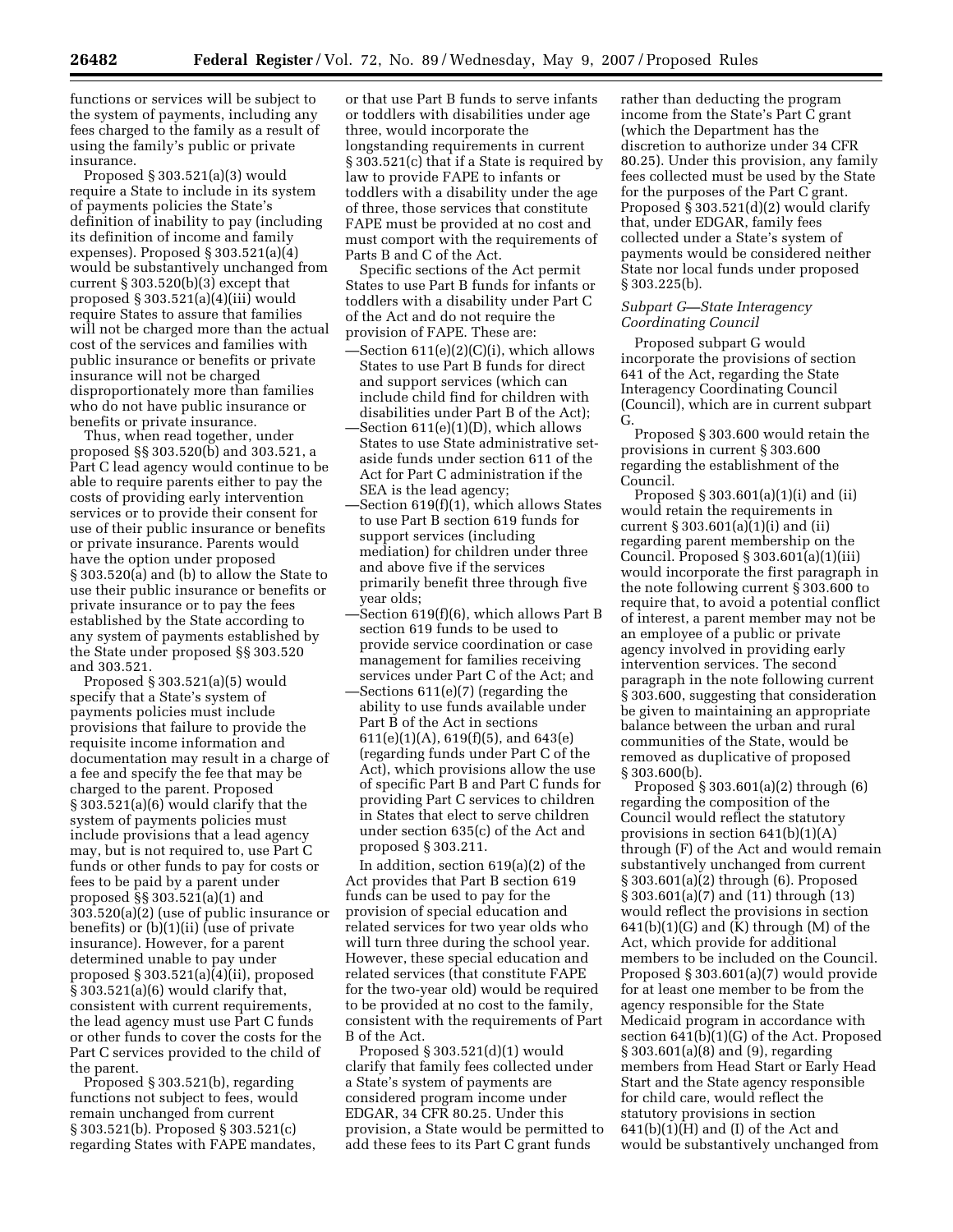functions or services will be subject to the system of payments, including any fees charged to the family as a result of using the family's public or private insurance.

Proposed § 303.521(a)(3) would require a State to include in its system of payments policies the State's definition of inability to pay (including its definition of income and family expenses). Proposed § 303.521(a)(4) would be substantively unchanged from current § 303.520(b)(3) except that proposed § 303.521(a)(4)(iii) would require States to assure that families will not be charged more than the actual cost of the services and families with public insurance or benefits or private insurance will not be charged disproportionately more than families who do not have public insurance or benefits or private insurance.

Thus, when read together, under proposed §§ 303.520(b) and 303.521, a Part C lead agency would continue to be able to require parents either to pay the costs of providing early intervention services or to provide their consent for use of their public insurance or benefits or private insurance. Parents would have the option under proposed § 303.520(a) and (b) to allow the State to use their public insurance or benefits or private insurance or to pay the fees established by the State according to any system of payments established by the State under proposed §§ 303.520 and 303.521.

Proposed § 303.521(a)(5) would specify that a State's system of payments policies must include provisions that failure to provide the requisite income information and documentation may result in a charge of a fee and specify the fee that may be charged to the parent. Proposed § 303.521(a)(6) would clarify that the system of payments policies must include provisions that a lead agency may, but is not required to, use Part C funds or other funds to pay for costs or fees to be paid by a parent under proposed §§ 303.521(a)(1) and 303.520(a)(2) (use of public insurance or benefits) or (b)(1)(ii) (use of private insurance). However, for a parent determined unable to pay under proposed § 303.521(a)(4)(ii), proposed § 303.521(a)(6) would clarify that, consistent with current requirements, the lead agency must use Part C funds or other funds to cover the costs for the Part C services provided to the child of the parent.

Proposed § 303.521(b), regarding functions not subject to fees, would remain unchanged from current § 303.521(b). Proposed § 303.521(c) regarding States with FAPE mandates, or that use Part B funds to serve infants or toddlers with disabilities under age three, would incorporate the longstanding requirements in current § 303.521(c) that if a State is required by law to provide FAPE to infants or toddlers with a disability under the age of three, those services that constitute FAPE must be provided at no cost and must comport with the requirements of Parts B and C of the Act.

Specific sections of the Act permit States to use Part B funds for infants or toddlers with a disability under Part C of the Act and do not require the provision of FAPE. These are:

—Section 611(e)(2)(C)(i), which allows States to use Part B funds for direct and support services (which can include child find for children with disabilities under Part B of the Act);
—Section 611(e)(1)(D), which allows States to use State administrative set-aside funds under section 611 of the Act for Part C administration if the SEA is the lead agency;
—Section 619(f)(1), which allows States to use Part B section 619 funds for support services (including mediation) for children under three and above five if the services primarily benefit three through five year olds;
—Section 619(f)(6), which allows Part B section 619 funds to be used to provide service coordination or case management for families receiving services under Part C of the Act; and
—Sections 611(e)(7) (regarding the ability to use funds available under Part B of the Act in sections 611(e)(1)(A), 619(f)(5), and 643(e) (regarding funds under Part C of the Act), which provisions allow the use of specific Part B and Part C funds for providing Part C services to children in States that elect to serve children under section 635(c) of the Act and proposed § 303.211.

In addition, section 619(a)(2) of the Act provides that Part B section 619 funds can be used to pay for the provision of special education and related services for two year olds who will turn three during the school year. However, these special education and related services (that constitute FAPE for the two-year old) would be required to be provided at no cost to the family, consistent with the requirements of Part B of the Act.

Proposed § 303.521(d)(1) would clarify that family fees collected under a State's system of payments are considered program income under EDGAR, 34 CFR 80.25. Under this provision, a State would be permitted to add these fees to its Part C grant funds rather than deducting the program income from the State's Part C grant (which the Department has the discretion to authorize under 34 CFR 80.25). Under this provision, any family fees collected must be used by the State for the purposes of the Part C grant. Proposed § 303.521(d)(2) would clarify that, under EDGAR, family fees collected under a State's system of payments would be considered neither State nor local funds under proposed § 303.225(b).

*Subpart G—State Interagency Coordinating Council*

Proposed subpart G would incorporate the provisions of section 641 of the Act, regarding the State Interagency Coordinating Council (Council), which are in current subpart G.

Proposed § 303.600 would retain the provisions in current § 303.600 regarding the establishment of the Council.

Proposed § 303.601(a)(1)(i) and (ii) would retain the requirements in current § 303.601(a)(1)(i) and (ii) regarding parent membership on the Council. Proposed § 303.601(a)(1)(iii) would incorporate the first paragraph in the note following current § 303.600 to require that, to avoid a potential conflict of interest, a parent member may not be an employee of a public or private agency involved in providing early intervention services. The second paragraph in the note following current § 303.600, suggesting that consideration be given to maintaining an appropriate balance between the urban and rural communities of the State, would be removed as duplicative of proposed § 303.600(b).

Proposed § 303.601(a)(2) through (6) regarding the composition of the Council would reflect the statutory provisions in section 641(b)(1)(A) through (F) of the Act and would remain substantively unchanged from current § 303.601(a)(2) through (6). Proposed § 303.601(a)(7) and (11) through (13) would reflect the provisions in section 641(b)(1)(G) and (K) through (M) of the Act, which provide for additional members to be included on the Council. Proposed § 303.601(a)(7) would provide for at least one member to be from the agency responsible for the State Medicaid program in accordance with section 641(b)(1)(G) of the Act. Proposed § 303.601(a)(8) and (9), regarding members from Head Start or Early Head Start and the State agency responsible for child care, would reflect the statutory provisions in section 641(b)(1)(H) and (I) of the Act and would be substantively unchanged from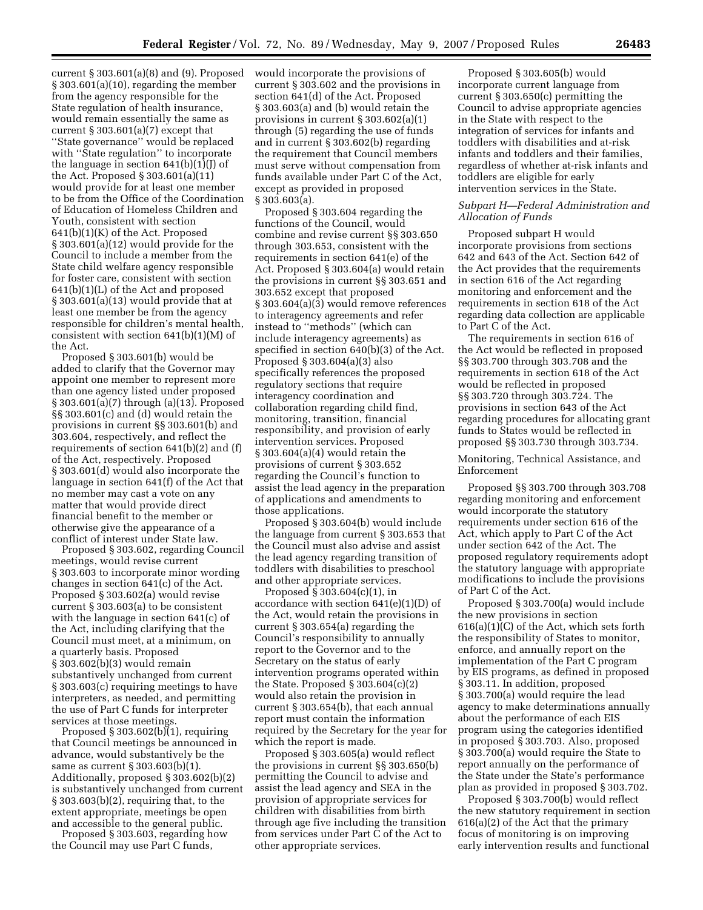current § 303.601(a)(8) and (9). Proposed § 303.601(a)(10), regarding the member from the agency responsible for the State regulation of health insurance, would remain essentially the same as current § 303.601(a)(7) except that ''State governance'' would be replaced with ''State regulation'' to incorporate the language in section 641(b)(1)(J) of the Act. Proposed § 303.601(a)(11) would provide for at least one member to be from the Office of the Coordination of Education of Homeless Children and Youth, consistent with section 641(b)(1)(K) of the Act. Proposed § 303.601(a)(12) would provide for the Council to include a member from the State child welfare agency responsible for foster care, consistent with section 641(b)(1)(L) of the Act and proposed § 303.601(a)(13) would provide that at least one member be from the agency responsible for children's mental health, consistent with section 641(b)(1)(M) of the Act.

Proposed § 303.601(b) would be added to clarify that the Governor may appoint one member to represent more than one agency listed under proposed § 303.601(a)(7) through (a)(13). Proposed §§ 303.601(c) and (d) would retain the provisions in current §§ 303.601(b) and 303.604, respectively, and reflect the requirements of section 641(b)(2) and (f) of the Act, respectively. Proposed § 303.601(d) would also incorporate the language in section 641(f) of the Act that no member may cast a vote on any matter that would provide direct financial benefit to the member or otherwise give the appearance of a conflict of interest under State law.

Proposed § 303.602, regarding Council meetings, would revise current § 303.603 to incorporate minor wording changes in section 641(c) of the Act. Proposed § 303.602(a) would revise current § 303.603(a) to be consistent with the language in section 641(c) of the Act, including clarifying that the Council must meet, at a minimum, on a quarterly basis. Proposed § 303.602(b)(3) would remain substantively unchanged from current § 303.603(c) requiring meetings to have interpreters, as needed, and permitting the use of Part C funds for interpreter services at those meetings.

Proposed § 303.602(b)(1), requiring that Council meetings be announced in advance, would substantively be the same as current § 303.603(b)(1). Additionally, proposed § 303.602(b)(2) is substantively unchanged from current § 303.603(b)(2), requiring that, to the extent appropriate, meetings be open and accessible to the general public.

Proposed § 303.603, regarding how the Council may use Part C funds, would incorporate the provisions of current § 303.602 and the provisions in section 641(d) of the Act. Proposed § 303.603(a) and (b) would retain the provisions in current § 303.602(a)(1) through (5) regarding the use of funds and in current § 303.602(b) regarding the requirement that Council members must serve without compensation from funds available under Part C of the Act, except as provided in proposed § 303.603(a).

Proposed § 303.604 regarding the functions of the Council, would combine and revise current §§ 303.650 through 303.653, consistent with the requirements in section 641(e) of the Act. Proposed § 303.604(a) would retain the provisions in current §§ 303.651 and 303.652 except that proposed § 303.604(a)(3) would remove references to interagency agreements and refer instead to ''methods'' (which can include interagency agreements) as specified in section 640(b)(3) of the Act. Proposed § 303.604(a)(3) also specifically references the proposed regulatory sections that require interagency coordination and collaboration regarding child find, monitoring, transition, financial responsibility, and provision of early intervention services. Proposed § 303.604(a)(4) would retain the provisions of current § 303.652 regarding the Council's function to assist the lead agency in the preparation of applications and amendments to those applications.

Proposed § 303.604(b) would include the language from current § 303.653 that the Council must also advise and assist the lead agency regarding transition of toddlers with disabilities to preschool and other appropriate services.

Proposed § 303.604(c)(1), in accordance with section 641(e)(1)(D) of the Act, would retain the provisions in current § 303.654(a) regarding the Council's responsibility to annually report to the Governor and to the Secretary on the status of early intervention programs operated within the State. Proposed § 303.604(c)(2) would also retain the provision in current § 303.654(b), that each annual report must contain the information required by the Secretary for the year for which the report is made.

Proposed § 303.605(a) would reflect the provisions in current §§ 303.650(b) permitting the Council to advise and assist the lead agency and SEA in the provision of appropriate services for children with disabilities from birth through age five including the transition from services under Part C of the Act to other appropriate services.

Proposed § 303.605(b) would incorporate current language from current § 303.650(c) permitting the Council to advise appropriate agencies in the State with respect to the integration of services for infants and toddlers with disabilities and at-risk infants and toddlers and their families, regardless of whether at-risk infants and toddlers are eligible for early intervention services in the State.

### *Subpart H—Federal Administration and Allocation of Funds*

Proposed subpart H would incorporate provisions from sections 642 and 643 of the Act. Section 642 of the Act provides that the requirements in section 616 of the Act regarding monitoring and enforcement and the requirements in section 618 of the Act regarding data collection are applicable to Part C of the Act.

The requirements in section 616 of the Act would be reflected in proposed §§ 303.700 through 303.708 and the requirements in section 618 of the Act would be reflected in proposed §§ 303.720 through 303.724. The provisions in section 643 of the Act regarding procedures for allocating grant funds to States would be reflected in proposed §§ 303.730 through 303.734.

### Monitoring, Technical Assistance, and Enforcement

Proposed §§ 303.700 through 303.708 regarding monitoring and enforcement would incorporate the statutory requirements under section 616 of the Act, which apply to Part C of the Act under section 642 of the Act. The proposed regulatory requirements adopt the statutory language with appropriate modifications to include the provisions of Part C of the Act.

Proposed § 303.700(a) would include the new provisions in section 616(a)(1)(C) of the Act, which sets forth the responsibility of States to monitor, enforce, and annually report on the implementation of the Part C program by EIS programs, as defined in proposed § 303.11. In addition, proposed § 303.700(a) would require the lead agency to make determinations annually about the performance of each EIS program using the categories identified in proposed § 303.703. Also, proposed § 303.700(a) would require the State to report annually on the performance of the State under the State's performance plan as provided in proposed § 303.702.

Proposed § 303.700(b) would reflect the new statutory requirement in section 616(a)(2) of the Act that the primary focus of monitoring is on improving early intervention results and functional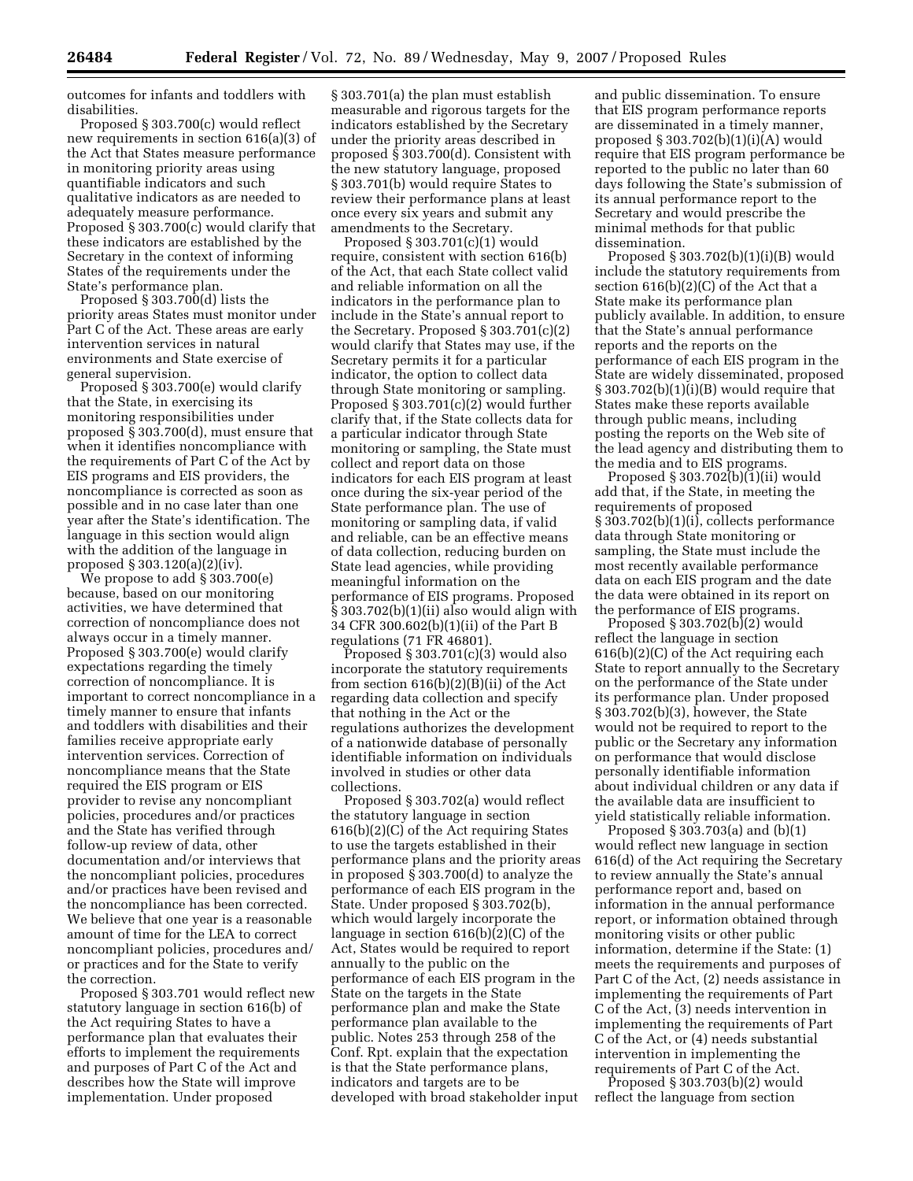outcomes for infants and toddlers with disabilities.

Proposed § 303.700(c) would reflect new requirements in section 616(a)(3) of the Act that States measure performance in monitoring priority areas using quantifiable indicators and such qualitative indicators as are needed to adequately measure performance. Proposed § 303.700(c) would clarify that these indicators are established by the Secretary in the context of informing States of the requirements under the State's performance plan.

Proposed § 303.700(d) lists the priority areas States must monitor under Part C of the Act. These areas are early intervention services in natural environments and State exercise of general supervision.

Proposed § 303.700(e) would clarify that the State, in exercising its monitoring responsibilities under proposed § 303.700(d), must ensure that when it identifies noncompliance with the requirements of Part C of the Act by EIS programs and EIS providers, the noncompliance is corrected as soon as possible and in no case later than one year after the State's identification. The language in this section would align with the addition of the language in proposed § 303.120(a)(2)(iv).

We propose to add § 303.700(e) because, based on our monitoring activities, we have determined that correction of noncompliance does not always occur in a timely manner. Proposed § 303.700(e) would clarify expectations regarding the timely correction of noncompliance. It is important to correct noncompliance in a timely manner to ensure that infants and toddlers with disabilities and their families receive appropriate early intervention services. Correction of noncompliance means that the State required the EIS program or EIS provider to revise any noncompliant policies, procedures and/or practices and the State has verified through follow-up review of data, other documentation and/or interviews that the noncompliant policies, procedures and/or practices have been revised and the noncompliance has been corrected. We believe that one year is a reasonable amount of time for the LEA to correct noncompliant policies, procedures and/or practices and for the State to verify the correction.

Proposed § 303.701 would reflect new statutory language in section 616(b) of the Act requiring States to have a performance plan that evaluates their efforts to implement the requirements and purposes of Part C of the Act and describes how the State will improve implementation. Under proposed § 303.701(a) the plan must establish measurable and rigorous targets for the indicators established by the Secretary under the priority areas described in proposed § 303.700(d). Consistent with the new statutory language, proposed § 303.701(b) would require States to review their performance plans at least once every six years and submit any amendments to the Secretary.

Proposed § 303.701(c)(1) would require, consistent with section 616(b) of the Act, that each State collect valid and reliable information on all the indicators in the performance plan to include in the State's annual report to the Secretary. Proposed § 303.701(c)(2) would clarify that States may use, if the Secretary permits it for a particular indicator, the option to collect data through State monitoring or sampling. Proposed § 303.701(c)(2) would further clarify that, if the State collects data for a particular indicator through State monitoring or sampling, the State must collect and report data on those indicators for each EIS program at least once during the six-year period of the State performance plan. The use of monitoring or sampling data, if valid and reliable, can be an effective means of data collection, reducing burden on State lead agencies, while providing meaningful information on the performance of EIS programs. Proposed § 303.702(b)(1)(ii) also would align with 34 CFR 300.602(b)(1)(ii) of the Part B regulations (71 FR 46801).

Proposed § 303.701(c)(3) would also incorporate the statutory requirements from section 616(b)(2)(B)(ii) of the Act regarding data collection and specify that nothing in the Act or the regulations authorizes the development of a nationwide database of personally identifiable information on individuals involved in studies or other data collections.

Proposed § 303.702(a) would reflect the statutory language in section 616(b)(2)(C) of the Act requiring States to use the targets established in their performance plans and the priority areas in proposed § 303.700(d) to analyze the performance of each EIS program in the State. Under proposed § 303.702(b), which would largely incorporate the language in section 616(b)(2)(C) of the Act, States would be required to report annually to the public on the performance of each EIS program in the State on the targets in the State performance plan and make the State performance plan available to the public. Notes 253 through 258 of the Conf. Rpt. explain that the expectation is that the State performance plans, indicators and targets are to be developed with broad stakeholder input and public dissemination. To ensure that EIS program performance reports are disseminated in a timely manner, proposed § 303.702(b)(1)(i)(A) would require that EIS program performance be reported to the public no later than 60 days following the State's submission of its annual performance report to the Secretary and would prescribe the minimal methods for that public dissemination.

Proposed § 303.702(b)(1)(i)(B) would include the statutory requirements from section 616(b)(2)(C) of the Act that a State make its performance plan publicly available. In addition, to ensure that the State's annual performance reports and the reports on the performance of each EIS program in the State are widely disseminated, proposed § 303.702(b)(1)(i)(B) would require that States make these reports available through public means, including posting the reports on the Web site of the lead agency and distributing them to the media and to EIS programs.

Proposed § 303.702(b)(1)(ii) would add that, if the State, in meeting the requirements of proposed § 303.702(b)(1)(i), collects performance data through State monitoring or sampling, the State must include the most recently available performance data on each EIS program and the date the data were obtained in its report on the performance of EIS programs.

Proposed § 303.702(b)(2) would reflect the language in section 616(b)(2)(C) of the Act requiring each State to report annually to the Secretary on the performance of the State under its performance plan. Under proposed § 303.702(b)(3), however, the State would not be required to report to the public or the Secretary any information on performance that would disclose personally identifiable information about individual children or any data if the available data are insufficient to yield statistically reliable information.

Proposed § 303.703(a) and (b)(1) would reflect new language in section 616(d) of the Act requiring the Secretary to review annually the State's annual performance report and, based on information in the annual performance report, or information obtained through monitoring visits or other public information, determine if the State: (1) meets the requirements and purposes of Part C of the Act, (2) needs assistance in implementing the requirements of Part C of the Act, (3) needs intervention in implementing the requirements of Part C of the Act, or (4) needs substantial intervention in implementing the requirements of Part C of the Act.

Proposed § 303.703(b)(2) would reflect the language from section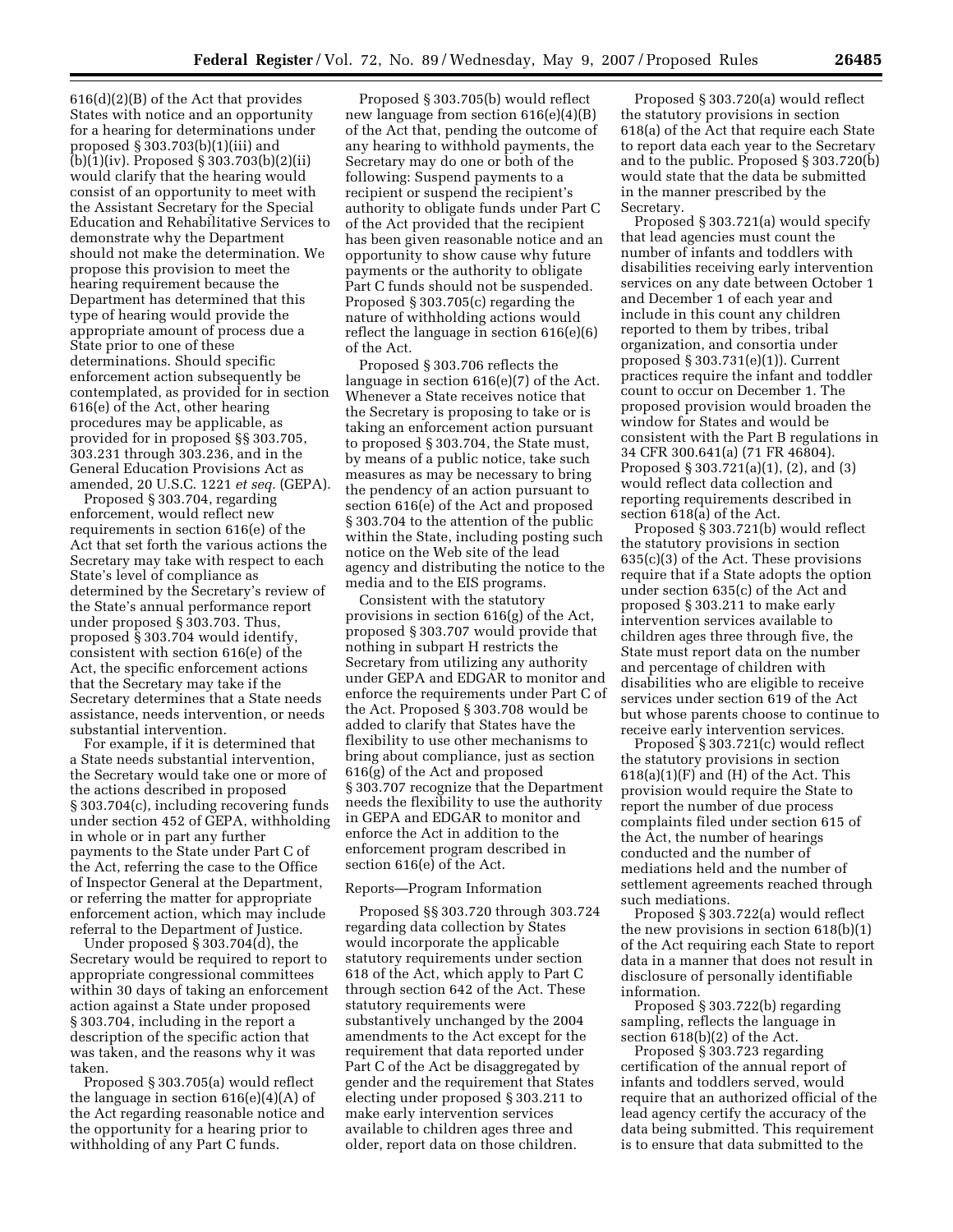616(d)(2)(B) of the Act that provides States with notice and an opportunity for a hearing for determinations under proposed § 303.703(b)(1)(iii) and (b)(1)(iv). Proposed § 303.703(b)(2)(ii) would clarify that the hearing would consist of an opportunity to meet with the Assistant Secretary for the Special Education and Rehabilitative Services to demonstrate why the Department should not make the determination. We propose this provision to meet the hearing requirement because the Department has determined that this type of hearing would provide the appropriate amount of process due a State prior to one of these determinations. Should specific enforcement action subsequently be contemplated, as provided for in section 616(e) of the Act, other hearing procedures may be applicable, as provided for in proposed §§ 303.705, 303.231 through 303.236, and in the General Education Provisions Act as amended, 20 U.S.C. 1221 *et seq.* (GEPA).

Proposed § 303.704, regarding enforcement, would reflect new requirements in section 616(e) of the Act that set forth the various actions the Secretary may take with respect to each State's level of compliance as determined by the Secretary's review of the State's annual performance report under proposed § 303.703. Thus, proposed § 303.704 would identify, consistent with section 616(e) of the Act, the specific enforcement actions that the Secretary may take if the Secretary determines that a State needs assistance, needs intervention, or needs substantial intervention.

For example, if it is determined that a State needs substantial intervention, the Secretary would take one or more of the actions described in proposed § 303.704(c), including recovering funds under section 452 of GEPA, withholding in whole or in part any further payments to the State under Part C of the Act, referring the case to the Office of Inspector General at the Department, or referring the matter for appropriate enforcement action, which may include referral to the Department of Justice.

Under proposed § 303.704(d), the Secretary would be required to report to appropriate congressional committees within 30 days of taking an enforcement action against a State under proposed § 303.704, including in the report a description of the specific action that was taken, and the reasons why it was taken.

Proposed § 303.705(a) would reflect the language in section 616(e)(4)(A) of the Act regarding reasonable notice and the opportunity for a hearing prior to withholding of any Part C funds.

Proposed § 303.705(b) would reflect new language from section 616(e)(4)(B) of the Act that, pending the outcome of any hearing to withhold payments, the Secretary may do one or both of the following: Suspend payments to a recipient or suspend the recipient's authority to obligate funds under Part C of the Act provided that the recipient has been given reasonable notice and an opportunity to show cause why future payments or the authority to obligate Part C funds should not be suspended. Proposed § 303.705(c) regarding the nature of withholding actions would reflect the language in section 616(e)(6) of the Act.

Proposed § 303.706 reflects the language in section 616(e)(7) of the Act. Whenever a State receives notice that the Secretary is proposing to take or is taking an enforcement action pursuant to proposed § 303.704, the State must, by means of a public notice, take such measures as may be necessary to bring the pendency of an action pursuant to section 616(e) of the Act and proposed § 303.704 to the attention of the public within the State, including posting such notice on the Web site of the lead agency and distributing the notice to the media and to the EIS programs.

Consistent with the statutory provisions in section 616(g) of the Act, proposed § 303.707 would provide that nothing in subpart H restricts the Secretary from utilizing any authority under GEPA and EDGAR to monitor and enforce the requirements under Part C of the Act. Proposed § 303.708 would be added to clarify that States have the flexibility to use other mechanisms to bring about compliance, just as section 616(g) of the Act and proposed § 303.707 recognize that the Department needs the flexibility to use the authority in GEPA and EDGAR to monitor and enforce the Act in addition to the enforcement program described in section 616(e) of the Act.

Reports—Program Information

Proposed §§ 303.720 through 303.724 regarding data collection by States would incorporate the applicable statutory requirements under section 618 of the Act, which apply to Part C through section 642 of the Act. These statutory requirements were substantively unchanged by the 2004 amendments to the Act except for the requirement that data reported under Part C of the Act be disaggregated by gender and the requirement that States electing under proposed § 303.211 to make early intervention services available to children ages three and older, report data on those children.

Proposed § 303.720(a) would reflect the statutory provisions in section 618(a) of the Act that require each State to report data each year to the Secretary and to the public. Proposed § 303.720(b) would state that the data be submitted in the manner prescribed by the Secretary.

Proposed § 303.721(a) would specify that lead agencies must count the number of infants and toddlers with disabilities receiving early intervention services on any date between October 1 and December 1 of each year and include in this count any children reported to them by tribes, tribal organization, and consortia under proposed § 303.731(e)(1)). Current practices require the infant and toddler count to occur on December 1. The proposed provision would broaden the window for States and would be consistent with the Part B regulations in 34 CFR 300.641(a) (71 FR 46804). Proposed § 303.721(a)(1), (2), and (3) would reflect data collection and reporting requirements described in section 618(a) of the Act.

Proposed § 303.721(b) would reflect the statutory provisions in section 635(c)(3) of the Act. These provisions require that if a State adopts the option under section 635(c) of the Act and proposed § 303.211 to make early intervention services available to children ages three through five, the State must report data on the number and percentage of children with disabilities who are eligible to receive services under section 619 of the Act but whose parents choose to continue to receive early intervention services.

Proposed § 303.721(c) would reflect the statutory provisions in section 618(a)(1)(F) and (H) of the Act. This provision would require the State to report the number of due process complaints filed under section 615 of the Act, the number of hearings conducted and the number of mediations held and the number of settlement agreements reached through such mediations.

Proposed § 303.722(a) would reflect the new provisions in section 618(b)(1) of the Act requiring each State to report data in a manner that does not result in disclosure of personally identifiable information.

Proposed § 303.722(b) regarding sampling, reflects the language in section 618(b)(2) of the Act.

Proposed § 303.723 regarding certification of the annual report of infants and toddlers served, would require that an authorized official of the lead agency certify the accuracy of the data being submitted. This requirement is to ensure that data submitted to the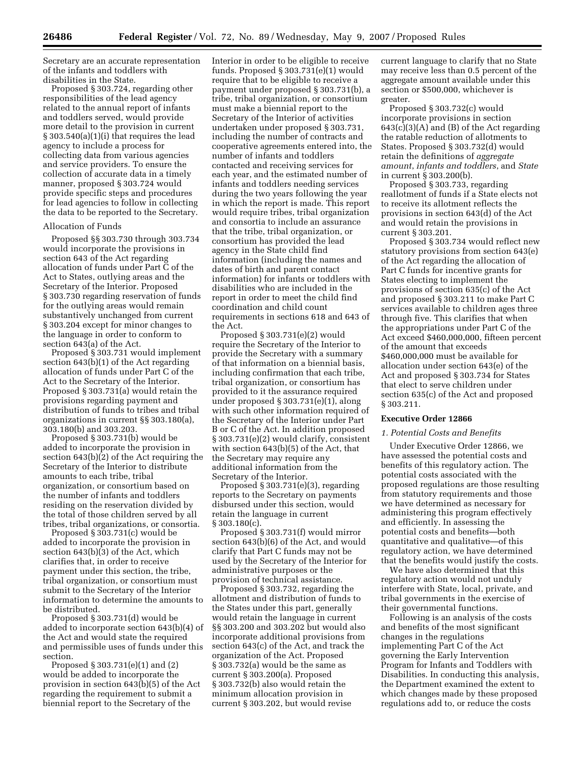Secretary are an accurate representation of the infants and toddlers with disabilities in the State.

Proposed § 303.724, regarding other responsibilities of the lead agency related to the annual report of infants and toddlers served, would provide more detail to the provision in current § 303.540(a)(1)(i) that requires the lead agency to include a process for collecting data from various agencies and service providers. To ensure the collection of accurate data in a timely manner, proposed § 303.724 would provide specific steps and procedures for lead agencies to follow in collecting the data to be reported to the Secretary.

Allocation of Funds

Proposed §§ 303.730 through 303.734 would incorporate the provisions in section 643 of the Act regarding allocation of funds under Part C of the Act to States, outlying areas and the Secretary of the Interior. Proposed § 303.730 regarding reservation of funds for the outlying areas would remain substantively unchanged from current § 303.204 except for minor changes to the language in order to conform to section 643(a) of the Act.

Proposed § 303.731 would implement section 643(b)(1) of the Act regarding allocation of funds under Part C of the Act to the Secretary of the Interior. Proposed § 303.731(a) would retain the provisions regarding payment and distribution of funds to tribes and tribal organizations in current §§ 303.180(a), 303.180(b) and 303.203.

Proposed § 303.731(b) would be added to incorporate the provision in section 643(b)(2) of the Act requiring the Secretary of the Interior to distribute amounts to each tribe, tribal organization, or consortium based on the number of infants and toddlers residing on the reservation divided by the total of those children served by all tribes, tribal organizations, or consortia.

Proposed § 303.731(c) would be added to incorporate the provision in section 643(b)(3) of the Act, which clarifies that, in order to receive payment under this section, the tribe, tribal organization, or consortium must submit to the Secretary of the Interior information to determine the amounts to be distributed.

Proposed § 303.731(d) would be added to incorporate section 643(b)(4) of the Act and would state the required and permissible uses of funds under this section.

Proposed § 303.731(e)(1) and (2) would be added to incorporate the provision in section 643(b)(5) of the Act regarding the requirement to submit a biennial report to the Secretary of the Interior in order to be eligible to receive funds. Proposed § 303.731(e)(1) would require that to be eligible to receive a payment under proposed § 303.731(b), a tribe, tribal organization, or consortium must make a biennial report to the Secretary of the Interior of activities undertaken under proposed § 303.731, including the number of contracts and cooperative agreements entered into, the number of infants and toddlers contacted and receiving services for each year, and the estimated number of infants and toddlers needing services during the two years following the year in which the report is made. This report would require tribes, tribal organization and consortia to include an assurance that the tribe, tribal organization, or consortium has provided the lead agency in the State child find information (including the names and dates of birth and parent contact information) for infants or toddlers with disabilities who are included in the report in order to meet the child find coordination and child count requirements in sections 618 and 643 of the Act.

Proposed § 303.731(e)(2) would require the Secretary of the Interior to provide the Secretary with a summary of that information on a biennial basis, including confirmation that each tribe, tribal organization, or consortium has provided to it the assurance required under proposed § 303.731(e)(1), along with such other information required of the Secretary of the Interior under Part B or C of the Act. In addition proposed § 303.731(e)(2) would clarify, consistent with section 643(b)(5) of the Act, that the Secretary may require any additional information from the Secretary of the Interior.

Proposed § 303.731(e)(3), regarding reports to the Secretary on payments disbursed under this section, would retain the language in current § 303.180(c).

Proposed § 303.731(f) would mirror section 643(b)(6) of the Act, and would clarify that Part C funds may not be used by the Secretary of the Interior for administrative purposes or the provision of technical assistance.

Proposed § 303.732, regarding the allotment and distribution of funds to the States under this part, generally would retain the language in current §§ 303.200 and 303.202 but would also incorporate additional provisions from section 643(c) of the Act, and track the organization of the Act. Proposed § 303.732(a) would be the same as current § 303.200(a). Proposed § 303.732(b) also would retain the minimum allocation provision in current § 303.202, but would revise current language to clarify that no State may receive less than 0.5 percent of the aggregate amount available under this section or $500,000, whichever is greater.

Proposed § 303.732(c) would incorporate provisions in section 643(c)(3)(A) and (B) of the Act regarding the ratable reduction of allotments to States. Proposed § 303.732(d) would retain the definitions of *aggregate amount*, *infants and toddlers*, and *State* in current § 303.200(b).

Proposed § 303.733, regarding reallotment of funds if a State elects not to receive its allotment reflects the provisions in section 643(d) of the Act and would retain the provisions in current § 303.201.

Proposed § 303.734 would reflect new statutory provisions from section 643(e) of the Act regarding the allocation of Part C funds for incentive grants for States electing to implement the provisions of section 635(c) of the Act and proposed § 303.211 to make Part C services available to children ages three through five. This clarifies that when the appropriations under Part C of the Act exceed $460,000,000, fifteen percent of the amount that exceeds $460,000,000 must be available for allocation under section 643(e) of the Act and proposed § 303.734 for States that elect to serve children under section 635(c) of the Act and proposed § 303.211.

## Executive Order 12866

### *1. Potential Costs and Benefits*

Under Executive Order 12866, we have assessed the potential costs and benefits of this regulatory action. The potential costs associated with the proposed regulations are those resulting from statutory requirements and those we have determined as necessary for administering this program effectively and efficiently. In assessing the potential costs and benefits—both quantitative and qualitative—of this regulatory action, we have determined that the benefits would justify the costs.

We have also determined that this regulatory action would not unduly interfere with State, local, private, and tribal governments in the exercise of their governmental functions.

Following is an analysis of the costs and benefits of the most significant changes in the regulations implementing Part C of the Act governing the Early Intervention Program for Infants and Toddlers with Disabilities. In conducting this analysis, the Department examined the extent to which changes made by these proposed regulations add to, or reduce the costs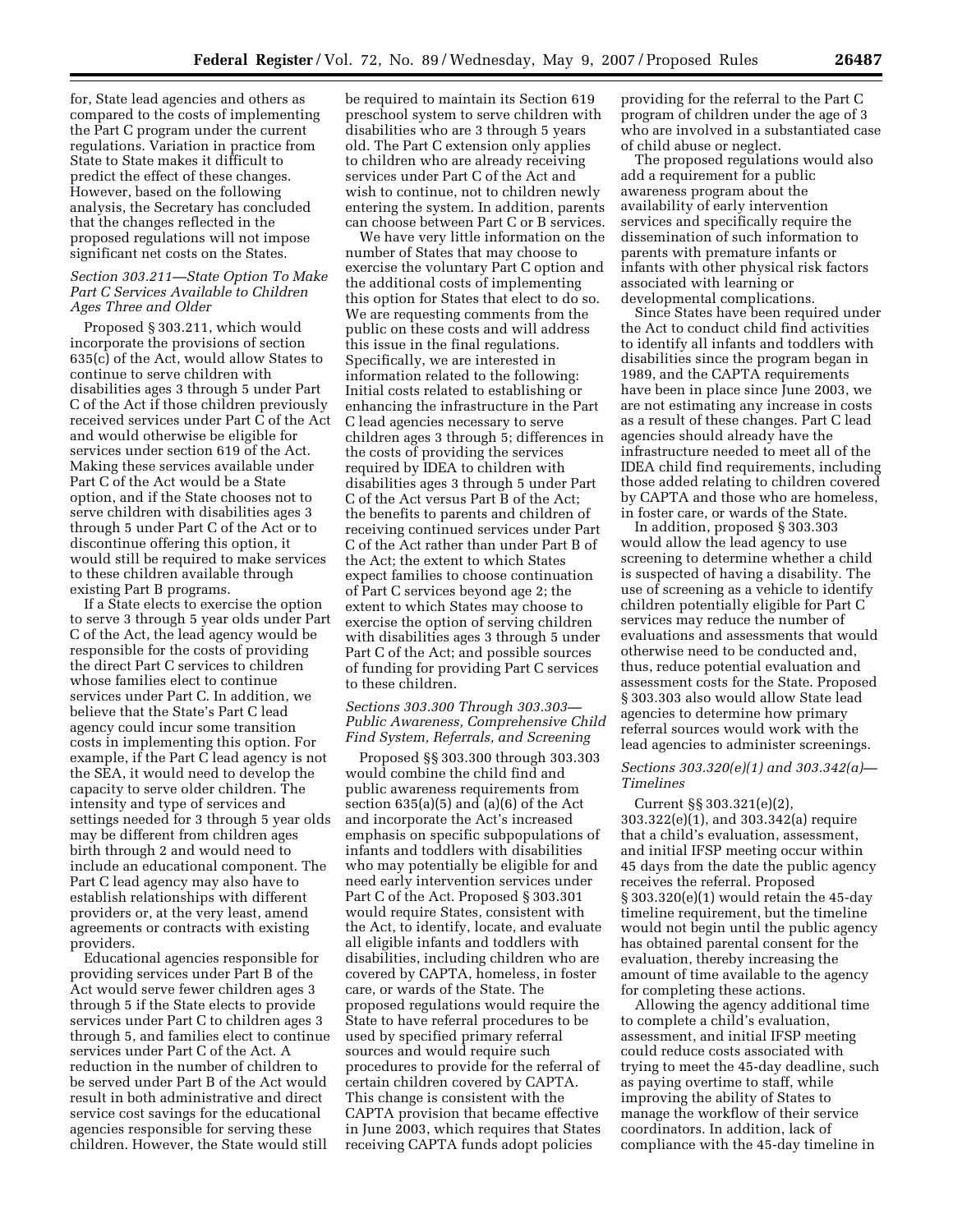for, State lead agencies and others as compared to the costs of implementing the Part C program under the current regulations. Variation in practice from State to State makes it difficult to predict the effect of these changes. However, based on the following analysis, the Secretary has concluded that the changes reflected in the proposed regulations will not impose significant net costs on the States.

*Section 303.211—State Option To Make Part C Services Available to Children Ages Three and Older*

Proposed § 303.211, which would incorporate the provisions of section 635(c) of the Act, would allow States to continue to serve children with disabilities ages 3 through 5 under Part C of the Act if those children previously received services under Part C of the Act and would otherwise be eligible for services under section 619 of the Act. Making these services available under Part C of the Act would be a State option, and if the State chooses not to serve children with disabilities ages 3 through 5 under Part C of the Act or to discontinue offering this option, it would still be required to make services to these children available through existing Part B programs.

If a State elects to exercise the option to serve 3 through 5 year olds under Part C of the Act, the lead agency would be responsible for the costs of providing the direct Part C services to children whose families elect to continue services under Part C. In addition, we believe that the State's Part C lead agency could incur some transition costs in implementing this option. For example, if the Part C lead agency is not the SEA, it would need to develop the capacity to serve older children. The intensity and type of services and settings needed for 3 through 5 year olds may be different from children ages birth through 2 and would need to include an educational component. The Part C lead agency may also have to establish relationships with different providers or, at the very least, amend agreements or contracts with existing providers.

Educational agencies responsible for providing services under Part B of the Act would serve fewer children ages 3 through 5 if the State elects to provide services under Part C to children ages 3 through 5, and families elect to continue services under Part C of the Act. A reduction in the number of children to be served under Part B of the Act would result in both administrative and direct service cost savings for the educational agencies responsible for serving these children. However, the State would still be required to maintain its Section 619 preschool system to serve children with disabilities who are 3 through 5 years old. The Part C extension only applies to children who are already receiving services under Part C of the Act and wish to continue, not to children newly entering the system. In addition, parents can choose between Part C or B services.

We have very little information on the number of States that may choose to exercise the voluntary Part C option and the additional costs of implementing this option for States that elect to do so. We are requesting comments from the public on these costs and will address this issue in the final regulations. Specifically, we are interested in information related to the following: Initial costs related to establishing or enhancing the infrastructure in the Part C lead agencies necessary to serve children ages 3 through 5; differences in the costs of providing the services required by IDEA to children with disabilities ages 3 through 5 under Part C of the Act versus Part B of the Act; the benefits to parents and children of receiving continued services under Part C of the Act rather than under Part B of the Act; the extent to which States expect families to choose continuation of Part C services beyond age 2; the extent to which States may choose to exercise the option of serving children with disabilities ages 3 through 5 under Part C of the Act; and possible sources of funding for providing Part C services to these children.

*Sections 303.300 Through 303.303—Public Awareness, Comprehensive Child Find System, Referrals, and Screening*

Proposed §§ 303.300 through 303.303 would combine the child find and public awareness requirements from section 635(a)(5) and (a)(6) of the Act and incorporate the Act's increased emphasis on specific subpopulations of infants and toddlers with disabilities who may potentially be eligible for and need early intervention services under Part C of the Act. Proposed § 303.301 would require States, consistent with the Act, to identify, locate, and evaluate all eligible infants and toddlers with disabilities, including children who are covered by CAPTA, homeless, in foster care, or wards of the State. The proposed regulations would require the State to have referral procedures to be used by specified primary referral sources and would require such procedures to provide for the referral of certain children covered by CAPTA. This change is consistent with the CAPTA provision that became effective in June 2003, which requires that States receiving CAPTA funds adopt policies providing for the referral to the Part C program of children under the age of 3 who are involved in a substantiated case of child abuse or neglect.

The proposed regulations would also add a requirement for a public awareness program about the availability of early intervention services and specifically require the dissemination of such information to parents with premature infants or infants with other physical risk factors associated with learning or developmental complications.

Since States have been required under the Act to conduct child find activities to identify all infants and toddlers with disabilities since the program began in 1989, and the CAPTA requirements have been in place since June 2003, we are not estimating any increase in costs as a result of these changes. Part C lead agencies should already have the infrastructure needed to meet all of the IDEA child find requirements, including those added relating to children covered by CAPTA and those who are homeless, in foster care, or wards of the State.

In addition, proposed § 303.303 would allow the lead agency to use screening to determine whether a child is suspected of having a disability. The use of screening as a vehicle to identify children potentially eligible for Part C services may reduce the number of evaluations and assessments that would otherwise need to be conducted and, thus, reduce potential evaluation and assessment costs for the State. Proposed § 303.303 also would allow State lead agencies to determine how primary referral sources would work with the lead agencies to administer screenings.

*Sections 303.320(e)(1) and 303.342(a)—Timelines*

Current §§ 303.321(e)(2), 303.322(e)(1), and 303.342(a) require that a child's evaluation, assessment, and initial IFSP meeting occur within 45 days from the date the public agency receives the referral. Proposed § 303.320(e)(1) would retain the 45-day timeline requirement, but the timeline would not begin until the public agency has obtained parental consent for the evaluation, thereby increasing the amount of time available to the agency for completing these actions.

Allowing the agency additional time to complete a child's evaluation, assessment, and initial IFSP meeting could reduce costs associated with trying to meet the 45-day deadline, such as paying overtime to staff, while improving the ability of States to manage the workflow of their service coordinators. In addition, lack of compliance with the 45-day timeline in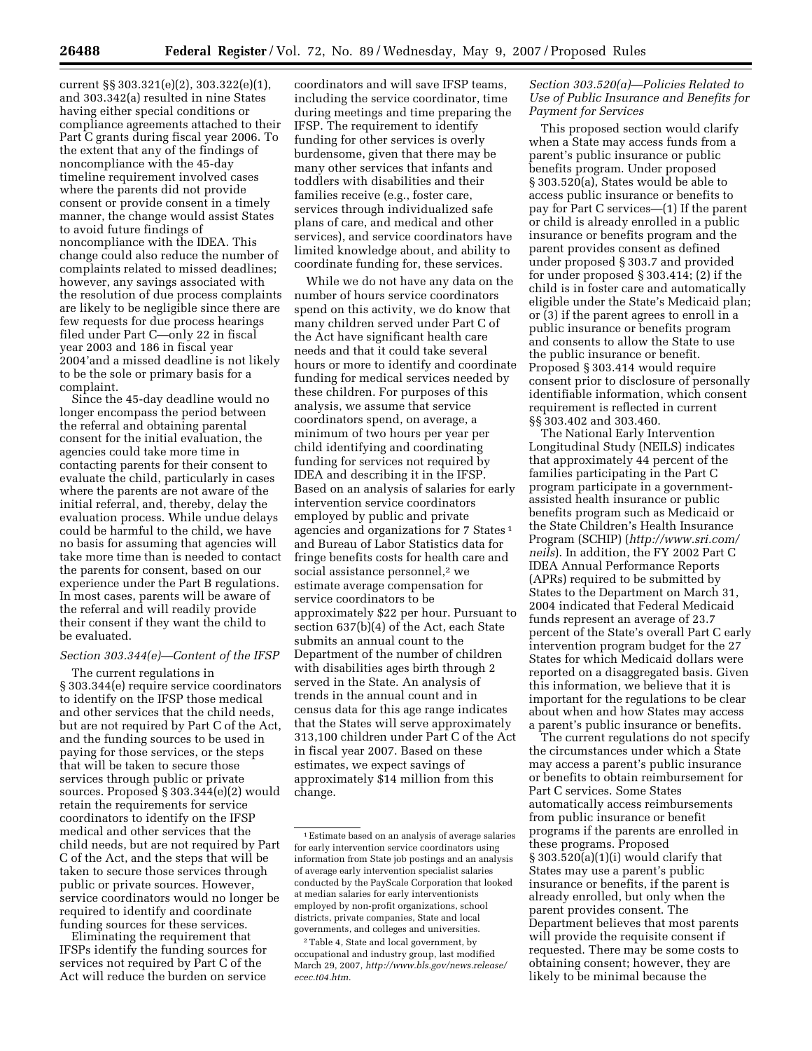current §§ 303.321(e)(2), 303.322(e)(1), and 303.342(a) resulted in nine States having either special conditions or compliance agreements attached to their Part C grants during fiscal year 2006. To the extent that any of the findings of noncompliance with the 45-day timeline requirement involved cases where the parents did not provide consent or provide consent in a timely manner, the change would assist States to avoid future findings of noncompliance with the IDEA. This change could also reduce the number of complaints related to missed deadlines; however, any savings associated with the resolution of due process complaints are likely to be negligible since there are few requests for due process hearings filed under Part C—only 22 in fiscal year 2003 and 186 in fiscal year 2004'and a missed deadline is not likely to be the sole or primary basis for a complaint.

Since the 45-day deadline would no longer encompass the period between the referral and obtaining parental consent for the initial evaluation, the agencies could take more time in contacting parents for their consent to evaluate the child, particularly in cases where the parents are not aware of the initial referral, and, thereby, delay the evaluation process. While undue delays could be harmful to the child, we have no basis for assuming that agencies will take more time than is needed to contact the parents for consent, based on our experience under the Part B regulations. In most cases, parents will be aware of the referral and will readily provide their consent if they want the child to be evaluated.

*Section 303.344(e)—Content of the IFSP*

The current regulations in § 303.344(e) require service coordinators to identify on the IFSP those medical and other services that the child needs, but are not required by Part C of the Act, and the funding sources to be used in paying for those services, or the steps that will be taken to secure those services through public or private sources. Proposed § 303.344(e)(2) would retain the requirements for service coordinators to identify on the IFSP medical and other services that the child needs, but are not required by Part C of the Act, and the steps that will be taken to secure those services through public or private sources. However, service coordinators would no longer be required to identify and coordinate funding sources for these services.

Eliminating the requirement that IFSPs identify the funding sources for services not required by Part C of the Act will reduce the burden on service coordinators and will save IFSP teams, including the service coordinator, time during meetings and time preparing the IFSP. The requirement to identify funding for other services is overly burdensome, given that there may be many other services that infants and toddlers with disabilities and their families receive (e.g., foster care, services through individualized safe plans of care, and medical and other services), and service coordinators have limited knowledge about, and ability to coordinate funding for, these services.

While we do not have any data on the number of hours service coordinators spend on this activity, we do know that many children served under Part C of the Act have significant health care needs and that it could take several hours or more to identify and coordinate funding for medical services needed by these children. For purposes of this analysis, we assume that service coordinators spend, on average, a minimum of two hours per year per child identifying and coordinating funding for services not required by IDEA and describing it in the IFSP. Based on an analysis of salaries for early intervention service coordinators employed by public and private agencies and organizations for 7 States [1] and Bureau of Labor Statistics data for fringe benefits costs for health care and social assistance personnel,[2] we estimate average compensation for service coordinators to be approximately $22 per hour. Pursuant to section 637(b)(4) of the Act, each State submits an annual count to the Department of the number of children with disabilities ages birth through 2 served in the State. An analysis of trends in the annual count and in census data for this age range indicates that the States will serve approximately 313,100 children under Part C of the Act in fiscal year 2007. Based on these estimates, we expect savings of approximately $14 million from this change.

*Section 303.520(a)—Policies Related to Use of Public Insurance and Benefits for Payment for Services*

This proposed section would clarify when a State may access funds from a parent's public insurance or public benefits program. Under proposed § 303.520(a), States would be able to access public insurance or benefits to pay for Part C services—(1) If the parent or child is already enrolled in a public insurance or benefits program and the parent provides consent as defined under proposed § 303.7 and provided for under proposed § 303.414; (2) if the child is in foster care and automatically eligible under the State's Medicaid plan; or (3) if the parent agrees to enroll in a public insurance or benefits program and consents to allow the State to use the public insurance or benefit. Proposed § 303.414 would require consent prior to disclosure of personally identifiable information, which consent requirement is reflected in current §§ 303.402 and 303.460.

The National Early Intervention Longitudinal Study (NEILS) indicates that approximately 44 percent of the families participating in the Part C program participate in a government-assisted health insurance or public benefits program such as Medicaid or the State Children's Health Insurance Program (SCHIP) (*http://www.sri.com/neils*). In addition, the FY 2002 Part C IDEA Annual Performance Reports (APRs) required to be submitted by States to the Department on March 31, 2004 indicated that Federal Medicaid funds represent an average of 23.7 percent of the State's overall Part C early intervention program budget for the 27 States for which Medicaid dollars were reported on a disaggregated basis. Given this information, we believe that it is important for the regulations to be clear about when and how States may access a parent's public insurance or benefits.

The current regulations do not specify the circumstances under which a State may access a parent's public insurance or benefits to obtain reimbursement for Part C services. Some States automatically access reimbursements from public insurance or benefit programs if the parents are enrolled in these programs. Proposed § 303.520(a)(1)(i) would clarify that States may use a parent's public insurance or benefits, if the parent is already enrolled, but only when the parent provides consent. The Department believes that most parents will provide the requisite consent if requested. There may be some costs to obtaining consent; however, they are likely to be minimal because the

---

[1] Estimate based on an analysis of average salaries for early intervention service coordinators using information from State job postings and an analysis of average early intervention specialist salaries conducted by the PayScale Corporation that looked at median salaries for early interventionists employed by non-profit organizations, school districts, private companies, State and local governments, and colleges and universities.

[2] Table 4, State and local government, by occupational and industry group, last modified March 29, 2007, *http://www.bls.gov/news.release/ecec.t04.htm.*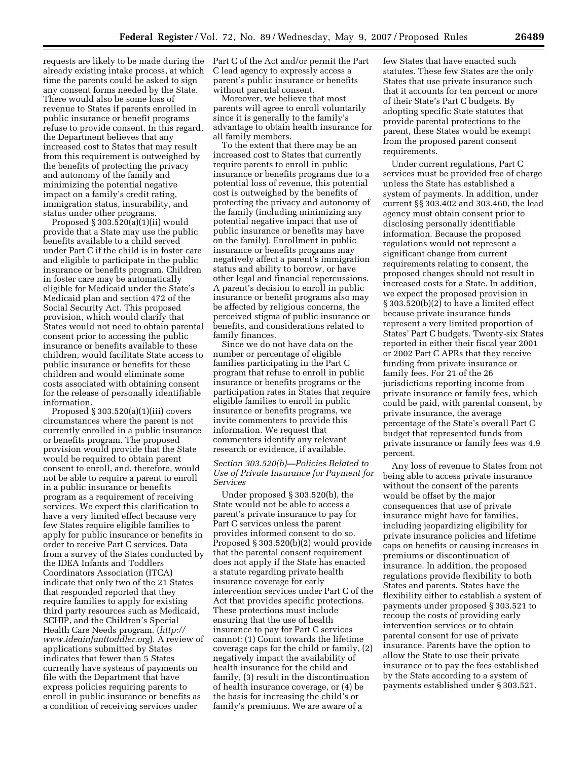requests are likely to be made during the already existing intake process, at which time the parents could be asked to sign any consent forms needed by the State. There would also be some loss of revenue to States if parents enrolled in public insurance or benefit programs refuse to provide consent. In this regard, the Department believes that any increased cost to States that may result from this requirement is outweighed by the benefits of protecting the privacy and autonomy of the family and minimizing the potential negative impact on a family's credit rating, immigration status, insurability, and status under other programs.

Proposed § 303.520(a)(1)(ii) would provide that a State may use the public benefits available to a child served under Part C if the child is in foster care and eligible to participate in the public insurance or benefits program. Children in foster care may be automatically eligible for Medicaid under the State's Medicaid plan and section 472 of the Social Security Act. This proposed provision, which would clarify that States would not need to obtain parental consent prior to accessing the public insurance or benefits available to these children, would facilitate State access to public insurance or benefits for these children and would eliminate some costs associated with obtaining consent for the release of personally identifiable information.

Proposed § 303.520(a)(1)(iii) covers circumstances where the parent is not currently enrolled in a public insurance or benefits program. The proposed provision would provide that the State would be required to obtain parent consent to enroll, and, therefore, would not be able to require a parent to enroll in a public insurance or benefits program as a requirement of receiving services. We expect this clarification to have a very limited effect because very few States require eligible families to apply for public insurance or benefits in order to receive Part C services. Data from a survey of the States conducted by the IDEA Infants and Toddlers Coordinators Association (ITCA) indicate that only two of the 21 States that responded reported that they require families to apply for existing third party resources such as Medicaid, SCHIP, and the Children's Special Health Care Needs program. (*http://www.ideainfanttoddler.org*). A review of applications submitted by States indicates that fewer than 5 States currently have systems of payments on file with the Department that have express policies requiring parents to enroll in public insurance or benefits as a condition of receiving services under Part C of the Act and/or permit the Part C lead agency to expressly access a parent's public insurance or benefits without parental consent.

Moreover, we believe that most parents will agree to enroll voluntarily since it is generally to the family's advantage to obtain health insurance for all family members.

To the extent that there may be an increased cost to States that currently require parents to enroll in public insurance or benefits programs due to a potential loss of revenue, this potential cost is outweighed by the benefits of protecting the privacy and autonomy of the family (including minimizing any potential negative impact that use of public insurance or benefits may have on the family). Enrollment in public insurance or benefits programs may negatively affect a parent's immigration status and ability to borrow, or have other legal and financial repercussions. A parent's decision to enroll in public insurance or benefit programs also may be affected by religious concerns, the perceived stigma of public insurance or benefits, and considerations related to family finances.

Since we do not have data on the number or percentage of eligible families participating in the Part C program that refuse to enroll in public insurance or benefits programs or the participation rates in States that require eligible families to enroll in public insurance or benefits programs, we invite commenters to provide this information. We request that commenters identify any relevant research or evidence, if available.

*Section 303.520(b)—Policies Related to Use of Private Insurance for Payment for Services*

Under proposed § 303.520(b), the State would not be able to access a parent's private insurance to pay for Part C services unless the parent provides informed consent to do so. Proposed § 303.520(b)(2) would provide that the parental consent requirement does not apply if the State has enacted a statute regarding private health insurance coverage for early intervention services under Part C of the Act that provides specific protections. These protections must include ensuring that the use of health insurance to pay for Part C services cannot: (1) Count towards the lifetime coverage caps for the child or family, (2) negatively impact the availability of health insurance for the child and family, (3) result in the discontinuation of health insurance coverage, or (4) be the basis for increasing the child's or family's premiums. We are aware of a few States that have enacted such statutes. These few States are the only States that use private insurance such that it accounts for ten percent or more of their State's Part C budgets. By adopting specific State statutes that provide parental protections to the parent, these States would be exempt from the proposed parent consent requirements.

Under current regulations, Part C services must be provided free of charge unless the State has established a system of payments. In addition, under current §§ 303.402 and 303.460, the lead agency must obtain consent prior to disclosing personally identifiable information. Because the proposed regulations would not represent a significant change from current requirements relating to consent, the proposed changes should not result in increased costs for a State. In addition, we expect the proposed provision in § 303.520(b)(2) to have a limited effect because private insurance funds represent a very limited proportion of States' Part C budgets. Twenty-six States reported in either their fiscal year 2001 or 2002 Part C APRs that they receive funding from private insurance or family fees. For 21 of the 26 jurisdictions reporting income from private insurance or family fees, which could be paid, with parental consent, by private insurance, the average percentage of the State's overall Part C budget that represented funds from private insurance or family fees was 4.9 percent.

Any loss of revenue to States from not being able to access private insurance without the consent of the parents would be offset by the major consequences that use of private insurance might have for families, including jeopardizing eligibility for private insurance policies and lifetime caps on benefits or causing increases in premiums or discontinuation of insurance. In addition, the proposed regulations provide flexibility to both States and parents. States have the flexibility either to establish a system of payments under proposed § 303.521 to recoup the costs of providing early intervention services or to obtain parental consent for use of private insurance. Parents have the option to allow the State to use their private insurance or to pay the fees established by the State according to a system of payments established under § 303.521.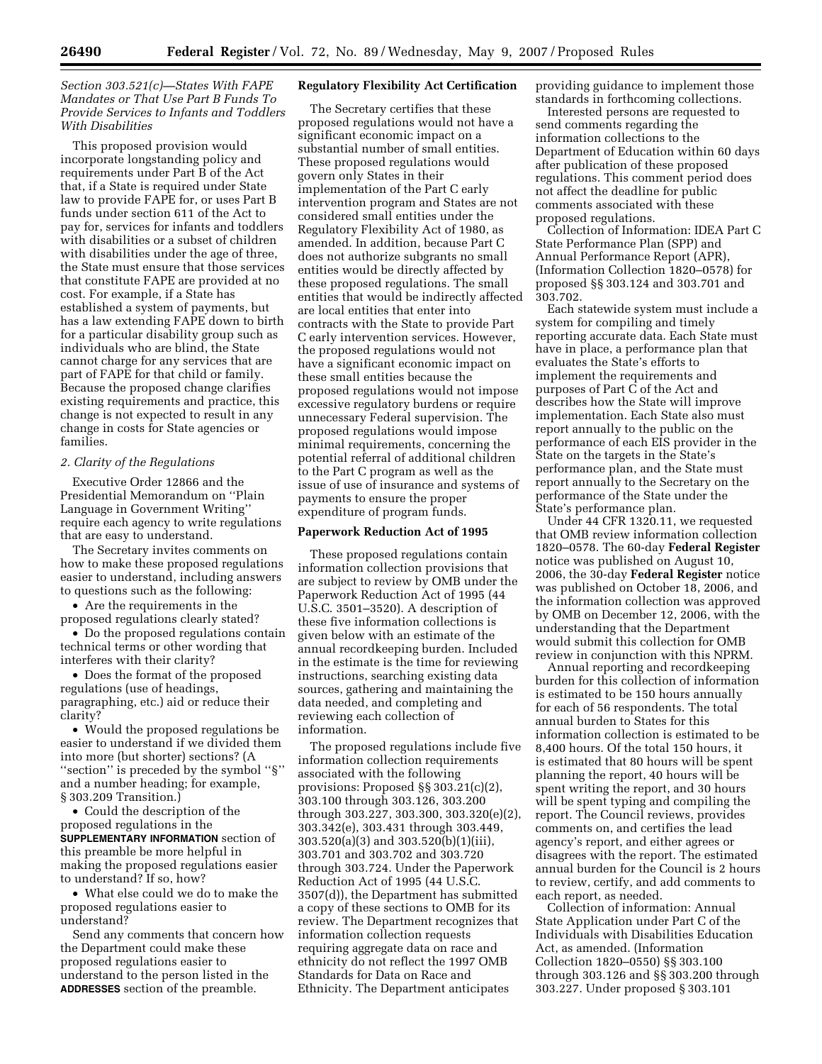*Section 303.521(c)—States With FAPE Mandates or That Use Part B Funds To Provide Services to Infants and Toddlers With Disabilities*

This proposed provision would incorporate longstanding policy and requirements under Part B of the Act that, if a State is required under State law to provide FAPE for, or uses Part B funds under section 611 of the Act to pay for, services for infants and toddlers with disabilities or a subset of children with disabilities under the age of three, the State must ensure that those services that constitute FAPE are provided at no cost. For example, if a State has established a system of payments, but has a law extending FAPE down to birth for a particular disability group such as individuals who are blind, the State cannot charge for any services that are part of FAPE for that child or family. Because the proposed change clarifies existing requirements and practice, this change is not expected to result in any change in costs for State agencies or families.

*2. Clarity of the Regulations*

Executive Order 12866 and the Presidential Memorandum on ''Plain Language in Government Writing'' require each agency to write regulations that are easy to understand.

The Secretary invites comments on how to make these proposed regulations easier to understand, including answers to questions such as the following:

- Are the requirements in the proposed regulations clearly stated?
- Do the proposed regulations contain technical terms or other wording that interferes with their clarity?
- Does the format of the proposed regulations (use of headings, paragraphing, etc.) aid or reduce their clarity?
- Would the proposed regulations be easier to understand if we divided them into more (but shorter) sections? (A ''section'' is preceded by the symbol ''§'' and a number heading; for example, § 303.209 Transition.)
- Could the description of the proposed regulations in the **SUPPLEMENTARY INFORMATION** section of this preamble be more helpful in making the proposed regulations easier to understand? If so, how?
- What else could we do to make the proposed regulations easier to understand?

Send any comments that concern how the Department could make these proposed regulations easier to understand to the person listed in the **ADDRESSES** section of the preamble.

**Regulatory Flexibility Act Certification**

The Secretary certifies that these proposed regulations would not have a significant economic impact on a substantial number of small entities. These proposed regulations would govern only States in their implementation of the Part C early intervention program and States are not considered small entities under the Regulatory Flexibility Act of 1980, as amended. In addition, because Part C does not authorize subgrants no small entities would be directly affected by these proposed regulations. The small entities that would be indirectly affected are local entities that enter into contracts with the State to provide Part C early intervention services. However, the proposed regulations would not have a significant economic impact on these small entities because the proposed regulations would not impose excessive regulatory burdens or require unnecessary Federal supervision. The proposed regulations would impose minimal requirements, concerning the potential referral of additional children to the Part C program as well as the issue of use of insurance and systems of payments to ensure the proper expenditure of program funds.

**Paperwork Reduction Act of 1995**

These proposed regulations contain information collection provisions that are subject to review by OMB under the Paperwork Reduction Act of 1995 (44 U.S.C. 3501–3520). A description of these five information collections is given below with an estimate of the annual recordkeeping burden. Included in the estimate is the time for reviewing instructions, searching existing data sources, gathering and maintaining the data needed, and completing and reviewing each collection of information.

The proposed regulations include five information collection requirements associated with the following provisions: Proposed §§ 303.21(c)(2), 303.100 through 303.126, 303.200 through 303.227, 303.300, 303.320(e)(2), 303.342(e), 303.431 through 303.449, 303.520(a)(3) and 303.520(b)(1)(iii), 303.701 and 303.702 and 303.720 through 303.724. Under the Paperwork Reduction Act of 1995 (44 U.S.C. 3507(d)), the Department has submitted a copy of these sections to OMB for its review. The Department recognizes that information collection requests requiring aggregate data on race and ethnicity do not reflect the 1997 OMB Standards for Data on Race and Ethnicity. The Department anticipates providing guidance to implement those standards in forthcoming collections.

Interested persons are requested to send comments regarding the information collections to the Department of Education within 60 days after publication of these proposed regulations. This comment period does not affect the deadline for public comments associated with these proposed regulations.

Collection of Information: IDEA Part C State Performance Plan (SPP) and Annual Performance Report (APR), (Information Collection 1820–0578) for proposed §§ 303.124 and 303.701 and 303.702.

Each statewide system must include a system for compiling and timely reporting accurate data. Each State must have in place, a performance plan that evaluates the State's efforts to implement the requirements and purposes of Part C of the Act and describes how the State will improve implementation. Each State also must report annually to the public on the performance of each EIS provider in the State on the targets in the State's performance plan, and the State must report annually to the Secretary on the performance of the State under the State's performance plan.

Under 44 CFR 1320.11, we requested that OMB review information collection 1820–0578. The 60-day **Federal Register** notice was published on August 10, 2006, the 30-day **Federal Register** notice was published on October 18, 2006, and the information collection was approved by OMB on December 12, 2006, with the understanding that the Department would submit this collection for OMB review in conjunction with this NPRM.

Annual reporting and recordkeeping burden for this collection of information is estimated to be 150 hours annually for each of 56 respondents. The total annual burden to States for this information collection is estimated to be 8,400 hours. Of the total 150 hours, it is estimated that 80 hours will be spent planning the report, 40 hours will be spent writing the report, and 30 hours will be spent typing and compiling the report. The Council reviews, provides comments on, and certifies the lead agency's report, and either agrees or disagrees with the report. The estimated annual burden for the Council is 2 hours to review, certify, and add comments to each report, as needed.

Collection of information: Annual State Application under Part C of the Individuals with Disabilities Education Act, as amended. (Information Collection 1820–0550) §§ 303.100 through 303.126 and §§ 303.200 through 303.227. Under proposed § 303.101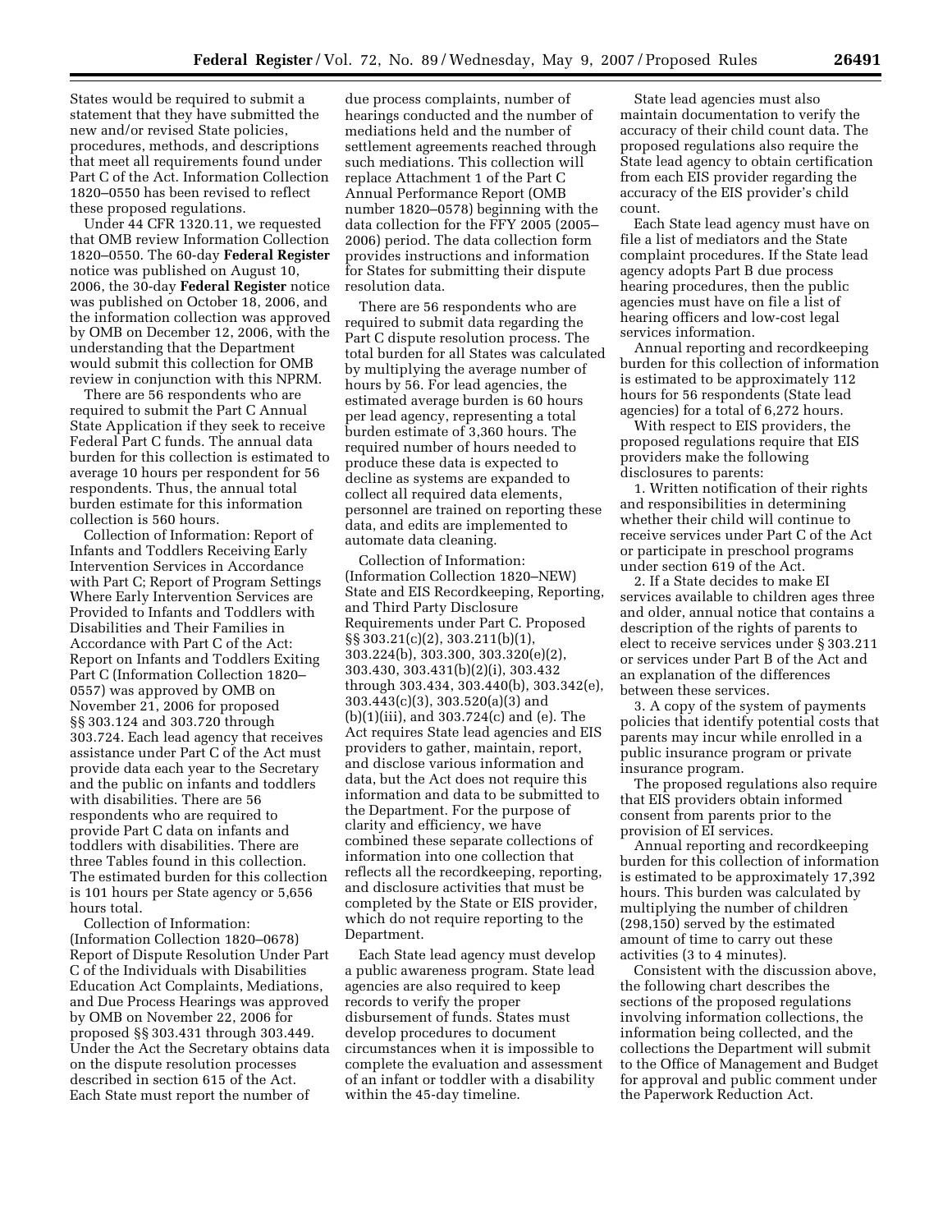States would be required to submit a statement that they have submitted the new and/or revised State policies, procedures, methods, and descriptions that meet all requirements found under Part C of the Act. Information Collection 1820–0550 has been revised to reflect these proposed regulations.

Under 44 CFR 1320.11, we requested that OMB review Information Collection 1820–0550. The 60-day **Federal Register** notice was published on August 10, 2006, the 30-day **Federal Register** notice was published on October 18, 2006, and the information collection was approved by OMB on December 12, 2006, with the understanding that the Department would submit this collection for OMB review in conjunction with this NPRM.

There are 56 respondents who are required to submit the Part C Annual State Application if they seek to receive Federal Part C funds. The annual data burden for this collection is estimated to average 10 hours per respondent for 56 respondents. Thus, the annual total burden estimate for this information collection is 560 hours.

Collection of Information: Report of Infants and Toddlers Receiving Early Intervention Services in Accordance with Part C; Report of Program Settings Where Early Intervention Services are Provided to Infants and Toddlers with Disabilities and Their Families in Accordance with Part C of the Act: Report on Infants and Toddlers Exiting Part C (Information Collection 1820–0557) was approved by OMB on November 21, 2006 for proposed §§ 303.124 and 303.720 through 303.724. Each lead agency that receives assistance under Part C of the Act must provide data each year to the Secretary and the public on infants and toddlers with disabilities. There are 56 respondents who are required to provide Part C data on infants and toddlers with disabilities. There are three Tables found in this collection. The estimated burden for this collection is 101 hours per State agency or 5,656 hours total.

Collection of Information: (Information Collection 1820–0678) Report of Dispute Resolution Under Part C of the Individuals with Disabilities Education Act Complaints, Mediations, and Due Process Hearings was approved by OMB on November 22, 2006 for proposed §§ 303.431 through 303.449. Under the Act the Secretary obtains data on the dispute resolution processes described in section 615 of the Act. Each State must report the number of due process complaints, number of hearings conducted and the number of mediations held and the number of settlement agreements reached through such mediations. This collection will replace Attachment 1 of the Part C Annual Performance Report (OMB number 1820–0578) beginning with the data collection for the FFY 2005 (2005–2006) period. The data collection form provides instructions and information for States for submitting their dispute resolution data.

There are 56 respondents who are required to submit data regarding the Part C dispute resolution process. The total burden for all States was calculated by multiplying the average number of hours by 56. For lead agencies, the estimated average burden is 60 hours per lead agency, representing a total burden estimate of 3,360 hours. The required number of hours needed to produce these data is expected to decline as systems are expanded to collect all required data elements, personnel are trained on reporting these data, and edits are implemented to automate data cleaning.

Collection of Information: (Information Collection 1820–NEW) State and EIS Recordkeeping, Reporting, and Third Party Disclosure Requirements under Part C. Proposed §§ 303.21(c)(2), 303.211(b)(1), 303.224(b), 303.300, 303.320(e)(2), 303.430, 303.431(b)(2)(i), 303.432 through 303.434, 303.440(b), 303.342(e), 303.443(c)(3), 303.520(a)(3) and (b)(1)(iii), and 303.724(c) and (e). The Act requires State lead agencies and EIS providers to gather, maintain, report, and disclose various information and data, but the Act does not require this information and data to be submitted to the Department. For the purpose of clarity and efficiency, we have combined these separate collections of information into one collection that reflects all the recordkeeping, reporting, and disclosure activities that must be completed by the State or EIS provider, which do not require reporting to the Department.

Each State lead agency must develop a public awareness program. State lead agencies are also required to keep records to verify the proper disbursement of funds. States must develop procedures to document circumstances when it is impossible to complete the evaluation and assessment of an infant or toddler with a disability within the 45-day timeline.

State lead agencies must also maintain documentation to verify the accuracy of their child count data. The proposed regulations also require the State lead agency to obtain certification from each EIS provider regarding the accuracy of the EIS provider's child count.

Each State lead agency must have on file a list of mediators and the State complaint procedures. If the State lead agency adopts Part B due process hearing procedures, then the public agencies must have on file a list of hearing officers and low-cost legal services information.

Annual reporting and recordkeeping burden for this collection of information is estimated to be approximately 112 hours for 56 respondents (State lead agencies) for a total of 6,272 hours.

With respect to EIS providers, the proposed regulations require that EIS providers make the following disclosures to parents:

1. Written notification of their rights and responsibilities in determining whether their child will continue to receive services under Part C of the Act or participate in preschool programs under section 619 of the Act.

2. If a State decides to make EI services available to children ages three and older, annual notice that contains a description of the rights of parents to elect to receive services under § 303.211 or services under Part B of the Act and an explanation of the differences between these services.

3. A copy of the system of payments policies that identify potential costs that parents may incur while enrolled in a public insurance program or private insurance program.

The proposed regulations also require that EIS providers obtain informed consent from parents prior to the provision of EI services.

Annual reporting and recordkeeping burden for this collection of information is estimated to be approximately 17,392 hours. This burden was calculated by multiplying the number of children (298,150) served by the estimated amount of time to carry out these activities (3 to 4 minutes).

Consistent with the discussion above, the following chart describes the sections of the proposed regulations involving information collections, the information being collected, and the collections the Department will submit to the Office of Management and Budget for approval and public comment under the Paperwork Reduction Act.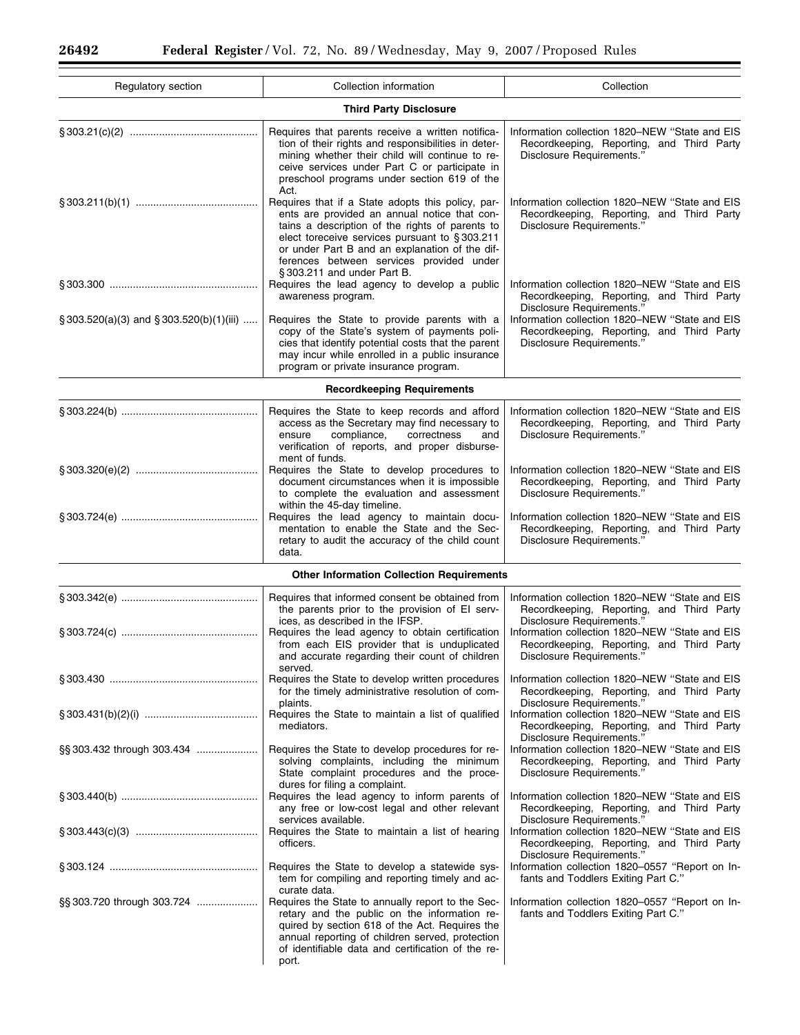| Regulatory section | Collection information | Collection |
| --- | --- | --- |
| **Third Party Disclosure** | | |
| § 303.21(c)(2) | Requires that parents receive a written notification of their rights and responsibilities in determining whether their child will continue to receive services under Part C or participate in preschool programs under section 619 of the Act. | Information collection 1820–NEW "State and EIS Recordkeeping, Reporting, and Third Party Disclosure Requirements." |
| § 303.211(b)(1) | Requires that if a State adopts this policy, parents are provided an annual notice that contains a description of the rights of parents to elect toreceive services pursuant to § 303.211 or under Part B and an explanation of the differences between services provided under § 303.211 and under Part B. | Information collection 1820–NEW "State and EIS Recordkeeping, Reporting, and Third Party Disclosure Requirements." |
| § 303.300 | Requires the lead agency to develop a public awareness program. | Information collection 1820–NEW "State and EIS Recordkeeping, Reporting, and Third Party Disclosure Requirements." |
| § 303.520(a)(3) and § 303.520(b)(1)(iii) | Requires the State to provide parents with a copy of the State's system of payments policies that identify potential costs that the parent may incur while enrolled in a public insurance program or private insurance program. | Information collection 1820–NEW "State and EIS Recordkeeping, Reporting, and Third Party Disclosure Requirements." |
| **Recordkeeping Requirements** | | |
| § 303.224(b) | Requires the State to keep records and afford access as the Secretary may find necessary to ensure compliance, correctness and verification of reports, and proper disbursement of funds. | Information collection 1820–NEW "State and EIS Recordkeeping, Reporting, and Third Party Disclosure Requirements." |
| § 303.320(e)(2) | Requires the State to develop procedures to document circumstances when it is impossible to complete the evaluation and assessment within the 45-day timeline. | Information collection 1820–NEW "State and EIS Recordkeeping, Reporting, and Third Party Disclosure Requirements." |
| § 303.724(e) | Requires the lead agency to maintain documentation to enable the State and the Secretary to audit the accuracy of the child count data. | Information collection 1820–NEW "State and EIS Recordkeeping, Reporting, and Third Party Disclosure Requirements." |
| **Other Information Collection Requirements** | | |
| § 303.342(e) | Requires that informed consent be obtained from the parents prior to the provision of EI services, as described in the IFSP. | Information collection 1820–NEW "State and EIS Recordkeeping, Reporting, and Third Party Disclosure Requirements." |
| § 303.724(c) | Requires the lead agency to obtain certification from each EIS provider that is unduplicated and accurate regarding their count of children served. | Information collection 1820–NEW "State and EIS Recordkeeping, Reporting, and Third Party Disclosure Requirements." |
| § 303.430 | Requires the State to develop written procedures for the timely administrative resolution of complaints. | Information collection 1820–NEW "State and EIS Recordkeeping, Reporting, and Third Party Disclosure Requirements." |
| § 303.431(b)(2)(i) | Requires the State to maintain a list of qualified mediators. | Information collection 1820–NEW "State and EIS Recordkeeping, Reporting, and Third Party Disclosure Requirements." |
| §§ 303.432 through 303.434 | Requires the State to develop procedures for resolving complaints, including the minimum State complaint procedures and the procedures for filing a complaint. | Information collection 1820–NEW "State and EIS Recordkeeping, Reporting, and Third Party Disclosure Requirements." |
| § 303.440(b) | Requires the lead agency to inform parents of any free or low-cost legal and other relevant services available. | Information collection 1820–NEW "State and EIS Recordkeeping, Reporting, and Third Party Disclosure Requirements." |
| § 303.443(c)(3) | Requires the State to maintain a list of hearing officers. | Information collection 1820–NEW "State and EIS Recordkeeping, Reporting, and Third Party Disclosure Requirements." |
| § 303.124 | Requires the State to develop a statewide system for compiling and reporting timely and accurate data. | Information collection 1820–0557 "Report on Infants and Toddlers Exiting Part C." |
| §§ 303.720 through 303.724 | Requires the State to annually report to the Secretary and the public on the information required by section 618 of the Act. Requires the annual reporting of children served, protection of identifiable data and certification of the report. | Information collection 1820–0557 "Report on Infants and Toddlers Exiting Part C." |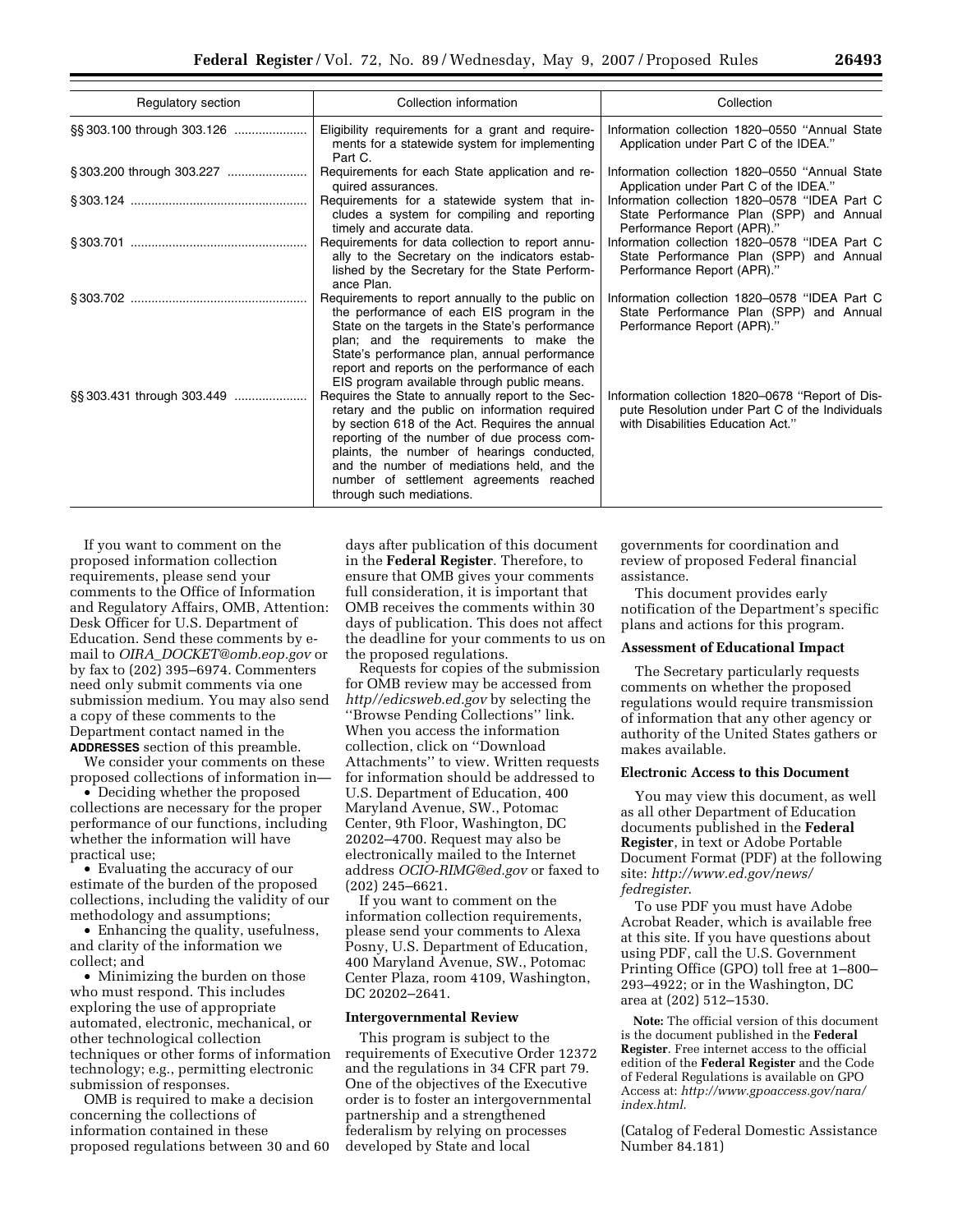| Regulatory section | Collection information | Collection |
| --- | --- | --- |
| §§ 303.100 through 303.126 | Eligibility requirements for a grant and requirements for a statewide system for implementing Part C. | Information collection 1820–0550 ''Annual State Application under Part C of the IDEA.'' |
| § 303.200 through 303.227 | Requirements for each State application and required assurances. | Information collection 1820–0550 ''Annual State Application under Part C of the IDEA.'' |
| § 303.124 | Requirements for a statewide system that includes a system for compiling and reporting timely and accurate data. | Information collection 1820–0578 ''IDEA Part C State Performance Plan (SPP) and Annual Performance Report (APR).'' |
| § 303.701 | Requirements for data collection to report annually to the Secretary on the indicators established by the Secretary for the State Performance Plan. | Information collection 1820–0578 ''IDEA Part C State Performance Plan (SPP) and Annual Performance Report (APR).'' |
| § 303.702 | Requirements to report annually to the public on the performance of each EIS program in the State on the targets in the State's performance plan; and the requirements to make the State's performance plan, annual performance report and reports on the performance of each EIS program available through public means. | Information collection 1820–0578 ''IDEA Part C State Performance Plan (SPP) and Annual Performance Report (APR).'' |
| §§ 303.431 through 303.449 | Requires the State to annually report to the Secretary and the public on information required by section 618 of the Act. Requires the annual reporting of the number of due process complaints, the number of hearings conducted, and the number of mediations held, and the number of settlement agreements reached through such mediations. | Information collection 1820–0678 ''Report of Dispute Resolution under Part C of the Individuals with Disabilities Education Act.'' |

If you want to comment on the proposed information collection requirements, please send your comments to the Office of Information and Regulatory Affairs, OMB, Attention: Desk Officer for U.S. Department of Education. Send these comments by e-mail to *OIRA_DOCKET@omb.eop.gov* or by fax to (202) 395–6974. Commenters need only submit comments via one submission medium. You may also send a copy of these comments to the Department contact named in the **ADDRESSES** section of this preamble.

We consider your comments on these proposed collections of information in—

- Deciding whether the proposed collections are necessary for the proper performance of our functions, including whether the information will have practical use;
- Evaluating the accuracy of our estimate of the burden of the proposed collections, including the validity of our methodology and assumptions;
- Enhancing the quality, usefulness, and clarity of the information we collect; and
- Minimizing the burden on those who must respond. This includes exploring the use of appropriate automated, electronic, mechanical, or other technological collection techniques or other forms of information technology; e.g., permitting electronic submission of responses.

OMB is required to make a decision concerning the collections of information contained in these proposed regulations between 30 and 60 days after publication of this document in the **Federal Register**. Therefore, to ensure that OMB gives your comments full consideration, it is important that OMB receives the comments within 30 days of publication. This does not affect the deadline for your comments to us on the proposed regulations.

Requests for copies of the submission for OMB review may be accessed from *http//edicsweb.ed.gov* by selecting the ''Browse Pending Collections'' link. When you access the information collection, click on ''Download Attachments'' to view. Written requests for information should be addressed to U.S. Department of Education, 400 Maryland Avenue, SW., Potomac Center, 9th Floor, Washington, DC 20202–4700. Request may also be electronically mailed to the Internet address *OCIO-RIMG@ed.gov* or faxed to (202) 245–6621.

If you want to comment on the information collection requirements, please send your comments to Alexa Posny, U.S. Department of Education, 400 Maryland Avenue, SW., Potomac Center Plaza, room 4109, Washington, DC 20202–2641.

**Intergovernmental Review**

This program is subject to the requirements of Executive Order 12372 and the regulations in 34 CFR part 79. One of the objectives of the Executive order is to foster an intergovernmental partnership and a strengthened federalism by relying on processes developed by State and local governments for coordination and review of proposed Federal financial assistance.

This document provides early notification of the Department's specific plans and actions for this program.

**Assessment of Educational Impact**

The Secretary particularly requests comments on whether the proposed regulations would require transmission of information that any other agency or authority of the United States gathers or makes available.

**Electronic Access to this Document**

You may view this document, as well as all other Department of Education documents published in the **Federal Register**, in text or Adobe Portable Document Format (PDF) at the following site: *http://www.ed.gov/news/fedregister*.

To use PDF you must have Adobe Acrobat Reader, which is available free at this site. If you have questions about using PDF, call the U.S. Government Printing Office (GPO) toll free at 1–800–293–4922; or in the Washington, DC area at (202) 512–1530.

**Note:** The official version of this document is the document published in the **Federal Register**. Free internet access to the official edition of the **Federal Register** and the Code of Federal Regulations is available on GPO Access at: *http://www.gpoaccess.gov/nara/index.html*.

(Catalog of Federal Domestic Assistance Number 84.181)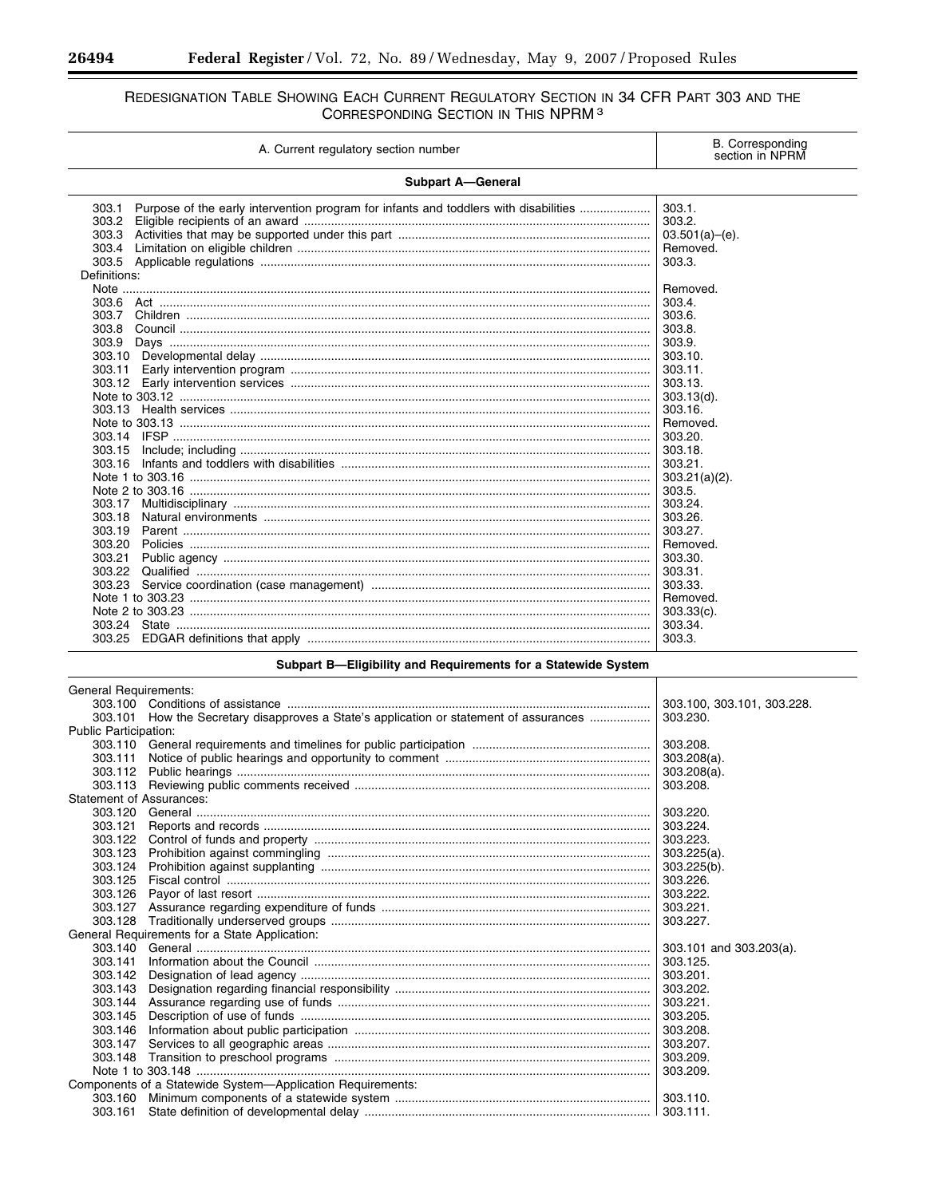REDESIGNATION TABLE SHOWING EACH CURRENT REGULATORY SECTION IN 34 CFR PART 303 AND THE CORRESPONDING SECTION IN THIS NPRM [3]

| A. Current regulatory section number | B. Corresponding section in NPRM |
|---|---|
| **Subpart A—General** | |
| 303.1 Purpose of the early intervention program for infants and toddlers with disabilities | 303.1. |
| 303.2 Eligible recipients of an award | 303.2. |
| 303.3 Activities that may be supported under this part | 03.501(a)–(e). |
| 303.4 Limitation on eligible children | Removed. |
| 303.5 Applicable regulations | 303.3. |
| Definitions: | |
| Note | Removed. |
| 303.6 Act | 303.4. |
| 303.7 Children | 303.6. |
| 303.8 Council | 303.8. |
| 303.9 Days | 303.9. |
| 303.10 Developmental delay | 303.10. |
| 303.11 Early intervention program | 303.11. |
| 303.12 Early intervention services | 303.13. |
| Note to 303.12 | 303.13(d). |
| 303.13 Health services | 303.16. |
| Note to 303.13 | Removed. |
| 303.14 IFSP | 303.20. |
| 303.15 Include; including | 303.18. |
| 303.16 Infants and toddlers with disabilities | 303.21. |
| Note 1 to 303.16 | 303.21(a)(2). |
| Note 2 to 303.16 | 303.5. |
| 303.17 Multidisciplinary | 303.24. |
| 303.18 Natural environments | 303.26. |
| 303.19 Parent | 303.27. |
| 303.20 Policies | Removed. |
| 303.21 Public agency | 303.30. |
| 303.22 Qualified | 303.31. |
| 303.23 Service coordination (case management) | 303.33. |
| Note 1 to 303.23 | Removed. |
| Note 2 to 303.23 | 303.33(c). |
| 303.24 State | 303.34. |
| 303.25 EDGAR definitions that apply | 303.3. |
| **Subpart B—Eligibility and Requirements for a Statewide System** | |
| General Requirements: | |
| 303.100 Conditions of assistance | 303.100, 303.101, 303.228. |
| 303.101 How the Secretary disapproves a State's application or statement of assurances | 303.230. |
| Public Participation: | |
| 303.110 General requirements and timelines for public participation | 303.208. |
| 303.111 Notice of public hearings and opportunity to comment | 303.208(a). |
| 303.112 Public hearings | 303.208(a). |
| 303.113 Reviewing public comments received | 303.208. |
| Statement of Assurances: | |
| 303.120 General | 303.220. |
| 303.121 Reports and records | 303.224. |
| 303.122 Control of funds and property | 303.223. |
| 303.123 Prohibition against commingling | 303.225(a). |
| 303.124 Prohibition against supplanting | 303.225(b). |
| 303.125 Fiscal control | 303.226. |
| 303.126 Payor of last resort | 303.222. |
| 303.127 Assurance regarding expenditure of funds | 303.221. |
| 303.128 Traditionally underserved groups | 303.227. |
| General Requirements for a State Application: | |
| 303.140 General | 303.101 and 303.203(a). |
| 303.141 Information about the Council | 303.125. |
| 303.142 Designation of lead agency | 303.201. |
| 303.143 Designation regarding financial responsibility | 303.202. |
| 303.144 Assurance regarding use of funds | 303.221. |
| 303.145 Description of use of funds | 303.205. |
| 303.146 Information about public participation | 303.208. |
| 303.147 Services to all geographic areas | 303.207. |
| 303.148 Transition to preschool programs | 303.209. |
| Note 1 to 303.148 | 303.209. |
| Components of a Statewide System—Application Requirements: | |
| 303.160 Minimum components of a statewide system | 303.110. |
| 303.161 State definition of developmental delay | 303.111. |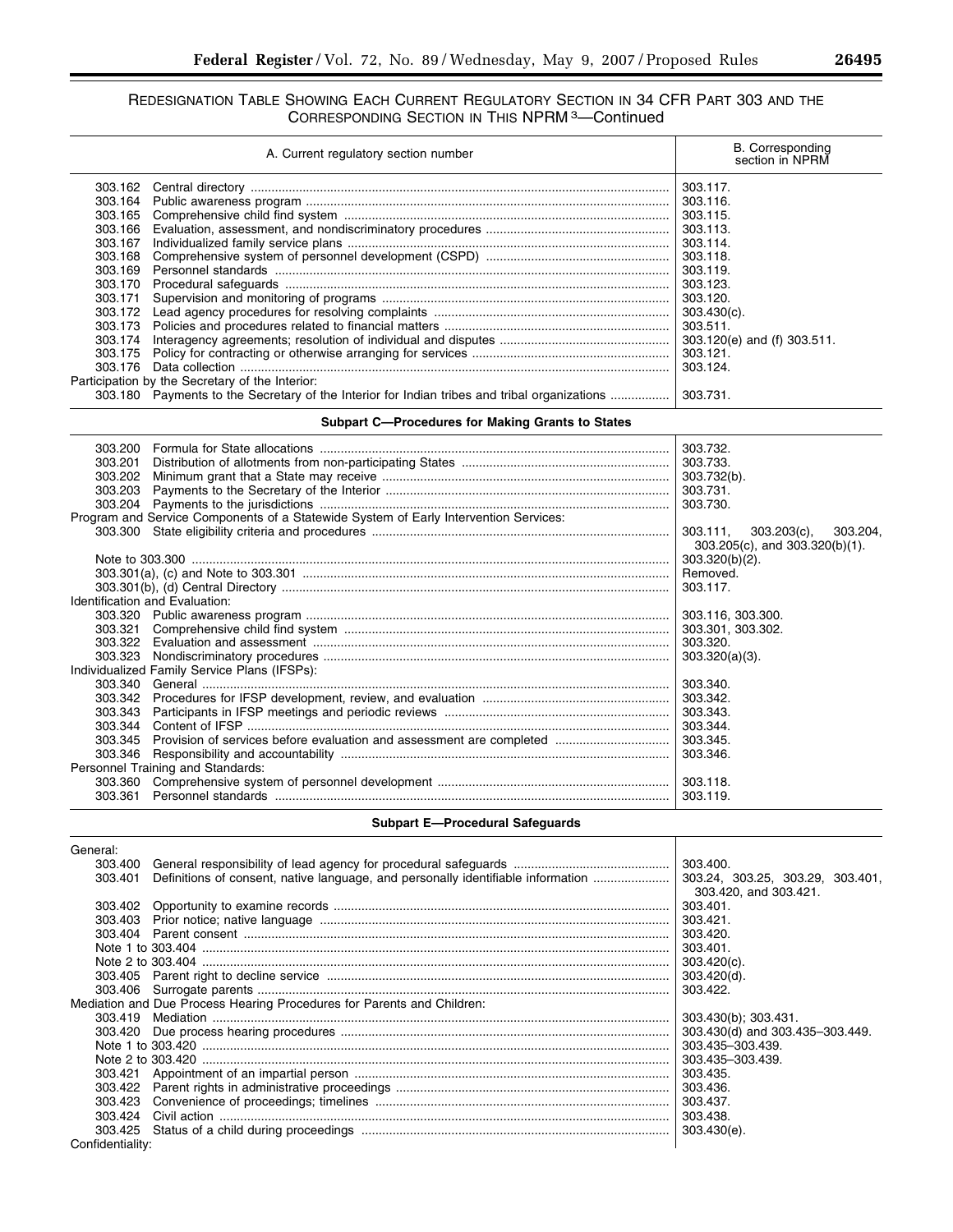REDESIGNATION TABLE SHOWING EACH CURRENT REGULATORY SECTION IN 34 CFR PART 303 AND THE CORRESPONDING SECTION IN THIS NPRM [3]—Continued

| A. Current regulatory section number | B. Corresponding section in NPRM |
| --- | --- |
| 303.162 Central directory | 303.117. |
| 303.164 Public awareness program | 303.116. |
| 303.165 Comprehensive child find system | 303.115. |
| 303.166 Evaluation, assessment, and nondiscriminatory procedures | 303.113. |
| 303.167 Individualized family service plans | 303.114. |
| 303.168 Comprehensive system of personnel development (CSPD) | 303.118. |
| 303.169 Personnel standards | 303.119. |
| 303.170 Procedural safeguards | 303.123. |
| 303.171 Supervision and monitoring of programs | 303.120. |
| 303.172 Lead agency procedures for resolving complaints | 303.430(c). |
| 303.173 Policies and procedures related to financial matters | 303.511. |
| 303.174 Interagency agreements; resolution of individual and disputes | 303.120(e) and (f) 303.511. |
| 303.175 Policy for contracting or otherwise arranging for services | 303.121. |
| 303.176 Data collection | 303.124. |
| Participation by the Secretary of the Interior: | |
| 303.180 Payments to the Secretary of the Interior for Indian tribes and tribal organizations | 303.731. |
| **Subpart C—Procedures for Making Grants to States** | |
| 303.200 Formula for State allocations | 303.732. |
| 303.201 Distribution of allotments from non-participating States | 303.733. |
| 303.202 Minimum grant that a State may receive | 303.732(b). |
| 303.203 Payments to the Secretary of the Interior | 303.731. |
| 303.204 Payments to the jurisdictions | 303.730. |
| Program and Service Components of a Statewide System of Early Intervention Services: | |
| 303.300 State eligibility criteria and procedures | 303.111, 303.203(c), 303.204, 303.205(c), and 303.320(b)(1). |
| Note to 303.300 | 303.320(b)(2). |
| 303.301(a), (c) and Note to 303.301 | Removed. |
| 303.301(b), (d) Central Directory | 303.117. |
| Identification and Evaluation: | |
| 303.320 Public awareness program | 303.116, 303.300. |
| 303.321 Comprehensive child find system | 303.301, 303.302. |
| 303.322 Evaluation and assessment | 303.320. |
| 303.323 Nondiscriminatory procedures | 303.320(a)(3). |
| Individualized Family Service Plans (IFSPs): | |
| 303.340 General | 303.340. |
| 303.342 Procedures for IFSP development, review, and evaluation | 303.342. |
| 303.343 Participants in IFSP meetings and periodic reviews | 303.343. |
| 303.344 Content of IFSP | 303.344. |
| 303.345 Provision of services before evaluation and assessment are completed | 303.345. |
| 303.346 Responsibility and accountability | 303.346. |
| Personnel Training and Standards: | |
| 303.360 Comprehensive system of personnel development | 303.118. |
| 303.361 Personnel standards | 303.119. |
| **Subpart E—Procedural Safeguards** | |
| General: | |
| 303.400 General responsibility of lead agency for procedural safeguards | 303.400. |
| 303.401 Definitions of consent, native language, and personally identifiable information | 303.24, 303.25, 303.29, 303.401, 303.420, and 303.421. |
| 303.402 Opportunity to examine records | 303.401. |
| 303.403 Prior notice; native language | 303.421. |
| 303.404 Parent consent | 303.420. |
| Note 1 to 303.404 | 303.401. |
| Note 2 to 303.404 | 303.420(c). |
| 303.405 Parent right to decline service | 303.420(d). |
| 303.406 Surrogate parents | 303.422. |
| Mediation and Due Process Hearing Procedures for Parents and Children: | |
| 303.419 Mediation | 303.430(b); 303.431. |
| 303.420 Due process hearing procedures | 303.430(d) and 303.435–303.449. |
| Note 1 to 303.420 | 303.435–303.439. |
| Note 2 to 303.420 | 303.435–303.439. |
| 303.421 Appointment of an impartial person | 303.435. |
| 303.422 Parent rights in administrative proceedings | 303.436. |
| 303.423 Convenience of proceedings; timelines | 303.437. |
| 303.424 Civil action | 303.438. |
| 303.425 Status of a child during proceedings | 303.430(e). |
| Confidentiality: | |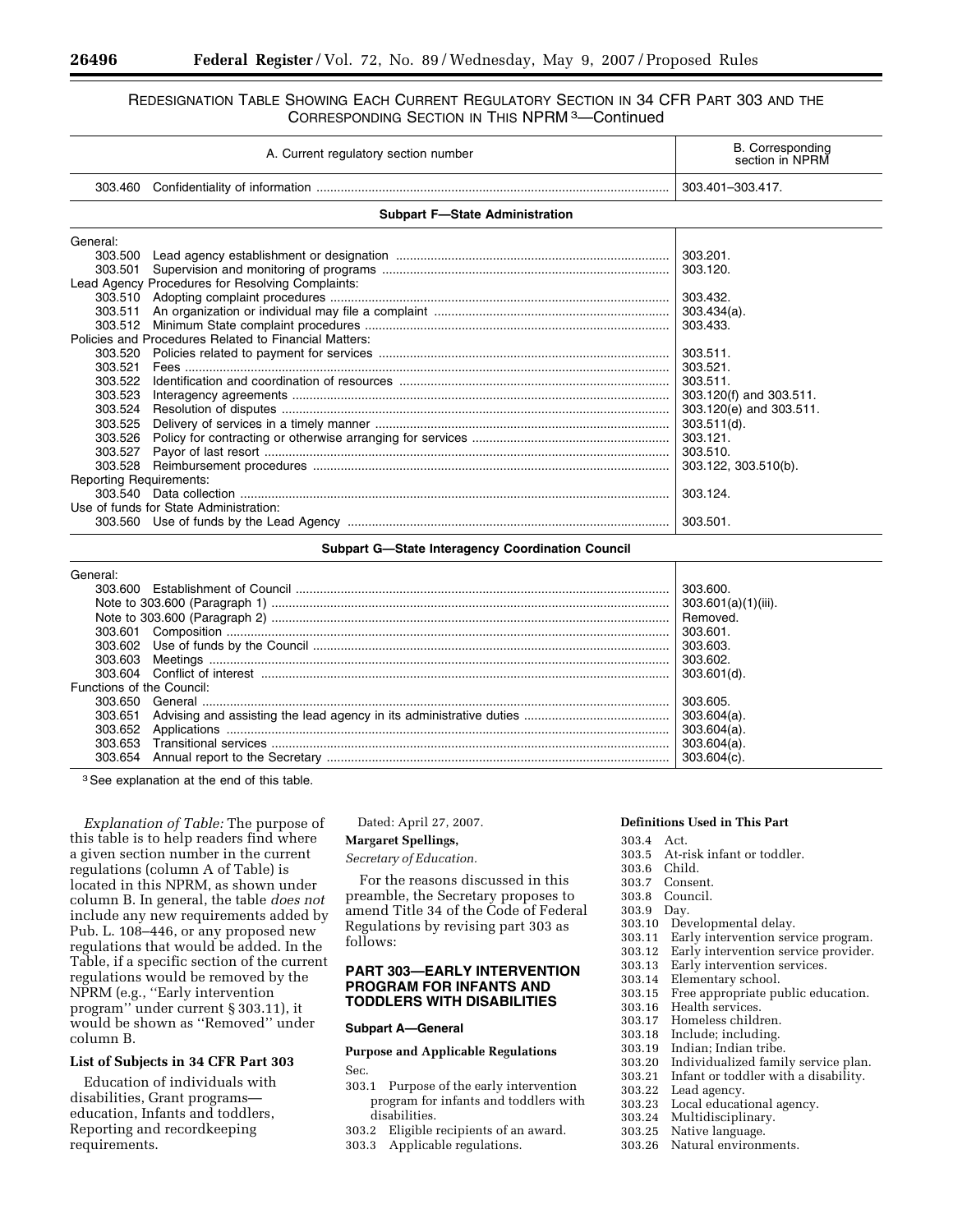## REDESIGNATION TABLE SHOWING EACH CURRENT REGULATORY SECTION IN 34 CFR PART 303 AND THE CORRESPONDING SECTION IN THIS NPRM [3]—Continued

| A. Current regulatory section number | B. Corresponding section in NPRM |
|---|---|
| 303.460 Confidentiality of information | 303.401–303.417. |
| **Subpart F—State Administration** | |
| General: | |
| 303.500 Lead agency establishment or designation | 303.201. |
| 303.501 Supervision and monitoring of programs | 303.120. |
| Lead Agency Procedures for Resolving Complaints: | |
| 303.510 Adopting complaint procedures | 303.432. |
| 303.511 An organization or individual may file a complaint | 303.434(a). |
| 303.512 Minimum State complaint procedures | 303.433. |
| Policies and Procedures Related to Financial Matters: | |
| 303.520 Policies related to payment for services | 303.511. |
| 303.521 Fees | 303.521. |
| 303.522 Identification and coordination of resources | 303.511. |
| 303.523 Interagency agreements | 303.120(f) and 303.511. |
| 303.524 Resolution of disputes | 303.120(e) and 303.511. |
| 303.525 Delivery of services in a timely manner | 303.511(d). |
| 303.526 Policy for contracting or otherwise arranging for services | 303.121. |
| 303.527 Payor of last resort | 303.510. |
| 303.528 Reimbursement procedures | 303.122, 303.510(b). |
| Reporting Requirements: | |
| 303.540 Data collection | 303.124. |
| Use of funds for State Administration: | |
| 303.560 Use of funds by the Lead Agency | 303.501. |
| **Subpart G—State Interagency Coordination Council** | |
| General: | |
| 303.600 Establishment of Council | 303.600. |
| Note to 303.600 (Paragraph 1) | 303.601(a)(1)(iii). |
| Note to 303.600 (Paragraph 2) | Removed. |
| 303.601 Composition | 303.601. |
| 303.602 Use of funds by the Council | 303.603. |
| 303.603 Meetings | 303.602. |
| 303.604 Conflict of interest | 303.601(d). |
| Functions of the Council: | |
| 303.650 General | 303.605. |
| 303.651 Advising and assisting the lead agency in its administrative duties | 303.604(a). |
| 303.652 Applications | 303.604(a). |
| 303.653 Transitional services | 303.604(a). |
| 303.654 Annual report to the Secretary | 303.604(c). |

[3] See explanation at the end of this table.

*Explanation of Table:* The purpose of this table is to help readers find where a given section number in the current regulations (column A of Table) is located in this NPRM, as shown under column B. In general, the table *does not* include any new requirements added by Pub. L. 108–446, or any proposed new regulations that would be added. In the Table, if a specific section of the current regulations would be removed by the NPRM (e.g., ''Early intervention program'' under current § 303.11), it would be shown as ''Removed'' under column B.

### List of Subjects in 34 CFR Part 303

Education of individuals with disabilities, Grant programs—education, Infants and toddlers, Reporting and recordkeeping requirements.

Dated: April 27, 2007.

**Margaret Spellings,**

*Secretary of Education.*

For the reasons discussed in this preamble, the Secretary proposes to amend Title 34 of the Code of Federal Regulations by revising part 303 as follows:

## PART 303—EARLY INTERVENTION PROGRAM FOR INFANTS AND TODDLERS WITH DISABILITIES

### Subpart A—General

#### Purpose and Applicable Regulations

Sec.
303.1 Purpose of the early intervention program for infants and toddlers with disabilities.
303.2 Eligible recipients of an award.
303.3 Applicable regulations.

#### Definitions Used in This Part

303.4 Act.
303.5 At-risk infant or toddler.
303.6 Child.
303.7 Consent.
303.8 Council.
303.9 Day.
303.10 Developmental delay.
303.11 Early intervention service program.
303.12 Early intervention service provider.
303.13 Early intervention services.
303.14 Elementary school.
303.15 Free appropriate public education.
303.16 Health services.
303.17 Homeless children.
303.18 Include; including.
303.19 Indian; Indian tribe.
303.20 Individualized family service plan.
303.21 Infant or toddler with a disability.
303.22 Lead agency.
303.23 Local educational agency.
303.24 Multidisciplinary.
303.25 Native language.
303.26 Natural environments.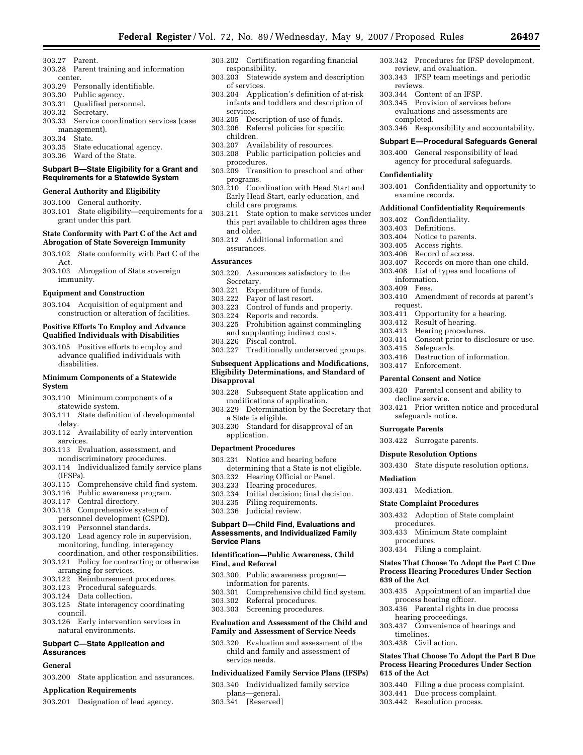303.27 Parent.
303.28 Parent training and information center.
303.29 Personally identifiable.
303.30 Public agency.
303.31 Qualified personnel.
303.32 Secretary.
303.33 Service coordination services (case management).
303.34 State.
303.35 State educational agency.
303.36 Ward of the State.

**Subpart B—State Eligibility for a Grant and Requirements for a Statewide System**

**General Authority and Eligibility**

303.100 General authority.
303.101 State eligibility—requirements for a grant under this part.

**State Conformity with Part C of the Act and Abrogation of State Sovereign Immunity**

303.102 State conformity with Part C of the Act.
303.103 Abrogation of State sovereign immunity.

**Equipment and Construction**

303.104 Acquisition of equipment and construction or alteration of facilities.

**Positive Efforts To Employ and Advance Qualified Individuals with Disabilities**

303.105 Positive efforts to employ and advance qualified individuals with disabilities.

**Minimum Components of a Statewide System**

303.110 Minimum components of a statewide system.
303.111 State definition of developmental delay.
303.112 Availability of early intervention services.
303.113 Evaluation, assessment, and nondiscriminatory procedures.
303.114 Individualized family service plans (IFSPs).
303.115 Comprehensive child find system.
303.116 Public awareness program.
303.117 Central directory.
303.118 Comprehensive system of personnel development (CSPD).
303.119 Personnel standards.
303.120 Lead agency role in supervision, monitoring, funding, interagency coordination, and other responsibilities.
303.121 Policy for contracting or otherwise arranging for services.
303.122 Reimbursement procedures.
303.123 Procedural safeguards.
303.124 Data collection.
303.125 State interagency coordinating council.
303.126 Early intervention services in natural environments.

**Subpart C—State Application and Assurances**

**General**

303.200 State application and assurances.

**Application Requirements**

303.201 Designation of lead agency.
303.202 Certification regarding financial responsibility.
303.203 Statewide system and description of services.
303.204 Application's definition of at-risk infants and toddlers and description of services.
303.205 Description of use of funds.
303.206 Referral policies for specific children.
303.207 Availability of resources.
303.208 Public participation policies and procedures.
303.209 Transition to preschool and other programs.
303.210 Coordination with Head Start and Early Head Start, early education, and child care programs.
303.211 State option to make services under this part available to children ages three and older.
303.212 Additional information and assurances.

**Assurances**

303.220 Assurances satisfactory to the Secretary.
303.221 Expenditure of funds.
303.222 Payor of last resort.
303.223 Control of funds and property.
303.224 Reports and records.
303.225 Prohibition against commingling and supplanting; indirect costs.
303.226 Fiscal control.
303.227 Traditionally underserved groups.

**Subsequent Applications and Modifications, Eligibility Determinations, and Standard of Disapproval**

303.228 Subsequent State application and modifications of application.
303.229 Determination by the Secretary that a State is eligible.
303.230 Standard for disapproval of an application.

**Department Procedures**

303.231 Notice and hearing before determining that a State is not eligible.
303.232 Hearing Official or Panel.
303.233 Hearing procedures.
303.234 Initial decision; final decision.
303.235 Filing requirements.
303.236 Judicial review.

**Subpart D—Child Find, Evaluations and Assessments, and Individualized Family Service Plans**

**Identification—Public Awareness, Child Find, and Referral**

303.300 Public awareness program—information for parents.
303.301 Comprehensive child find system.
303.302 Referral procedures.
303.303 Screening procedures.

**Evaluation and Assessment of the Child and Family and Assessment of Service Needs**

303.320 Evaluation and assessment of the child and family and assessment of service needs.

**Individualized Family Service Plans (IFSPs)**

303.340 Individualized family service plans—general.
303.341 [Reserved]
303.342 Procedures for IFSP development, review, and evaluation.
303.343 IFSP team meetings and periodic reviews.
303.344 Content of an IFSP.
303.345 Provision of services before evaluations and assessments are completed.
303.346 Responsibility and accountability.

**Subpart E—Procedural Safeguards General**

303.400 General responsibility of lead agency for procedural safeguards.

**Confidentiality**

303.401 Confidentiality and opportunity to examine records.

**Additional Confidentiality Requirements**

303.402 Confidentiality.
303.403 Definitions.
303.404 Notice to parents.
303.405 Access rights.
303.406 Record of access.
303.407 Records on more than one child.
303.408 List of types and locations of information.
303.409 Fees.
303.410 Amendment of records at parent's request.
303.411 Opportunity for a hearing.
303.412 Result of hearing.
303.413 Hearing procedures.
303.414 Consent prior to disclosure or use.
303.415 Safeguards.
303.416 Destruction of information.
303.417 Enforcement.

**Parental Consent and Notice**

303.420 Parental consent and ability to decline service.
303.421 Prior written notice and procedural safeguards notice.

**Surrogate Parents**

303.422 Surrogate parents.

**Dispute Resolution Options**

303.430 State dispute resolution options.

**Mediation**

303.431 Mediation.

**State Complaint Procedures**

303.432 Adoption of State complaint procedures.
303.433 Minimum State complaint procedures.
303.434 Filing a complaint.

**States That Choose To Adopt the Part C Due Process Hearing Procedures Under Section 639 of the Act**

303.435 Appointment of an impartial due process hearing officer.
303.436 Parental rights in due process hearing proceedings.
303.437 Convenience of hearings and timelines.
303.438 Civil action.

**States That Choose To Adopt the Part B Due Process Hearing Procedures Under Section 615 of the Act**

303.440 Filing a due process complaint.
303.441 Due process complaint.
303.442 Resolution process.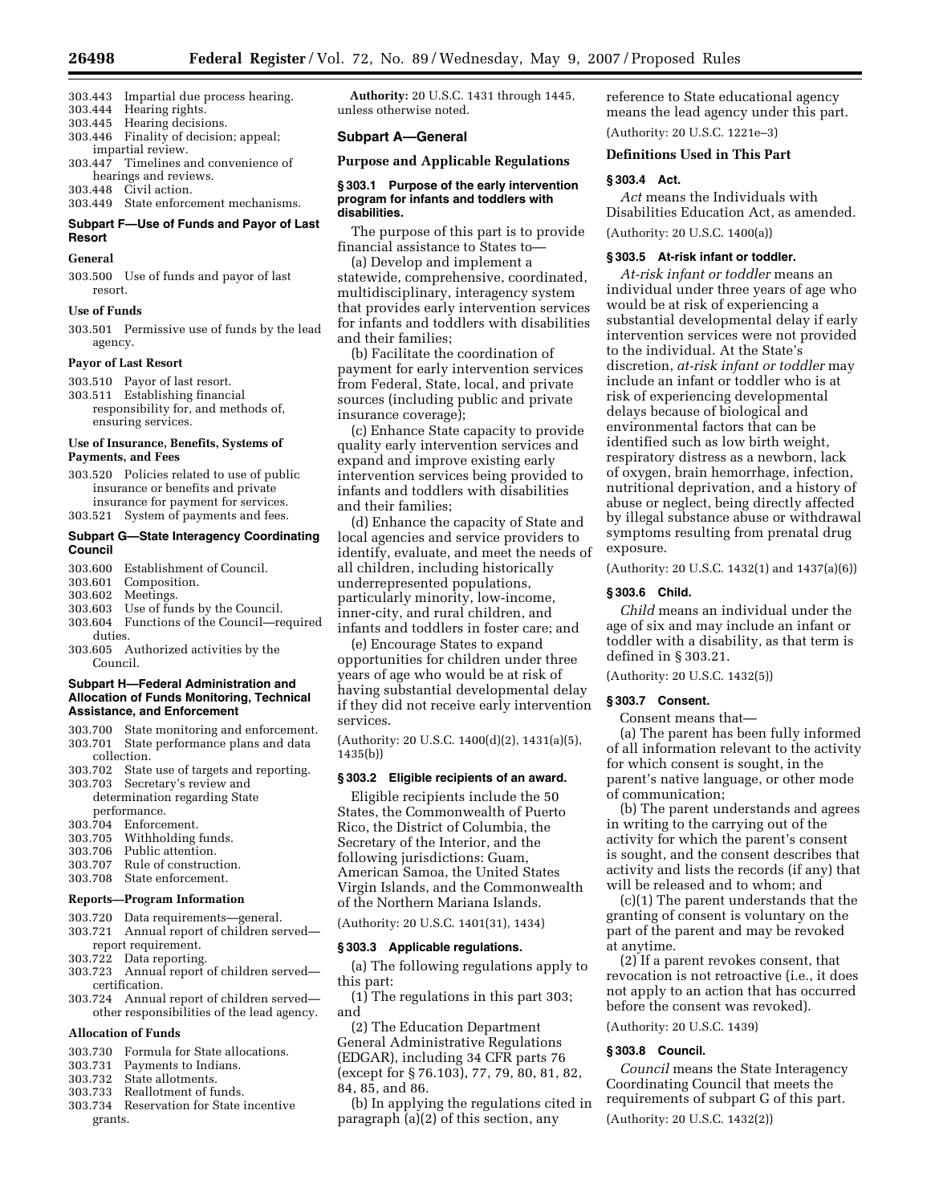303.443 Impartial due process hearing.
303.444 Hearing rights.
303.445 Hearing decisions.
303.446 Finality of decision; appeal; impartial review.
303.447 Timelines and convenience of hearings and reviews.
303.448 Civil action.
303.449 State enforcement mechanisms.

**Subpart F—Use of Funds and Payor of Last Resort**

**General**

303.500 Use of funds and payor of last resort.

**Use of Funds**

303.501 Permissive use of funds by the lead agency.

**Payor of Last Resort**

303.510 Payor of last resort.
303.511 Establishing financial responsibility for, and methods of, ensuring services.

**Use of Insurance, Benefits, Systems of Payments, and Fees**

303.520 Policies related to use of public insurance or benefits and private insurance for payment for services.
303.521 System of payments and fees.

**Subpart G—State Interagency Coordinating Council**

303.600 Establishment of Council.
303.601 Composition.
303.602 Meetings.
303.603 Use of funds by the Council.
303.604 Functions of the Council—required duties.
303.605 Authorized activities by the Council.

**Subpart H—Federal Administration and Allocation of Funds Monitoring, Technical Assistance, and Enforcement**

303.700 State monitoring and enforcement.
303.701 State performance plans and data collection.
303.702 State use of targets and reporting.
303.703 Secretary's review and determination regarding State performance.
303.704 Enforcement.
303.705 Withholding funds.
303.706 Public attention.
303.707 Rule of construction.
303.708 State enforcement.

**Reports—Program Information**

303.720 Data requirements—general.
303.721 Annual report of children served—report requirement.
303.722 Data reporting.
303.723 Annual report of children served—certification.
303.724 Annual report of children served—other responsibilities of the lead agency.

**Allocation of Funds**

303.730 Formula for State allocations.
303.731 Payments to Indians.
303.732 State allotments.
303.733 Reallotment of funds.
303.734 Reservation for State incentive grants.

**Authority:** 20 U.S.C. 1431 through 1445, unless otherwise noted.

## Subpart A—General

### Purpose and Applicable Regulations

#### § 303.1 Purpose of the early intervention program for infants and toddlers with disabilities.

The purpose of this part is to provide financial assistance to States to—

(a) Develop and implement a statewide, comprehensive, coordinated, multidisciplinary, interagency system that provides early intervention services for infants and toddlers with disabilities and their families;

(b) Facilitate the coordination of payment for early intervention services from Federal, State, local, and private sources (including public and private insurance coverage);

(c) Enhance State capacity to provide quality early intervention services and expand and improve existing early intervention services being provided to infants and toddlers with disabilities and their families;

(d) Enhance the capacity of State and local agencies and service providers to identify, evaluate, and meet the needs of all children, including historically underrepresented populations, particularly minority, low-income, inner-city, and rural children, and infants and toddlers in foster care; and

(e) Encourage States to expand opportunities for children under three years of age who would be at risk of having substantial developmental delay if they did not receive early intervention services.

(Authority: 20 U.S.C. 1400(d)(2), 1431(a)(5), 1435(b))

#### § 303.2 Eligible recipients of an award.

Eligible recipients include the 50 States, the Commonwealth of Puerto Rico, the District of Columbia, the Secretary of the Interior, and the following jurisdictions: Guam, American Samoa, the United States Virgin Islands, and the Commonwealth of the Northern Mariana Islands.

(Authority: 20 U.S.C. 1401(31), 1434)

#### § 303.3 Applicable regulations.

(a) The following regulations apply to this part:

(1) The regulations in this part 303; and

(2) The Education Department General Administrative Regulations (EDGAR), including 34 CFR parts 76 (except for § 76.103), 77, 79, 80, 81, 82, 84, 85, and 86.

(b) In applying the regulations cited in paragraph (a)(2) of this section, any reference to State educational agency means the lead agency under this part.

(Authority: 20 U.S.C. 1221e–3)

### Definitions Used in This Part

#### § 303.4 Act.

*Act* means the Individuals with Disabilities Education Act, as amended.

(Authority: 20 U.S.C. 1400(a))

#### § 303.5 At-risk infant or toddler.

*At-risk infant or toddler* means an individual under three years of age who would be at risk of experiencing a substantial developmental delay if early intervention services were not provided to the individual. At the State's discretion, *at-risk infant or toddler* may include an infant or toddler who is at risk of experiencing developmental delays because of biological and environmental factors that can be identified such as low birth weight, respiratory distress as a newborn, lack of oxygen, brain hemorrhage, infection, nutritional deprivation, and a history of abuse or neglect, being directly affected by illegal substance abuse or withdrawal symptoms resulting from prenatal drug exposure.

(Authority: 20 U.S.C. 1432(1) and 1437(a)(6))

#### § 303.6 Child.

*Child* means an individual under the age of six and may include an infant or toddler with a disability, as that term is defined in § 303.21.

(Authority: 20 U.S.C. 1432(5))

#### § 303.7 Consent.

Consent means that—

(a) The parent has been fully informed of all information relevant to the activity for which consent is sought, in the parent's native language, or other mode of communication;

(b) The parent understands and agrees in writing to the carrying out of the activity for which the parent's consent is sought, and the consent describes that activity and lists the records (if any) that will be released and to whom; and

(c)(1) The parent understands that the granting of consent is voluntary on the part of the parent and may be revoked at anytime.

(2) If a parent revokes consent, that revocation is not retroactive (i.e., it does not apply to an action that has occurred before the consent was revoked).

(Authority: 20 U.S.C. 1439)

#### § 303.8 Council.

*Council* means the State Interagency Coordinating Council that meets the requirements of subpart G of this part.

(Authority: 20 U.S.C. 1432(2))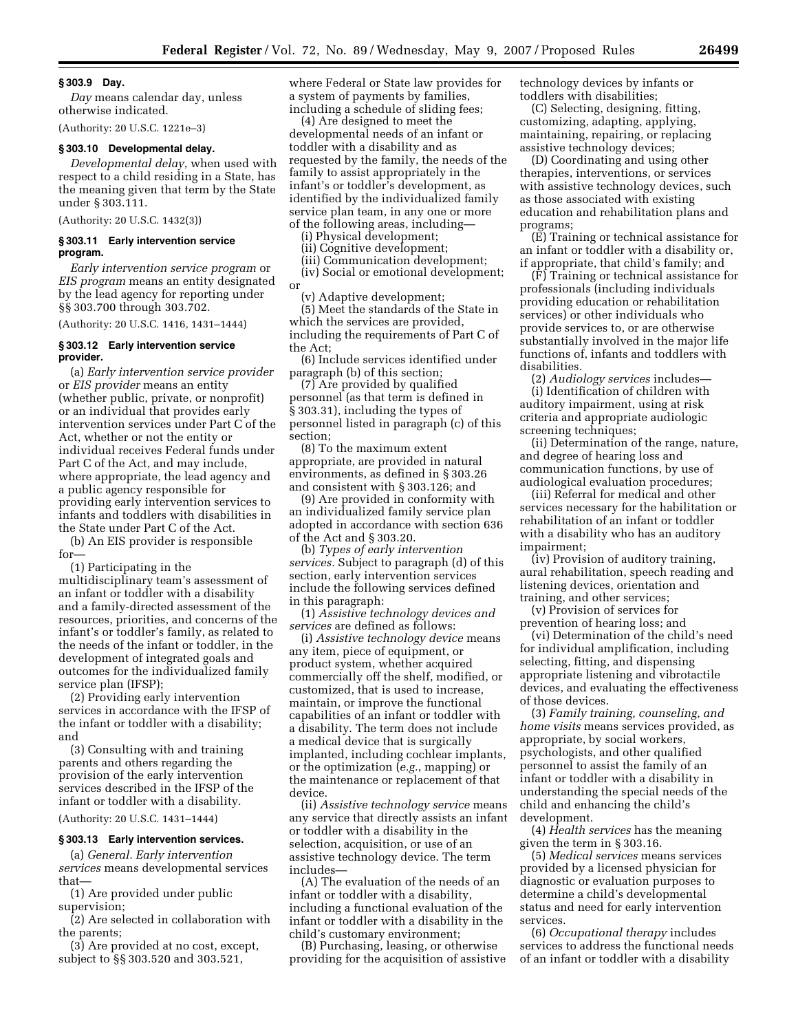### § 303.9 Day.

*Day* means calendar day, unless otherwise indicated.

(Authority: 20 U.S.C. 1221e–3)

### § 303.10 Developmental delay.

*Developmental delay*, when used with respect to a child residing in a State, has the meaning given that term by the State under § 303.111.

(Authority: 20 U.S.C. 1432(3))

### § 303.11 Early intervention service program.

*Early intervention service program* or *EIS program* means an entity designated by the lead agency for reporting under §§ 303.700 through 303.702.

(Authority: 20 U.S.C. 1416, 1431–1444)

### § 303.12 Early intervention service provider.

(a) *Early intervention service provider* or *EIS provider* means an entity (whether public, private, or nonprofit) or an individual that provides early intervention services under Part C of the Act, whether or not the entity or individual receives Federal funds under Part C of the Act, and may include, where appropriate, the lead agency and a public agency responsible for providing early intervention services to infants and toddlers with disabilities in the State under Part C of the Act.

(b) An EIS provider is responsible for—

(1) Participating in the multidisciplinary team's assessment of an infant or toddler with a disability and a family-directed assessment of the resources, priorities, and concerns of the infant's or toddler's family, as related to the needs of the infant or toddler, in the development of integrated goals and outcomes for the individualized family service plan (IFSP);

(2) Providing early intervention services in accordance with the IFSP of the infant or toddler with a disability; and

(3) Consulting with and training parents and others regarding the provision of the early intervention services described in the IFSP of the infant or toddler with a disability.

(Authority: 20 U.S.C. 1431–1444)

### § 303.13 Early intervention services.

(a) *General. Early intervention services* means developmental services that—

(1) Are provided under public supervision;

(2) Are selected in collaboration with the parents;

(3) Are provided at no cost, except, subject to §§ 303.520 and 303.521, where Federal or State law provides for a system of payments by families, including a schedule of sliding fees;

(4) Are designed to meet the developmental needs of an infant or toddler with a disability and as requested by the family, the needs of the family to assist appropriately in the infant's or toddler's development, as identified by the individualized family service plan team, in any one or more of the following areas, including—

(i) Physical development;

(ii) Cognitive development;

(iii) Communication development;

(iv) Social or emotional development; or

(v) Adaptive development;

(5) Meet the standards of the State in which the services are provided, including the requirements of Part C of the Act;

(6) Include services identified under paragraph (b) of this section;

(7) Are provided by qualified personnel (as that term is defined in § 303.31), including the types of personnel listed in paragraph (c) of this section;

(8) To the maximum extent appropriate, are provided in natural environments, as defined in § 303.26 and consistent with § 303.126; and

(9) Are provided in conformity with an individualized family service plan adopted in accordance with section 636 of the Act and § 303.20.

(b) *Types of early intervention services.* Subject to paragraph (d) of this section, early intervention services include the following services defined in this paragraph:

(1) *Assistive technology devices and services* are defined as follows:

(i) *Assistive technology device* means any item, piece of equipment, or product system, whether acquired commercially off the shelf, modified, or customized, that is used to increase, maintain, or improve the functional capabilities of an infant or toddler with a disability. The term does not include a medical device that is surgically implanted, including cochlear implants, or the optimization (*e.g.*, mapping) or the maintenance or replacement of that device.

(ii) *Assistive technology service* means any service that directly assists an infant or toddler with a disability in the selection, acquisition, or use of an assistive technology device. The term includes—

(A) The evaluation of the needs of an infant or toddler with a disability, including a functional evaluation of the infant or toddler with a disability in the child's customary environment;

(B) Purchasing, leasing, or otherwise providing for the acquisition of assistive technology devices by infants or toddlers with disabilities;

(C) Selecting, designing, fitting, customizing, adapting, applying, maintaining, repairing, or replacing assistive technology devices;

(D) Coordinating and using other therapies, interventions, or services with assistive technology devices, such as those associated with existing education and rehabilitation plans and programs;

(E) Training or technical assistance for an infant or toddler with a disability or, if appropriate, that child's family; and

(F) Training or technical assistance for professionals (including individuals providing education or rehabilitation services) or other individuals who provide services to, or are otherwise substantially involved in the major life functions of, infants and toddlers with disabilities.

(2) *Audiology services* includes—

(i) Identification of children with auditory impairment, using at risk criteria and appropriate audiologic screening techniques;

(ii) Determination of the range, nature, and degree of hearing loss and communication functions, by use of audiological evaluation procedures;

(iii) Referral for medical and other services necessary for the habilitation or rehabilitation of an infant or toddler with a disability who has an auditory impairment;

(iv) Provision of auditory training, aural rehabilitation, speech reading and listening devices, orientation and training, and other services;

(v) Provision of services for prevention of hearing loss; and

(vi) Determination of the child's need for individual amplification, including selecting, fitting, and dispensing appropriate listening and vibrotactile devices, and evaluating the effectiveness of those devices.

(3) *Family training, counseling, and home visits* means services provided, as appropriate, by social workers, psychologists, and other qualified personnel to assist the family of an infant or toddler with a disability in understanding the special needs of the child and enhancing the child's development.

(4) *Health services* has the meaning given the term in § 303.16.

(5) *Medical services* means services provided by a licensed physician for diagnostic or evaluation purposes to determine a child's developmental status and need for early intervention services.

(6) *Occupational therapy* includes services to address the functional needs of an infant or toddler with a disability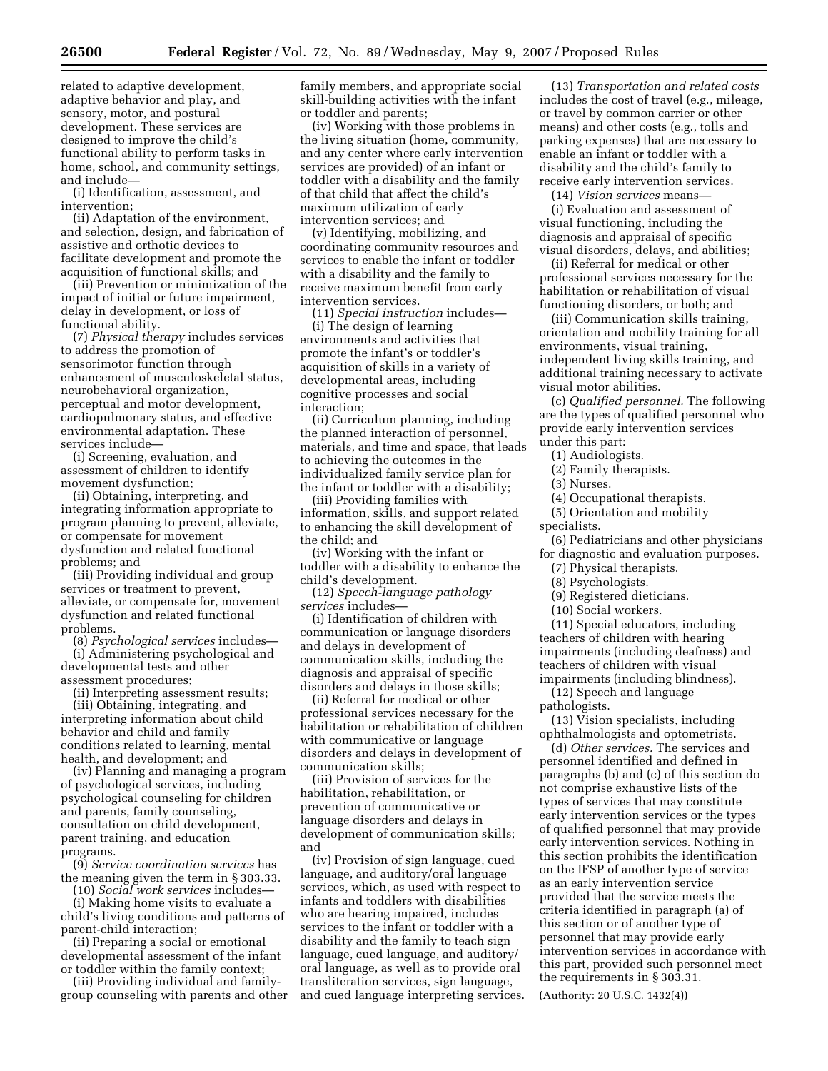related to adaptive development, adaptive behavior and play, and sensory, motor, and postural development. These services are designed to improve the child's functional ability to perform tasks in home, school, and community settings, and include—

(i) Identification, assessment, and intervention;

(ii) Adaptation of the environment, and selection, design, and fabrication of assistive and orthotic devices to facilitate development and promote the acquisition of functional skills; and

(iii) Prevention or minimization of the impact of initial or future impairment, delay in development, or loss of functional ability.

(7) *Physical therapy* includes services to address the promotion of sensorimotor function through enhancement of musculoskeletal status, neurobehavioral organization, perceptual and motor development, cardiopulmonary status, and effective environmental adaptation. These services include—

(i) Screening, evaluation, and assessment of children to identify movement dysfunction;

(ii) Obtaining, interpreting, and integrating information appropriate to program planning to prevent, alleviate, or compensate for movement dysfunction and related functional problems; and

(iii) Providing individual and group services or treatment to prevent, alleviate, or compensate for, movement dysfunction and related functional problems.

(8) *Psychological services* includes—

(i) Administering psychological and developmental tests and other assessment procedures;

(ii) Interpreting assessment results;

(iii) Obtaining, integrating, and interpreting information about child behavior and child and family conditions related to learning, mental health, and development; and

(iv) Planning and managing a program of psychological services, including psychological counseling for children and parents, family counseling, consultation on child development, parent training, and education programs.

(9) *Service coordination services* has the meaning given the term in § 303.33.

(10) *Social work services* includes—

(i) Making home visits to evaluate a child's living conditions and patterns of parent-child interaction;

(ii) Preparing a social or emotional developmental assessment of the infant or toddler within the family context;

(iii) Providing individual and family-group counseling with parents and other family members, and appropriate social skill-building activities with the infant or toddler and parents;

(iv) Working with those problems in the living situation (home, community, and any center where early intervention services are provided) of an infant or toddler with a disability and the family of that child that affect the child's maximum utilization of early intervention services; and

(v) Identifying, mobilizing, and coordinating community resources and services to enable the infant or toddler with a disability and the family to receive maximum benefit from early intervention services.

(11) *Special instruction* includes—

(i) The design of learning environments and activities that promote the infant's or toddler's acquisition of skills in a variety of developmental areas, including cognitive processes and social interaction;

(ii) Curriculum planning, including the planned interaction of personnel, materials, and time and space, that leads to achieving the outcomes in the individualized family service plan for the infant or toddler with a disability;

(iii) Providing families with information, skills, and support related to enhancing the skill development of the child; and

(iv) Working with the infant or toddler with a disability to enhance the child's development.

(12) *Speech-language pathology services* includes—

(i) Identification of children with communication or language disorders and delays in development of communication skills, including the diagnosis and appraisal of specific disorders and delays in those skills;

(ii) Referral for medical or other professional services necessary for the habilitation or rehabilitation of children with communicative or language disorders and delays in development of communication skills;

(iii) Provision of services for the habilitation, rehabilitation, or prevention of communicative or language disorders and delays in development of communication skills; and

(iv) Provision of sign language, cued language, and auditory/oral language services, which, as used with respect to infants and toddlers with disabilities who are hearing impaired, includes services to the infant or toddler with a disability and the family to teach sign language, cued language, and auditory/oral language, as well as to provide oral transliteration services, sign language, and cued language interpreting services.

(13) *Transportation and related costs* includes the cost of travel (e.g., mileage, or travel by common carrier or other means) and other costs (e.g., tolls and parking expenses) that are necessary to enable an infant or toddler with a disability and the child's family to receive early intervention services.

(14) *Vision services* means—

(i) Evaluation and assessment of visual functioning, including the diagnosis and appraisal of specific visual disorders, delays, and abilities;

(ii) Referral for medical or other professional services necessary for the habilitation or rehabilitation of visual functioning disorders, or both; and

(iii) Communication skills training, orientation and mobility training for all environments, visual training, independent living skills training, and additional training necessary to activate visual motor abilities.

(c) *Qualified personnel.* The following are the types of qualified personnel who provide early intervention services under this part:

(1) Audiologists.

(2) Family therapists.

(3) Nurses.

(4) Occupational therapists.

(5) Orientation and mobility specialists.

(6) Pediatricians and other physicians for diagnostic and evaluation purposes.

(7) Physical therapists.

(8) Psychologists.

(9) Registered dieticians.

(10) Social workers.

(11) Special educators, including teachers of children with hearing impairments (including deafness) and teachers of children with visual impairments (including blindness).

(12) Speech and language pathologists.

(13) Vision specialists, including ophthalmologists and optometrists.

(d) *Other services.* The services and personnel identified and defined in paragraphs (b) and (c) of this section do not comprise exhaustive lists of the types of services that may constitute early intervention services or the types of qualified personnel that may provide early intervention services. Nothing in this section prohibits the identification on the IFSP of another type of service as an early intervention service provided that the service meets the criteria identified in paragraph (a) of this section or of another type of personnel that may provide early intervention services in accordance with this part, provided such personnel meet the requirements in § 303.31.

(Authority: 20 U.S.C. 1432(4))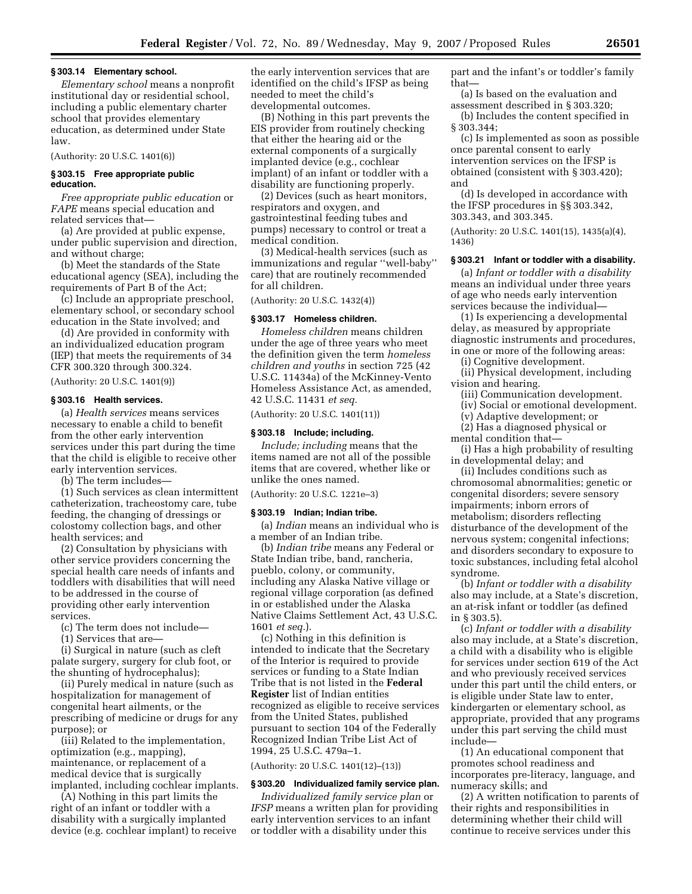### § 303.14 Elementary school.

*Elementary school* means a nonprofit institutional day or residential school, including a public elementary charter school that provides elementary education, as determined under State law.

(Authority: 20 U.S.C. 1401(6))

### § 303.15 Free appropriate public education.

*Free appropriate public education* or *FAPE* means special education and related services that—

(a) Are provided at public expense, under public supervision and direction, and without charge;

(b) Meet the standards of the State educational agency (SEA), including the requirements of Part B of the Act;

(c) Include an appropriate preschool, elementary school, or secondary school education in the State involved; and

(d) Are provided in conformity with an individualized education program (IEP) that meets the requirements of 34 CFR 300.320 through 300.324.

(Authority: 20 U.S.C. 1401(9))

### § 303.16 Health services.

(a) *Health services* means services necessary to enable a child to benefit from the other early intervention services under this part during the time that the child is eligible to receive other early intervention services.

(b) The term includes—

(1) Such services as clean intermittent catheterization, tracheostomy care, tube feeding, the changing of dressings or colostomy collection bags, and other health services; and

(2) Consultation by physicians with other service providers concerning the special health care needs of infants and toddlers with disabilities that will need to be addressed in the course of providing other early intervention services.

(c) The term does not include—

(1) Services that are—

(i) Surgical in nature (such as cleft palate surgery, surgery for club foot, or the shunting of hydrocephalus);

(ii) Purely medical in nature (such as hospitalization for management of congenital heart ailments, or the prescribing of medicine or drugs for any purpose); or

(iii) Related to the implementation, optimization (e.g., mapping), maintenance, or replacement of a medical device that is surgically implanted, including cochlear implants.

(A) Nothing in this part limits the right of an infant or toddler with a disability with a surgically implanted device (e.g. cochlear implant) to receive the early intervention services that are identified on the child's IFSP as being needed to meet the child's developmental outcomes.

(B) Nothing in this part prevents the EIS provider from routinely checking that either the hearing aid or the external components of a surgically implanted device (e.g., cochlear implant) of an infant or toddler with a disability are functioning properly.

(2) Devices (such as heart monitors, respirators and oxygen, and gastrointestinal feeding tubes and pumps) necessary to control or treat a medical condition.

(3) Medical-health services (such as immunizations and regular ''well-baby'' care) that are routinely recommended for all children.

(Authority: 20 U.S.C. 1432(4))

### § 303.17 Homeless children.

*Homeless children* means children under the age of three years who meet the definition given the term *homeless children and youths* in section 725 (42 U.S.C. 11434a) of the McKinney-Vento Homeless Assistance Act, as amended, 42 U.S.C. 11431 *et seq.*

(Authority: 20 U.S.C. 1401(11))

### § 303.18 Include; including.

*Include; including* means that the items named are not all of the possible items that are covered, whether like or unlike the ones named.

(Authority: 20 U.S.C. 1221e–3)

### § 303.19 Indian; Indian tribe.

(a) *Indian* means an individual who is a member of an Indian tribe.

(b) *Indian tribe* means any Federal or State Indian tribe, band, rancheria, pueblo, colony, or community, including any Alaska Native village or regional village corporation (as defined in or established under the Alaska Native Claims Settlement Act, 43 U.S.C. 1601 *et seq.*).

(c) Nothing in this definition is intended to indicate that the Secretary of the Interior is required to provide services or funding to a State Indian Tribe that is not listed in the **Federal Register** list of Indian entities recognized as eligible to receive services from the United States, published pursuant to section 104 of the Federally Recognized Indian Tribe List Act of 1994, 25 U.S.C. 479a–1.

(Authority: 20 U.S.C. 1401(12)–(13))

### § 303.20 Individualized family service plan.

*Individualized family service plan* or *IFSP* means a written plan for providing early intervention services to an infant or toddler with a disability under this part and the infant's or toddler's family that—

(a) Is based on the evaluation and assessment described in § 303.320;

(b) Includes the content specified in § 303.344;

(c) Is implemented as soon as possible once parental consent to early intervention services on the IFSP is obtained (consistent with § 303.420); and

(d) Is developed in accordance with the IFSP procedures in §§ 303.342, 303.343, and 303.345.

(Authority: 20 U.S.C. 1401(15), 1435(a)(4), 1436)

### § 303.21 Infant or toddler with a disability.

(a) *Infant or toddler with a disability* means an individual under three years of age who needs early intervention services because the individual—

(1) Is experiencing a developmental delay, as measured by appropriate diagnostic instruments and procedures, in one or more of the following areas:

(i) Cognitive development.

(ii) Physical development, including vision and hearing.

(iii) Communication development.

(iv) Social or emotional development.

(v) Adaptive development; or

(2) Has a diagnosed physical or mental condition that—

(i) Has a high probability of resulting in developmental delay; and

(ii) Includes conditions such as chromosomal abnormalities; genetic or congenital disorders; severe sensory impairments; inborn errors of metabolism; disorders reflecting disturbance of the development of the nervous system; congenital infections; and disorders secondary to exposure to toxic substances, including fetal alcohol syndrome.

(b) *Infant or toddler with a disability* also may include, at a State's discretion, an at-risk infant or toddler (as defined in § 303.5).

(c) *Infant or toddler with a disability* also may include, at a State's discretion, a child with a disability who is eligible for services under section 619 of the Act and who previously received services under this part until the child enters, or is eligible under State law to enter, kindergarten or elementary school, as appropriate, provided that any programs under this part serving the child must include—

(1) An educational component that promotes school readiness and incorporates pre-literacy, language, and numeracy skills; and

(2) A written notification to parents of their rights and responsibilities in determining whether their child will continue to receive services under this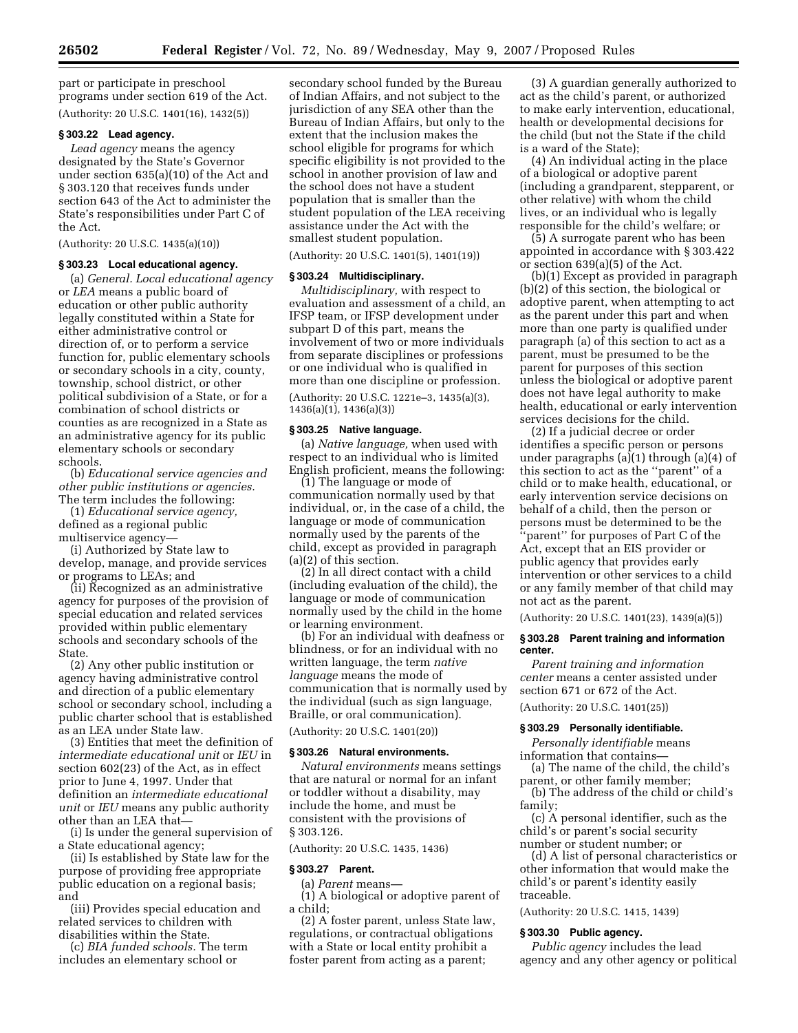part or participate in preschool programs under section 619 of the Act.

(Authority: 20 U.S.C. 1401(16), 1432(5))

### § 303.22 Lead agency.

*Lead agency* means the agency designated by the State's Governor under section 635(a)(10) of the Act and § 303.120 that receives funds under section 643 of the Act to administer the State's responsibilities under Part C of the Act.

(Authority: 20 U.S.C. 1435(a)(10))

### § 303.23 Local educational agency.

(a) *General. Local educational agency* or *LEA* means a public board of education or other public authority legally constituted within a State for either administrative control or direction of, or to perform a service function for, public elementary schools or secondary schools in a city, county, township, school district, or other political subdivision of a State, or for a combination of school districts or counties as are recognized in a State as an administrative agency for its public elementary schools or secondary schools.

(b) *Educational service agencies and other public institutions or agencies.* The term includes the following:

(1) *Educational service agency,* defined as a regional public multiservice agency—

(i) Authorized by State law to develop, manage, and provide services or programs to LEAs; and

(ii) Recognized as an administrative agency for purposes of the provision of special education and related services provided within public elementary schools and secondary schools of the State.

(2) Any other public institution or agency having administrative control and direction of a public elementary school or secondary school, including a public charter school that is established as an LEA under State law.

(3) Entities that meet the definition of *intermediate educational unit* or *IEU* in section 602(23) of the Act, as in effect prior to June 4, 1997. Under that definition an *intermediate educational unit* or *IEU* means any public authority other than an LEA that—

(i) Is under the general supervision of a State educational agency;

(ii) Is established by State law for the purpose of providing free appropriate public education on a regional basis; and

(iii) Provides special education and related services to children with disabilities within the State.

(c) *BIA funded schools.* The term includes an elementary school or secondary school funded by the Bureau of Indian Affairs, and not subject to the jurisdiction of any SEA other than the Bureau of Indian Affairs, but only to the extent that the inclusion makes the school eligible for programs for which specific eligibility is not provided to the school in another provision of law and the school does not have a student population that is smaller than the student population of the LEA receiving assistance under the Act with the smallest student population.

(Authority: 20 U.S.C. 1401(5), 1401(19))

### § 303.24 Multidisciplinary.

*Multidisciplinary,* with respect to evaluation and assessment of a child, an IFSP team, or IFSP development under subpart D of this part, means the involvement of two or more individuals from separate disciplines or professions or one individual who is qualified in more than one discipline or profession.

(Authority: 20 U.S.C. 1221e–3, 1435(a)(3), 1436(a)(1), 1436(a)(3))

### § 303.25 Native language.

(a) *Native language,* when used with respect to an individual who is limited English proficient, means the following:

(1) The language or mode of communication normally used by that individual, or, in the case of a child, the language or mode of communication normally used by the parents of the child, except as provided in paragraph (a)(2) of this section.

(2) In all direct contact with a child (including evaluation of the child), the language or mode of communication normally used by the child in the home or learning environment.

(b) For an individual with deafness or blindness, or for an individual with no written language, the term *native language* means the mode of communication that is normally used by the individual (such as sign language, Braille, or oral communication).

(Authority: 20 U.S.C. 1401(20))

### § 303.26 Natural environments.

*Natural environments* means settings that are natural or normal for an infant or toddler without a disability, may include the home, and must be consistent with the provisions of § 303.126.

(Authority: 20 U.S.C. 1435, 1436)

### § 303.27 Parent.

(a) *Parent* means—

(1) A biological or adoptive parent of a child;

(2) A foster parent, unless State law, regulations, or contractual obligations with a State or local entity prohibit a foster parent from acting as a parent;

(3) A guardian generally authorized to act as the child's parent, or authorized to make early intervention, educational, health or developmental decisions for the child (but not the State if the child is a ward of the State);

(4) An individual acting in the place of a biological or adoptive parent (including a grandparent, stepparent, or other relative) with whom the child lives, or an individual who is legally responsible for the child's welfare; or

(5) A surrogate parent who has been appointed in accordance with § 303.422 or section 639(a)(5) of the Act.

(b)(1) Except as provided in paragraph (b)(2) of this section, the biological or adoptive parent, when attempting to act as the parent under this part and when more than one party is qualified under paragraph (a) of this section to act as a parent, must be presumed to be the parent for purposes of this section unless the biological or adoptive parent does not have legal authority to make health, educational or early intervention services decisions for the child.

(2) If a judicial decree or order identifies a specific person or persons under paragraphs (a)(1) through (a)(4) of this section to act as the "parent" of a child or to make health, educational, or early intervention service decisions on behalf of a child, then the person or persons must be determined to be the "parent" for purposes of Part C of the Act, except that an EIS provider or public agency that provides early intervention or other services to a child or any family member of that child may not act as the parent.

(Authority: 20 U.S.C. 1401(23), 1439(a)(5))

### § 303.28 Parent training and information center.

*Parent training and information center* means a center assisted under section 671 or 672 of the Act.

(Authority: 20 U.S.C. 1401(25))

### § 303.29 Personally identifiable.

*Personally identifiable* means information that contains—

(a) The name of the child, the child's parent, or other family member;

(b) The address of the child or child's family;

(c) A personal identifier, such as the child's or parent's social security number or student number; or

(d) A list of personal characteristics or other information that would make the child's or parent's identity easily traceable.

(Authority: 20 U.S.C. 1415, 1439)

### § 303.30 Public agency.

*Public agency* includes the lead agency and any other agency or political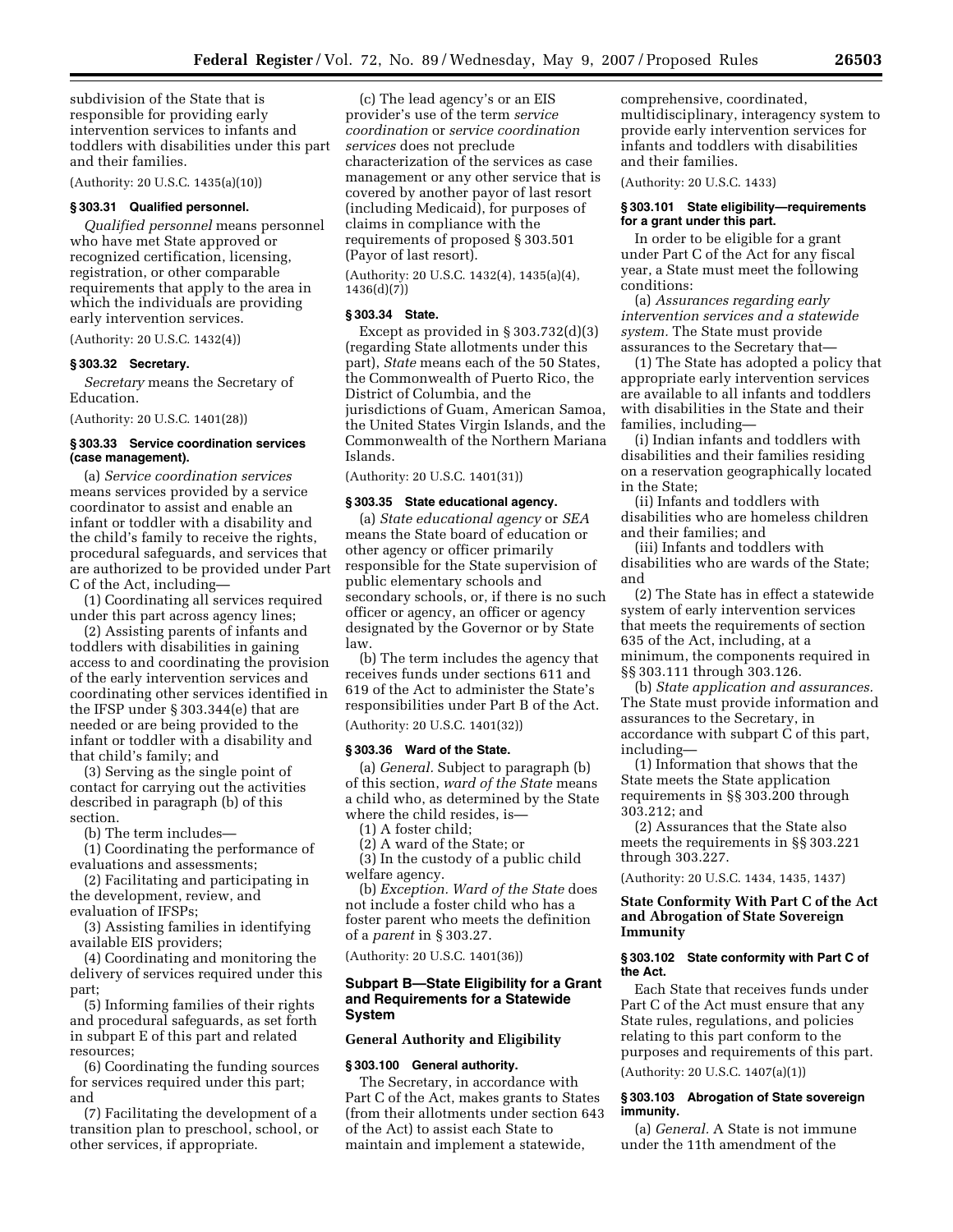subdivision of the State that is responsible for providing early intervention services to infants and toddlers with disabilities under this part and their families.

(Authority: 20 U.S.C. 1435(a)(10))

### § 303.31 Qualified personnel.

*Qualified personnel* means personnel who have met State approved or recognized certification, licensing, registration, or other comparable requirements that apply to the area in which the individuals are providing early intervention services.

(Authority: 20 U.S.C. 1432(4))

### § 303.32 Secretary.

*Secretary* means the Secretary of Education.

(Authority: 20 U.S.C. 1401(28))

### § 303.33 Service coordination services (case management).

(a) *Service coordination services* means services provided by a service coordinator to assist and enable an infant or toddler with a disability and the child's family to receive the rights, procedural safeguards, and services that are authorized to be provided under Part C of the Act, including—

(1) Coordinating all services required under this part across agency lines;

(2) Assisting parents of infants and toddlers with disabilities in gaining access to and coordinating the provision of the early intervention services and coordinating other services identified in the IFSP under § 303.344(e) that are needed or are being provided to the infant or toddler with a disability and that child's family; and

(3) Serving as the single point of contact for carrying out the activities described in paragraph (b) of this section.

(b) The term includes—

(1) Coordinating the performance of evaluations and assessments;

(2) Facilitating and participating in the development, review, and evaluation of IFSPs;

(3) Assisting families in identifying available EIS providers;

(4) Coordinating and monitoring the delivery of services required under this part;

(5) Informing families of their rights and procedural safeguards, as set forth in subpart E of this part and related resources;

(6) Coordinating the funding sources for services required under this part; and

(7) Facilitating the development of a transition plan to preschool, school, or other services, if appropriate.

(c) The lead agency's or an EIS provider's use of the term *service coordination* or *service coordination services* does not preclude characterization of the services as case management or any other service that is covered by another payor of last resort (including Medicaid), for purposes of claims in compliance with the requirements of proposed § 303.501 (Payor of last resort).

(Authority: 20 U.S.C. 1432(4), 1435(a)(4), 1436(d)(7))

### § 303.34 State.

Except as provided in § 303.732(d)(3) (regarding State allotments under this part), *State* means each of the 50 States, the Commonwealth of Puerto Rico, the District of Columbia, and the jurisdictions of Guam, American Samoa, the United States Virgin Islands, and the Commonwealth of the Northern Mariana Islands.

(Authority: 20 U.S.C. 1401(31))

### § 303.35 State educational agency.

(a) *State educational agency* or *SEA* means the State board of education or other agency or officer primarily responsible for the State supervision of public elementary schools and secondary schools, or, if there is no such officer or agency, an officer or agency designated by the Governor or by State law.

(b) The term includes the agency that receives funds under sections 611 and 619 of the Act to administer the State's responsibilities under Part B of the Act.

(Authority: 20 U.S.C. 1401(32))

### § 303.36 Ward of the State.

(a) *General.* Subject to paragraph (b) of this section, *ward of the State* means a child who, as determined by the State where the child resides, is—

(1) A foster child;

(2) A ward of the State; or

(3) In the custody of a public child welfare agency.

(b) *Exception. Ward of the State* does not include a foster child who has a foster parent who meets the definition of a *parent* in § 303.27.

(Authority: 20 U.S.C. 1401(36))

## Subpart B—State Eligibility for a Grant and Requirements for a Statewide System

### General Authority and Eligibility

### § 303.100 General authority.

The Secretary, in accordance with Part C of the Act, makes grants to States (from their allotments under section 643 of the Act) to assist each State to maintain and implement a statewide, comprehensive, coordinated, multidisciplinary, interagency system to provide early intervention services for infants and toddlers with disabilities and their families.

(Authority: 20 U.S.C. 1433)

### § 303.101 State eligibility—requirements for a grant under this part.

In order to be eligible for a grant under Part C of the Act for any fiscal year, a State must meet the following conditions:

(a) *Assurances regarding early intervention services and a statewide system.* The State must provide assurances to the Secretary that—

(1) The State has adopted a policy that appropriate early intervention services are available to all infants and toddlers with disabilities in the State and their families, including—

(i) Indian infants and toddlers with disabilities and their families residing on a reservation geographically located in the State;

(ii) Infants and toddlers with disabilities who are homeless children and their families; and

(iii) Infants and toddlers with disabilities who are wards of the State; and

(2) The State has in effect a statewide system of early intervention services that meets the requirements of section 635 of the Act, including, at a minimum, the components required in §§ 303.111 through 303.126.

(b) *State application and assurances.* The State must provide information and assurances to the Secretary, in accordance with subpart C of this part, including—

(1) Information that shows that the State meets the State application requirements in §§ 303.200 through 303.212; and

(2) Assurances that the State also meets the requirements in §§ 303.221 through 303.227.

(Authority: 20 U.S.C. 1434, 1435, 1437)

### State Conformity With Part C of the Act and Abrogation of State Sovereign Immunity

### § 303.102 State conformity with Part C of the Act.

Each State that receives funds under Part C of the Act must ensure that any State rules, regulations, and policies relating to this part conform to the purposes and requirements of this part.

(Authority: 20 U.S.C. 1407(a)(1))

### § 303.103 Abrogation of State sovereign immunity.

(a) *General.* A State is not immune under the 11th amendment of the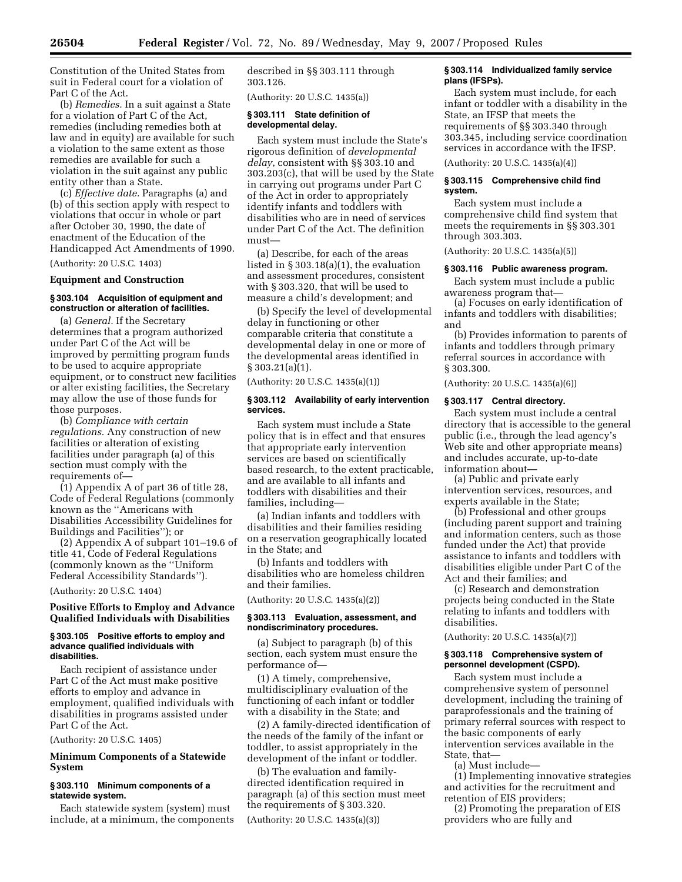Constitution of the United States from suit in Federal court for a violation of Part C of the Act.

(b) *Remedies.* In a suit against a State for a violation of Part C of the Act, remedies (including remedies both at law and in equity) are available for such a violation to the same extent as those remedies are available for such a violation in the suit against any public entity other than a State.

(c) *Effective date.* Paragraphs (a) and (b) of this section apply with respect to violations that occur in whole or part after October 30, 1990, the date of enactment of the Education of the Handicapped Act Amendments of 1990.

(Authority: 20 U.S.C. 1403)

**Equipment and Construction**

**§ 303.104 Acquisition of equipment and construction or alteration of facilities.**

(a) *General.* If the Secretary determines that a program authorized under Part C of the Act will be improved by permitting program funds to be used to acquire appropriate equipment, or to construct new facilities or alter existing facilities, the Secretary may allow the use of those funds for those purposes.

(b) *Compliance with certain regulations.* Any construction of new facilities or alteration of existing facilities under paragraph (a) of this section must comply with the requirements of—

(1) Appendix A of part 36 of title 28, Code of Federal Regulations (commonly known as the ''Americans with Disabilities Accessibility Guidelines for Buildings and Facilities''); or

(2) Appendix A of subpart 101–19.6 of title 41, Code of Federal Regulations (commonly known as the ''Uniform Federal Accessibility Standards'').

(Authority: 20 U.S.C. 1404)

**Positive Efforts to Employ and Advance Qualified Individuals with Disabilities**

**§ 303.105 Positive efforts to employ and advance qualified individuals with disabilities.**

Each recipient of assistance under Part C of the Act must make positive efforts to employ and advance in employment, qualified individuals with disabilities in programs assisted under Part C of the Act.

(Authority: 20 U.S.C. 1405)

**Minimum Components of a Statewide System**

**§ 303.110 Minimum components of a statewide system.**

Each statewide system (system) must include, at a minimum, the components described in §§ 303.111 through 303.126.

(Authority: 20 U.S.C. 1435(a))

**§ 303.111 State definition of developmental delay.**

Each system must include the State's rigorous definition of *developmental delay*, consistent with §§ 303.10 and 303.203(c), that will be used by the State in carrying out programs under Part C of the Act in order to appropriately identify infants and toddlers with disabilities who are in need of services under Part C of the Act. The definition must—

(a) Describe, for each of the areas listed in § 303.18(a)(1), the evaluation and assessment procedures, consistent with § 303.320, that will be used to measure a child's development; and

(b) Specify the level of developmental delay in functioning or other comparable criteria that constitute a developmental delay in one or more of the developmental areas identified in § 303.21(a)(1).

(Authority: 20 U.S.C. 1435(a)(1))

**§ 303.112 Availability of early intervention services.**

Each system must include a State policy that is in effect and that ensures that appropriate early intervention services are based on scientifically based research, to the extent practicable, and are available to all infants and toddlers with disabilities and their families, including—

(a) Indian infants and toddlers with disabilities and their families residing on a reservation geographically located in the State; and

(b) Infants and toddlers with disabilities who are homeless children and their families.

(Authority: 20 U.S.C. 1435(a)(2))

**§ 303.113 Evaluation, assessment, and nondiscriminatory procedures.**

(a) Subject to paragraph (b) of this section, each system must ensure the performance of—

(1) A timely, comprehensive, multidisciplinary evaluation of the functioning of each infant or toddler with a disability in the State; and

(2) A family-directed identification of the needs of the family of the infant or toddler, to assist appropriately in the development of the infant or toddler.

(b) The evaluation and family-directed identification required in paragraph (a) of this section must meet the requirements of § 303.320.

(Authority: 20 U.S.C. 1435(a)(3))

**§ 303.114 Individualized family service plans (IFSPs).**

Each system must include, for each infant or toddler with a disability in the State, an IFSP that meets the requirements of §§ 303.340 through 303.345, including service coordination services in accordance with the IFSP.

(Authority: 20 U.S.C. 1435(a)(4))

**§ 303.115 Comprehensive child find system.**

Each system must include a comprehensive child find system that meets the requirements in §§ 303.301 through 303.303.

(Authority: 20 U.S.C. 1435(a)(5))

**§ 303.116 Public awareness program.**

Each system must include a public awareness program that—

(a) Focuses on early identification of infants and toddlers with disabilities; and

(b) Provides information to parents of infants and toddlers through primary referral sources in accordance with § 303.300.

(Authority: 20 U.S.C. 1435(a)(6))

**§ 303.117 Central directory.**

Each system must include a central directory that is accessible to the general public (i.e., through the lead agency's Web site and other appropriate means) and includes accurate, up-to-date information about—

(a) Public and private early intervention services, resources, and experts available in the State;

(b) Professional and other groups (including parent support and training and information centers, such as those funded under the Act) that provide assistance to infants and toddlers with disabilities eligible under Part C of the Act and their families; and

(c) Research and demonstration projects being conducted in the State relating to infants and toddlers with disabilities.

(Authority: 20 U.S.C. 1435(a)(7))

**§ 303.118 Comprehensive system of personnel development (CSPD).**

Each system must include a comprehensive system of personnel development, including the training of paraprofessionals and the training of primary referral sources with respect to the basic components of early intervention services available in the State, that—

(a) Must include—

(1) Implementing innovative strategies and activities for the recruitment and retention of EIS providers;

(2) Promoting the preparation of EIS providers who are fully and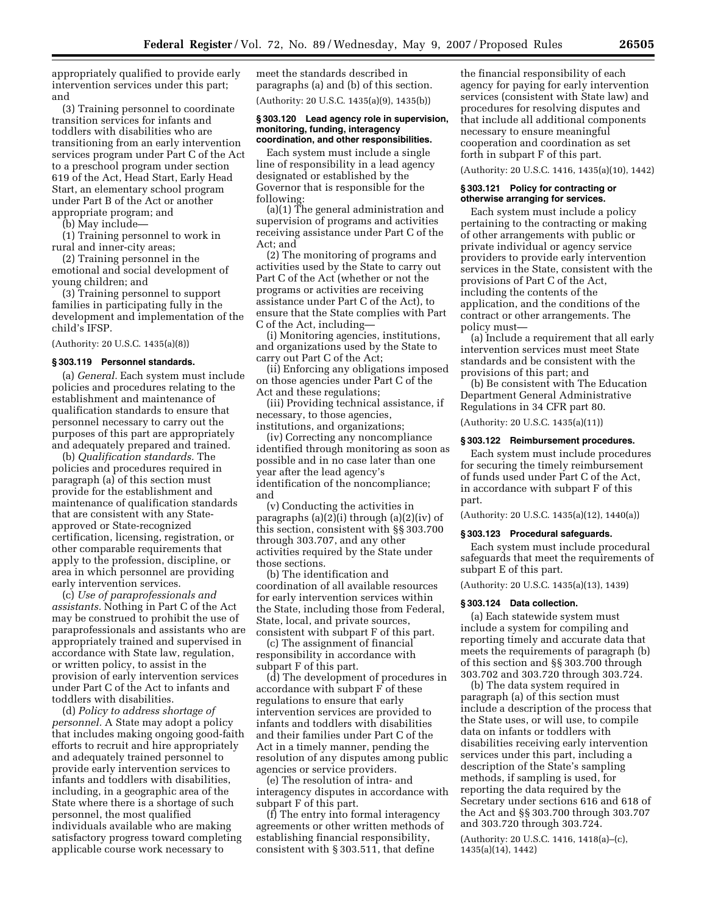appropriately qualified to provide early intervention services under this part; and

(3) Training personnel to coordinate transition services for infants and toddlers with disabilities who are transitioning from an early intervention services program under Part C of the Act to a preschool program under section 619 of the Act, Head Start, Early Head Start, an elementary school program under Part B of the Act or another appropriate program; and

(b) May include—

(1) Training personnel to work in rural and inner-city areas;

(2) Training personnel in the emotional and social development of young children; and

(3) Training personnel to support families in participating fully in the development and implementation of the child's IFSP.

(Authority: 20 U.S.C. 1435(a)(8))

### § 303.119 Personnel standards.

(a) *General.* Each system must include policies and procedures relating to the establishment and maintenance of qualification standards to ensure that personnel necessary to carry out the purposes of this part are appropriately and adequately prepared and trained.

(b) *Qualification standards.* The policies and procedures required in paragraph (a) of this section must provide for the establishment and maintenance of qualification standards that are consistent with any State-approved or State-recognized certification, licensing, registration, or other comparable requirements that apply to the profession, discipline, or area in which personnel are providing early intervention services.

(c) *Use of paraprofessionals and assistants.* Nothing in Part C of the Act may be construed to prohibit the use of paraprofessionals and assistants who are appropriately trained and supervised in accordance with State law, regulation, or written policy, to assist in the provision of early intervention services under Part C of the Act to infants and toddlers with disabilities.

(d) *Policy to address shortage of personnel.* A State may adopt a policy that includes making ongoing good-faith efforts to recruit and hire appropriately and adequately trained personnel to provide early intervention services to infants and toddlers with disabilities, including, in a geographic area of the State where there is a shortage of such personnel, the most qualified individuals available who are making satisfactory progress toward completing applicable course work necessary to meet the standards described in paragraphs (a) and (b) of this section.

(Authority: 20 U.S.C. 1435(a)(9), 1435(b))

### § 303.120 Lead agency role in supervision, monitoring, funding, interagency coordination, and other responsibilities.

Each system must include a single line of responsibility in a lead agency designated or established by the Governor that is responsible for the following:

(a)(1) The general administration and supervision of programs and activities receiving assistance under Part C of the Act; and

(2) The monitoring of programs and activities used by the State to carry out Part C of the Act (whether or not the programs or activities are receiving assistance under Part C of the Act), to ensure that the State complies with Part C of the Act, including—

(i) Monitoring agencies, institutions, and organizations used by the State to carry out Part C of the Act;

(ii) Enforcing any obligations imposed on those agencies under Part C of the Act and these regulations;

(iii) Providing technical assistance, if necessary, to those agencies, institutions, and organizations;

(iv) Correcting any noncompliance identified through monitoring as soon as possible and in no case later than one year after the lead agency's identification of the noncompliance; and

(v) Conducting the activities in paragraphs (a)(2)(i) through (a)(2)(iv) of this section, consistent with §§ 303.700 through 303.707, and any other activities required by the State under those sections.

(b) The identification and coordination of all available resources for early intervention services within the State, including those from Federal, State, local, and private sources, consistent with subpart F of this part.

(c) The assignment of financial responsibility in accordance with subpart F of this part.

(d) The development of procedures in accordance with subpart F of these regulations to ensure that early intervention services are provided to infants and toddlers with disabilities and their families under Part C of the Act in a timely manner, pending the resolution of any disputes among public agencies or service providers.

(e) The resolution of intra- and interagency disputes in accordance with subpart F of this part.

(f) The entry into formal interagency agreements or other written methods of establishing financial responsibility, consistent with § 303.511, that define the financial responsibility of each agency for paying for early intervention services (consistent with State law) and procedures for resolving disputes and that include all additional components necessary to ensure meaningful cooperation and coordination as set forth in subpart F of this part.

(Authority: 20 U.S.C. 1416, 1435(a)(10), 1442)

### § 303.121 Policy for contracting or otherwise arranging for services.

Each system must include a policy pertaining to the contracting or making of other arrangements with public or private individual or agency service providers to provide early intervention services in the State, consistent with the provisions of Part C of the Act, including the contents of the application, and the conditions of the contract or other arrangements. The policy must—

(a) Include a requirement that all early intervention services must meet State standards and be consistent with the provisions of this part; and

(b) Be consistent with The Education Department General Administrative Regulations in 34 CFR part 80.

(Authority: 20 U.S.C. 1435(a)(11))

### § 303.122 Reimbursement procedures.

Each system must include procedures for securing the timely reimbursement of funds used under Part C of the Act, in accordance with subpart F of this part.

(Authority: 20 U.S.C. 1435(a)(12), 1440(a))

### § 303.123 Procedural safeguards.

Each system must include procedural safeguards that meet the requirements of subpart E of this part.

(Authority: 20 U.S.C. 1435(a)(13), 1439)

### § 303.124 Data collection.

(a) Each statewide system must include a system for compiling and reporting timely and accurate data that meets the requirements of paragraph (b) of this section and §§ 303.700 through 303.702 and 303.720 through 303.724.

(b) The data system required in paragraph (a) of this section must include a description of the process that the State uses, or will use, to compile data on infants or toddlers with disabilities receiving early intervention services under this part, including a description of the State's sampling methods, if sampling is used, for reporting the data required by the Secretary under sections 616 and 618 of the Act and §§ 303.700 through 303.707 and 303.720 through 303.724.

(Authority: 20 U.S.C. 1416, 1418(a)–(c), 1435(a)(14), 1442)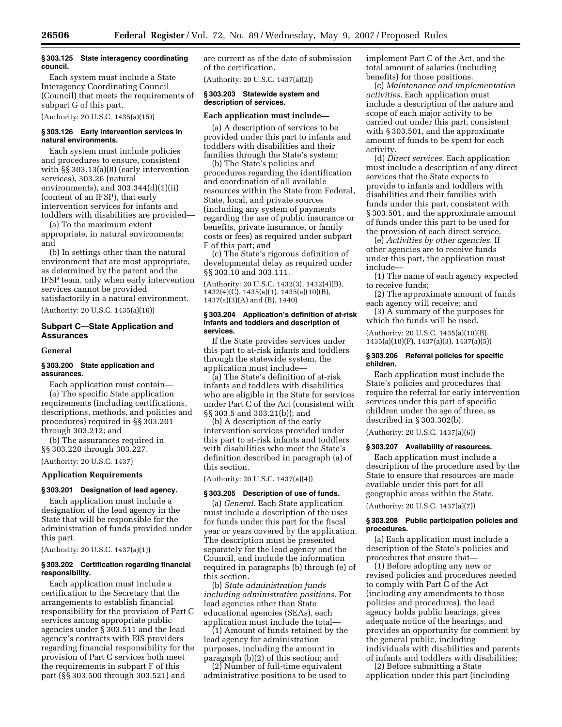**§ 303.125 State interagency coordinating council.**

Each system must include a State Interagency Coordinating Council (Council) that meets the requirements of subpart G of this part.

(Authority: 20 U.S.C. 1435(a)(15))

**§ 303.126 Early intervention services in natural environments.**

Each system must include policies and procedures to ensure, consistent with §§ 303.13(a)(8) (early intervention services), 303.26 (natural environments), and 303.344(d)(1)(ii) (content of an IFSP), that early intervention services for infants and toddlers with disabilities are provided—

(a) To the maximum extent appropriate, in natural environments; and

(b) In settings other than the natural environment that are most appropriate, as determined by the parent and the IFSP team, only when early intervention services cannot be provided satisfactorily in a natural environment.

(Authority: 20 U.S.C. 1435(a)(16))

## Subpart C—State Application and Assurances

### General

**§ 303.200 State application and assurances.**

Each application must contain—

(a) The specific State application requirements (including certifications, descriptions, methods, and policies and procedures) required in §§ 303.201 through 303.212; and

(b) The assurances required in §§ 303.220 through 303.227.

(Authority: 20 U.S.C. 1437)

### Application Requirements

**§ 303.201 Designation of lead agency.**

Each application must include a designation of the lead agency in the State that will be responsible for the administration of funds provided under this part.

(Authority: 20 U.S.C. 1437(a)(1))

**§ 303.202 Certification regarding financial responsibility.**

Each application must include a certification to the Secretary that the arrangements to establish financial responsibility for the provision of Part C services among appropriate public agencies under § 303.511 and the lead agency's contracts with EIS providers regarding financial responsibility for the provision of Part C services both meet the requirements in subpart F of this part (§§ 303.500 through 303.521) and are current as of the date of submission of the certification.

(Authority: 20 U.S.C. 1437(a)(2))

**§ 303.203 Statewide system and description of services.**

**Each application must include—**

(a) A description of services to be provided under this part to infants and toddlers with disabilities and their families through the State's system;

(b) The State's policies and procedures regarding the identification and coordination of all available resources within the State from Federal, State, local, and private sources (including any system of payments regarding the use of public insurance or benefits, private insurance, or family costs or fees) as required under subpart F of this part; and

(c) The State's rigorous definition of developmental delay as required under §§ 303.10 and 303.111.

(Authority: 20 U.S.C. 1432(3), 1432(4)(B), 1432(4)(C), 1435(a)(1), 1435(a)(10)(B), 1437(a)(3)(A) and (B), 1440)

**§ 303.204 Application's definition of at-risk infants and toddlers and description of services.**

If the State provides services under this part to at-risk infants and toddlers through the statewide system, the application must include—

(a) The State's definition of at-risk infants and toddlers with disabilities who are eligible in the State for services under Part C of the Act (consistent with §§ 303.5 and 303.21(b)); and

(b) A description of the early intervention services provided under this part to at-risk infants and toddlers with disabilities who meet the State's definition described in paragraph (a) of this section.

(Authority: 20 U.S.C. 1437(a)(4))

**§ 303.205 Description of use of funds.**

(a) *General*. Each State application must include a description of the uses for funds under this part for the fiscal year or years covered by the application. The description must be presented separately for the lead agency and the Council, and include the information required in paragraphs (b) through (e) of this section.

(b) *State administration funds including administrative positions*. For lead agencies other than State educational agencies (SEAs), each application must include the total—

(1) Amount of funds retained by the lead agency for administration purposes, including the amount in paragraph (b)(2) of this section; and

(2) Number of full-time equivalent administrative positions to be used to implement Part C of the Act, and the total amount of salaries (including benefits) for those positions.

(c) *Maintenance and implementation activities*. Each application must include a description of the nature and scope of each major activity to be carried out under this part, consistent with § 303.501, and the approximate amount of funds to be spent for each activity.

(d) *Direct services*. Each application must include a description of any direct services that the State expects to provide to infants and toddlers with disabilities and their families with funds under this part, consistent with § 303.501, and the approximate amount of funds under this part to be used for the provision of each direct service.

(e) *Activities by other agencies*. If other agencies are to receive funds under this part, the application must include—

(1) The name of each agency expected to receive funds;

(2) The approximate amount of funds each agency will receive; and

(3) A summary of the purposes for which the funds will be used.

(Authority: 20 U.S.C. 1435(a)(10)(B), 1435(a)(10)(F), 1437(a)(3), 1437(a)(5))

**§ 303.206 Referral policies for specific children.**

Each application must include the State's policies and procedures that require the referral for early intervention services under this part of specific children under the age of three, as described in § 303.302(b).

(Authority: 20 U.S.C. 1437(a)(6))

**§ 303.207 Availability of resources.**

Each application must include a description of the procedure used by the State to ensure that resources are made available under this part for all geographic areas within the State.

(Authority: 20 U.S.C. 1437(a)(7))

**§ 303.208 Public participation policies and procedures.**

(a) Each application must include a description of the State's policies and procedures that ensure that—

(1) Before adopting any new or revised policies and procedures needed to comply with Part C of the Act (including any amendments to those policies and procedures), the lead agency holds public hearings, gives adequate notice of the hearings, and provides an opportunity for comment by the general public, including individuals with disabilities and parents of infants and toddlers with disabilities;

(2) Before submitting a State application under this part (including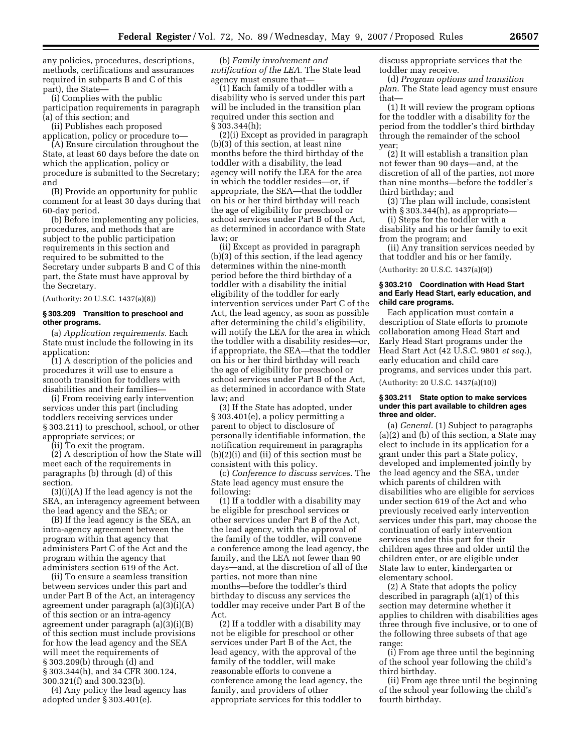any policies, procedures, descriptions, methods, certifications and assurances required in subparts B and C of this part), the State—

(i) Complies with the public participation requirements in paragraph (a) of this section; and

(ii) Publishes each proposed application, policy or procedure to—

(A) Ensure circulation throughout the State, at least 60 days before the date on which the application, policy or procedure is submitted to the Secretary; and

(B) Provide an opportunity for public comment for at least 30 days during that 60-day period.

(b) Before implementing any policies, procedures, and methods that are subject to the public participation requirements in this section and required to be submitted to the Secretary under subparts B and C of this part, the State must have approval by the Secretary.

(Authority: 20 U.S.C. 1437(a)(8))

### § 303.209 Transition to preschool and other programs.

(a) *Application requirements.* Each State must include the following in its application:

(1) A description of the policies and procedures it will use to ensure a smooth transition for toddlers with disabilities and their families—

(i) From receiving early intervention services under this part (including toddlers receiving services under § 303.211) to preschool, school, or other appropriate services; or

(ii) To exit the program.

(2) A description of how the State will meet each of the requirements in paragraphs (b) through (d) of this section.

(3)(i)(A) If the lead agency is not the SEA, an interagency agreement between the lead agency and the SEA; or

(B) If the lead agency is the SEA, an intra-agency agreement between the program within that agency that administers Part C of the Act and the program within the agency that administers section 619 of the Act.

(ii) To ensure a seamless transition between services under this part and under Part B of the Act, an interagency agreement under paragraph (a)(3)(i)(A) of this section or an intra-agency agreement under paragraph (a)(3)(i)(B) of this section must include provisions for how the lead agency and the SEA will meet the requirements of § 303.209(b) through (d) and § 303.344(h), and 34 CFR 300.124, 300.321(f) and 300.323(b).

(4) Any policy the lead agency has adopted under § 303.401(e).

(b) *Family involvement and notification of the LEA.* The State lead agency must ensure that—

(1) Each family of a toddler with a disability who is served under this part will be included in the transition plan required under this section and § 303.344(h);

(2)(i) Except as provided in paragraph (b)(3) of this section, at least nine months before the third birthday of the toddler with a disability, the lead agency will notify the LEA for the area in which the toddler resides—or, if appropriate, the SEA—that the toddler on his or her third birthday will reach the age of eligibility for preschool or school services under Part B of the Act, as determined in accordance with State law; or

(ii) Except as provided in paragraph (b)(3) of this section, if the lead agency determines within the nine-month period before the third birthday of a toddler with a disability the initial eligibility of the toddler for early intervention services under Part C of the Act, the lead agency, as soon as possible after determining the child's eligibility, will notify the LEA for the area in which the toddler with a disability resides—or, if appropriate, the SEA—that the toddler on his or her third birthday will reach the age of eligibility for preschool or school services under Part B of the Act, as determined in accordance with State law; and

(3) If the State has adopted, under § 303.401(e), a policy permitting a parent to object to disclosure of personally identifiable information, the notification requirement in paragraphs (b)(2)(i) and (ii) of this section must be consistent with this policy.

(c) *Conference to discuss services.* The State lead agency must ensure the following:

(1) If a toddler with a disability may be eligible for preschool services or other services under Part B of the Act, the lead agency, with the approval of the family of the toddler, will convene a conference among the lead agency, the family, and the LEA not fewer than 90 days—and, at the discretion of all of the parties, not more than nine months—before the toddler's third birthday to discuss any services the toddler may receive under Part B of the Act.

(2) If a toddler with a disability may not be eligible for preschool or other services under Part B of the Act, the lead agency, with the approval of the family of the toddler, will make reasonable efforts to convene a conference among the lead agency, the family, and providers of other appropriate services for this toddler to discuss appropriate services that the toddler may receive.

(d) *Program options and transition plan.* The State lead agency must ensure that—

(1) It will review the program options for the toddler with a disability for the period from the toddler's third birthday through the remainder of the school year;

(2) It will establish a transition plan not fewer than 90 days—and, at the discretion of all of the parties, not more than nine months—before the toddler's third birthday; and

(3) The plan will include, consistent with § 303.344(h), as appropriate—

(i) Steps for the toddler with a disability and his or her family to exit from the program; and

(ii) Any transition services needed by that toddler and his or her family.

(Authority: 20 U.S.C. 1437(a)(9))

### § 303.210 Coordination with Head Start and Early Head Start, early education, and child care programs.

Each application must contain a description of State efforts to promote collaboration among Head Start and Early Head Start programs under the Head Start Act (42 U.S.C. 9801 *et seq.*), early education and child care programs, and services under this part.

(Authority: 20 U.S.C. 1437(a)(10))

### § 303.211 State option to make services under this part available to children ages three and older.

(a) *General.* (1) Subject to paragraphs (a)(2) and (b) of this section, a State may elect to include in its application for a grant under this part a State policy, developed and implemented jointly by the lead agency and the SEA, under which parents of children with disabilities who are eligible for services under section 619 of the Act and who previously received early intervention services under this part, may choose the continuation of early intervention services under this part for their children ages three and older until the children enter, or are eligible under State law to enter, kindergarten or elementary school.

(2) A State that adopts the policy described in paragraph (a)(1) of this section may determine whether it applies to children with disabilities ages three through five inclusive, or to one of the following three subsets of that age range:

(i) From age three until the beginning of the school year following the child's third birthday.

(ii) From age three until the beginning of the school year following the child's fourth birthday.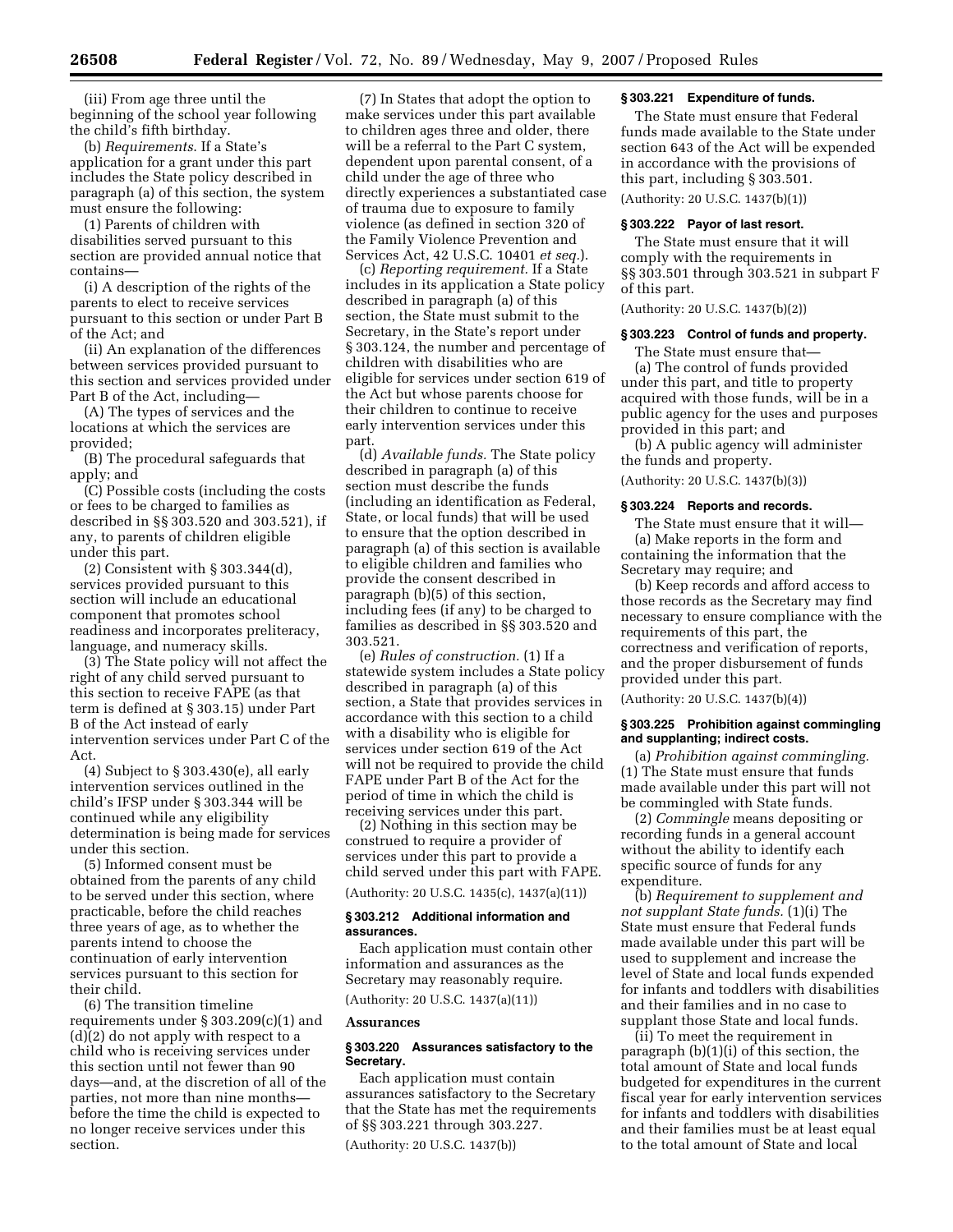(iii) From age three until the beginning of the school year following the child's fifth birthday.

(b) *Requirements.* If a State's application for a grant under this part includes the State policy described in paragraph (a) of this section, the system must ensure the following:

(1) Parents of children with disabilities served pursuant to this section are provided annual notice that contains—

(i) A description of the rights of the parents to elect to receive services pursuant to this section or under Part B of the Act; and

(ii) An explanation of the differences between services provided pursuant to this section and services provided under Part B of the Act, including—

(A) The types of services and the locations at which the services are provided;

(B) The procedural safeguards that apply; and

(C) Possible costs (including the costs or fees to be charged to families as described in §§ 303.520 and 303.521), if any, to parents of children eligible under this part.

(2) Consistent with § 303.344(d), services provided pursuant to this section will include an educational component that promotes school readiness and incorporates preliteracy, language, and numeracy skills.

(3) The State policy will not affect the right of any child served pursuant to this section to receive FAPE (as that term is defined at § 303.15) under Part B of the Act instead of early intervention services under Part C of the Act.

(4) Subject to § 303.430(e), all early intervention services outlined in the child's IFSP under § 303.344 will be continued while any eligibility determination is being made for services under this section.

(5) Informed consent must be obtained from the parents of any child to be served under this section, where practicable, before the child reaches three years of age, as to whether the parents intend to choose the continuation of early intervention services pursuant to this section for their child.

(6) The transition timeline requirements under § 303.209(c)(1) and (d)(2) do not apply with respect to a child who is receiving services under this section until not fewer than 90 days—and, at the discretion of all of the parties, not more than nine months—before the time the child is expected to no longer receive services under this section.

(7) In States that adopt the option to make services under this part available to children ages three and older, there will be a referral to the Part C system, dependent upon parental consent, of a child under the age of three who directly experiences a substantiated case of trauma due to exposure to family violence (as defined in section 320 of the Family Violence Prevention and Services Act, 42 U.S.C. 10401 *et seq.*).

(c) *Reporting requirement.* If a State includes in its application a State policy described in paragraph (a) of this section, the State must submit to the Secretary, in the State's report under § 303.124, the number and percentage of children with disabilities who are eligible for services under section 619 of the Act but whose parents choose for their children to continue to receive early intervention services under this part.

(d) *Available funds.* The State policy described in paragraph (a) of this section must describe the funds (including an identification as Federal, State, or local funds) that will be used to ensure that the option described in paragraph (a) of this section is available to eligible children and families who provide the consent described in paragraph (b)(5) of this section, including fees (if any) to be charged to families as described in §§ 303.520 and 303.521.

(e) *Rules of construction.* (1) If a statewide system includes a State policy described in paragraph (a) of this section, a State that provides services in accordance with this section to a child with a disability who is eligible for services under section 619 of the Act will not be required to provide the child FAPE under Part B of the Act for the period of time in which the child is receiving services under this part.

(2) Nothing in this section may be construed to require a provider of services under this part to provide a child served under this part with FAPE.

(Authority: 20 U.S.C. 1435(c), 1437(a)(11))

### § 303.212 Additional information and assurances.

Each application must contain other information and assurances as the Secretary may reasonably require.

(Authority: 20 U.S.C. 1437(a)(11))

## Assurances

### § 303.220 Assurances satisfactory to the Secretary.

Each application must contain assurances satisfactory to the Secretary that the State has met the requirements of §§ 303.221 through 303.227.

(Authority: 20 U.S.C. 1437(b))

### § 303.221 Expenditure of funds.

The State must ensure that Federal funds made available to the State under section 643 of the Act will be expended in accordance with the provisions of this part, including § 303.501.

(Authority: 20 U.S.C. 1437(b)(1))

### § 303.222 Payor of last resort.

The State must ensure that it will comply with the requirements in §§ 303.501 through 303.521 in subpart F of this part.

(Authority: 20 U.S.C. 1437(b)(2))

### § 303.223 Control of funds and property.

The State must ensure that—

(a) The control of funds provided under this part, and title to property acquired with those funds, will be in a public agency for the uses and purposes provided in this part; and

(b) A public agency will administer the funds and property.

(Authority: 20 U.S.C. 1437(b)(3))

### § 303.224 Reports and records.

The State must ensure that it will—

(a) Make reports in the form and containing the information that the Secretary may require; and

(b) Keep records and afford access to those records as the Secretary may find necessary to ensure compliance with the requirements of this part, the correctness and verification of reports, and the proper disbursement of funds provided under this part.

(Authority: 20 U.S.C. 1437(b)(4))

### § 303.225 Prohibition against commingling and supplanting; indirect costs.

(a) *Prohibition against commingling.* (1) The State must ensure that funds made available under this part will not be commingled with State funds.

(2) *Commingle* means depositing or recording funds in a general account without the ability to identify each specific source of funds for any expenditure.

(b) *Requirement to supplement and not supplant State funds.* (1)(i) The State must ensure that Federal funds made available under this part will be used to supplement and increase the level of State and local funds expended for infants and toddlers with disabilities and their families and in no case to supplant those State and local funds.

(ii) To meet the requirement in paragraph (b)(1)(i) of this section, the total amount of State and local funds budgeted for expenditures in the current fiscal year for early intervention services for infants and toddlers with disabilities and their families must be at least equal to the total amount of State and local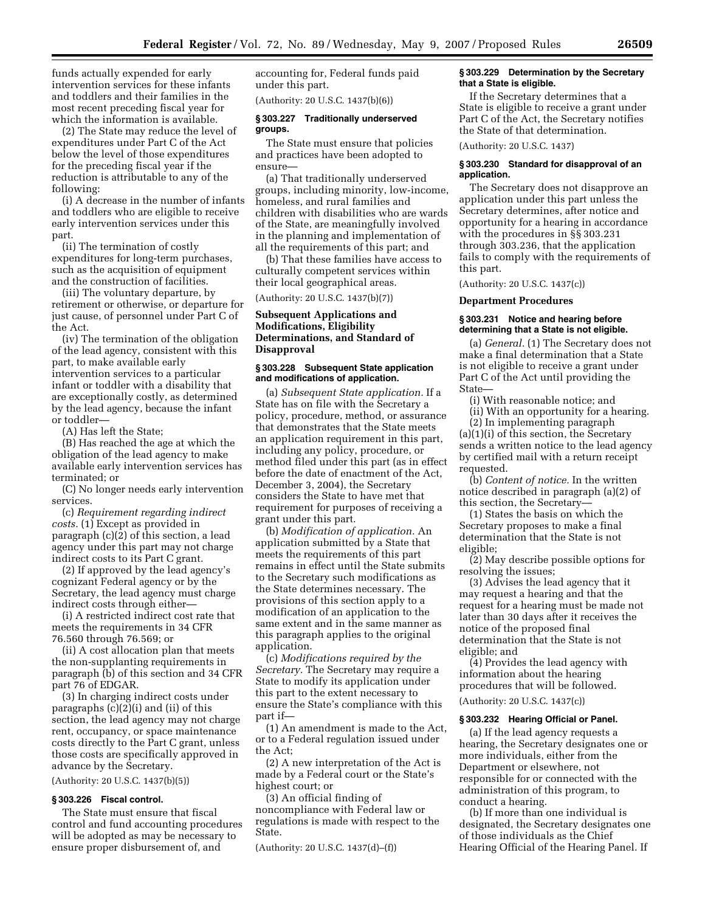funds actually expended for early intervention services for these infants and toddlers and their families in the most recent preceding fiscal year for which the information is available.

(2) The State may reduce the level of expenditures under Part C of the Act below the level of those expenditures for the preceding fiscal year if the reduction is attributable to any of the following:

(i) A decrease in the number of infants and toddlers who are eligible to receive early intervention services under this part.

(ii) The termination of costly expenditures for long-term purchases, such as the acquisition of equipment and the construction of facilities.

(iii) The voluntary departure, by retirement or otherwise, or departure for just cause, of personnel under Part C of the Act.

(iv) The termination of the obligation of the lead agency, consistent with this part, to make available early intervention services to a particular infant or toddler with a disability that are exceptionally costly, as determined by the lead agency, because the infant or toddler—

(A) Has left the State;

(B) Has reached the age at which the obligation of the lead agency to make available early intervention services has terminated; or

(C) No longer needs early intervention services.

(c) *Requirement regarding indirect costs.* (1) Except as provided in paragraph (c)(2) of this section, a lead agency under this part may not charge indirect costs to its Part C grant.

(2) If approved by the lead agency's cognizant Federal agency or by the Secretary, the lead agency must charge indirect costs through either—

(i) A restricted indirect cost rate that meets the requirements in 34 CFR 76.560 through 76.569; or

(ii) A cost allocation plan that meets the non-supplanting requirements in paragraph (b) of this section and 34 CFR part 76 of EDGAR.

(3) In charging indirect costs under paragraphs (c)(2)(i) and (ii) of this section, the lead agency may not charge rent, occupancy, or space maintenance costs directly to the Part C grant, unless those costs are specifically approved in advance by the Secretary.

(Authority: 20 U.S.C. 1437(b)(5))

### § 303.226 Fiscal control.

The State must ensure that fiscal control and fund accounting procedures will be adopted as may be necessary to ensure proper disbursement of, and accounting for, Federal funds paid under this part.

(Authority: 20 U.S.C. 1437(b)(6))

### § 303.227 Traditionally underserved groups.

The State must ensure that policies and practices have been adopted to ensure—

(a) That traditionally underserved groups, including minority, low-income, homeless, and rural families and children with disabilities who are wards of the State, are meaningfully involved in the planning and implementation of all the requirements of this part; and

(b) That these families have access to culturally competent services within their local geographical areas.

(Authority: 20 U.S.C. 1437(b)(7))

## Subsequent Applications and Modifications, Eligibility Determinations, and Standard of Disapproval

### § 303.228 Subsequent State application and modifications of application.

(a) *Subsequent State application.* If a State has on file with the Secretary a policy, procedure, method, or assurance that demonstrates that the State meets an application requirement in this part, including any policy, procedure, or method filed under this part (as in effect before the date of enactment of the Act, December 3, 2004), the Secretary considers the State to have met that requirement for purposes of receiving a grant under this part.

(b) *Modification of application.* An application submitted by a State that meets the requirements of this part remains in effect until the State submits to the Secretary such modifications as the State determines necessary. The provisions of this section apply to a modification of an application to the same extent and in the same manner as this paragraph applies to the original application.

(c) *Modifications required by the Secretary.* The Secretary may require a State to modify its application under this part to the extent necessary to ensure the State's compliance with this part if—

(1) An amendment is made to the Act, or to a Federal regulation issued under the Act;

(2) A new interpretation of the Act is made by a Federal court or the State's highest court; or

(3) An official finding of noncompliance with Federal law or regulations is made with respect to the State.

(Authority: 20 U.S.C. 1437(d)–(f))

### § 303.229 Determination by the Secretary that a State is eligible.

If the Secretary determines that a State is eligible to receive a grant under Part C of the Act, the Secretary notifies the State of that determination.

(Authority: 20 U.S.C. 1437)

### § 303.230 Standard for disapproval of an application.

The Secretary does not disapprove an application under this part unless the Secretary determines, after notice and opportunity for a hearing in accordance with the procedures in §§ 303.231 through 303.236, that the application fails to comply with the requirements of this part.

(Authority: 20 U.S.C. 1437(c))

## Department Procedures

### § 303.231 Notice and hearing before determining that a State is not eligible.

(a) *General.* (1) The Secretary does not make a final determination that a State is not eligible to receive a grant under Part C of the Act until providing the State—

(i) With reasonable notice; and

(ii) With an opportunity for a hearing.

(2) In implementing paragraph (a)(1)(i) of this section, the Secretary sends a written notice to the lead agency by certified mail with a return receipt requested.

(b) *Content of notice.* In the written notice described in paragraph (a)(2) of this section, the Secretary—

(1) States the basis on which the Secretary proposes to make a final determination that the State is not eligible;

(2) May describe possible options for resolving the issues;

(3) Advises the lead agency that it may request a hearing and that the request for a hearing must be made not later than 30 days after it receives the notice of the proposed final determination that the State is not eligible; and

(4) Provides the lead agency with information about the hearing procedures that will be followed.

(Authority: 20 U.S.C. 1437(c))

### § 303.232 Hearing Official or Panel.

(a) If the lead agency requests a hearing, the Secretary designates one or more individuals, either from the Department or elsewhere, not responsible for or connected with the administration of this program, to conduct a hearing.

(b) If more than one individual is designated, the Secretary designates one of those individuals as the Chief Hearing Official of the Hearing Panel. If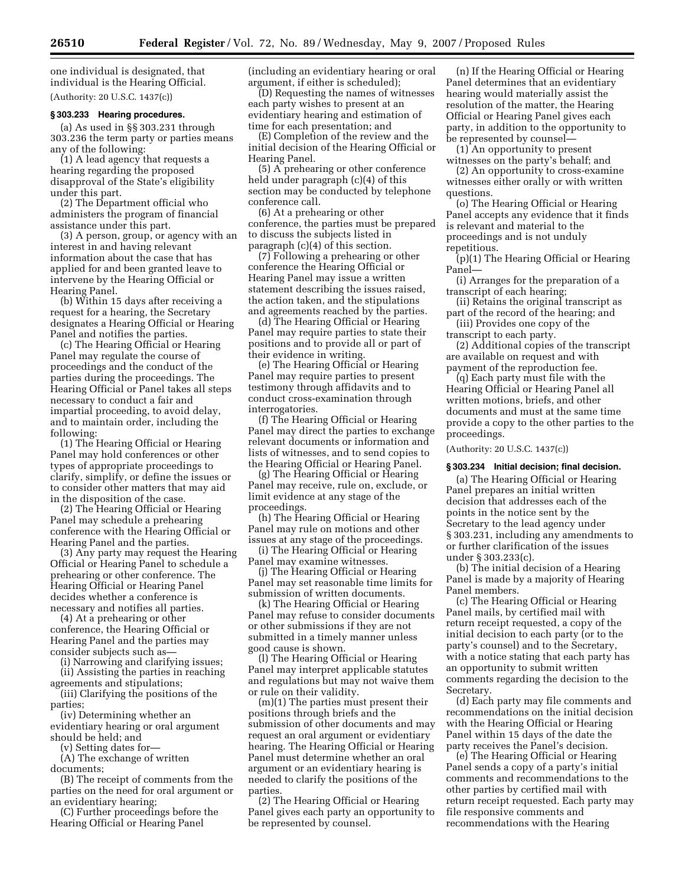one individual is designated, that individual is the Hearing Official.

(Authority: 20 U.S.C. 1437(c))

### § 303.233 Hearing procedures.

(a) As used in §§ 303.231 through 303.236 the term party or parties means any of the following:

(1) A lead agency that requests a hearing regarding the proposed disapproval of the State's eligibility under this part.

(2) The Department official who administers the program of financial assistance under this part.

(3) A person, group, or agency with an interest in and having relevant information about the case that has applied for and been granted leave to intervene by the Hearing Official or Hearing Panel.

(b) Within 15 days after receiving a request for a hearing, the Secretary designates a Hearing Official or Hearing Panel and notifies the parties.

(c) The Hearing Official or Hearing Panel may regulate the course of proceedings and the conduct of the parties during the proceedings. The Hearing Official or Panel takes all steps necessary to conduct a fair and impartial proceeding, to avoid delay, and to maintain order, including the following:

(1) The Hearing Official or Hearing Panel may hold conferences or other types of appropriate proceedings to clarify, simplify, or define the issues or to consider other matters that may aid in the disposition of the case.

(2) The Hearing Official or Hearing Panel may schedule a prehearing conference with the Hearing Official or Hearing Panel and the parties.

(3) Any party may request the Hearing Official or Hearing Panel to schedule a prehearing or other conference. The Hearing Official or Hearing Panel decides whether a conference is necessary and notifies all parties.

(4) At a prehearing or other conference, the Hearing Official or Hearing Panel and the parties may consider subjects such as—

(i) Narrowing and clarifying issues;

(ii) Assisting the parties in reaching agreements and stipulations;

(iii) Clarifying the positions of the parties;

(iv) Determining whether an evidentiary hearing or oral argument should be held; and

(v) Setting dates for—

(A) The exchange of written documents;

(B) The receipt of comments from the parties on the need for oral argument or an evidentiary hearing;

(C) Further proceedings before the Hearing Official or Hearing Panel (including an evidentiary hearing or oral argument, if either is scheduled);

(D) Requesting the names of witnesses each party wishes to present at an evidentiary hearing and estimation of time for each presentation; and

(E) Completion of the review and the initial decision of the Hearing Official or Hearing Panel.

(5) A prehearing or other conference held under paragraph (c)(4) of this section may be conducted by telephone conference call.

(6) At a prehearing or other conference, the parties must be prepared to discuss the subjects listed in paragraph (c)(4) of this section.

(7) Following a prehearing or other conference the Hearing Official or Hearing Panel may issue a written statement describing the issues raised, the action taken, and the stipulations and agreements reached by the parties.

(d) The Hearing Official or Hearing Panel may require parties to state their positions and to provide all or part of their evidence in writing.

(e) The Hearing Official or Hearing Panel may require parties to present testimony through affidavits and to conduct cross-examination through interrogatories.

(f) The Hearing Official or Hearing Panel may direct the parties to exchange relevant documents or information and lists of witnesses, and to send copies to the Hearing Official or Hearing Panel.

(g) The Hearing Official or Hearing Panel may receive, rule on, exclude, or limit evidence at any stage of the proceedings.

(h) The Hearing Official or Hearing Panel may rule on motions and other issues at any stage of the proceedings.

(i) The Hearing Official or Hearing Panel may examine witnesses.

(j) The Hearing Official or Hearing Panel may set reasonable time limits for submission of written documents.

(k) The Hearing Official or Hearing Panel may refuse to consider documents or other submissions if they are not submitted in a timely manner unless good cause is shown.

(l) The Hearing Official or Hearing Panel may interpret applicable statutes and regulations but may not waive them or rule on their validity.

(m)(1) The parties must present their positions through briefs and the submission of other documents and may request an oral argument or evidentiary hearing. The Hearing Official or Hearing Panel must determine whether an oral argument or an evidentiary hearing is needed to clarify the positions of the parties.

(2) The Hearing Official or Hearing Panel gives each party an opportunity to be represented by counsel.

(n) If the Hearing Official or Hearing Panel determines that an evidentiary hearing would materially assist the resolution of the matter, the Hearing Official or Hearing Panel gives each party, in addition to the opportunity to be represented by counsel—

(1) An opportunity to present witnesses on the party's behalf; and

(2) An opportunity to cross-examine witnesses either orally or with written questions.

(o) The Hearing Official or Hearing Panel accepts any evidence that it finds is relevant and material to the proceedings and is not unduly repetitious.

(p)(1) The Hearing Official or Hearing Panel—

(i) Arranges for the preparation of a transcript of each hearing;

(ii) Retains the original transcript as part of the record of the hearing; and

(iii) Provides one copy of the transcript to each party.

(2) Additional copies of the transcript are available on request and with payment of the reproduction fee.

(q) Each party must file with the Hearing Official or Hearing Panel all written motions, briefs, and other documents and must at the same time provide a copy to the other parties to the proceedings.

(Authority: 20 U.S.C. 1437(c))

### § 303.234 Initial decision; final decision.

(a) The Hearing Official or Hearing Panel prepares an initial written decision that addresses each of the points in the notice sent by the Secretary to the lead agency under § 303.231, including any amendments to or further clarification of the issues under § 303.233(c).

(b) The initial decision of a Hearing Panel is made by a majority of Hearing Panel members.

(c) The Hearing Official or Hearing Panel mails, by certified mail with return receipt requested, a copy of the initial decision to each party (or to the party's counsel) and to the Secretary, with a notice stating that each party has an opportunity to submit written comments regarding the decision to the Secretary.

(d) Each party may file comments and recommendations on the initial decision with the Hearing Official or Hearing Panel within 15 days of the date the party receives the Panel's decision.

(e) The Hearing Official or Hearing Panel sends a copy of a party's initial comments and recommendations to the other parties by certified mail with return receipt requested. Each party may file responsive comments and recommendations with the Hearing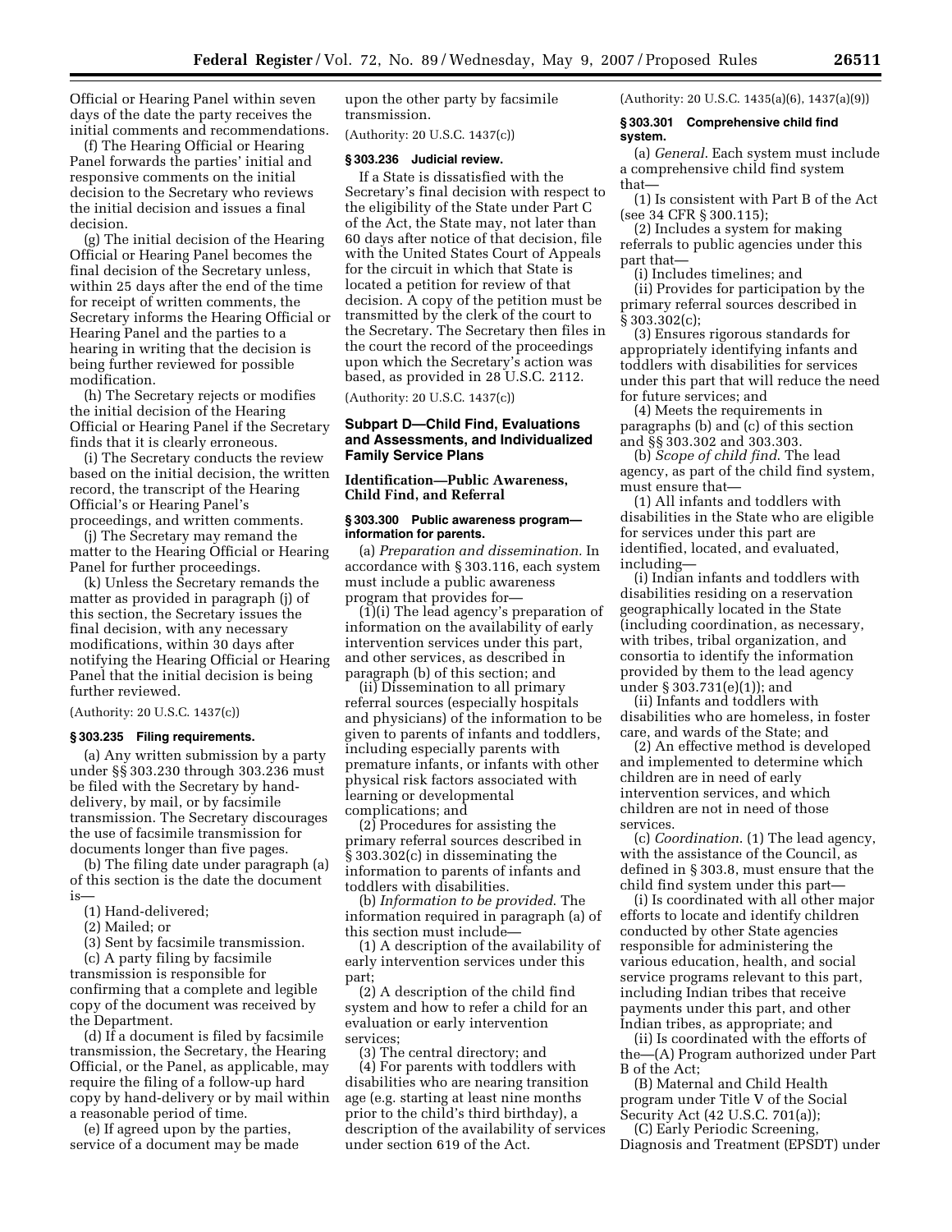Official or Hearing Panel within seven days of the date the party receives the initial comments and recommendations.

(f) The Hearing Official or Hearing Panel forwards the parties' initial and responsive comments on the initial decision to the Secretary who reviews the initial decision and issues a final decision.

(g) The initial decision of the Hearing Official or Hearing Panel becomes the final decision of the Secretary unless, within 25 days after the end of the time for receipt of written comments, the Secretary informs the Hearing Official or Hearing Panel and the parties to a hearing in writing that the decision is being further reviewed for possible modification.

(h) The Secretary rejects or modifies the initial decision of the Hearing Official or Hearing Panel if the Secretary finds that it is clearly erroneous.

(i) The Secretary conducts the review based on the initial decision, the written record, the transcript of the Hearing Official's or Hearing Panel's proceedings, and written comments.

(j) The Secretary may remand the matter to the Hearing Official or Hearing Panel for further proceedings.

(k) Unless the Secretary remands the matter as provided in paragraph (j) of this section, the Secretary issues the final decision, with any necessary modifications, within 30 days after notifying the Hearing Official or Hearing Panel that the initial decision is being further reviewed.

(Authority: 20 U.S.C. 1437(c))

**§ 303.235 Filing requirements.**

(a) Any written submission by a party under §§ 303.230 through 303.236 must be filed with the Secretary by hand-delivery, by mail, or by facsimile transmission. The Secretary discourages the use of facsimile transmission for documents longer than five pages.

(b) The filing date under paragraph (a) of this section is the date the document is—

(1) Hand-delivered;

(2) Mailed; or

(3) Sent by facsimile transmission.

(c) A party filing by facsimile transmission is responsible for confirming that a complete and legible copy of the document was received by the Department.

(d) If a document is filed by facsimile transmission, the Secretary, the Hearing Official, or the Panel, as applicable, may require the filing of a follow-up hard copy by hand-delivery or by mail within a reasonable period of time.

(e) If agreed upon by the parties, service of a document may be made upon the other party by facsimile transmission.

(Authority: 20 U.S.C. 1437(c))

**§ 303.236 Judicial review.**

If a State is dissatisfied with the Secretary's final decision with respect to the eligibility of the State under Part C of the Act, the State may, not later than 60 days after notice of that decision, file with the United States Court of Appeals for the circuit in which that State is located a petition for review of that decision. A copy of the petition must be transmitted by the clerk of the court to the Secretary. The Secretary then files in the court the record of the proceedings upon which the Secretary's action was based, as provided in 28 U.S.C. 2112.

(Authority: 20 U.S.C. 1437(c))

## Subpart D—Child Find, Evaluations and Assessments, and Individualized Family Service Plans

### Identification—Public Awareness, Child Find, and Referral

**§ 303.300 Public awareness program—information for parents.**

(a) *Preparation and dissemination.* In accordance with § 303.116, each system must include a public awareness program that provides for—

(1)(i) The lead agency's preparation of information on the availability of early intervention services under this part, and other services, as described in paragraph (b) of this section; and

(ii) Dissemination to all primary referral sources (especially hospitals and physicians) of the information to be given to parents of infants and toddlers, including especially parents with premature infants, or infants with other physical risk factors associated with learning or developmental complications; and

(2) Procedures for assisting the primary referral sources described in § 303.302(c) in disseminating the information to parents of infants and toddlers with disabilities.

(b) *Information to be provided.* The information required in paragraph (a) of this section must include—

(1) A description of the availability of early intervention services under this part;

(2) A description of the child find system and how to refer a child for an evaluation or early intervention services;

(3) The central directory; and

(4) For parents with toddlers with disabilities who are nearing transition age (e.g. starting at least nine months prior to the child's third birthday), a description of the availability of services under section 619 of the Act.

(Authority: 20 U.S.C. 1435(a)(6), 1437(a)(9))

**§ 303.301 Comprehensive child find system.**

(a) *General.* Each system must include a comprehensive child find system that—

(1) Is consistent with Part B of the Act (see 34 CFR § 300.115);

(2) Includes a system for making referrals to public agencies under this part that—

(i) Includes timelines; and

(ii) Provides for participation by the primary referral sources described in § 303.302(c);

(3) Ensures rigorous standards for appropriately identifying infants and toddlers with disabilities for services under this part that will reduce the need for future services; and

(4) Meets the requirements in paragraphs (b) and (c) of this section and §§ 303.302 and 303.303.

(b) *Scope of child find.* The lead agency, as part of the child find system, must ensure that—

(1) All infants and toddlers with disabilities in the State who are eligible for services under this part are identified, located, and evaluated, including—

(i) Indian infants and toddlers with disabilities residing on a reservation geographically located in the State (including coordination, as necessary, with tribes, tribal organization, and consortia to identify the information provided by them to the lead agency under § 303.731(e)(1)); and

(ii) Infants and toddlers with disabilities who are homeless, in foster care, and wards of the State; and

(2) An effective method is developed and implemented to determine which children are in need of early intervention services, and which children are not in need of those services.

(c) *Coordination.* (1) The lead agency, with the assistance of the Council, as defined in § 303.8, must ensure that the child find system under this part—

(i) Is coordinated with all other major efforts to locate and identify children conducted by other State agencies responsible for administering the various education, health, and social service programs relevant to this part, including Indian tribes that receive payments under this part, and other Indian tribes, as appropriate; and

(ii) Is coordinated with the efforts of the—(A) Program authorized under Part B of the Act;

(B) Maternal and Child Health program under Title V of the Social Security Act (42 U.S.C. 701(a));

(C) Early Periodic Screening, Diagnosis and Treatment (EPSDT) under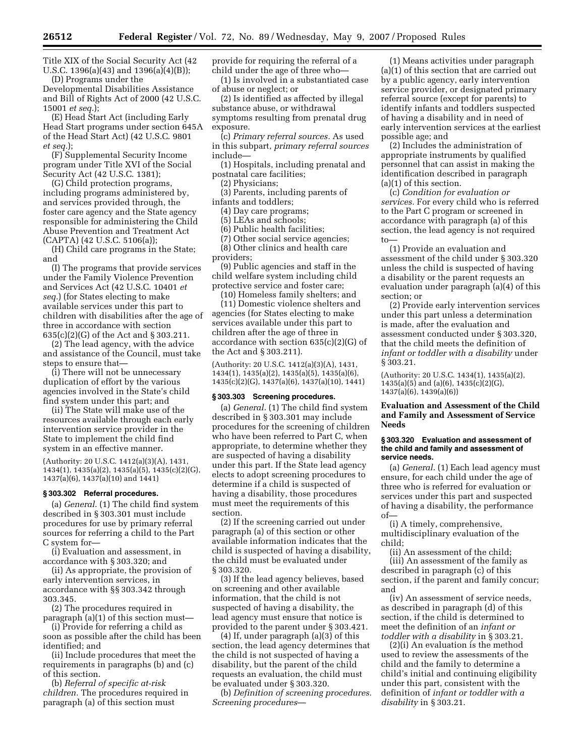Title XIX of the Social Security Act (42 U.S.C. 1396(a)(43) and 1396(a)(4)(B));

(D) Programs under the Developmental Disabilities Assistance and Bill of Rights Act of 2000 (42 U.S.C. 15001 *et seq.*);

(E) Head Start Act (including Early Head Start programs under section 645A of the Head Start Act) (42 U.S.C. 9801 *et seq.*);

(F) Supplemental Security Income program under Title XVI of the Social Security Act (42 U.S.C. 1381);

(G) Child protection programs, including programs administered by, and services provided through, the foster care agency and the State agency responsible for administering the Child Abuse Prevention and Treatment Act (CAPTA) (42 U.S.C. 5106(a));

(H) Child care programs in the State; and

(I) The programs that provide services under the Family Violence Prevention and Services Act (42 U.S.C. 10401 *et seq.*) (for States electing to make available services under this part to children with disabilities after the age of three in accordance with section 635(c)(2)(G) of the Act and § 303.211.

(2) The lead agency, with the advice and assistance of the Council, must take steps to ensure that—

(i) There will not be unnecessary duplication of effort by the various agencies involved in the State's child find system under this part; and

(ii) The State will make use of the resources available through each early intervention service provider in the State to implement the child find system in an effective manner.

(Authority: 20 U.S.C. 1412(a)(3)(A), 1431, 1434(1), 1435(a)(2), 1435(a)(5), 1435(c)(2)(G), 1437(a)(6), 1437(a)(10) and 1441)

### § 303.302 Referral procedures.

(a) *General.* (1) The child find system described in § 303.301 must include procedures for use by primary referral sources for referring a child to the Part C system for—

(i) Evaluation and assessment, in accordance with § 303.320; and

(ii) As appropriate, the provision of early intervention services, in accordance with §§ 303.342 through 303.345.

(2) The procedures required in paragraph (a)(1) of this section must—

(i) Provide for referring a child as soon as possible after the child has been identified; and

(ii) Include procedures that meet the requirements in paragraphs (b) and (c) of this section.

(b) *Referral of specific at-risk children.* The procedures required in paragraph (a) of this section must provide for requiring the referral of a child under the age of three who—

(1) Is involved in a substantiated case of abuse or neglect; or

(2) Is identified as affected by illegal substance abuse, or withdrawal symptoms resulting from prenatal drug exposure.

(c) *Primary referral sources.* As used in this subpart, *primary referral sources* include—

(1) Hospitals, including prenatal and postnatal care facilities;

(2) Physicians;

(3) Parents, including parents of infants and toddlers;

(4) Day care programs;

(5) LEAs and schools;

(6) Public health facilities;

(7) Other social service agencies;

(8) Other clinics and health care providers;

(9) Public agencies and staff in the child welfare system including child protective service and foster care;

(10) Homeless family shelters; and

(11) Domestic violence shelters and agencies (for States electing to make services available under this part to children after the age of three in accordance with section 635(c)(2)(G) of the Act and § 303.211).

(Authority: 20 U.S.C. 1412(a)(3)(A), 1431, 1434(1), 1435(a)(2), 1435(a)(5), 1435(a)(6), 1435(c)(2)(G), 1437(a)(6), 1437(a)(10), 1441)

### § 303.303 Screening procedures.

(a) *General.* (1) The child find system described in § 303.301 may include procedures for the screening of children who have been referred to Part C, when appropriate, to determine whether they are suspected of having a disability under this part. If the State lead agency elects to adopt screening procedures to determine if a child is suspected of having a disability, those procedures must meet the requirements of this section.

(2) If the screening carried out under paragraph (a) of this section or other available information indicates that the child is suspected of having a disability, the child must be evaluated under § 303.320.

(3) If the lead agency believes, based on screening and other available information, that the child is not suspected of having a disability, the lead agency must ensure that notice is provided to the parent under § 303.421.

(4) If, under paragraph (a)(3) of this section, the lead agency determines that the child is not suspected of having a disability, but the parent of the child requests an evaluation, the child must be evaluated under § 303.320.

(b) *Definition of screening procedures. Screening procedures*—

(1) Means activities under paragraph (a)(1) of this section that are carried out by a public agency, early intervention service provider, or designated primary referral source (except for parents) to identify infants and toddlers suspected of having a disability and in need of early intervention services at the earliest possible age; and

(2) Includes the administration of appropriate instruments by qualified personnel that can assist in making the identification described in paragraph (a)(1) of this section.

(c) *Condition for evaluation or services.* For every child who is referred to the Part C program or screened in accordance with paragraph (a) of this section, the lead agency is not required to—

(1) Provide an evaluation and assessment of the child under § 303.320 unless the child is suspected of having a disability or the parent requests an evaluation under paragraph (a)(4) of this section; or

(2) Provide early intervention services under this part unless a determination is made, after the evaluation and assessment conducted under § 303.320, that the child meets the definition of *infant or toddler with a disability* under § 303.21.

(Authority: 20 U.S.C. 1434(1), 1435(a)(2), 1435(a)(5) and (a)(6), 1435(c)(2)(G), 1437(a)(6), 1439(a)(6))

## Evaluation and Assessment of the Child and Family and Assessment of Service Needs

### § 303.320 Evaluation and assessment of the child and family and assessment of service needs.

(a) *General.* (1) Each lead agency must ensure, for each child under the age of three who is referred for evaluation or services under this part and suspected of having a disability, the performance of—

(i) A timely, comprehensive, multidisciplinary evaluation of the child;

(ii) An assessment of the child;

(iii) An assessment of the family as described in paragraph (c) of this section, if the parent and family concur; and

(iv) An assessment of service needs, as described in paragraph (d) of this section, if the child is determined to meet the definition of an *infant or toddler with a disability* in § 303.21.

(2)(i) An evaluation is the method used to review the assessments of the child and the family to determine a child's initial and continuing eligibility under this part, consistent with the definition of *infant or toddler with a disability* in § 303.21.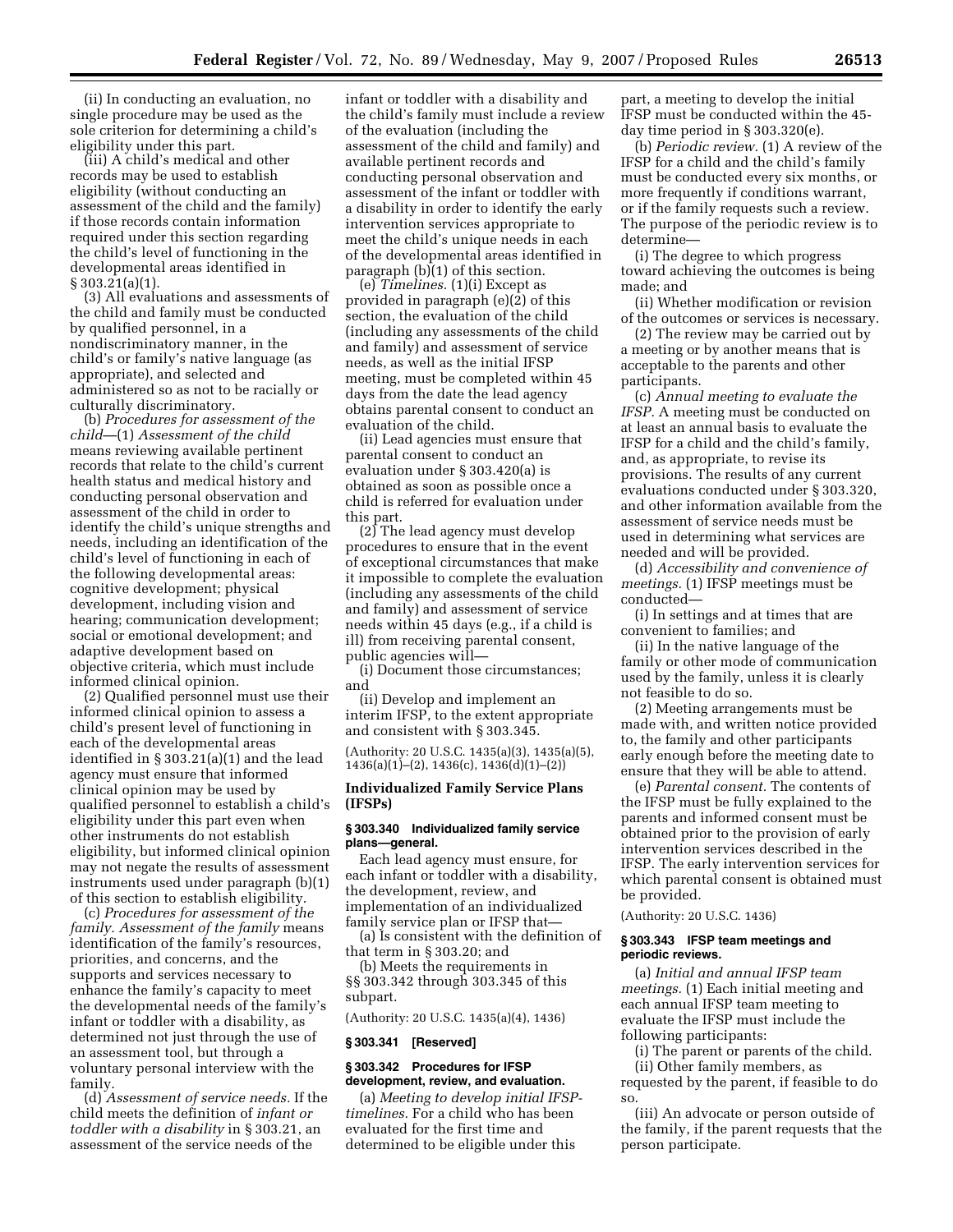(ii) In conducting an evaluation, no single procedure may be used as the sole criterion for determining a child's eligibility under this part.

(iii) A child's medical and other records may be used to establish eligibility (without conducting an assessment of the child and the family) if those records contain information required under this section regarding the child's level of functioning in the developmental areas identified in § 303.21(a)(1).

(3) All evaluations and assessments of the child and family must be conducted by qualified personnel, in a nondiscriminatory manner, in the child's or family's native language (as appropriate), and selected and administered so as not to be racially or culturally discriminatory.

(b) *Procedures for assessment of the child*—(1) *Assessment of the child* means reviewing available pertinent records that relate to the child's current health status and medical history and conducting personal observation and assessment of the child in order to identify the child's unique strengths and needs, including an identification of the child's level of functioning in each of the following developmental areas: cognitive development; physical development, including vision and hearing; communication development; social or emotional development; and adaptive development based on objective criteria, which must include informed clinical opinion.

(2) Qualified personnel must use their informed clinical opinion to assess a child's present level of functioning in each of the developmental areas identified in § 303.21(a)(1) and the lead agency must ensure that informed clinical opinion may be used by qualified personnel to establish a child's eligibility under this part even when other instruments do not establish eligibility, but informed clinical opinion may not negate the results of assessment instruments used under paragraph (b)(1) of this section to establish eligibility.

(c) *Procedures for assessment of the family. Assessment of the family* means identification of the family's resources, priorities, and concerns, and the supports and services necessary to enhance the family's capacity to meet the developmental needs of the family's infant or toddler with a disability, as determined not just through the use of an assessment tool, but through a voluntary personal interview with the family.

(d) *Assessment of service needs.* If the child meets the definition of *infant or toddler with a disability* in § 303.21, an assessment of the service needs of the infant or toddler with a disability and the child's family must include a review of the evaluation (including the assessment of the child and family) and available pertinent records and conducting personal observation and assessment of the infant or toddler with a disability in order to identify the early intervention services appropriate to meet the child's unique needs in each of the developmental areas identified in paragraph (b)(1) of this section.

(e) *Timelines.* (1)(i) Except as provided in paragraph (e)(2) of this section, the evaluation of the child (including any assessments of the child and family) and assessment of service needs, as well as the initial IFSP meeting, must be completed within 45 days from the date the lead agency obtains parental consent to conduct an evaluation of the child.

(ii) Lead agencies must ensure that parental consent to conduct an evaluation under § 303.420(a) is obtained as soon as possible once a child is referred for evaluation under this part.

(2) The lead agency must develop procedures to ensure that in the event of exceptional circumstances that make it impossible to complete the evaluation (including any assessments of the child and family) and assessment of service needs within 45 days (e.g., if a child is ill) from receiving parental consent, public agencies will—

(i) Document those circumstances; and

(ii) Develop and implement an interim IFSP, to the extent appropriate and consistent with § 303.345.

(Authority: 20 U.S.C. 1435(a)(3), 1435(a)(5), 1436(a)(1)–(2), 1436(c), 1436(d)(1)–(2))

## Individualized Family Service Plans (IFSPs)

### § 303.340 Individualized family service plans—general.

Each lead agency must ensure, for each infant or toddler with a disability, the development, review, and implementation of an individualized family service plan or IFSP that—

(a) Is consistent with the definition of that term in § 303.20; and

(b) Meets the requirements in §§ 303.342 through 303.345 of this subpart.

(Authority: 20 U.S.C. 1435(a)(4), 1436)

### § 303.341 [Reserved]

### § 303.342 Procedures for IFSP development, review, and evaluation.

(a) *Meeting to develop initial IFSP-timelines.* For a child who has been evaluated for the first time and determined to be eligible under this part, a meeting to develop the initial IFSP must be conducted within the 45-day time period in § 303.320(e).

(b) *Periodic review.* (1) A review of the IFSP for a child and the child's family must be conducted every six months, or more frequently if conditions warrant, or if the family requests such a review. The purpose of the periodic review is to determine—

(i) The degree to which progress toward achieving the outcomes is being made; and

(ii) Whether modification or revision of the outcomes or services is necessary.

(2) The review may be carried out by a meeting or by another means that is acceptable to the parents and other participants.

(c) *Annual meeting to evaluate the IFSP.* A meeting must be conducted on at least an annual basis to evaluate the IFSP for a child and the child's family, and, as appropriate, to revise its provisions. The results of any current evaluations conducted under § 303.320, and other information available from the assessment of service needs must be used in determining what services are needed and will be provided.

(d) *Accessibility and convenience of meetings.* (1) IFSP meetings must be conducted—

(i) In settings and at times that are convenient to families; and

(ii) In the native language of the family or other mode of communication used by the family, unless it is clearly not feasible to do so.

(2) Meeting arrangements must be made with, and written notice provided to, the family and other participants early enough before the meeting date to ensure that they will be able to attend.

(e) *Parental consent.* The contents of the IFSP must be fully explained to the parents and informed consent must be obtained prior to the provision of early intervention services described in the IFSP. The early intervention services for which parental consent is obtained must be provided.

(Authority: 20 U.S.C. 1436)

### § 303.343 IFSP team meetings and periodic reviews.

(a) *Initial and annual IFSP team meetings.* (1) Each initial meeting and each annual IFSP team meeting to evaluate the IFSP must include the following participants:

(i) The parent or parents of the child.

(ii) Other family members, as requested by the parent, if feasible to do so.

(iii) An advocate or person outside of the family, if the parent requests that the person participate.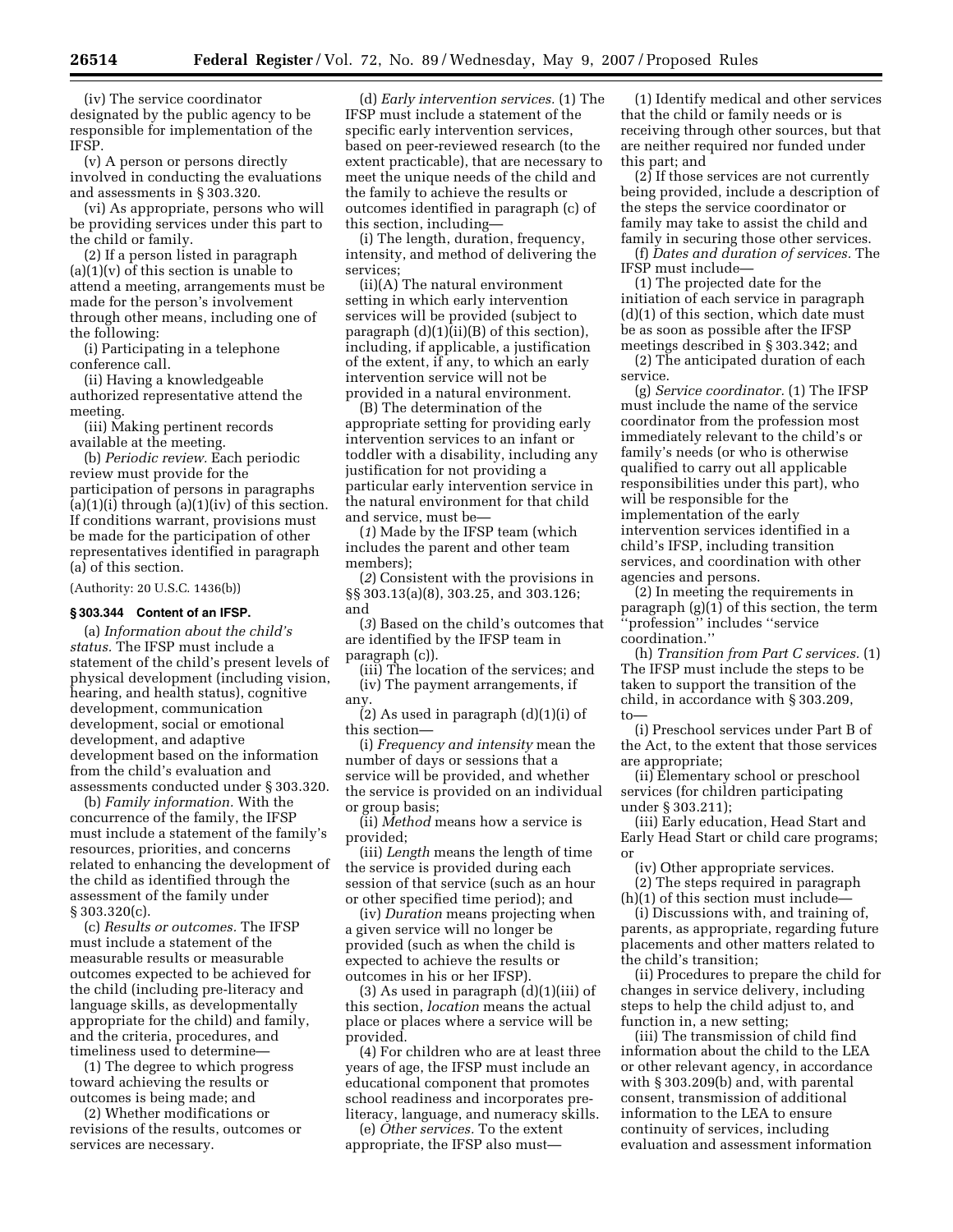(iv) The service coordinator designated by the public agency to be responsible for implementation of the IFSP.

(v) A person or persons directly involved in conducting the evaluations and assessments in § 303.320.

(vi) As appropriate, persons who will be providing services under this part to the child or family.

(2) If a person listed in paragraph (a)(1)(v) of this section is unable to attend a meeting, arrangements must be made for the person's involvement through other means, including one of the following:

(i) Participating in a telephone conference call.

(ii) Having a knowledgeable authorized representative attend the meeting.

(iii) Making pertinent records available at the meeting.

(b) *Periodic review.* Each periodic review must provide for the participation of persons in paragraphs (a)(1)(i) through (a)(1)(iv) of this section. If conditions warrant, provisions must be made for the participation of other representatives identified in paragraph (a) of this section.

(Authority: 20 U.S.C. 1436(b))

### § 303.344 Content of an IFSP.

(a) *Information about the child's status.* The IFSP must include a statement of the child's present levels of physical development (including vision, hearing, and health status), cognitive development, communication development, social or emotional development, and adaptive development based on the information from the child's evaluation and assessments conducted under § 303.320.

(b) *Family information.* With the concurrence of the family, the IFSP must include a statement of the family's resources, priorities, and concerns related to enhancing the development of the child as identified through the assessment of the family under § 303.320(c).

(c) *Results or outcomes.* The IFSP must include a statement of the measurable results or measurable outcomes expected to be achieved for the child (including pre-literacy and language skills, as developmentally appropriate for the child) and family, and the criteria, procedures, and timeliness used to determine—

(1) The degree to which progress toward achieving the results or outcomes is being made; and

(2) Whether modifications or revisions of the results, outcomes or services are necessary.

(d) *Early intervention services.* (1) The IFSP must include a statement of the specific early intervention services, based on peer-reviewed research (to the extent practicable), that are necessary to meet the unique needs of the child and the family to achieve the results or outcomes identified in paragraph (c) of this section, including—

(i) The length, duration, frequency, intensity, and method of delivering the services;

(ii)(A) The natural environment setting in which early intervention services will be provided (subject to paragraph (d)(1)(ii)(B) of this section), including, if applicable, a justification of the extent, if any, to which an early intervention service will not be provided in a natural environment.

(B) The determination of the appropriate setting for providing early intervention services to an infant or toddler with a disability, including any justification for not providing a particular early intervention service in the natural environment for that child and service, must be—

(*1*) Made by the IFSP team (which includes the parent and other team members);

(*2*) Consistent with the provisions in §§ 303.13(a)(8), 303.25, and 303.126; and

(*3*) Based on the child's outcomes that are identified by the IFSP team in paragraph (c)).

(iii) The location of the services; and

(iv) The payment arrangements, if any.

(2) As used in paragraph (d)(1)(i) of this section—

(i) *Frequency and intensity* mean the number of days or sessions that a service will be provided, and whether the service is provided on an individual or group basis;

(ii) *Method* means how a service is provided;

(iii) *Length* means the length of time the service is provided during each session of that service (such as an hour or other specified time period); and

(iv) *Duration* means projecting when a given service will no longer be provided (such as when the child is expected to achieve the results or outcomes in his or her IFSP).

(3) As used in paragraph (d)(1)(iii) of this section, *location* means the actual place or places where a service will be provided.

(4) For children who are at least three years of age, the IFSP must include an educational component that promotes school readiness and incorporates pre-literacy, language, and numeracy skills.

(e) *Other services.* To the extent appropriate, the IFSP also must—

(1) Identify medical and other services that the child or family needs or is receiving through other sources, but that are neither required nor funded under this part; and

(2) If those services are not currently being provided, include a description of the steps the service coordinator or family may take to assist the child and family in securing those other services.

(f) *Dates and duration of services.* The IFSP must include—

(1) The projected date for the initiation of each service in paragraph (d)(1) of this section, which date must be as soon as possible after the IFSP meetings described in § 303.342; and

(2) The anticipated duration of each service.

(g) *Service coordinator.* (1) The IFSP must include the name of the service coordinator from the profession most immediately relevant to the child's or family's needs (or who is otherwise qualified to carry out all applicable responsibilities under this part), who will be responsible for the implementation of the early intervention services identified in a child's IFSP, including transition services, and coordination with other agencies and persons.

(2) In meeting the requirements in paragraph (g)(1) of this section, the term "profession" includes "service coordination."

(h) *Transition from Part C services.* (1) The IFSP must include the steps to be taken to support the transition of the child, in accordance with § 303.209, to—

(i) Preschool services under Part B of the Act, to the extent that those services are appropriate;

(ii) Elementary school or preschool services (for children participating under § 303.211);

(iii) Early education, Head Start and Early Head Start or child care programs; or

(iv) Other appropriate services.

(2) The steps required in paragraph (h)(1) of this section must include—

(i) Discussions with, and training of, parents, as appropriate, regarding future placements and other matters related to the child's transition;

(ii) Procedures to prepare the child for changes in service delivery, including steps to help the child adjust to, and function in, a new setting;

(iii) The transmission of child find information about the child to the LEA or other relevant agency, in accordance with § 303.209(b) and, with parental consent, transmission of additional information to the LEA to ensure continuity of services, including evaluation and assessment information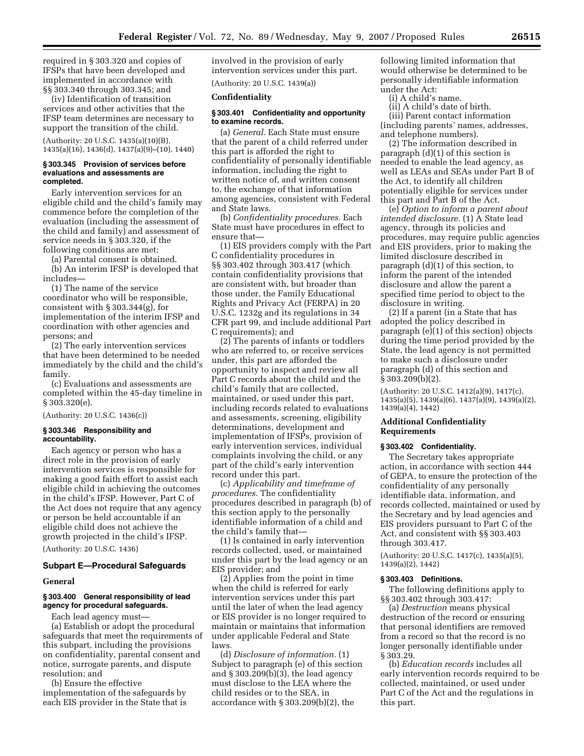required in § 303.320 and copies of IFSPs that have been developed and implemented in accordance with §§ 303.340 through 303.345; and

(iv) Identification of transition services and other activities that the IFSP team determines are necessary to support the transition of the child.

(Authority: 20 U.S.C. 1435(a)(10)(B), 1435(a)(16), 1436(d), 1437(a)(9)–(10), 1440)

#### § 303.345 Provision of services before evaluations and assessments are completed.

Early intervention services for an eligible child and the child's family may commence before the completion of the evaluation (including the assessment of the child and family) and assessment of service needs in § 303.320, if the following conditions are met:

(a) Parental consent is obtained.

(b) An interim IFSP is developed that includes—

(1) The name of the service coordinator who will be responsible, consistent with § 303.344(g), for implementation of the interim IFSP and coordination with other agencies and persons; and

(2) The early intervention services that have been determined to be needed immediately by the child and the child's family.

(c) Evaluations and assessments are completed within the 45-day timeline in § 303.320(e).

(Authority: 20 U.S.C. 1436(c))

#### § 303.346 Responsibility and accountability.

Each agency or person who has a direct role in the provision of early intervention services is responsible for making a good faith effort to assist each eligible child in achieving the outcomes in the child's IFSP. However, Part C of the Act does not require that any agency or person be held accountable if an eligible child does not achieve the growth projected in the child's IFSP.

(Authority: 20 U.S.C. 1436)

## Subpart E—Procedural Safeguards

### General

#### § 303.400 General responsibility of lead agency for procedural safeguards.

Each lead agency must—

(a) Establish or adopt the procedural safeguards that meet the requirements of this subpart, including the provisions on confidentiality, parental consent and notice, surrogate parents, and dispute resolution; and

(b) Ensure the effective implementation of the safeguards by each EIS provider in the State that is involved in the provision of early intervention services under this part.

(Authority: 20 U.S.C. 1439(a))

### Confidentiality

#### § 303.401 Confidentiality and opportunity to examine records.

(a) *General.* Each State must ensure that the parent of a child referred under this part is afforded the right to confidentiality of personally identifiable information, including the right to written notice of, and written consent to, the exchange of that information among agencies, consistent with Federal and State laws.

(b) *Confidentiality procedures.* Each State must have procedures in effect to ensure that—

(1) EIS providers comply with the Part C confidentiality procedures in §§ 303.402 through 303.417 (which contain confidentiality provisions that are consistent with, but broader than those under, the Family Educational Rights and Privacy Act (FERPA) in 20 U.S.C. 1232g and its regulations in 34 CFR part 99, and include additional Part C requirements); and

(2) The parents of infants or toddlers who are referred to, or receive services under, this part are afforded the opportunity to inspect and review all Part C records about the child and the child's family that are collected, maintained, or used under this part, including records related to evaluations and assessments, screening, eligibility determinations, development and implementation of IFSPs, provision of early intervention services, individual complaints involving the child, or any part of the child's early intervention record under this part.

(c) *Applicability and timeframe of procedures.* The confidentiality procedures described in paragraph (b) of this section apply to the personally identifiable information of a child and the child's family that—

(1) Is contained in early intervention records collected, used, or maintained under this part by the lead agency or an EIS provider; and

(2) Applies from the point in time when the child is referred for early intervention services under this part until the later of when the lead agency or EIS provider is no longer required to maintain or maintains that information under applicable Federal and State laws.

(d) *Disclosure of information.* (1) Subject to paragraph (e) of this section and § 303.209(b)(3), the lead agency must disclose to the LEA where the child resides or to the SEA, in accordance with § 303.209(b)(2), the following limited information that would otherwise be determined to be personally identifiable information under the Act:

(i) A child's name.

(ii) A child's date of birth.

(iii) Parent contact information (including parents' names, addresses, and telephone numbers).

(2) The information described in paragraph (d)(1) of this section is needed to enable the lead agency, as well as LEAs and SEAs under Part B of the Act, to identify all children potentially eligible for services under this part and Part B of the Act.

(e) *Option to inform a parent about intended disclosure.* (1) A State lead agency, through its policies and procedures, may require public agencies and EIS providers, prior to making the limited disclosure described in paragraph (d)(1) of this section, to inform the parent of the intended disclosure and allow the parent a specified time period to object to the disclosure in writing.

(2) If a parent (in a State that has adopted the policy described in paragraph (e)(1) of this section) objects during the time period provided by the State, the lead agency is not permitted to make such a disclosure under paragraph (d) of this section and § 303.209(b)(2).

(Authority: 20 U.S.C. 1412(a)(9), 1417(c), 1435(a)(5), 1439(a)(6), 1437(a)(9), 1439(a)(2), 1439(a)(4), 1442)

### Additional Confidentiality Requirements

#### § 303.402 Confidentiality.

The Secretary takes appropriate action, in accordance with section 444 of GEPA, to ensure the protection of the confidentiality of any personally identifiable data, information, and records collected, maintained or used by the Secretary and by lead agencies and EIS providers pursuant to Part C of the Act, and consistent with §§ 303.403 through 303.417.

(Authority: 20 U.S.C. 1417(c), 1435(a)(5), 1439(a)(2), 1442)

#### § 303.403 Definitions.

The following definitions apply to §§ 303.402 through 303.417:

(a) *Destruction* means physical destruction of the record or ensuring that personal identifiers are removed from a record so that the record is no longer personally identifiable under § 303.29.

(b) *Education records* includes all early intervention records required to be collected, maintained, or used under Part C of the Act and the regulations in this part.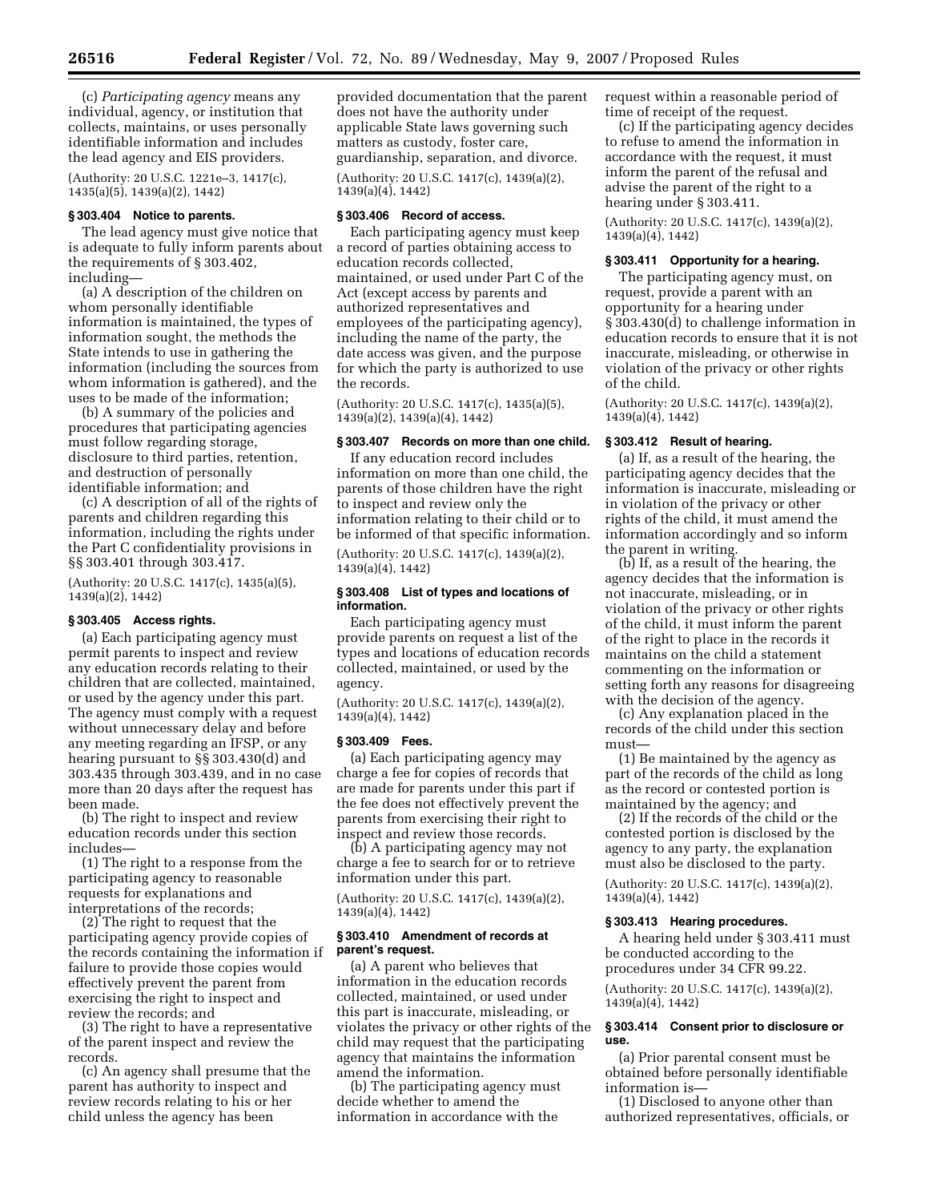(c) *Participating agency* means any individual, agency, or institution that collects, maintains, or uses personally identifiable information and includes the lead agency and EIS providers.

(Authority: 20 U.S.C. 1221e–3, 1417(c), 1435(a)(5), 1439(a)(2), 1442)

### § 303.404 Notice to parents.

The lead agency must give notice that is adequate to fully inform parents about the requirements of § 303.402, including—

(a) A description of the children on whom personally identifiable information is maintained, the types of information sought, the methods the State intends to use in gathering the information (including the sources from whom information is gathered), and the uses to be made of the information;

(b) A summary of the policies and procedures that participating agencies must follow regarding storage, disclosure to third parties, retention, and destruction of personally identifiable information; and

(c) A description of all of the rights of parents and children regarding this information, including the rights under the Part C confidentiality provisions in §§ 303.401 through 303.417.

(Authority: 20 U.S.C. 1417(c), 1435(a)(5), 1439(a)(2), 1442)

### § 303.405 Access rights.

(a) Each participating agency must permit parents to inspect and review any education records relating to their children that are collected, maintained, or used by the agency under this part. The agency must comply with a request without unnecessary delay and before any meeting regarding an IFSP, or any hearing pursuant to §§ 303.430(d) and 303.435 through 303.439, and in no case more than 20 days after the request has been made.

(b) The right to inspect and review education records under this section includes—

(1) The right to a response from the participating agency to reasonable requests for explanations and interpretations of the records;

(2) The right to request that the participating agency provide copies of the records containing the information if failure to provide those copies would effectively prevent the parent from exercising the right to inspect and review the records; and

(3) The right to have a representative of the parent inspect and review the records.

(c) An agency shall presume that the parent has authority to inspect and review records relating to his or her child unless the agency has been provided documentation that the parent does not have the authority under applicable State laws governing such matters as custody, foster care, guardianship, separation, and divorce.

(Authority: 20 U.S.C. 1417(c), 1439(a)(2), 1439(a)(4), 1442)

### § 303.406 Record of access.

Each participating agency must keep a record of parties obtaining access to education records collected, maintained, or used under Part C of the Act (except access by parents and authorized representatives and employees of the participating agency), including the name of the party, the date access was given, and the purpose for which the party is authorized to use the records.

(Authority: 20 U.S.C. 1417(c), 1435(a)(5), 1439(a)(2), 1439(a)(4), 1442)

### § 303.407 Records on more than one child.

If any education record includes information on more than one child, the parents of those children have the right to inspect and review only the information relating to their child or to be informed of that specific information.

(Authority: 20 U.S.C. 1417(c), 1439(a)(2), 1439(a)(4), 1442)

### § 303.408 List of types and locations of information.

Each participating agency must provide parents on request a list of the types and locations of education records collected, maintained, or used by the agency.

(Authority: 20 U.S.C. 1417(c), 1439(a)(2), 1439(a)(4), 1442)

### § 303.409 Fees.

(a) Each participating agency may charge a fee for copies of records that are made for parents under this part if the fee does not effectively prevent the parents from exercising their right to inspect and review those records.

(b) A participating agency may not charge a fee to search for or to retrieve information under this part.

(Authority: 20 U.S.C. 1417(c), 1439(a)(2), 1439(a)(4), 1442)

### § 303.410 Amendment of records at parent's request.

(a) A parent who believes that information in the education records collected, maintained, or used under this part is inaccurate, misleading, or violates the privacy or other rights of the child may request that the participating agency that maintains the information amend the information.

(b) The participating agency must decide whether to amend the information in accordance with the request within a reasonable period of time of receipt of the request.

(c) If the participating agency decides to refuse to amend the information in accordance with the request, it must inform the parent of the refusal and advise the parent of the right to a hearing under § 303.411.

(Authority: 20 U.S.C. 1417(c), 1439(a)(2), 1439(a)(4), 1442)

### § 303.411 Opportunity for a hearing.

The participating agency must, on request, provide a parent with an opportunity for a hearing under § 303.430(d) to challenge information in education records to ensure that it is not inaccurate, misleading, or otherwise in violation of the privacy or other rights of the child.

(Authority: 20 U.S.C. 1417(c), 1439(a)(2), 1439(a)(4), 1442)

### § 303.412 Result of hearing.

(a) If, as a result of the hearing, the participating agency decides that the information is inaccurate, misleading or in violation of the privacy or other rights of the child, it must amend the information accordingly and so inform the parent in writing.

(b) If, as a result of the hearing, the agency decides that the information is not inaccurate, misleading, or in violation of the privacy or other rights of the child, it must inform the parent of the right to place in the records it maintains on the child a statement commenting on the information or setting forth any reasons for disagreeing with the decision of the agency.

(c) Any explanation placed in the records of the child under this section must—

(1) Be maintained by the agency as part of the records of the child as long as the record or contested portion is maintained by the agency; and

(2) If the records of the child or the contested portion is disclosed by the agency to any party, the explanation must also be disclosed to the party.

(Authority: 20 U.S.C. 1417(c), 1439(a)(2), 1439(a)(4), 1442)

### § 303.413 Hearing procedures.

A hearing held under § 303.411 must be conducted according to the procedures under 34 CFR 99.22.

(Authority: 20 U.S.C. 1417(c), 1439(a)(2), 1439(a)(4), 1442)

### § 303.414 Consent prior to disclosure or use.

(a) Prior parental consent must be obtained before personally identifiable information is—

(1) Disclosed to anyone other than authorized representatives, officials, or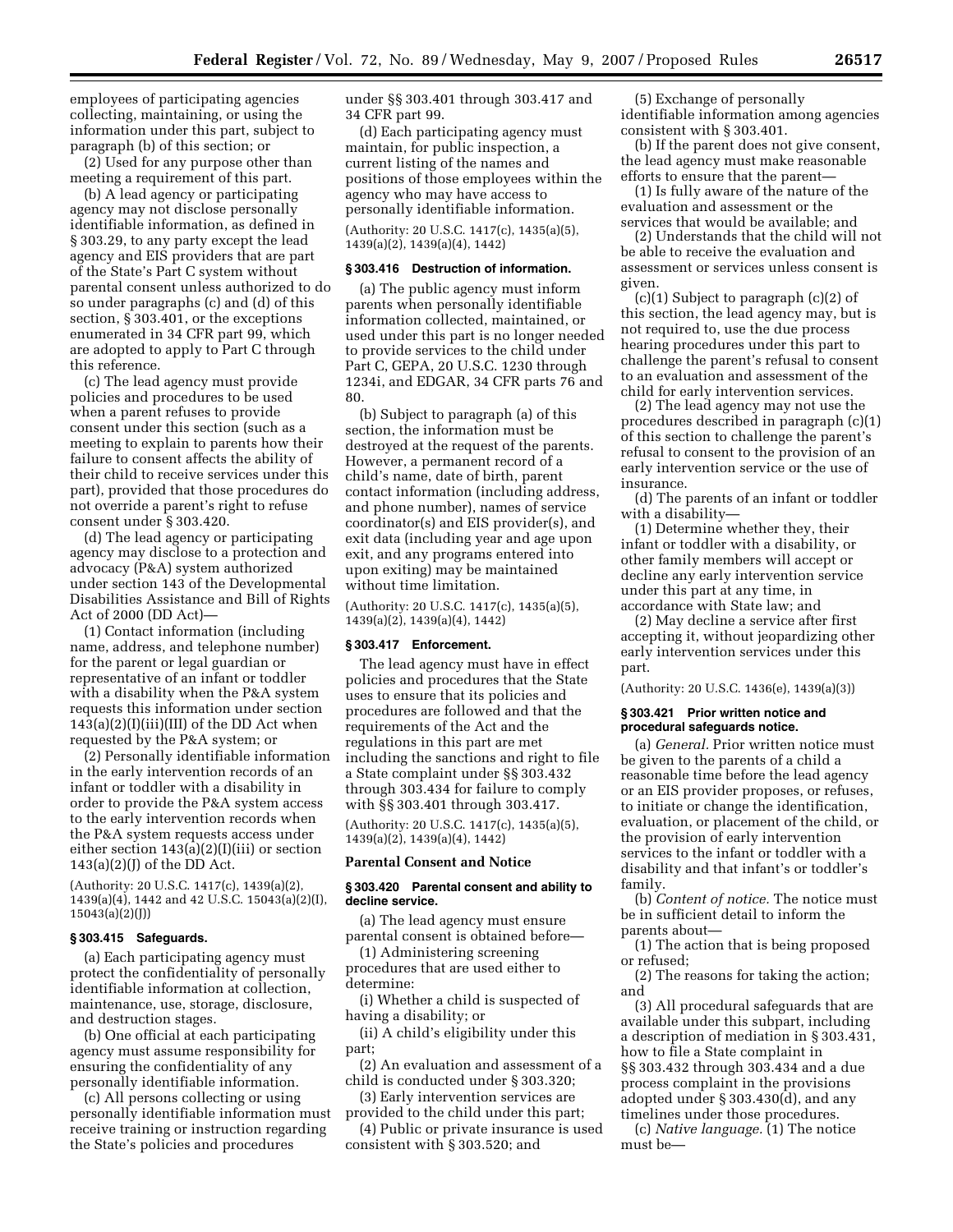employees of participating agencies collecting, maintaining, or using the information under this part, subject to paragraph (b) of this section; or

(2) Used for any purpose other than meeting a requirement of this part.

(b) A lead agency or participating agency may not disclose personally identifiable information, as defined in § 303.29, to any party except the lead agency and EIS providers that are part of the State's Part C system without parental consent unless authorized to do so under paragraphs (c) and (d) of this section, § 303.401, or the exceptions enumerated in 34 CFR part 99, which are adopted to apply to Part C through this reference.

(c) The lead agency must provide policies and procedures to be used when a parent refuses to provide consent under this section (such as a meeting to explain to parents how their failure to consent affects the ability of their child to receive services under this part), provided that those procedures do not override a parent's right to refuse consent under § 303.420.

(d) The lead agency or participating agency may disclose to a protection and advocacy (P&A) system authorized under section 143 of the Developmental Disabilities Assistance and Bill of Rights Act of 2000 (DD Act)—

(1) Contact information (including name, address, and telephone number) for the parent or legal guardian or representative of an infant or toddler with a disability when the P&A system requests this information under section 143(a)(2)(I)(iii)(III) of the DD Act when requested by the P&A system; or

(2) Personally identifiable information in the early intervention records of an infant or toddler with a disability in order to provide the P&A system access to the early intervention records when the P&A system requests access under either section 143(a)(2)(I)(iii) or section 143(a)(2)(J) of the DD Act.

(Authority: 20 U.S.C. 1417(c), 1439(a)(2), 1439(a)(4), 1442 and 42 U.S.C. 15043(a)(2)(I), 15043(a)(2)(J))

### § 303.415 Safeguards.

(a) Each participating agency must protect the confidentiality of personally identifiable information at collection, maintenance, use, storage, disclosure, and destruction stages.

(b) One official at each participating agency must assume responsibility for ensuring the confidentiality of any personally identifiable information.

(c) All persons collecting or using personally identifiable information must receive training or instruction regarding the State's policies and procedures under §§ 303.401 through 303.417 and 34 CFR part 99.

(d) Each participating agency must maintain, for public inspection, a current listing of the names and positions of those employees within the agency who may have access to personally identifiable information.

(Authority: 20 U.S.C. 1417(c), 1435(a)(5), 1439(a)(2), 1439(a)(4), 1442)

### § 303.416 Destruction of information.

(a) The public agency must inform parents when personally identifiable information collected, maintained, or used under this part is no longer needed to provide services to the child under Part C, GEPA, 20 U.S.C. 1230 through 1234i, and EDGAR, 34 CFR parts 76 and 80.

(b) Subject to paragraph (a) of this section, the information must be destroyed at the request of the parents. However, a permanent record of a child's name, date of birth, parent contact information (including address, and phone number), names of service coordinator(s) and EIS provider(s), and exit data (including year and age upon exit, and any programs entered into upon exiting) may be maintained without time limitation.

(Authority: 20 U.S.C. 1417(c), 1435(a)(5), 1439(a)(2), 1439(a)(4), 1442)

### § 303.417 Enforcement.

The lead agency must have in effect policies and procedures that the State uses to ensure that its policies and procedures are followed and that the requirements of the Act and the regulations in this part are met including the sanctions and right to file a State complaint under §§ 303.432 through 303.434 for failure to comply with §§ 303.401 through 303.417.

(Authority: 20 U.S.C. 1417(c), 1435(a)(5), 1439(a)(2), 1439(a)(4), 1442)

## Parental Consent and Notice

### § 303.420 Parental consent and ability to decline service.

(a) The lead agency must ensure parental consent is obtained before—

(1) Administering screening procedures that are used either to determine:

(i) Whether a child is suspected of having a disability; or

(ii) A child's eligibility under this part;

(2) An evaluation and assessment of a child is conducted under § 303.320;

(3) Early intervention services are provided to the child under this part;

(4) Public or private insurance is used consistent with § 303.520; and

(5) Exchange of personally identifiable information among agencies consistent with § 303.401.

(b) If the parent does not give consent, the lead agency must make reasonable efforts to ensure that the parent—

(1) Is fully aware of the nature of the evaluation and assessment or the services that would be available; and

(2) Understands that the child will not be able to receive the evaluation and assessment or services unless consent is given.

(c)(1) Subject to paragraph (c)(2) of this section, the lead agency may, but is not required to, use the due process hearing procedures under this part to challenge the parent's refusal to consent to an evaluation and assessment of the child for early intervention services.

(2) The lead agency may not use the procedures described in paragraph (c)(1) of this section to challenge the parent's refusal to consent to the provision of an early intervention service or the use of insurance.

(d) The parents of an infant or toddler with a disability—

(1) Determine whether they, their infant or toddler with a disability, or other family members will accept or decline any early intervention service under this part at any time, in accordance with State law; and

(2) May decline a service after first accepting it, without jeopardizing other early intervention services under this part.

(Authority: 20 U.S.C. 1436(e), 1439(a)(3))

### § 303.421 Prior written notice and procedural safeguards notice.

(a) *General.* Prior written notice must be given to the parents of a child a reasonable time before the lead agency or an EIS provider proposes, or refuses, to initiate or change the identification, evaluation, or placement of the child, or the provision of early intervention services to the infant or toddler with a disability and that infant's or toddler's family.

(b) *Content of notice.* The notice must be in sufficient detail to inform the parents about—

(1) The action that is being proposed or refused;

(2) The reasons for taking the action; and

(3) All procedural safeguards that are available under this subpart, including a description of mediation in § 303.431, how to file a State complaint in §§ 303.432 through 303.434 and a due process complaint in the provisions adopted under § 303.430(d), and any timelines under those procedures.

(c) *Native language.* (1) The notice must be—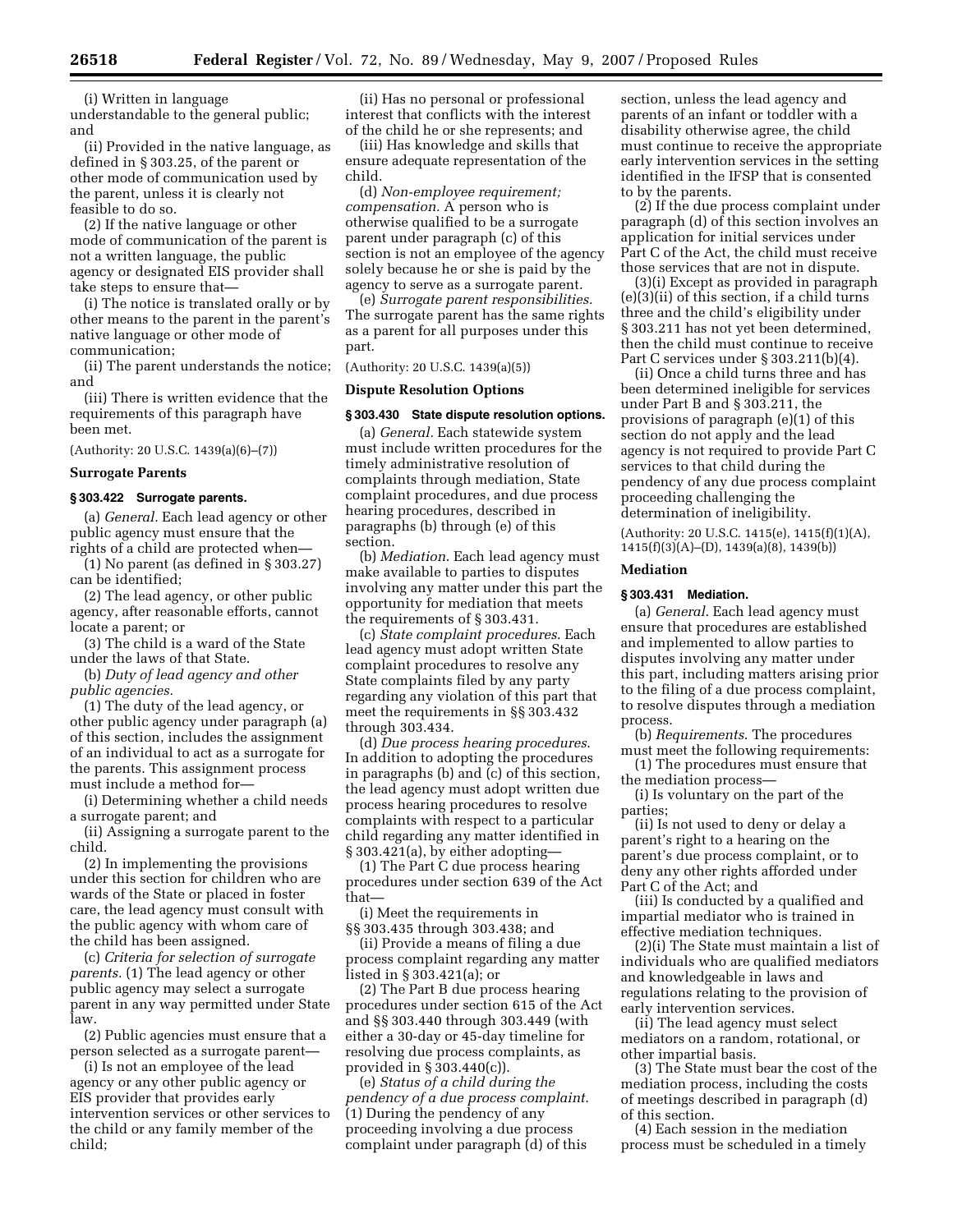(i) Written in language understandable to the general public; and

(ii) Provided in the native language, as defined in § 303.25, of the parent or other mode of communication used by the parent, unless it is clearly not feasible to do so.

(2) If the native language or other mode of communication of the parent is not a written language, the public agency or designated EIS provider shall take steps to ensure that—

(i) The notice is translated orally or by other means to the parent in the parent's native language or other mode of communication;

(ii) The parent understands the notice; and

(iii) There is written evidence that the requirements of this paragraph have been met.

(Authority: 20 U.S.C. 1439(a)(6)–(7))

**Surrogate Parents**

**§ 303.422 Surrogate parents.**

(a) *General.* Each lead agency or other public agency must ensure that the rights of a child are protected when—

(1) No parent (as defined in § 303.27) can be identified;

(2) The lead agency, or other public agency, after reasonable efforts, cannot locate a parent; or

(3) The child is a ward of the State under the laws of that State.

(b) *Duty of lead agency and other public agencies.*

(1) The duty of the lead agency, or other public agency under paragraph (a) of this section, includes the assignment of an individual to act as a surrogate for the parents. This assignment process must include a method for—

(i) Determining whether a child needs a surrogate parent; and

(ii) Assigning a surrogate parent to the child.

(2) In implementing the provisions under this section for children who are wards of the State or placed in foster care, the lead agency must consult with the public agency with whom care of the child has been assigned.

(c) *Criteria for selection of surrogate parents.* (1) The lead agency or other public agency may select a surrogate parent in any way permitted under State law.

(2) Public agencies must ensure that a person selected as a surrogate parent—

(i) Is not an employee of the lead agency or any other public agency or EIS provider that provides early intervention services or other services to the child or any family member of the child;

(ii) Has no personal or professional interest that conflicts with the interest of the child he or she represents; and

(iii) Has knowledge and skills that ensure adequate representation of the child.

(d) *Non-employee requirement; compensation.* A person who is otherwise qualified to be a surrogate parent under paragraph (c) of this section is not an employee of the agency solely because he or she is paid by the agency to serve as a surrogate parent.

(e) *Surrogate parent responsibilities.* The surrogate parent has the same rights as a parent for all purposes under this part.

(Authority: 20 U.S.C. 1439(a)(5))

**Dispute Resolution Options**

**§ 303.430 State dispute resolution options.**

(a) *General.* Each statewide system must include written procedures for the timely administrative resolution of complaints through mediation, State complaint procedures, and due process hearing procedures, described in paragraphs (b) through (e) of this section.

(b) *Mediation*. Each lead agency must make available to parties to disputes involving any matter under this part the opportunity for mediation that meets the requirements of § 303.431.

(c) *State complaint procedures*. Each lead agency must adopt written State complaint procedures to resolve any State complaints filed by any party regarding any violation of this part that meet the requirements in §§ 303.432 through 303.434.

(d) *Due process hearing procedures*. In addition to adopting the procedures in paragraphs (b) and (c) of this section, the lead agency must adopt written due process hearing procedures to resolve complaints with respect to a particular child regarding any matter identified in § 303.421(a), by either adopting—

(1) The Part C due process hearing procedures under section 639 of the Act that—

(i) Meet the requirements in §§ 303.435 through 303.438; and

(ii) Provide a means of filing a due process complaint regarding any matter listed in § 303.421(a); or

(2) The Part B due process hearing procedures under section 615 of the Act and §§ 303.440 through 303.449 (with either a 30-day or 45-day timeline for resolving due process complaints, as provided in § 303.440(c)).

(e) *Status of a child during the pendency of a due process complaint*. (1) During the pendency of any proceeding involving a due process complaint under paragraph (d) of this section, unless the lead agency and parents of an infant or toddler with a disability otherwise agree, the child must continue to receive the appropriate early intervention services in the setting identified in the IFSP that is consented to by the parents.

(2) If the due process complaint under paragraph (d) of this section involves an application for initial services under Part C of the Act, the child must receive those services that are not in dispute.

(3)(i) Except as provided in paragraph (e)(3)(ii) of this section, if a child turns three and the child's eligibility under § 303.211 has not yet been determined, then the child must continue to receive Part C services under § 303.211(b)(4).

(ii) Once a child turns three and has been determined ineligible for services under Part B and § 303.211, the provisions of paragraph (e)(1) of this section do not apply and the lead agency is not required to provide Part C services to that child during the pendency of any due process complaint proceeding challenging the determination of ineligibility.

(Authority: 20 U.S.C. 1415(e), 1415(f)(1)(A), 1415(f)(3)(A)–(D), 1439(a)(8), 1439(b))

**Mediation**

**§ 303.431 Mediation.**

(a) *General*. Each lead agency must ensure that procedures are established and implemented to allow parties to disputes involving any matter under this part, including matters arising prior to the filing of a due process complaint, to resolve disputes through a mediation process.

(b) *Requirements*. The procedures must meet the following requirements:

(1) The procedures must ensure that the mediation process—

(i) Is voluntary on the part of the parties;

(ii) Is not used to deny or delay a parent's right to a hearing on the parent's due process complaint, or to deny any other rights afforded under Part C of the Act; and

(iii) Is conducted by a qualified and impartial mediator who is trained in effective mediation techniques.

(2)(i) The State must maintain a list of individuals who are qualified mediators and knowledgeable in laws and regulations relating to the provision of early intervention services.

(ii) The lead agency must select mediators on a random, rotational, or other impartial basis.

(3) The State must bear the cost of the mediation process, including the costs of meetings described in paragraph (d) of this section.

(4) Each session in the mediation process must be scheduled in a timely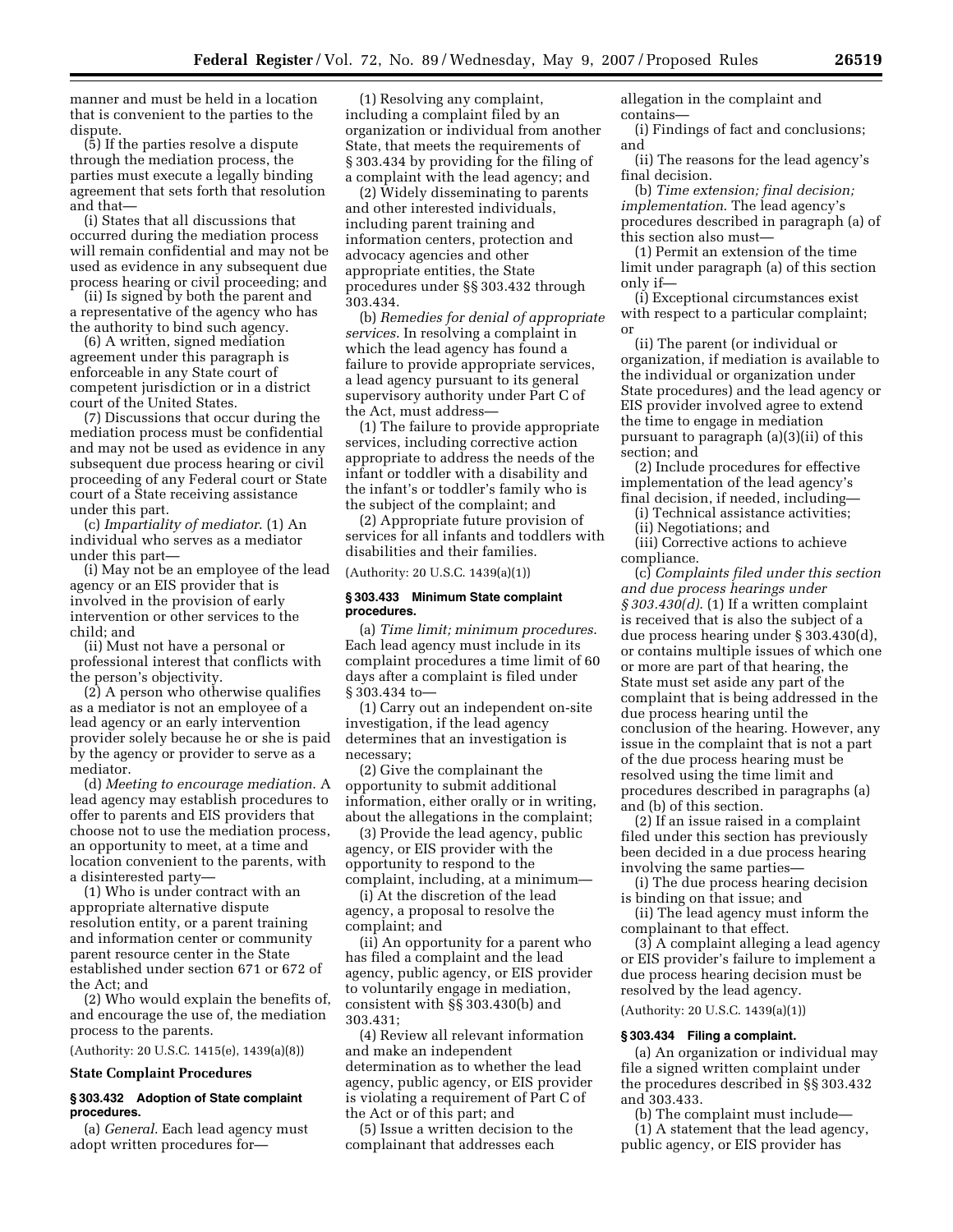manner and must be held in a location that is convenient to the parties to the dispute.

(5) If the parties resolve a dispute through the mediation process, the parties must execute a legally binding agreement that sets forth that resolution and that—

(i) States that all discussions that occurred during the mediation process will remain confidential and may not be used as evidence in any subsequent due process hearing or civil proceeding; and

(ii) Is signed by both the parent and a representative of the agency who has the authority to bind such agency.

(6) A written, signed mediation agreement under this paragraph is enforceable in any State court of competent jurisdiction or in a district court of the United States.

(7) Discussions that occur during the mediation process must be confidential and may not be used as evidence in any subsequent due process hearing or civil proceeding of any Federal court or State court of a State receiving assistance under this part.

(c) *Impartiality of mediator.* (1) An individual who serves as a mediator under this part—

(i) May not be an employee of the lead agency or an EIS provider that is involved in the provision of early intervention or other services to the child; and

(ii) Must not have a personal or professional interest that conflicts with the person's objectivity.

(2) A person who otherwise qualifies as a mediator is not an employee of a lead agency or an early intervention provider solely because he or she is paid by the agency or provider to serve as a mediator.

(d) *Meeting to encourage mediation.* A lead agency may establish procedures to offer to parents and EIS providers that choose not to use the mediation process, an opportunity to meet, at a time and location convenient to the parents, with a disinterested party—

(1) Who is under contract with an appropriate alternative dispute resolution entity, or a parent training and information center or community parent resource center in the State established under section 671 or 672 of the Act; and

(2) Who would explain the benefits of, and encourage the use of, the mediation process to the parents.

(Authority: 20 U.S.C. 1415(e), 1439(a)(8))

### State Complaint Procedures

#### § 303.432 Adoption of State complaint procedures.

(a) *General.* Each lead agency must adopt written procedures for—

(1) Resolving any complaint, including a complaint filed by an organization or individual from another State, that meets the requirements of § 303.434 by providing for the filing of a complaint with the lead agency; and

(2) Widely disseminating to parents and other interested individuals, including parent training and information centers, protection and advocacy agencies and other appropriate entities, the State procedures under §§ 303.432 through 303.434.

(b) *Remedies for denial of appropriate services.* In resolving a complaint in which the lead agency has found a failure to provide appropriate services, a lead agency pursuant to its general supervisory authority under Part C of the Act, must address—

(1) The failure to provide appropriate services, including corrective action appropriate to address the needs of the infant or toddler with a disability and the infant's or toddler's family who is the subject of the complaint; and

(2) Appropriate future provision of services for all infants and toddlers with disabilities and their families.

(Authority: 20 U.S.C. 1439(a)(1))

#### § 303.433 Minimum State complaint procedures.

(a) *Time limit; minimum procedures.* Each lead agency must include in its complaint procedures a time limit of 60 days after a complaint is filed under § 303.434 to—

(1) Carry out an independent on-site investigation, if the lead agency determines that an investigation is necessary;

(2) Give the complainant the opportunity to submit additional information, either orally or in writing, about the allegations in the complaint;

(3) Provide the lead agency, public agency, or EIS provider with the opportunity to respond to the complaint, including, at a minimum—

(i) At the discretion of the lead agency, a proposal to resolve the complaint; and

(ii) An opportunity for a parent who has filed a complaint and the lead agency, public agency, or EIS provider to voluntarily engage in mediation, consistent with §§ 303.430(b) and 303.431;

(4) Review all relevant information and make an independent determination as to whether the lead agency, public agency, or EIS provider is violating a requirement of Part C of the Act or of this part; and

(5) Issue a written decision to the complainant that addresses each allegation in the complaint and contains—

(i) Findings of fact and conclusions; and

(ii) The reasons for the lead agency's final decision.

(b) *Time extension; final decision; implementation.* The lead agency's procedures described in paragraph (a) of this section also must—

(1) Permit an extension of the time limit under paragraph (a) of this section only if—

(i) Exceptional circumstances exist with respect to a particular complaint; or

(ii) The parent (or individual or organization, if mediation is available to the individual or organization under State procedures) and the lead agency or EIS provider involved agree to extend the time to engage in mediation pursuant to paragraph (a)(3)(ii) of this section; and

(2) Include procedures for effective implementation of the lead agency's final decision, if needed, including—

(i) Technical assistance activities;

(ii) Negotiations; and

(iii) Corrective actions to achieve compliance.

(c) *Complaints filed under this section and due process hearings under § 303.430(d).* (1) If a written complaint is received that is also the subject of a due process hearing under § 303.430(d), or contains multiple issues of which one or more are part of that hearing, the State must set aside any part of the complaint that is being addressed in the due process hearing until the conclusion of the hearing. However, any issue in the complaint that is not a part of the due process hearing must be resolved using the time limit and procedures described in paragraphs (a) and (b) of this section.

(2) If an issue raised in a complaint filed under this section has previously been decided in a due process hearing involving the same parties—

(i) The due process hearing decision is binding on that issue; and

(ii) The lead agency must inform the complainant to that effect.

(3) A complaint alleging a lead agency or EIS provider's failure to implement a due process hearing decision must be resolved by the lead agency.

(Authority: 20 U.S.C. 1439(a)(1))

#### § 303.434 Filing a complaint.

(a) An organization or individual may file a signed written complaint under the procedures described in §§ 303.432 and 303.433.

(b) The complaint must include—

(1) A statement that the lead agency, public agency, or EIS provider has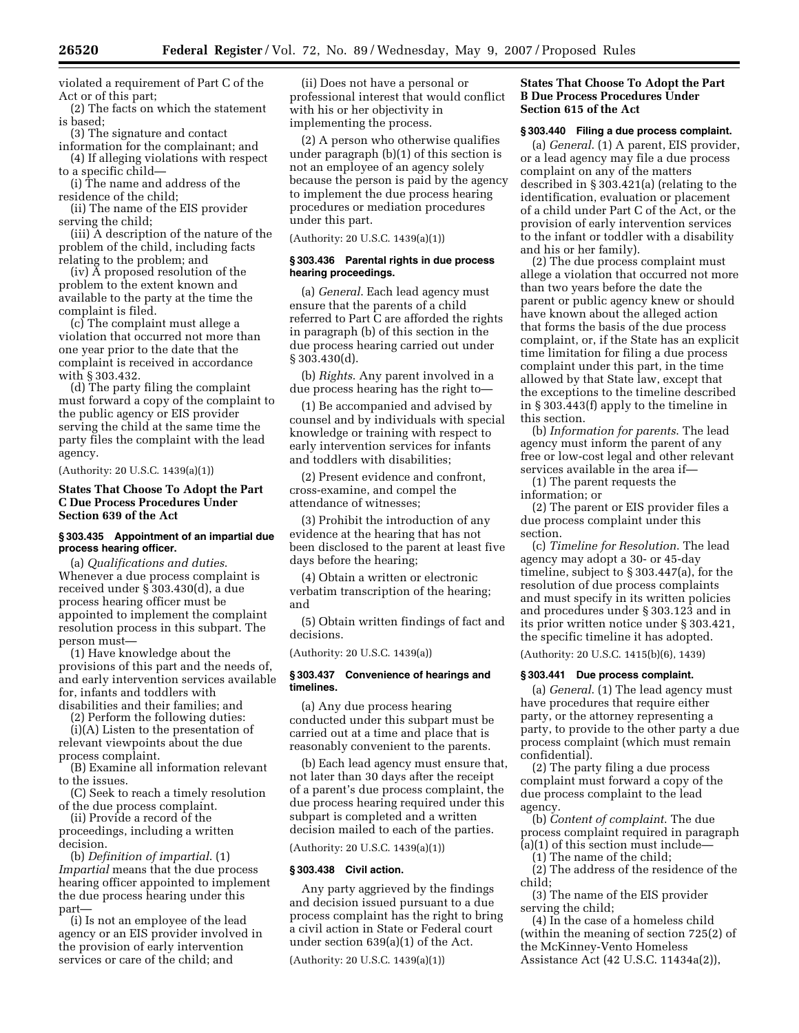violated a requirement of Part C of the Act or of this part;

(2) The facts on which the statement is based;

(3) The signature and contact information for the complainant; and

(4) If alleging violations with respect to a specific child—

(i) The name and address of the residence of the child;

(ii) The name of the EIS provider serving the child;

(iii) A description of the nature of the problem of the child, including facts relating to the problem; and

(iv) A proposed resolution of the problem to the extent known and available to the party at the time the complaint is filed.

(c) The complaint must allege a violation that occurred not more than one year prior to the date that the complaint is received in accordance with § 303.432.

(d) The party filing the complaint must forward a copy of the complaint to the public agency or EIS provider serving the child at the same time the party files the complaint with the lead agency.

(Authority: 20 U.S.C. 1439(a)(1))

### States That Choose To Adopt the Part C Due Process Procedures Under Section 639 of the Act

#### § 303.435 Appointment of an impartial due process hearing officer.

(a) *Qualifications and duties*. Whenever a due process complaint is received under § 303.430(d), a due process hearing officer must be appointed to implement the complaint resolution process in this subpart. The person must—

(1) Have knowledge about the provisions of this part and the needs of, and early intervention services available for, infants and toddlers with disabilities and their families; and

(2) Perform the following duties:

(i)(A) Listen to the presentation of relevant viewpoints about the due process complaint.

(B) Examine all information relevant to the issues.

(C) Seek to reach a timely resolution of the due process complaint.

(ii) Provide a record of the proceedings, including a written decision.

(b) *Definition of impartial*. (1) *Impartial* means that the due process hearing officer appointed to implement the due process hearing under this part—

(i) Is not an employee of the lead agency or an EIS provider involved in the provision of early intervention services or care of the child; and

(ii) Does not have a personal or professional interest that would conflict with his or her objectivity in implementing the process.

(2) A person who otherwise qualifies under paragraph (b)(1) of this section is not an employee of an agency solely because the person is paid by the agency to implement the due process hearing procedures or mediation procedures under this part.

(Authority: 20 U.S.C. 1439(a)(1))

#### § 303.436 Parental rights in due process hearing proceedings.

(a) *General*. Each lead agency must ensure that the parents of a child referred to Part C are afforded the rights in paragraph (b) of this section in the due process hearing carried out under § 303.430(d).

(b) *Rights*. Any parent involved in a due process hearing has the right to—

(1) Be accompanied and advised by counsel and by individuals with special knowledge or training with respect to early intervention services for infants and toddlers with disabilities;

(2) Present evidence and confront, cross-examine, and compel the attendance of witnesses;

(3) Prohibit the introduction of any evidence at the hearing that has not been disclosed to the parent at least five days before the hearing;

(4) Obtain a written or electronic verbatim transcription of the hearing; and

(5) Obtain written findings of fact and decisions.

(Authority: 20 U.S.C. 1439(a))

#### § 303.437 Convenience of hearings and timelines.

(a) Any due process hearing conducted under this subpart must be carried out at a time and place that is reasonably convenient to the parents.

(b) Each lead agency must ensure that, not later than 30 days after the receipt of a parent's due process complaint, the due process hearing required under this subpart is completed and a written decision mailed to each of the parties.

(Authority: 20 U.S.C. 1439(a)(1))

#### § 303.438 Civil action.

Any party aggrieved by the findings and decision issued pursuant to a due process complaint has the right to bring a civil action in State or Federal court under section 639(a)(1) of the Act.

(Authority: 20 U.S.C. 1439(a)(1))

### States That Choose To Adopt the Part B Due Process Procedures Under Section 615 of the Act

#### § 303.440 Filing a due process complaint.

(a) *General*. (1) A parent, EIS provider, or a lead agency may file a due process complaint on any of the matters described in § 303.421(a) (relating to the identification, evaluation or placement of a child under Part C of the Act, or the provision of early intervention services to the infant or toddler with a disability and his or her family).

(2) The due process complaint must allege a violation that occurred not more than two years before the date the parent or public agency knew or should have known about the alleged action that forms the basis of the due process complaint, or, if the State has an explicit time limitation for filing a due process complaint under this part, in the time allowed by that State law, except that the exceptions to the timeline described in § 303.443(f) apply to the timeline in this section.

(b) *Information for parents*. The lead agency must inform the parent of any free or low-cost legal and other relevant services available in the area if—

(1) The parent requests the information; or

(2) The parent or EIS provider files a due process complaint under this section.

(c) *Timeline for Resolution*. The lead agency may adopt a 30- or 45-day timeline, subject to § 303.447(a), for the resolution of due process complaints and must specify in its written policies and procedures under § 303.123 and in its prior written notice under § 303.421, the specific timeline it has adopted.

(Authority: 20 U.S.C. 1415(b)(6), 1439)

#### § 303.441 Due process complaint.

(a) *General*. (1) The lead agency must have procedures that require either party, or the attorney representing a party, to provide to the other party a due process complaint (which must remain confidential).

(2) The party filing a due process complaint must forward a copy of the due process complaint to the lead agency.

(b) *Content of complaint*. The due process complaint required in paragraph (a)(1) of this section must include—

(1) The name of the child;

(2) The address of the residence of the child;

(3) The name of the EIS provider serving the child;

(4) In the case of a homeless child (within the meaning of section 725(2) of the McKinney-Vento Homeless Assistance Act (42 U.S.C. 11434a(2)),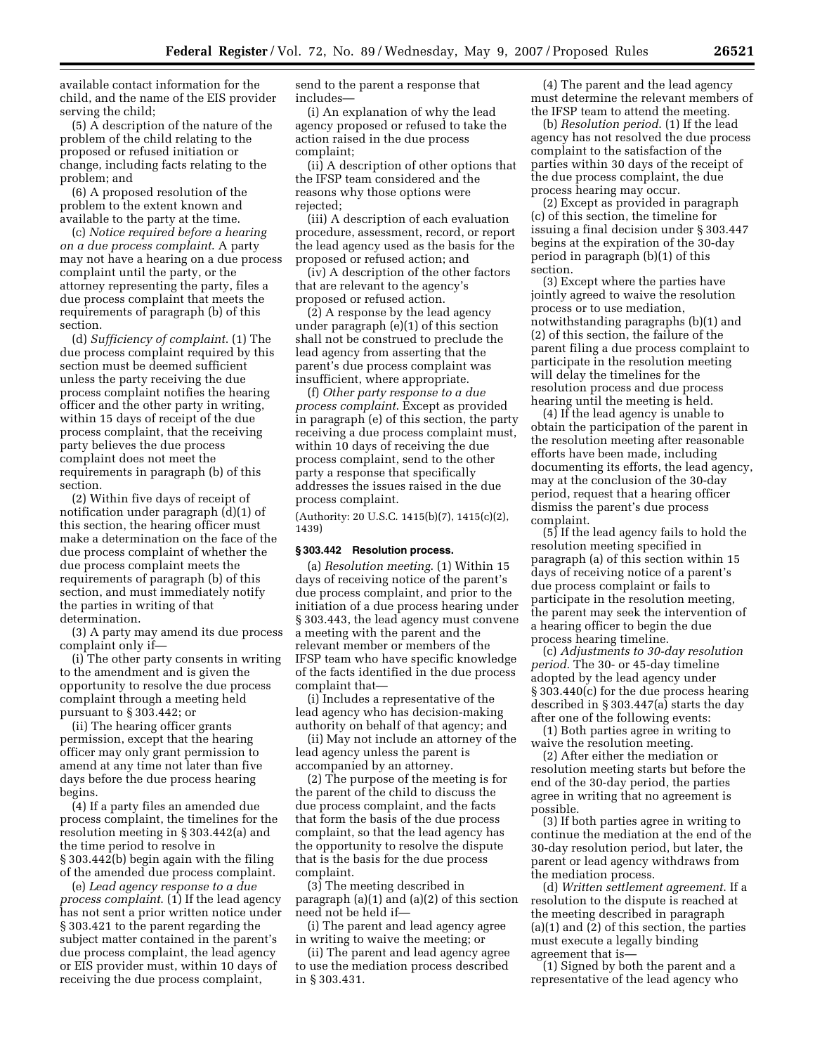available contact information for the child, and the name of the EIS provider serving the child;

(5) A description of the nature of the problem of the child relating to the proposed or refused initiation or change, including facts relating to the problem; and

(6) A proposed resolution of the problem to the extent known and available to the party at the time.

(c) *Notice required before a hearing on a due process complaint*. A party may not have a hearing on a due process complaint until the party, or the attorney representing the party, files a due process complaint that meets the requirements of paragraph (b) of this section.

(d) *Sufficiency of complaint*. (1) The due process complaint required by this section must be deemed sufficient unless the party receiving the due process complaint notifies the hearing officer and the other party in writing, within 15 days of receipt of the due process complaint, that the receiving party believes the due process complaint does not meet the requirements in paragraph (b) of this section.

(2) Within five days of receipt of notification under paragraph (d)(1) of this section, the hearing officer must make a determination on the face of the due process complaint of whether the due process complaint meets the requirements of paragraph (b) of this section, and must immediately notify the parties in writing of that determination.

(3) A party may amend its due process complaint only if—

(i) The other party consents in writing to the amendment and is given the opportunity to resolve the due process complaint through a meeting held pursuant to § 303.442; or

(ii) The hearing officer grants permission, except that the hearing officer may only grant permission to amend at any time not later than five days before the due process hearing begins.

(4) If a party files an amended due process complaint, the timelines for the resolution meeting in § 303.442(a) and the time period to resolve in § 303.442(b) begin again with the filing of the amended due process complaint.

(e) *Lead agency response to a due process complaint*. (1) If the lead agency has not sent a prior written notice under § 303.421 to the parent regarding the subject matter contained in the parent's due process complaint, the lead agency or EIS provider must, within 10 days of receiving the due process complaint, send to the parent a response that includes—

(i) An explanation of why the lead agency proposed or refused to take the action raised in the due process complaint;

(ii) A description of other options that the IFSP team considered and the reasons why those options were rejected;

(iii) A description of each evaluation procedure, assessment, record, or report the lead agency used as the basis for the proposed or refused action; and

(iv) A description of the other factors that are relevant to the agency's proposed or refused action.

(2) A response by the lead agency under paragraph (e)(1) of this section shall not be construed to preclude the lead agency from asserting that the parent's due process complaint was insufficient, where appropriate.

(f) *Other party response to a due process complaint*. Except as provided in paragraph (e) of this section, the party receiving a due process complaint must, within 10 days of receiving the due process complaint, send to the other party a response that specifically addresses the issues raised in the due process complaint.

(Authority: 20 U.S.C. 1415(b)(7), 1415(c)(2), 1439)

### § 303.442 Resolution process.

(a) *Resolution meeting*. (1) Within 15 days of receiving notice of the parent's due process complaint, and prior to the initiation of a due process hearing under § 303.443, the lead agency must convene a meeting with the parent and the relevant member or members of the IFSP team who have specific knowledge of the facts identified in the due process complaint that—

(i) Includes a representative of the lead agency who has decision-making authority on behalf of that agency; and

(ii) May not include an attorney of the lead agency unless the parent is accompanied by an attorney.

(2) The purpose of the meeting is for the parent of the child to discuss the due process complaint, and the facts that form the basis of the due process complaint, so that the lead agency has the opportunity to resolve the dispute that is the basis for the due process complaint.

(3) The meeting described in paragraph (a)(1) and (a)(2) of this section need not be held if—

(i) The parent and lead agency agree in writing to waive the meeting; or

(ii) The parent and lead agency agree to use the mediation process described in § 303.431.

(4) The parent and the lead agency must determine the relevant members of the IFSP team to attend the meeting.

(b) *Resolution period*. (1) If the lead agency has not resolved the due process complaint to the satisfaction of the parties within 30 days of the receipt of the due process complaint, the due process hearing may occur.

(2) Except as provided in paragraph (c) of this section, the timeline for issuing a final decision under § 303.447 begins at the expiration of the 30-day period in paragraph (b)(1) of this section.

(3) Except where the parties have jointly agreed to waive the resolution process or to use mediation, notwithstanding paragraphs (b)(1) and (2) of this section, the failure of the parent filing a due process complaint to participate in the resolution meeting will delay the timelines for the resolution process and due process hearing until the meeting is held.

(4) If the lead agency is unable to obtain the participation of the parent in the resolution meeting after reasonable efforts have been made, including documenting its efforts, the lead agency, may at the conclusion of the 30-day period, request that a hearing officer dismiss the parent's due process complaint.

(5) If the lead agency fails to hold the resolution meeting specified in paragraph (a) of this section within 15 days of receiving notice of a parent's due process complaint or fails to participate in the resolution meeting, the parent may seek the intervention of a hearing officer to begin the due process hearing timeline.

(c) *Adjustments to 30-day resolution period*. The 30- or 45-day timeline adopted by the lead agency under § 303.440(c) for the due process hearing described in § 303.447(a) starts the day after one of the following events:

(1) Both parties agree in writing to waive the resolution meeting.

(2) After either the mediation or resolution meeting starts but before the end of the 30-day period, the parties agree in writing that no agreement is possible.

(3) If both parties agree in writing to continue the mediation at the end of the 30-day resolution period, but later, the parent or lead agency withdraws from the mediation process.

(d) *Written settlement agreement*. If a resolution to the dispute is reached at the meeting described in paragraph (a)(1) and (2) of this section, the parties must execute a legally binding agreement that is—

(1) Signed by both the parent and a representative of the lead agency who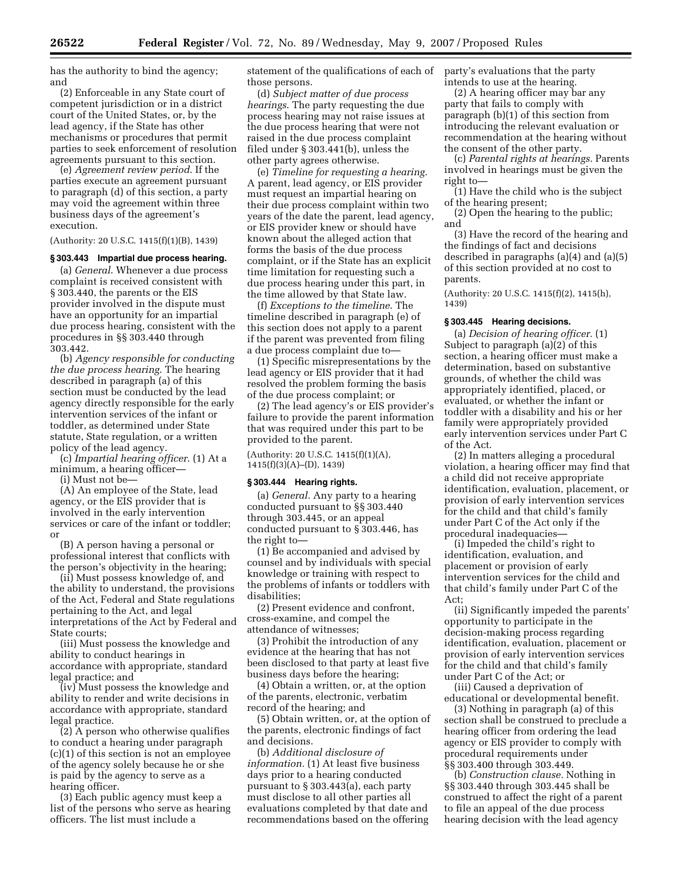has the authority to bind the agency; and

(2) Enforceable in any State court of competent jurisdiction or in a district court of the United States, or, by the lead agency, if the State has other mechanisms or procedures that permit parties to seek enforcement of resolution agreements pursuant to this section.

(e) *Agreement review period*. If the parties execute an agreement pursuant to paragraph (d) of this section, a party may void the agreement within three business days of the agreement's execution.

(Authority: 20 U.S.C. 1415(f)(1)(B), 1439)

**§ 303.443 Impartial due process hearing.**

(a) *General*. Whenever a due process complaint is received consistent with § 303.440, the parents or the EIS provider involved in the dispute must have an opportunity for an impartial due process hearing, consistent with the procedures in §§ 303.440 through 303.442.

(b) *Agency responsible for conducting the due process hearing*. The hearing described in paragraph (a) of this section must be conducted by the lead agency directly responsible for the early intervention services of the infant or toddler, as determined under State statute, State regulation, or a written policy of the lead agency.

(c) *Impartial hearing officer*. (1) At a minimum, a hearing officer—

(i) Must not be—

(A) An employee of the State, lead agency, or the EIS provider that is involved in the early intervention services or care of the infant or toddler; or

(B) A person having a personal or professional interest that conflicts with the person's objectivity in the hearing;

(ii) Must possess knowledge of, and the ability to understand, the provisions of the Act, Federal and State regulations pertaining to the Act, and legal interpretations of the Act by Federal and State courts;

(iii) Must possess the knowledge and ability to conduct hearings in accordance with appropriate, standard legal practice; and

(iv) Must possess the knowledge and ability to render and write decisions in accordance with appropriate, standard legal practice.

(2) A person who otherwise qualifies to conduct a hearing under paragraph (c)(1) of this section is not an employee of the agency solely because he or she is paid by the agency to serve as a hearing officer.

(3) Each public agency must keep a list of the persons who serve as hearing officers. The list must include a statement of the qualifications of each of those persons.

(d) *Subject matter of due process hearings*. The party requesting the due process hearing may not raise issues at the due process hearing that were not raised in the due process complaint filed under § 303.441(b), unless the other party agrees otherwise.

(e) *Timeline for requesting a hearing*. A parent, lead agency, or EIS provider must request an impartial hearing on their due process complaint within two years of the date the parent, lead agency, or EIS provider knew or should have known about the alleged action that forms the basis of the due process complaint, or if the State has an explicit time limitation for requesting such a due process hearing under this part, in the time allowed by that State law.

(f) *Exceptions to the timeline*. The timeline described in paragraph (e) of this section does not apply to a parent if the parent was prevented from filing a due process complaint due to—

(1) Specific misrepresentations by the lead agency or EIS provider that it had resolved the problem forming the basis of the due process complaint; or

(2) The lead agency's or EIS provider's failure to provide the parent information that was required under this part to be provided to the parent.

(Authority: 20 U.S.C. 1415(f)(1)(A), 1415(f)(3)(A)–(D), 1439)

**§ 303.444 Hearing rights.**

(a) *General*. Any party to a hearing conducted pursuant to §§ 303.440 through 303.445, or an appeal conducted pursuant to § 303.446, has the right to—

(1) Be accompanied and advised by counsel and by individuals with special knowledge or training with respect to the problems of infants or toddlers with disabilities;

(2) Present evidence and confront, cross-examine, and compel the attendance of witnesses;

(3) Prohibit the introduction of any evidence at the hearing that has not been disclosed to that party at least five business days before the hearing;

(4) Obtain a written, or, at the option of the parents, electronic, verbatim record of the hearing; and

(5) Obtain written, or, at the option of the parents, electronic findings of fact and decisions.

(b) *Additional disclosure of information*. (1) At least five business days prior to a hearing conducted pursuant to § 303.443(a), each party must disclose to all other parties all evaluations completed by that date and recommendations based on the offering party's evaluations that the party intends to use at the hearing.

(2) A hearing officer may bar any party that fails to comply with paragraph (b)(1) of this section from introducing the relevant evaluation or recommendation at the hearing without the consent of the other party.

(c) *Parental rights at hearings*. Parents involved in hearings must be given the right to—

(1) Have the child who is the subject of the hearing present;

(2) Open the hearing to the public; and

(3) Have the record of the hearing and the findings of fact and decisions described in paragraphs (a)(4) and (a)(5) of this section provided at no cost to parents.

(Authority: 20 U.S.C. 1415(f)(2), 1415(h), 1439)

**§ 303.445 Hearing decisions.**

(a) *Decision of hearing officer*. (1) Subject to paragraph (a)(2) of this section, a hearing officer must make a determination, based on substantive grounds, of whether the child was appropriately identified, placed, or evaluated, or whether the infant or toddler with a disability and his or her family were appropriately provided early intervention services under Part C of the Act.

(2) In matters alleging a procedural violation, a hearing officer may find that a child did not receive appropriate identification, evaluation, placement, or provision of early intervention services for the child and that child's family under Part C of the Act only if the procedural inadequacies—

(i) Impeded the child's right to identification, evaluation, and placement or provision of early intervention services for the child and that child's family under Part C of the Act;

(ii) Significantly impeded the parents' opportunity to participate in the decision-making process regarding identification, evaluation, placement or provision of early intervention services for the child and that child's family under Part C of the Act; or

(iii) Caused a deprivation of educational or developmental benefit.

(3) Nothing in paragraph (a) of this section shall be construed to preclude a hearing officer from ordering the lead agency or EIS provider to comply with procedural requirements under §§ 303.400 through 303.449.

(b) *Construction clause*. Nothing in §§ 303.440 through 303.445 shall be construed to affect the right of a parent to file an appeal of the due process hearing decision with the lead agency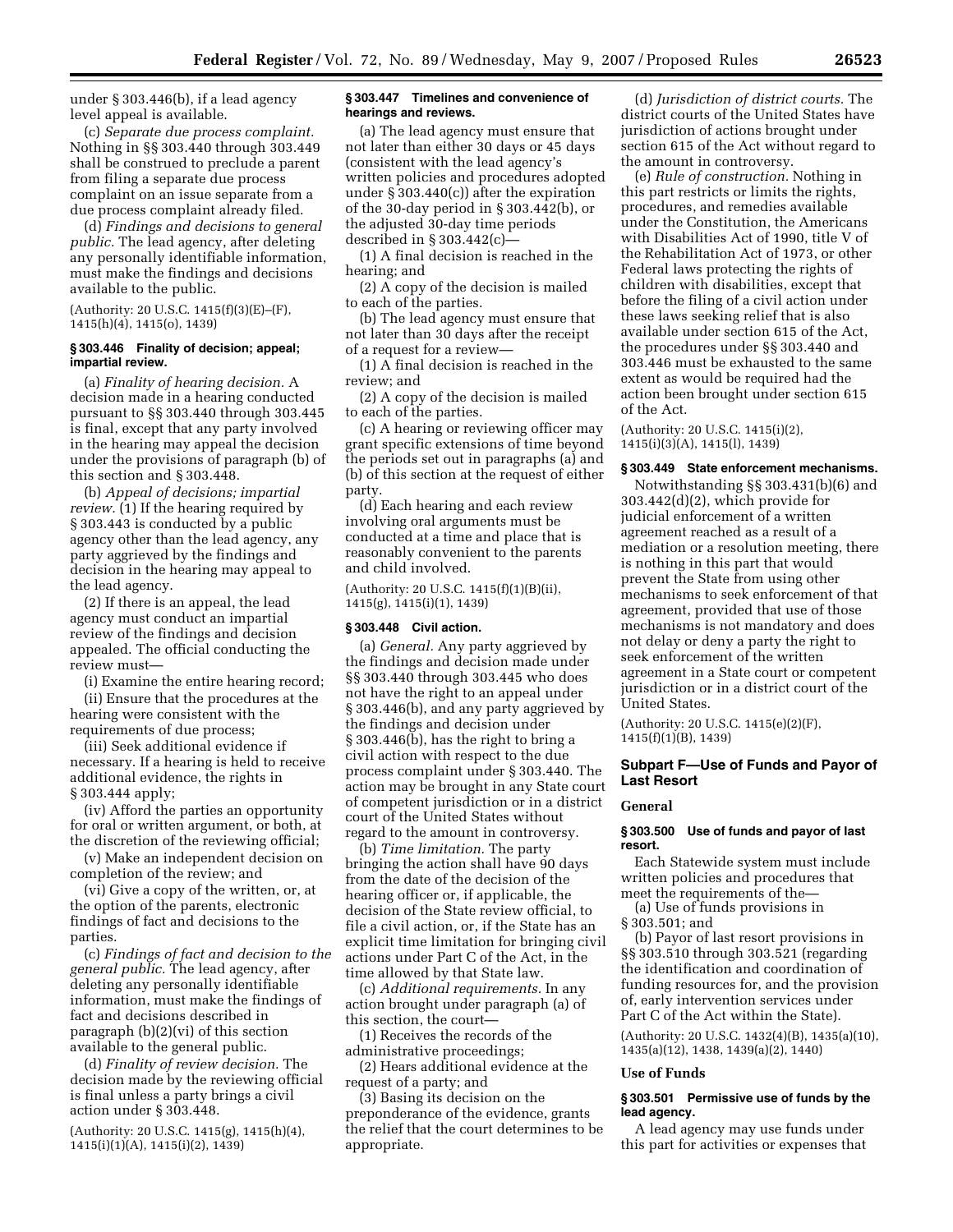under § 303.446(b), if a lead agency level appeal is available.

(c) *Separate due process complaint.* Nothing in §§ 303.440 through 303.449 shall be construed to preclude a parent from filing a separate due process complaint on an issue separate from a due process complaint already filed.

(d) *Findings and decisions to general public.* The lead agency, after deleting any personally identifiable information, must make the findings and decisions available to the public.

(Authority: 20 U.S.C. 1415(f)(3)(E)–(F), 1415(h)(4), 1415(o), 1439)

#### § 303.446 Finality of decision; appeal; impartial review.

(a) *Finality of hearing decision.* A decision made in a hearing conducted pursuant to §§ 303.440 through 303.445 is final, except that any party involved in the hearing may appeal the decision under the provisions of paragraph (b) of this section and § 303.448.

(b) *Appeal of decisions; impartial review.* (1) If the hearing required by § 303.443 is conducted by a public agency other than the lead agency, any party aggrieved by the findings and decision in the hearing may appeal to the lead agency.

(2) If there is an appeal, the lead agency must conduct an impartial review of the findings and decision appealed. The official conducting the review must—

(i) Examine the entire hearing record;

(ii) Ensure that the procedures at the hearing were consistent with the requirements of due process;

(iii) Seek additional evidence if necessary. If a hearing is held to receive additional evidence, the rights in § 303.444 apply;

(iv) Afford the parties an opportunity for oral or written argument, or both, at the discretion of the reviewing official;

(v) Make an independent decision on completion of the review; and

(vi) Give a copy of the written, or, at the option of the parents, electronic findings of fact and decisions to the parties.

(c) *Findings of fact and decision to the general public.* The lead agency, after deleting any personally identifiable information, must make the findings of fact and decisions described in paragraph (b)(2)(vi) of this section available to the general public.

(d) *Finality of review decision.* The decision made by the reviewing official is final unless a party brings a civil action under § 303.448.

(Authority: 20 U.S.C. 1415(g), 1415(h)(4), 1415(i)(1)(A), 1415(i)(2), 1439)

#### § 303.447 Timelines and convenience of hearings and reviews.

(a) The lead agency must ensure that not later than either 30 days or 45 days (consistent with the lead agency's written policies and procedures adopted under § 303.440(c)) after the expiration of the 30-day period in § 303.442(b), or the adjusted 30-day time periods described in § 303.442(c)—

(1) A final decision is reached in the hearing; and

(2) A copy of the decision is mailed to each of the parties.

(b) The lead agency must ensure that not later than 30 days after the receipt of a request for a review—

(1) A final decision is reached in the review; and

(2) A copy of the decision is mailed to each of the parties.

(c) A hearing or reviewing officer may grant specific extensions of time beyond the periods set out in paragraphs (a) and (b) of this section at the request of either party.

(d) Each hearing and each review involving oral arguments must be conducted at a time and place that is reasonably convenient to the parents and child involved.

(Authority: 20 U.S.C. 1415(f)(1)(B)(ii), 1415(g), 1415(i)(1), 1439)

#### § 303.448 Civil action.

(a) *General.* Any party aggrieved by the findings and decision made under §§ 303.440 through 303.445 who does not have the right to an appeal under § 303.446(b), and any party aggrieved by the findings and decision under § 303.446(b), has the right to bring a civil action with respect to the due process complaint under § 303.440. The action may be brought in any State court of competent jurisdiction or in a district court of the United States without regard to the amount in controversy.

(b) *Time limitation.* The party bringing the action shall have 90 days from the date of the decision of the hearing officer or, if applicable, the decision of the State review official, to file a civil action, or, if the State has an explicit time limitation for bringing civil actions under Part C of the Act, in the time allowed by that State law.

(c) *Additional requirements.* In any action brought under paragraph (a) of this section, the court—

(1) Receives the records of the administrative proceedings;

(2) Hears additional evidence at the request of a party; and

(3) Basing its decision on the preponderance of the evidence, grants the relief that the court determines to be appropriate.

(d) *Jurisdiction of district courts.* The district courts of the United States have jurisdiction of actions brought under section 615 of the Act without regard to the amount in controversy.

(e) *Rule of construction.* Nothing in this part restricts or limits the rights, procedures, and remedies available under the Constitution, the Americans with Disabilities Act of 1990, title V of the Rehabilitation Act of 1973, or other Federal laws protecting the rights of children with disabilities, except that before the filing of a civil action under these laws seeking relief that is also available under section 615 of the Act, the procedures under §§ 303.440 and 303.446 must be exhausted to the same extent as would be required had the action been brought under section 615 of the Act.

(Authority: 20 U.S.C. 1415(i)(2), 1415(i)(3)(A), 1415(l), 1439)

#### § 303.449 State enforcement mechanisms.

Notwithstanding §§ 303.431(b)(6) and 303.442(d)(2), which provide for judicial enforcement of a written agreement reached as a result of a mediation or a resolution meeting, there is nothing in this part that would prevent the State from using other mechanisms to seek enforcement of that agreement, provided that use of those mechanisms is not mandatory and does not delay or deny a party the right to seek enforcement of the written agreement in a State court or competent jurisdiction or in a district court of the United States.

(Authority: 20 U.S.C. 1415(e)(2)(F), 1415(f)(1)(B), 1439)

### Subpart F—Use of Funds and Payor of Last Resort

#### General

#### § 303.500 Use of funds and payor of last resort.

Each Statewide system must include written policies and procedures that meet the requirements of the—

(a) Use of funds provisions in § 303.501; and

(b) Payor of last resort provisions in §§ 303.510 through 303.521 (regarding the identification and coordination of funding resources for, and the provision of, early intervention services under Part C of the Act within the State).

(Authority: 20 U.S.C. 1432(4)(B), 1435(a)(10), 1435(a)(12), 1438, 1439(a)(2), 1440)

#### Use of Funds

#### § 303.501 Permissive use of funds by the lead agency.

A lead agency may use funds under this part for activities or expenses that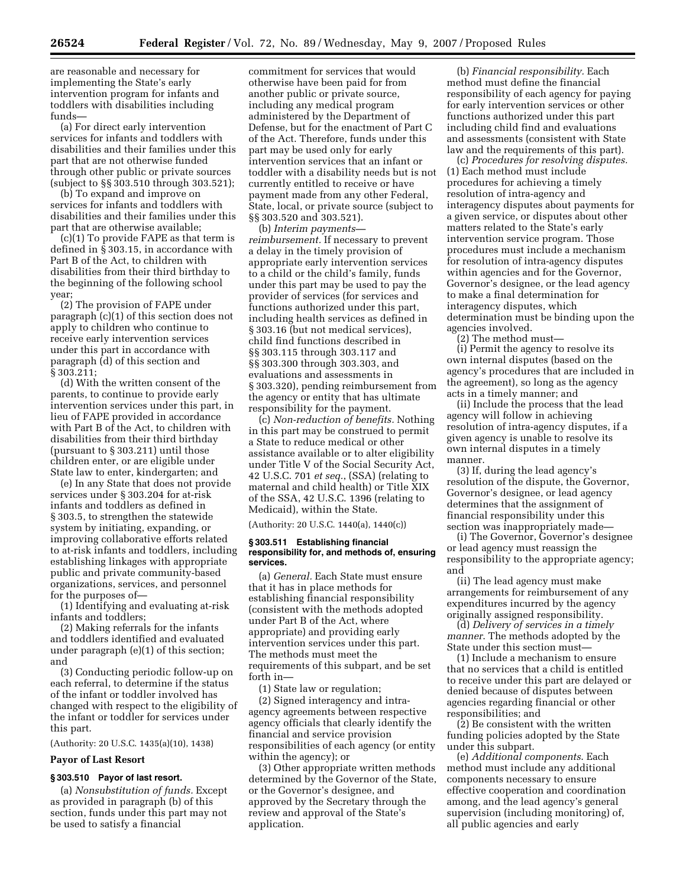are reasonable and necessary for implementing the State's early intervention program for infants and toddlers with disabilities including funds—

(a) For direct early intervention services for infants and toddlers with disabilities and their families under this part that are not otherwise funded through other public or private sources (subject to §§ 303.510 through 303.521);

(b) To expand and improve on services for infants and toddlers with disabilities and their families under this part that are otherwise available;

(c)(1) To provide FAPE as that term is defined in § 303.15, in accordance with Part B of the Act, to children with disabilities from their third birthday to the beginning of the following school year;

(2) The provision of FAPE under paragraph (c)(1) of this section does not apply to children who continue to receive early intervention services under this part in accordance with paragraph (d) of this section and § 303.211;

(d) With the written consent of the parents, to continue to provide early intervention services under this part, in lieu of FAPE provided in accordance with Part B of the Act, to children with disabilities from their third birthday (pursuant to § 303.211) until those children enter, or are eligible under State law to enter, kindergarten; and

(e) In any State that does not provide services under § 303.204 for at-risk infants and toddlers as defined in § 303.5, to strengthen the statewide system by initiating, expanding, or improving collaborative efforts related to at-risk infants and toddlers, including establishing linkages with appropriate public and private community-based organizations, services, and personnel for the purposes of—

(1) Identifying and evaluating at-risk infants and toddlers;

(2) Making referrals for the infants and toddlers identified and evaluated under paragraph (e)(1) of this section; and

(3) Conducting periodic follow-up on each referral, to determine if the status of the infant or toddler involved has changed with respect to the eligibility of the infant or toddler for services under this part.

(Authority: 20 U.S.C. 1435(a)(10), 1438)

**Payor of Last Resort**

**§ 303.510 Payor of last resort.**

(a) *Nonsubstitution of funds.* Except as provided in paragraph (b) of this section, funds under this part may not be used to satisfy a financial commitment for services that would otherwise have been paid for from another public or private source, including any medical program administered by the Department of Defense, but for the enactment of Part C of the Act. Therefore, funds under this part may be used only for early intervention services that an infant or toddler with a disability needs but is not currently entitled to receive or have payment made from any other Federal, State, local, or private source (subject to §§ 303.520 and 303.521).

(b) *Interim payments—reimbursement.* If necessary to prevent a delay in the timely provision of appropriate early intervention services to a child or the child's family, funds under this part may be used to pay the provider of services (for services and functions authorized under this part, including health services as defined in § 303.16 (but not medical services), child find functions described in §§ 303.115 through 303.117 and §§ 303.300 through 303.303, and evaluations and assessments in § 303.320), pending reimbursement from the agency or entity that has ultimate responsibility for the payment.

(c) *Non-reduction of benefits.* Nothing in this part may be construed to permit a State to reduce medical or other assistance available or to alter eligibility under Title V of the Social Security Act, 42 U.S.C. 701 *et seq.*, (SSA) (relating to maternal and child health) or Title XIX of the SSA, 42 U.S.C. 1396 (relating to Medicaid), within the State.

(Authority: 20 U.S.C. 1440(a), 1440(c))

**§ 303.511 Establishing financial responsibility for, and methods of, ensuring services.**

(a) *General.* Each State must ensure that it has in place methods for establishing financial responsibility (consistent with the methods adopted under Part B of the Act, where appropriate) and providing early intervention services under this part. The methods must meet the requirements of this subpart, and be set forth in—

(1) State law or regulation;

(2) Signed interagency and intra-agency agreements between respective agency officials that clearly identify the financial and service provision responsibilities of each agency (or entity within the agency); or

(3) Other appropriate written methods determined by the Governor of the State, or the Governor's designee, and approved by the Secretary through the review and approval of the State's application.

(b) *Financial responsibility.* Each method must define the financial responsibility of each agency for paying for early intervention services or other functions authorized under this part including child find and evaluations and assessments (consistent with State law and the requirements of this part).

(c) *Procedures for resolving disputes.* (1) Each method must include procedures for achieving a timely resolution of intra-agency and interagency disputes about payments for a given service, or disputes about other matters related to the State's early intervention service program. Those procedures must include a mechanism for resolution of intra-agency disputes within agencies and for the Governor, Governor's designee, or the lead agency to make a final determination for interagency disputes, which determination must be binding upon the agencies involved.

(2) The method must—

(i) Permit the agency to resolve its own internal disputes (based on the agency's procedures that are included in the agreement), so long as the agency acts in a timely manner; and

(ii) Include the process that the lead agency will follow in achieving resolution of intra-agency disputes, if a given agency is unable to resolve its own internal disputes in a timely manner.

(3) If, during the lead agency's resolution of the dispute, the Governor, Governor's designee, or lead agency determines that the assignment of financial responsibility under this section was inappropriately made—

(i) The Governor, Governor's designee or lead agency must reassign the responsibility to the appropriate agency; and

(ii) The lead agency must make arrangements for reimbursement of any expenditures incurred by the agency originally assigned responsibility.

(d) *Delivery of services in a timely manner*. The methods adopted by the State under this section must—

(1) Include a mechanism to ensure that no services that a child is entitled to receive under this part are delayed or denied because of disputes between agencies regarding financial or other responsibilities; and

(2) Be consistent with the written funding policies adopted by the State under this subpart.

(e) *Additional components*. Each method must include any additional components necessary to ensure effective cooperation and coordination among, and the lead agency's general supervision (including monitoring) of, all public agencies and early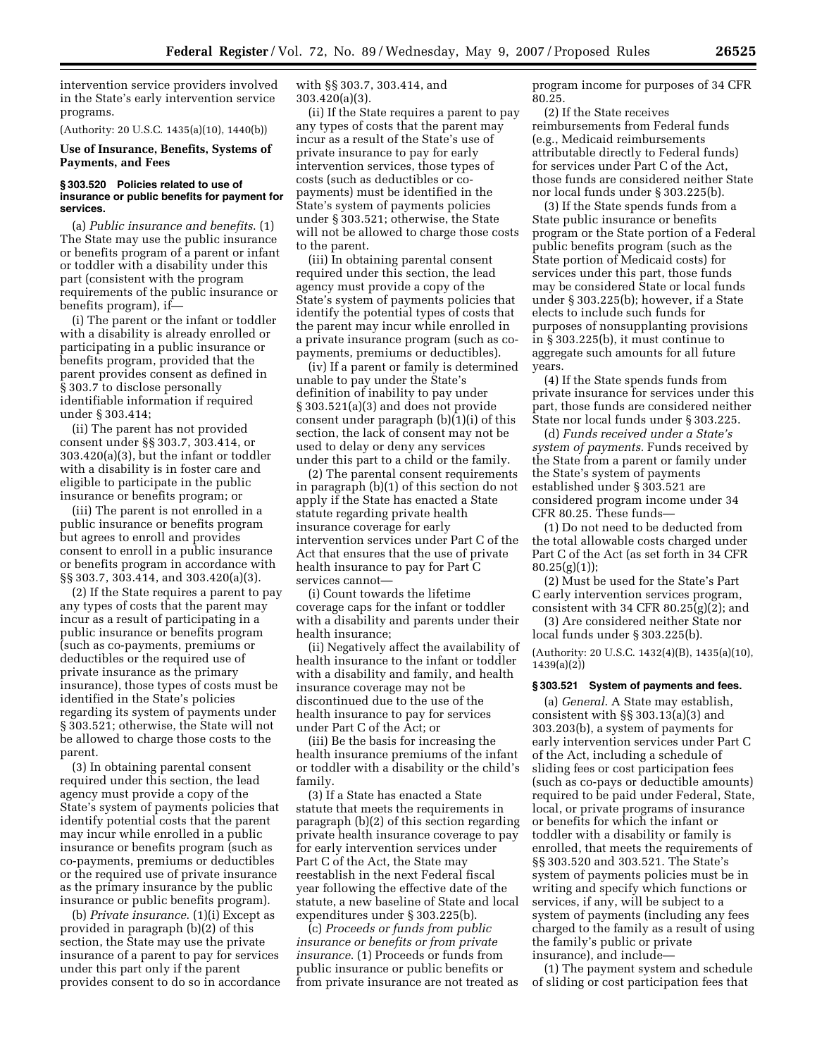intervention service providers involved in the State's early intervention service programs.

(Authority: 20 U.S.C. 1435(a)(10), 1440(b))

**Use of Insurance, Benefits, Systems of Payments, and Fees**

### § 303.520 Policies related to use of insurance or public benefits for payment for services.

(a) *Public insurance and benefits.* (1) The State may use the public insurance or benefits program of a parent or infant or toddler with a disability under this part (consistent with the program requirements of the public insurance or benefits program), if—

(i) The parent or the infant or toddler with a disability is already enrolled or participating in a public insurance or benefits program, provided that the parent provides consent as defined in § 303.7 to disclose personally identifiable information if required under § 303.414;

(ii) The parent has not provided consent under §§ 303.7, 303.414, or 303.420(a)(3), but the infant or toddler with a disability is in foster care and eligible to participate in the public insurance or benefits program; or

(iii) The parent is not enrolled in a public insurance or benefits program but agrees to enroll and provides consent to enroll in a public insurance or benefits program in accordance with §§ 303.7, 303.414, and 303.420(a)(3).

(2) If the State requires a parent to pay any types of costs that the parent may incur as a result of participating in a public insurance or benefits program (such as co-payments, premiums or deductibles or the required use of private insurance as the primary insurance), those types of costs must be identified in the State's policies regarding its system of payments under § 303.521; otherwise, the State will not be allowed to charge those costs to the parent.

(3) In obtaining parental consent required under this section, the lead agency must provide a copy of the State's system of payments policies that identify potential costs that the parent may incur while enrolled in a public insurance or benefits program (such as co-payments, premiums or deductibles or the required use of private insurance as the primary insurance by the public insurance or public benefits program).

(b) *Private insurance.* (1)(i) Except as provided in paragraph (b)(2) of this section, the State may use the private insurance of a parent to pay for services under this part only if the parent provides consent to do so in accordance with §§ 303.7, 303.414, and 303.420(a)(3).

(ii) If the State requires a parent to pay any types of costs that the parent may incur as a result of the State's use of private insurance to pay for early intervention services, those types of costs (such as deductibles or co-payments) must be identified in the State's system of payments policies under § 303.521; otherwise, the State will not be allowed to charge those costs to the parent.

(iii) In obtaining parental consent required under this section, the lead agency must provide a copy of the State's system of payments policies that identify the potential types of costs that the parent may incur while enrolled in a private insurance program (such as co-payments, premiums or deductibles).

(iv) If a parent or family is determined unable to pay under the State's definition of inability to pay under § 303.521(a)(3) and does not provide consent under paragraph (b)(1)(i) of this section, the lack of consent may not be used to delay or deny any services under this part to a child or the family.

(2) The parental consent requirements in paragraph (b)(1) of this section do not apply if the State has enacted a State statute regarding private health insurance coverage for early intervention services under Part C of the Act that ensures that the use of private health insurance to pay for Part C services cannot—

(i) Count towards the lifetime coverage caps for the infant or toddler with a disability and parents under their health insurance;

(ii) Negatively affect the availability of health insurance to the infant or toddler with a disability and family, and health insurance coverage may not be discontinued due to the use of the health insurance to pay for services under Part C of the Act; or

(iii) Be the basis for increasing the health insurance premiums of the infant or toddler with a disability or the child's family.

(3) If a State has enacted a State statute that meets the requirements in paragraph (b)(2) of this section regarding private health insurance coverage to pay for early intervention services under Part C of the Act, the State may reestablish in the next Federal fiscal year following the effective date of the statute, a new baseline of State and local expenditures under § 303.225(b).

(c) *Proceeds or funds from public insurance or benefits or from private insurance.* (1) Proceeds or funds from public insurance or public benefits or from private insurance are not treated as program income for purposes of 34 CFR 80.25.

(2) If the State receives reimbursements from Federal funds (e.g., Medicaid reimbursements attributable directly to Federal funds) for services under Part C of the Act, those funds are considered neither State nor local funds under § 303.225(b).

(3) If the State spends funds from a State public insurance or benefits program or the State portion of a Federal public benefits program (such as the State portion of Medicaid costs) for services under this part, those funds may be considered State or local funds under § 303.225(b); however, if a State elects to include such funds for purposes of nonsupplanting provisions in § 303.225(b), it must continue to aggregate such amounts for all future years.

(4) If the State spends funds from private insurance for services under this part, those funds are considered neither State nor local funds under § 303.225.

(d) *Funds received under a State's system of payments.* Funds received by the State from a parent or family under the State's system of payments established under § 303.521 are considered program income under 34 CFR 80.25. These funds—

(1) Do not need to be deducted from the total allowable costs charged under Part C of the Act (as set forth in 34 CFR 80.25(g)(1));

(2) Must be used for the State's Part C early intervention services program, consistent with 34 CFR 80.25(g)(2); and

(3) Are considered neither State nor local funds under § 303.225(b).

(Authority: 20 U.S.C. 1432(4)(B), 1435(a)(10), 1439(a)(2))

### § 303.521 System of payments and fees.

(a) *General.* A State may establish, consistent with §§ 303.13(a)(3) and 303.203(b), a system of payments for early intervention services under Part C of the Act, including a schedule of sliding fees or cost participation fees (such as co-pays or deductible amounts) required to be paid under Federal, State, local, or private programs of insurance or benefits for which the infant or toddler with a disability or family is enrolled, that meets the requirements of §§ 303.520 and 303.521. The State's system of payments policies must be in writing and specify which functions or services, if any, will be subject to a system of payments (including any fees charged to the family as a result of using the family's public or private insurance), and include—

(1) The payment system and schedule of sliding or cost participation fees that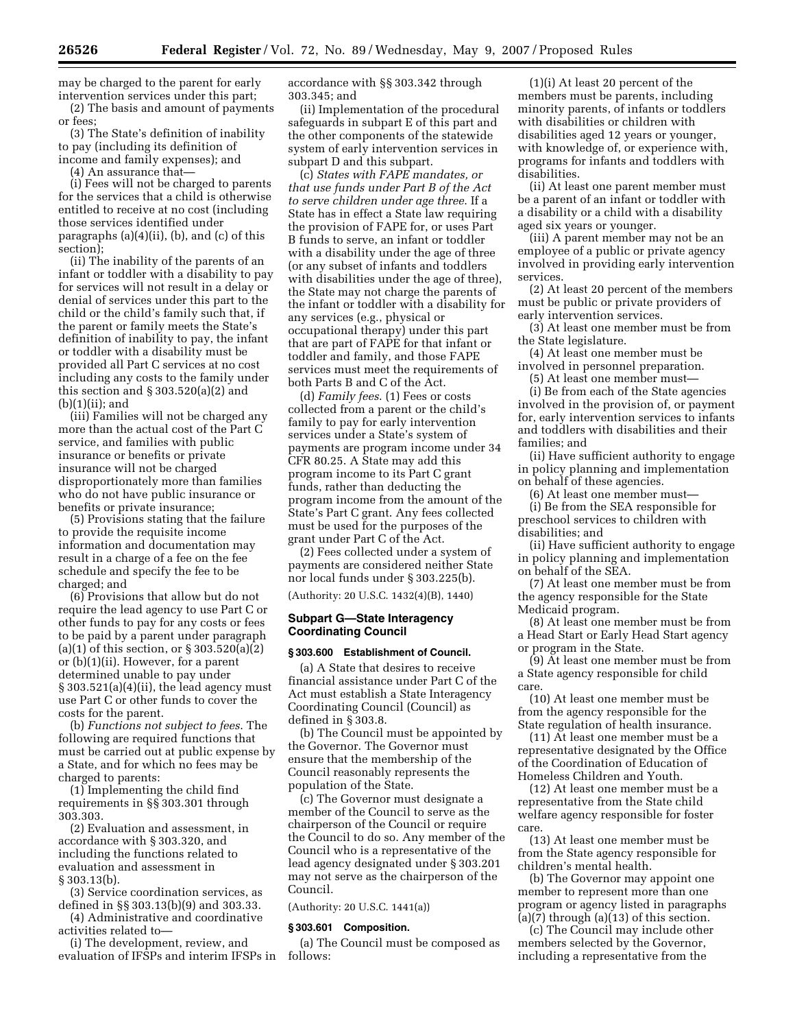may be charged to the parent for early intervention services under this part;

(2) The basis and amount of payments or fees;

(3) The State's definition of inability to pay (including its definition of income and family expenses); and

(4) An assurance that—

(i) Fees will not be charged to parents for the services that a child is otherwise entitled to receive at no cost (including those services identified under paragraphs (a)(4)(ii), (b), and (c) of this section);

(ii) The inability of the parents of an infant or toddler with a disability to pay for services will not result in a delay or denial of services under this part to the child or the child's family such that, if the parent or family meets the State's definition of inability to pay, the infant or toddler with a disability must be provided all Part C services at no cost including any costs to the family under this section and § 303.520(a)(2) and (b)(1)(ii); and

(iii) Families will not be charged any more than the actual cost of the Part C service, and families with public insurance or benefits or private insurance will not be charged disproportionately more than families who do not have public insurance or benefits or private insurance;

(5) Provisions stating that the failure to provide the requisite income information and documentation may result in a charge of a fee on the fee schedule and specify the fee to be charged; and

(6) Provisions that allow but do not require the lead agency to use Part C or other funds to pay for any costs or fees to be paid by a parent under paragraph (a)(1) of this section, or § 303.520(a)(2) or (b)(1)(ii). However, for a parent determined unable to pay under § 303.521(a)(4)(ii), the lead agency must use Part C or other funds to cover the costs for the parent.

(b) *Functions not subject to fees.* The following are required functions that must be carried out at public expense by a State, and for which no fees may be charged to parents:

(1) Implementing the child find requirements in §§ 303.301 through 303.303.

(2) Evaluation and assessment, in accordance with § 303.320, and including the functions related to evaluation and assessment in § 303.13(b).

(3) Service coordination services, as defined in §§ 303.13(b)(9) and 303.33.

(4) Administrative and coordinative activities related to—

(i) The development, review, and evaluation of IFSPs and interim IFSPs in accordance with §§ 303.342 through 303.345; and

(ii) Implementation of the procedural safeguards in subpart E of this part and the other components of the statewide system of early intervention services in subpart D and this subpart.

(c) *States with FAPE mandates, or that use funds under Part B of the Act to serve children under age three.* If a State has in effect a State law requiring the provision of FAPE for, or uses Part B funds to serve, an infant or toddler with a disability under the age of three (or any subset of infants and toddlers with disabilities under the age of three), the State may not charge the parents of the infant or toddler with a disability for any services (e.g., physical or occupational therapy) under this part that are part of FAPE for that infant or toddler and family, and those FAPE services must meet the requirements of both Parts B and C of the Act.

(d) *Family fees.* (1) Fees or costs collected from a parent or the child's family to pay for early intervention services under a State's system of payments are program income under 34 CFR 80.25. A State may add this program income to its Part C grant funds, rather than deducting the program income from the amount of the State's Part C grant. Any fees collected must be used for the purposes of the grant under Part C of the Act.

(2) Fees collected under a system of payments are considered neither State nor local funds under § 303.225(b).

(Authority: 20 U.S.C. 1432(4)(B), 1440)

## Subpart G—State Interagency Coordinating Council

### § 303.600 Establishment of Council.

(a) A State that desires to receive financial assistance under Part C of the Act must establish a State Interagency Coordinating Council (Council) as defined in § 303.8.

(b) The Council must be appointed by the Governor. The Governor must ensure that the membership of the Council reasonably represents the population of the State.

(c) The Governor must designate a member of the Council to serve as the chairperson of the Council or require the Council to do so. Any member of the Council who is a representative of the lead agency designated under § 303.201 may not serve as the chairperson of the Council.

(Authority: 20 U.S.C. 1441(a))

### § 303.601 Composition.

(a) The Council must be composed as follows:

(1)(i) At least 20 percent of the members must be parents, including minority parents, of infants or toddlers with disabilities or children with disabilities aged 12 years or younger, with knowledge of, or experience with, programs for infants and toddlers with disabilities.

(ii) At least one parent member must be a parent of an infant or toddler with a disability or a child with a disability aged six years or younger.

(iii) A parent member may not be an employee of a public or private agency involved in providing early intervention services.

(2) At least 20 percent of the members must be public or private providers of early intervention services.

(3) At least one member must be from the State legislature.

(4) At least one member must be involved in personnel preparation.

(5) At least one member must—

(i) Be from each of the State agencies involved in the provision of, or payment for, early intervention services to infants and toddlers with disabilities and their families; and

(ii) Have sufficient authority to engage in policy planning and implementation on behalf of these agencies.

(6) At least one member must—

(i) Be from the SEA responsible for preschool services to children with disabilities; and

(ii) Have sufficient authority to engage in policy planning and implementation on behalf of the SEA.

(7) At least one member must be from the agency responsible for the State Medicaid program.

(8) At least one member must be from a Head Start or Early Head Start agency or program in the State.

(9) At least one member must be from a State agency responsible for child care.

(10) At least one member must be from the agency responsible for the State regulation of health insurance.

(11) At least one member must be a representative designated by the Office of the Coordination of Education of Homeless Children and Youth.

(12) At least one member must be a representative from the State child welfare agency responsible for foster care.

(13) At least one member must be from the State agency responsible for children's mental health.

(b) The Governor may appoint one member to represent more than one program or agency listed in paragraphs (a)(7) through (a)(13) of this section.

(c) The Council may include other members selected by the Governor, including a representative from the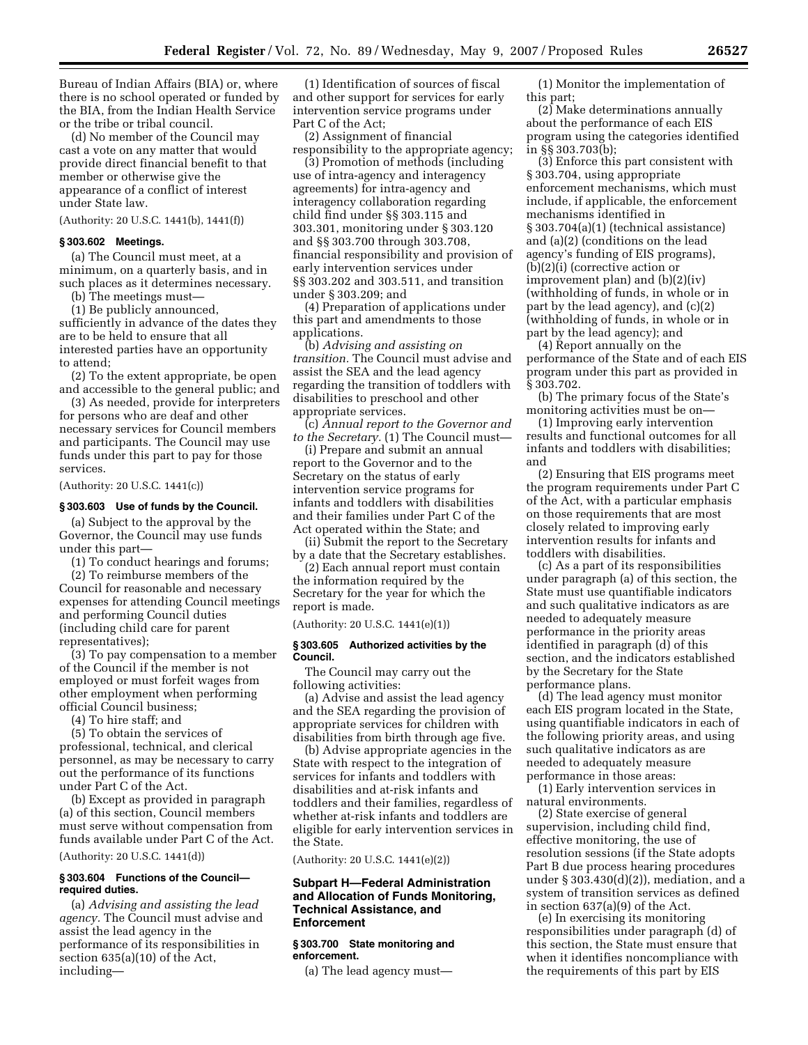Bureau of Indian Affairs (BIA) or, where there is no school operated or funded by the BIA, from the Indian Health Service or the tribe or tribal council.

(d) No member of the Council may cast a vote on any matter that would provide direct financial benefit to that member or otherwise give the appearance of a conflict of interest under State law.

(Authority: 20 U.S.C. 1441(b), 1441(f))

### § 303.602 Meetings.

(a) The Council must meet, at a minimum, on a quarterly basis, and in such places as it determines necessary.

(b) The meetings must—

(1) Be publicly announced, sufficiently in advance of the dates they are to be held to ensure that all interested parties have an opportunity to attend;

(2) To the extent appropriate, be open and accessible to the general public; and

(3) As needed, provide for interpreters for persons who are deaf and other necessary services for Council members and participants. The Council may use funds under this part to pay for those services.

(Authority: 20 U.S.C. 1441(c))

### § 303.603 Use of funds by the Council.

(a) Subject to the approval by the Governor, the Council may use funds under this part—

(1) To conduct hearings and forums;

(2) To reimburse members of the Council for reasonable and necessary expenses for attending Council meetings and performing Council duties (including child care for parent representatives);

(3) To pay compensation to a member of the Council if the member is not employed or must forfeit wages from other employment when performing official Council business;

(4) To hire staff; and

(5) To obtain the services of professional, technical, and clerical personnel, as may be necessary to carry out the performance of its functions under Part C of the Act.

(b) Except as provided in paragraph (a) of this section, Council members must serve without compensation from funds available under Part C of the Act.

(Authority: 20 U.S.C. 1441(d))

### § 303.604 Functions of the Council—required duties.

(a) *Advising and assisting the lead agency.* The Council must advise and assist the lead agency in the performance of its responsibilities in section 635(a)(10) of the Act, including—

(1) Identification of sources of fiscal and other support for services for early intervention service programs under Part C of the Act;

(2) Assignment of financial responsibility to the appropriate agency;

(3) Promotion of methods (including use of intra-agency and interagency agreements) for intra-agency and interagency collaboration regarding child find under §§ 303.115 and 303.301, monitoring under § 303.120 and §§ 303.700 through 303.708, financial responsibility and provision of early intervention services under §§ 303.202 and 303.511, and transition under § 303.209; and

(4) Preparation of applications under this part and amendments to those applications.

(b) *Advising and assisting on transition.* The Council must advise and assist the SEA and the lead agency regarding the transition of toddlers with disabilities to preschool and other appropriate services.

(c) *Annual report to the Governor and to the Secretary.* (1) The Council must—

(i) Prepare and submit an annual report to the Governor and to the Secretary on the status of early intervention service programs for infants and toddlers with disabilities and their families under Part C of the Act operated within the State; and

(ii) Submit the report to the Secretary by a date that the Secretary establishes.

(2) Each annual report must contain the information required by the Secretary for the year for which the report is made.

(Authority: 20 U.S.C. 1441(e)(1))

### § 303.605 Authorized activities by the Council.

The Council may carry out the following activities:

(a) Advise and assist the lead agency and the SEA regarding the provision of appropriate services for children with disabilities from birth through age five.

(b) Advise appropriate agencies in the State with respect to the integration of services for infants and toddlers with disabilities and at-risk infants and toddlers and their families, regardless of whether at-risk infants and toddlers are eligible for early intervention services in the State.

(Authority: 20 U.S.C. 1441(e)(2))

## Subpart H—Federal Administration and Allocation of Funds Monitoring, Technical Assistance, and Enforcement

### § 303.700 State monitoring and enforcement.

(a) The lead agency must—

(1) Monitor the implementation of this part;

(2) Make determinations annually about the performance of each EIS program using the categories identified in §§ 303.703(b);

(3) Enforce this part consistent with § 303.704, using appropriate enforcement mechanisms, which must include, if applicable, the enforcement mechanisms identified in § 303.704(a)(1) (technical assistance) and (a)(2) (conditions on the lead agency's funding of EIS programs), (b)(2)(i) (corrective action or improvement plan) and (b)(2)(iv) (withholding of funds, in whole or in part by the lead agency), and (c)(2) (withholding of funds, in whole or in part by the lead agency); and

(4) Report annually on the performance of the State and of each EIS program under this part as provided in § 303.702.

(b) The primary focus of the State's monitoring activities must be on—

(1) Improving early intervention results and functional outcomes for all infants and toddlers with disabilities; and

(2) Ensuring that EIS programs meet the program requirements under Part C of the Act, with a particular emphasis on those requirements that are most closely related to improving early intervention results for infants and toddlers with disabilities.

(c) As a part of its responsibilities under paragraph (a) of this section, the State must use quantifiable indicators and such qualitative indicators as are needed to adequately measure performance in the priority areas identified in paragraph (d) of this section, and the indicators established by the Secretary for the State performance plans.

(d) The lead agency must monitor each EIS program located in the State, using quantifiable indicators in each of the following priority areas, and using such qualitative indicators as are needed to adequately measure performance in those areas:

(1) Early intervention services in natural environments.

(2) State exercise of general supervision, including child find, effective monitoring, the use of resolution sessions (if the State adopts Part B due process hearing procedures under § 303.430(d)(2)), mediation, and a system of transition services as defined in section 637(a)(9) of the Act.

(e) In exercising its monitoring responsibilities under paragraph (d) of this section, the State must ensure that when it identifies noncompliance with the requirements of this part by EIS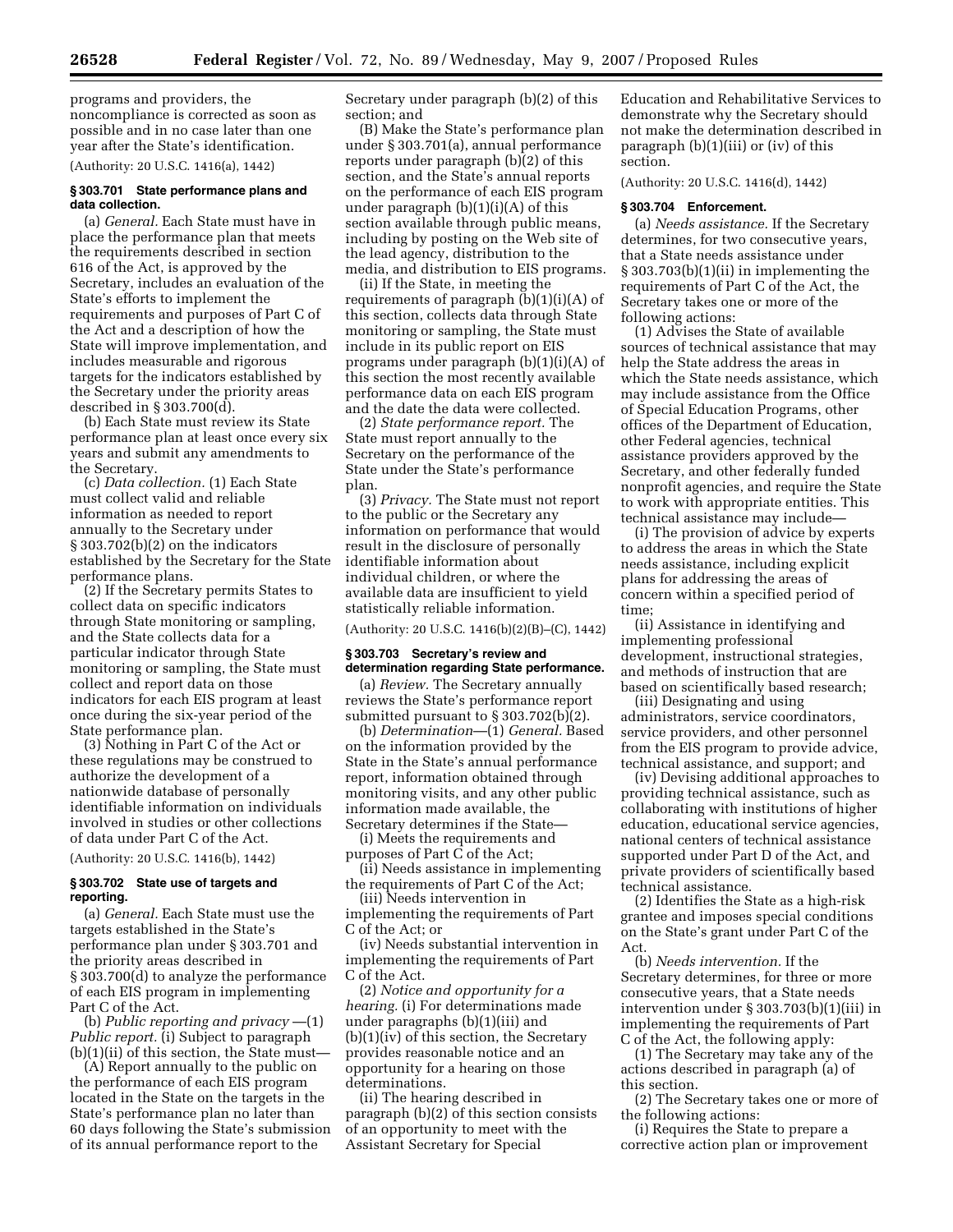programs and providers, the noncompliance is corrected as soon as possible and in no case later than one year after the State's identification.

(Authority: 20 U.S.C. 1416(a), 1442)

### § 303.701 State performance plans and data collection.

(a) *General.* Each State must have in place the performance plan that meets the requirements described in section 616 of the Act, is approved by the Secretary, includes an evaluation of the State's efforts to implement the requirements and purposes of Part C of the Act and a description of how the State will improve implementation, and includes measurable and rigorous targets for the indicators established by the Secretary under the priority areas described in § 303.700(d).

(b) Each State must review its State performance plan at least once every six years and submit any amendments to the Secretary.

(c) *Data collection.* (1) Each State must collect valid and reliable information as needed to report annually to the Secretary under § 303.702(b)(2) on the indicators established by the Secretary for the State performance plans.

(2) If the Secretary permits States to collect data on specific indicators through State monitoring or sampling, and the State collects data for a particular indicator through State monitoring or sampling, the State must collect and report data on those indicators for each EIS program at least once during the six-year period of the State performance plan.

(3) Nothing in Part C of the Act or these regulations may be construed to authorize the development of a nationwide database of personally identifiable information on individuals involved in studies or other collections of data under Part C of the Act.

(Authority: 20 U.S.C. 1416(b), 1442)

### § 303.702 State use of targets and reporting.

(a) *General.* Each State must use the targets established in the State's performance plan under § 303.701 and the priority areas described in § 303.700(d) to analyze the performance of each EIS program in implementing Part C of the Act.

(b) *Public reporting and privacy* —(1) *Public report.* (i) Subject to paragraph (b)(1)(ii) of this section, the State must—

(A) Report annually to the public on the performance of each EIS program located in the State on the targets in the State's performance plan no later than 60 days following the State's submission of its annual performance report to the Secretary under paragraph (b)(2) of this section; and

(B) Make the State's performance plan under § 303.701(a), annual performance reports under paragraph (b)(2) of this section, and the State's annual reports on the performance of each EIS program under paragraph (b)(1)(i)(A) of this section available through public means, including by posting on the Web site of the lead agency, distribution to the media, and distribution to EIS programs.

(ii) If the State, in meeting the requirements of paragraph (b)(1)(i)(A) of this section, collects data through State monitoring or sampling, the State must include in its public report on EIS programs under paragraph (b)(1)(i)(A) of this section the most recently available performance data on each EIS program and the date the data were collected.

(2) *State performance report.* The State must report annually to the Secretary on the performance of the State under the State's performance plan.

(3) *Privacy.* The State must not report to the public or the Secretary any information on performance that would result in the disclosure of personally identifiable information about individual children, or where the available data are insufficient to yield statistically reliable information.

(Authority: 20 U.S.C. 1416(b)(2)(B)–(C), 1442)

### § 303.703 Secretary's review and determination regarding State performance.

(a) *Review.* The Secretary annually reviews the State's performance report submitted pursuant to § 303.702(b)(2).

(b) *Determination*—(1) *General.* Based on the information provided by the State in the State's annual performance report, information obtained through monitoring visits, and any other public information made available, the Secretary determines if the State—

(i) Meets the requirements and purposes of Part C of the Act;

(ii) Needs assistance in implementing the requirements of Part C of the Act;

(iii) Needs intervention in implementing the requirements of Part C of the Act; or

(iv) Needs substantial intervention in implementing the requirements of Part C of the Act.

(2) *Notice and opportunity for a hearing.* (i) For determinations made under paragraphs (b)(1)(iii) and (b)(1)(iv) of this section, the Secretary provides reasonable notice and an opportunity for a hearing on those determinations.

(ii) The hearing described in paragraph (b)(2) of this section consists of an opportunity to meet with the Assistant Secretary for Special Education and Rehabilitative Services to demonstrate why the Secretary should not make the determination described in paragraph (b)(1)(iii) or (iv) of this section.

(Authority: 20 U.S.C. 1416(d), 1442)

### § 303.704 Enforcement.

(a) *Needs assistance.* If the Secretary determines, for two consecutive years, that a State needs assistance under § 303.703(b)(1)(ii) in implementing the requirements of Part C of the Act, the Secretary takes one or more of the following actions:

(1) Advises the State of available sources of technical assistance that may help the State address the areas in which the State needs assistance, which may include assistance from the Office of Special Education Programs, other offices of the Department of Education, other Federal agencies, technical assistance providers approved by the Secretary, and other federally funded nonprofit agencies, and require the State to work with appropriate entities. This technical assistance may include—

(i) The provision of advice by experts to address the areas in which the State needs assistance, including explicit plans for addressing the areas of concern within a specified period of time;

(ii) Assistance in identifying and implementing professional development, instructional strategies, and methods of instruction that are based on scientifically based research;

(iii) Designating and using administrators, service coordinators, service providers, and other personnel from the EIS program to provide advice, technical assistance, and support; and

(iv) Devising additional approaches to providing technical assistance, such as collaborating with institutions of higher education, educational service agencies, national centers of technical assistance supported under Part D of the Act, and private providers of scientifically based technical assistance.

(2) Identifies the State as a high-risk grantee and imposes special conditions on the State's grant under Part C of the Act.

(b) *Needs intervention.* If the Secretary determines, for three or more consecutive years, that a State needs intervention under § 303.703(b)(1)(iii) in implementing the requirements of Part C of the Act, the following apply:

(1) The Secretary may take any of the actions described in paragraph (a) of this section.

(2) The Secretary takes one or more of the following actions:

(i) Requires the State to prepare a corrective action plan or improvement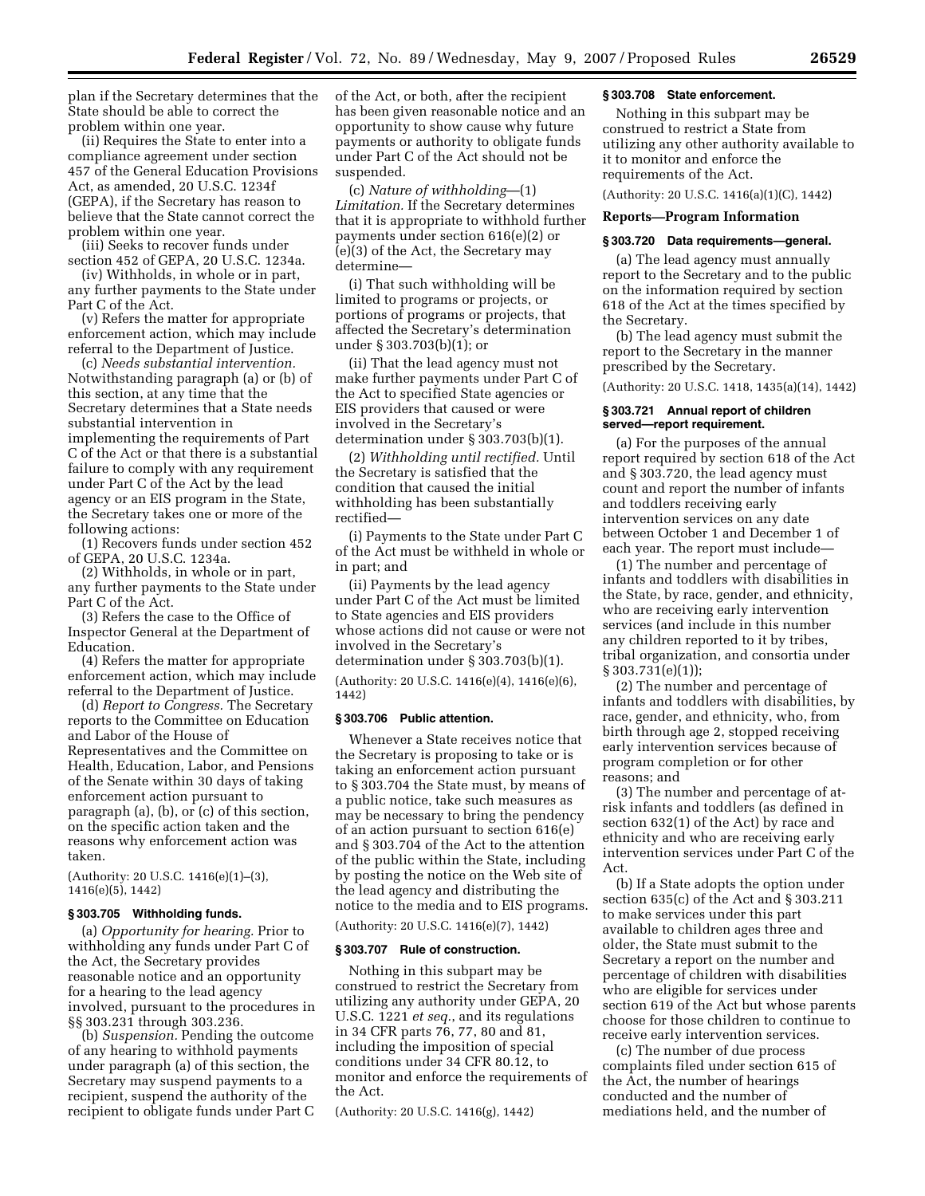plan if the Secretary determines that the State should be able to correct the problem within one year.

(ii) Requires the State to enter into a compliance agreement under section 457 of the General Education Provisions Act, as amended, 20 U.S.C. 1234f (GEPA), if the Secretary has reason to believe that the State cannot correct the problem within one year.

(iii) Seeks to recover funds under section 452 of GEPA, 20 U.S.C. 1234a.

(iv) Withholds, in whole or in part, any further payments to the State under Part C of the Act.

(v) Refers the matter for appropriate enforcement action, which may include referral to the Department of Justice.

(c) *Needs substantial intervention.* Notwithstanding paragraph (a) or (b) of this section, at any time that the Secretary determines that a State needs substantial intervention in implementing the requirements of Part C of the Act or that there is a substantial failure to comply with any requirement under Part C of the Act by the lead agency or an EIS program in the State, the Secretary takes one or more of the following actions:

(1) Recovers funds under section 452 of GEPA, 20 U.S.C. 1234a.

(2) Withholds, in whole or in part, any further payments to the State under Part C of the Act.

(3) Refers the case to the Office of Inspector General at the Department of Education.

(4) Refers the matter for appropriate enforcement action, which may include referral to the Department of Justice.

(d) *Report to Congress.* The Secretary reports to the Committee on Education and Labor of the House of Representatives and the Committee on Health, Education, Labor, and Pensions of the Senate within 30 days of taking enforcement action pursuant to paragraph (a), (b), or (c) of this section, on the specific action taken and the reasons why enforcement action was taken.

(Authority: 20 U.S.C. 1416(e)(1)–(3), 1416(e)(5), 1442)

### § 303.705 Withholding funds.

(a) *Opportunity for hearing.* Prior to withholding any funds under Part C of the Act, the Secretary provides reasonable notice and an opportunity for a hearing to the lead agency involved, pursuant to the procedures in §§ 303.231 through 303.236.

(b) *Suspension.* Pending the outcome of any hearing to withhold payments under paragraph (a) of this section, the Secretary may suspend payments to a recipient, suspend the authority of the recipient to obligate funds under Part C of the Act, or both, after the recipient has been given reasonable notice and an opportunity to show cause why future payments or authority to obligate funds under Part C of the Act should not be suspended.

(c) *Nature of withholding*—(1) *Limitation.* If the Secretary determines that it is appropriate to withhold further payments under section 616(e)(2) or (e)(3) of the Act, the Secretary may determine—

(i) That such withholding will be limited to programs or projects, or portions of programs or projects, that affected the Secretary's determination under § 303.703(b)(1); or

(ii) That the lead agency must not make further payments under Part C of the Act to specified State agencies or EIS providers that caused or were involved in the Secretary's determination under § 303.703(b)(1).

(2) *Withholding until rectified.* Until the Secretary is satisfied that the condition that caused the initial withholding has been substantially rectified—

(i) Payments to the State under Part C of the Act must be withheld in whole or in part; and

(ii) Payments by the lead agency under Part C of the Act must be limited to State agencies and EIS providers whose actions did not cause or were not involved in the Secretary's determination under § 303.703(b)(1).

(Authority: 20 U.S.C. 1416(e)(4), 1416(e)(6), 1442)

### § 303.706 Public attention.

Whenever a State receives notice that the Secretary is proposing to take or is taking an enforcement action pursuant to § 303.704 the State must, by means of a public notice, take such measures as may be necessary to bring the pendency of an action pursuant to section 616(e) and § 303.704 of the Act to the attention of the public within the State, including by posting the notice on the Web site of the lead agency and distributing the notice to the media and to EIS programs.

(Authority: 20 U.S.C. 1416(e)(7), 1442)

### § 303.707 Rule of construction.

Nothing in this subpart may be construed to restrict the Secretary from utilizing any authority under GEPA, 20 U.S.C. 1221 *et seq.*, and its regulations in 34 CFR parts 76, 77, 80 and 81, including the imposition of special conditions under 34 CFR 80.12, to monitor and enforce the requirements of the Act.

(Authority: 20 U.S.C. 1416(g), 1442)

### § 303.708 State enforcement.

Nothing in this subpart may be construed to restrict a State from utilizing any other authority available to it to monitor and enforce the requirements of the Act.

(Authority: 20 U.S.C. 1416(a)(1)(C), 1442)

## Reports—Program Information

### § 303.720 Data requirements—general.

(a) The lead agency must annually report to the Secretary and to the public on the information required by section 618 of the Act at the times specified by the Secretary.

(b) The lead agency must submit the report to the Secretary in the manner prescribed by the Secretary.

(Authority: 20 U.S.C. 1418, 1435(a)(14), 1442)

### § 303.721 Annual report of children served—report requirement.

(a) For the purposes of the annual report required by section 618 of the Act and § 303.720, the lead agency must count and report the number of infants and toddlers receiving early intervention services on any date between October 1 and December 1 of each year. The report must include—

(1) The number and percentage of infants and toddlers with disabilities in the State, by race, gender, and ethnicity, who are receiving early intervention services (and include in this number any children reported to it by tribes, tribal organization, and consortia under § 303.731(e)(1));

(2) The number and percentage of infants and toddlers with disabilities, by race, gender, and ethnicity, who, from birth through age 2, stopped receiving early intervention services because of program completion or for other reasons; and

(3) The number and percentage of at-risk infants and toddlers (as defined in section 632(1) of the Act) by race and ethnicity and who are receiving early intervention services under Part C of the Act.

(b) If a State adopts the option under section 635(c) of the Act and § 303.211 to make services under this part available to children ages three and older, the State must submit to the Secretary a report on the number and percentage of children with disabilities who are eligible for services under section 619 of the Act but whose parents choose for those children to continue to receive early intervention services.

(c) The number of due process complaints filed under section 615 of the Act, the number of hearings conducted and the number of mediations held, and the number of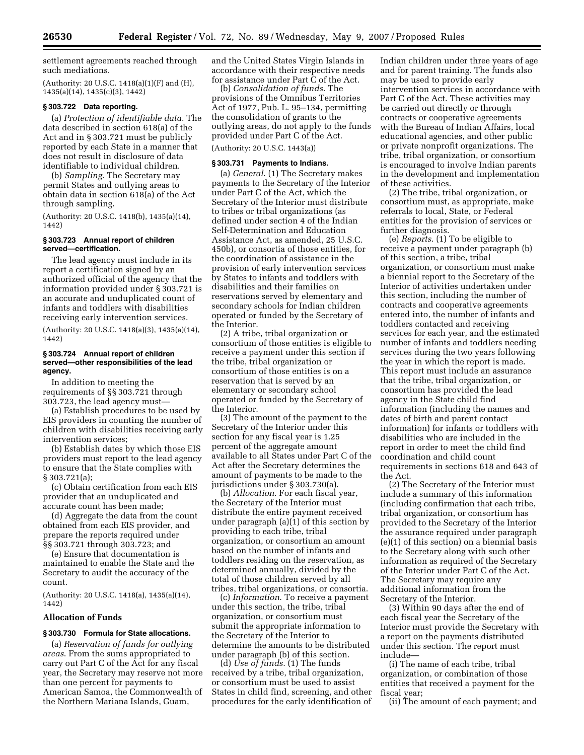settlement agreements reached through such mediations.

(Authority: 20 U.S.C. 1418(a)(1)(F) and (H), 1435(a)(14), 1435(c)(3), 1442)

### § 303.722 Data reporting.

(a) *Protection of identifiable data.* The data described in section 618(a) of the Act and in § 303.721 must be publicly reported by each State in a manner that does not result in disclosure of data identifiable to individual children.

(b) *Sampling.* The Secretary may permit States and outlying areas to obtain data in section 618(a) of the Act through sampling.

(Authority: 20 U.S.C. 1418(b), 1435(a)(14), 1442)

### § 303.723 Annual report of children served—certification.

The lead agency must include in its report a certification signed by an authorized official of the agency that the information provided under § 303.721 is an accurate and unduplicated count of infants and toddlers with disabilities receiving early intervention services.

(Authority: 20 U.S.C. 1418(a)(3), 1435(a)(14), 1442)

### § 303.724 Annual report of children served—other responsibilities of the lead agency.

In addition to meeting the requirements of §§ 303.721 through 303.723, the lead agency must—

(a) Establish procedures to be used by EIS providers in counting the number of children with disabilities receiving early intervention services;

(b) Establish dates by which those EIS providers must report to the lead agency to ensure that the State complies with § 303.721(a);

(c) Obtain certification from each EIS provider that an unduplicated and accurate count has been made;

(d) Aggregate the data from the count obtained from each EIS provider, and prepare the reports required under §§ 303.721 through 303.723; and

(e) Ensure that documentation is maintained to enable the State and the Secretary to audit the accuracy of the count.

(Authority: 20 U.S.C. 1418(a), 1435(a)(14), 1442)

## Allocation of Funds

### § 303.730 Formula for State allocations.

(a) *Reservation of funds for outlying areas.* From the sums appropriated to carry out Part C of the Act for any fiscal year, the Secretary may reserve not more than one percent for payments to American Samoa, the Commonwealth of the Northern Mariana Islands, Guam, and the United States Virgin Islands in accordance with their respective needs for assistance under Part C of the Act.

(b) *Consolidation of funds.* The provisions of the Omnibus Territories Act of 1977, Pub. L. 95–134, permitting the consolidation of grants to the outlying areas, do not apply to the funds provided under Part C of the Act.

(Authority: 20 U.S.C. 1443(a))

### § 303.731 Payments to Indians.

(a) *General.* (1) The Secretary makes payments to the Secretary of the Interior under Part C of the Act, which the Secretary of the Interior must distribute to tribes or tribal organizations (as defined under section 4 of the Indian Self-Determination and Education Assistance Act, as amended, 25 U.S.C. 450b), or consortia of those entities, for the coordination of assistance in the provision of early intervention services by States to infants and toddlers with disabilities and their families on reservations served by elementary and secondary schools for Indian children operated or funded by the Secretary of the Interior.

(2) A tribe, tribal organization or consortium of those entities is eligible to receive a payment under this section if the tribe, tribal organization or consortium of those entities is on a reservation that is served by an elementary or secondary school operated or funded by the Secretary of the Interior.

(3) The amount of the payment to the Secretary of the Interior under this section for any fiscal year is 1.25 percent of the aggregate amount available to all States under Part C of the Act after the Secretary determines the amount of payments to be made to the jurisdictions under § 303.730(a).

(b) *Allocation.* For each fiscal year, the Secretary of the Interior must distribute the entire payment received under paragraph (a)(1) of this section by providing to each tribe, tribal organization, or consortium an amount based on the number of infants and toddlers residing on the reservation, as determined annually, divided by the total of those children served by all tribes, tribal organizations, or consortia.

(c) *Information.* To receive a payment under this section, the tribe, tribal organization, or consortium must submit the appropriate information to the Secretary of the Interior to determine the amounts to be distributed under paragraph (b) of this section.

(d) *Use of funds.* (1) The funds received by a tribe, tribal organization, or consortium must be used to assist States in child find, screening, and other procedures for the early identification of Indian children under three years of age and for parent training. The funds also may be used to provide early intervention services in accordance with Part C of the Act. These activities may be carried out directly or through contracts or cooperative agreements with the Bureau of Indian Affairs, local educational agencies, and other public or private nonprofit organizations. The tribe, tribal organization, or consortium is encouraged to involve Indian parents in the development and implementation of these activities.

(2) The tribe, tribal organization, or consortium must, as appropriate, make referrals to local, State, or Federal entities for the provision of services or further diagnosis.

(e) *Reports.* (1) To be eligible to receive a payment under paragraph (b) of this section, a tribe, tribal organization, or consortium must make a biennial report to the Secretary of the Interior of activities undertaken under this section, including the number of contracts and cooperative agreements entered into, the number of infants and toddlers contacted and receiving services for each year, and the estimated number of infants and toddlers needing services during the two years following the year in which the report is made. This report must include an assurance that the tribe, tribal organization, or consortium has provided the lead agency in the State child find information (including the names and dates of birth and parent contact information) for infants or toddlers with disabilities who are included in the report in order to meet the child find coordination and child count requirements in sections 618 and 643 of the Act.

(2) The Secretary of the Interior must include a summary of this information (including confirmation that each tribe, tribal organization, or consortium has provided to the Secretary of the Interior the assurance required under paragraph (e)(1) of this section) on a biennial basis to the Secretary along with such other information as required of the Secretary of the Interior under Part C of the Act. The Secretary may require any additional information from the Secretary of the Interior.

(3) Within 90 days after the end of each fiscal year the Secretary of the Interior must provide the Secretary with a report on the payments distributed under this section. The report must include—

(i) The name of each tribe, tribal organization, or combination of those entities that received a payment for the fiscal year;

(ii) The amount of each payment; and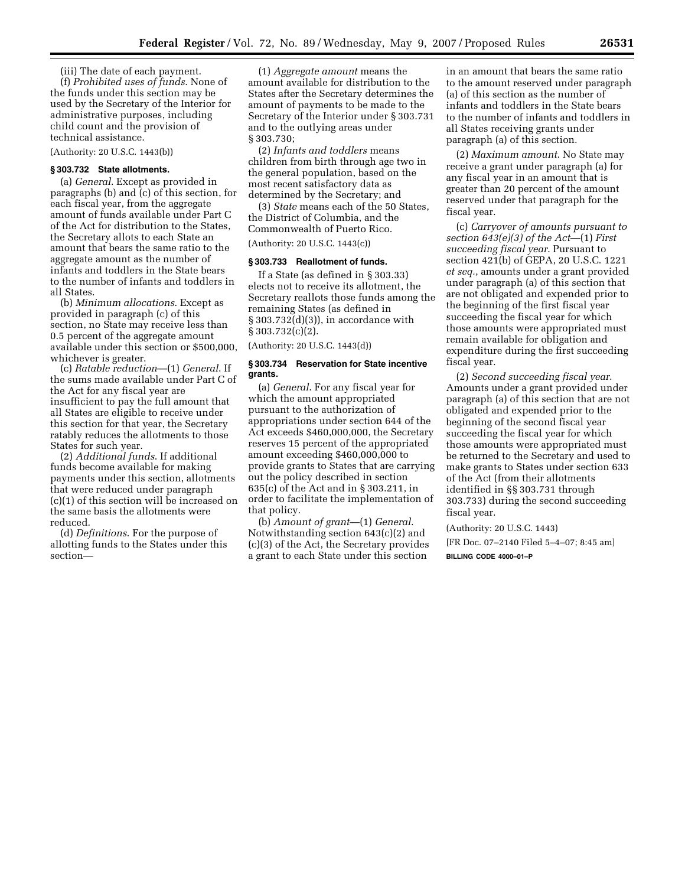(iii) The date of each payment.

(f) *Prohibited uses of funds*. None of the funds under this section may be used by the Secretary of the Interior for administrative purposes, including child count and the provision of technical assistance.

(Authority: 20 U.S.C. 1443(b))

### § 303.732 State allotments.

(a) *General*. Except as provided in paragraphs (b) and (c) of this section, for each fiscal year, from the aggregate amount of funds available under Part C of the Act for distribution to the States, the Secretary allots to each State an amount that bears the same ratio to the aggregate amount as the number of infants and toddlers in the State bears to the number of infants and toddlers in all States.

(b) *Minimum allocations*. Except as provided in paragraph (c) of this section, no State may receive less than 0.5 percent of the aggregate amount available under this section or $500,000, whichever is greater.

(c) *Ratable reduction*—(1) *General*. If the sums made available under Part C of the Act for any fiscal year are insufficient to pay the full amount that all States are eligible to receive under this section for that year, the Secretary ratably reduces the allotments to those States for such year.

(2) *Additional funds*. If additional funds become available for making payments under this section, allotments that were reduced under paragraph (c)(1) of this section will be increased on the same basis the allotments were reduced.

(d) *Definitions*. For the purpose of allotting funds to the States under this section—

(1) *Aggregate amount* means the amount available for distribution to the States after the Secretary determines the amount of payments to be made to the Secretary of the Interior under § 303.731 and to the outlying areas under § 303.730;

(2) *Infants and toddlers* means children from birth through age two in the general population, based on the most recent satisfactory data as determined by the Secretary; and

(3) *State* means each of the 50 States, the District of Columbia, and the Commonwealth of Puerto Rico.

(Authority: 20 U.S.C. 1443(c))

### § 303.733 Reallotment of funds.

If a State (as defined in § 303.33) elects not to receive its allotment, the Secretary reallots those funds among the remaining States (as defined in § 303.732(d)(3)), in accordance with § 303.732(c)(2).

(Authority: 20 U.S.C. 1443(d))

### § 303.734 Reservation for State incentive grants.

(a) *General*. For any fiscal year for which the amount appropriated pursuant to the authorization of appropriations under section 644 of the Act exceeds $460,000,000, the Secretary reserves 15 percent of the appropriated amount exceeding $460,000,000 to provide grants to States that are carrying out the policy described in section 635(c) of the Act and in § 303.211, in order to facilitate the implementation of that policy.

(b) *Amount of grant*—(1) *General*. Notwithstanding section 643(c)(2) and (c)(3) of the Act, the Secretary provides a grant to each State under this section in an amount that bears the same ratio to the amount reserved under paragraph (a) of this section as the number of infants and toddlers in the State bears to the number of infants and toddlers in all States receiving grants under paragraph (a) of this section.

(2) *Maximum amount*. No State may receive a grant under paragraph (a) for any fiscal year in an amount that is greater than 20 percent of the amount reserved under that paragraph for the fiscal year.

(c) *Carryover of amounts pursuant to section 643(e)(3) of the Act*—(1) *First succeeding fiscal year*. Pursuant to section 421(b) of GEPA, 20 U.S.C. 1221 *et seq.*, amounts under a grant provided under paragraph (a) of this section that are not obligated and expended prior to the beginning of the first fiscal year succeeding the fiscal year for which those amounts were appropriated must remain available for obligation and expenditure during the first succeeding fiscal year.

(2) *Second succeeding fiscal year*. Amounts under a grant provided under paragraph (a) of this section that are not obligated and expended prior to the beginning of the second fiscal year succeeding the fiscal year for which those amounts were appropriated must be returned to the Secretary and used to make grants to States under section 633 of the Act (from their allotments identified in §§ 303.731 through 303.733) during the second succeeding fiscal year.

(Authority: 20 U.S.C. 1443)

[FR Doc. 07–2140 Filed 5–4–07; 8:45 am]

BILLING CODE 4000–01–P